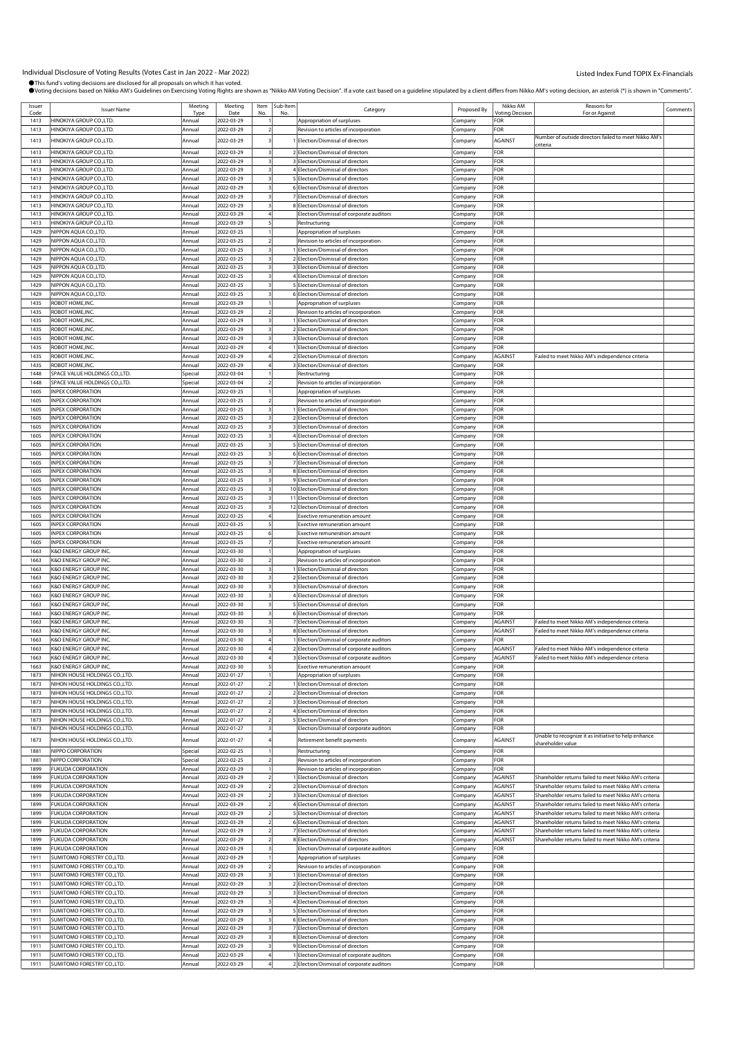# Individual Disclosure of Voting Results (Votes Cast in Jan 2022 - Mar 2022)

Listed Index Fund TOPIX Ex-Financials

●This fund's voting decisions are disclosed for all proposals on which it has voted.
●Voting decisions based on Nikko AM's Guidelines on Exercising Voting Rights are shown as "Nikko AM Voting Decision". If a vote cast based on a guideline stipulated by a client differs from Nikko AM's voting decision, an asterisk (*) is shown in "Comments".

| Issuer Code | Issuer Name | Meeting Type | Meeting Date | Item No. | Sub-Item No. | Category | Proposed By | Nikko AM Voting Decision | Reasons for For or Against | Comments |
|---|---|---|---|---|---|---|---|---|---|---|
| 1413 | HINOKIYA GROUP CO.,LTD. | Annual | 2022-03-29 | 1 | | Appropriation of surpluses | Company | FOR | | |
| 1413 | HINOKIYA GROUP CO.,LTD. | Annual | 2022-03-29 | 2 | | Revision to articles of incorporation | Company | FOR | | |
| 1413 | HINOKIYA GROUP CO.,LTD. | Annual | 2022-03-29 | 3 | 1 | Election/Dismissal of directors | Company | AGAINST | Number of outside directors failed to meet Nikko AM's criteria | |
| 1413 | HINOKIYA GROUP CO.,LTD. | Annual | 2022-03-29 | 3 | 2 | Election/Dismissal of directors | Company | FOR | | |
| 1413 | HINOKIYA GROUP CO.,LTD. | Annual | 2022-03-29 | 3 | 3 | Election/Dismissal of directors | Company | FOR | | |
| 1413 | HINOKIYA GROUP CO.,LTD. | Annual | 2022-03-29 | 3 | 4 | Election/Dismissal of directors | Company | FOR | | |
| 1413 | HINOKIYA GROUP CO.,LTD. | Annual | 2022-03-29 | 3 | 5 | Election/Dismissal of directors | Company | FOR | | |
| 1413 | HINOKIYA GROUP CO.,LTD. | Annual | 2022-03-29 | 3 | 6 | Election/Dismissal of directors | Company | FOR | | |
| 1413 | HINOKIYA GROUP CO.,LTD. | Annual | 2022-03-29 | 3 | 7 | Election/Dismissal of directors | Company | FOR | | |
| 1413 | HINOKIYA GROUP CO.,LTD. | Annual | 2022-03-29 | 3 | 8 | Election/Dismissal of directors | Company | FOR | | |
| 1413 | HINOKIYA GROUP CO.,LTD. | Annual | 2022-03-29 | 4 | | Election/Dismissal of corporate auditors | Company | FOR | | |
| 1413 | HINOKIYA GROUP CO.,LTD. | Annual | 2022-03-29 | 5 | | Restructuring | Company | FOR | | |
| 1429 | NIPPON AQUA CO.,LTD. | Annual | 2022-03-25 | 1 | | Appropriation of surpluses | Company | FOR | | |
| 1429 | NIPPON AQUA CO.,LTD. | Annual | 2022-03-25 | 2 | | Revision to articles of incorporation | Company | FOR | | |
| 1429 | NIPPON AQUA CO.,LTD. | Annual | 2022-03-25 | 3 | 1 | Election/Dismissal of directors | Company | FOR | | |
| 1429 | NIPPON AQUA CO.,LTD. | Annual | 2022-03-25 | 3 | 2 | Election/Dismissal of directors | Company | FOR | | |
| 1429 | NIPPON AQUA CO.,LTD. | Annual | 2022-03-25 | 3 | 3 | Election/Dismissal of directors | Company | FOR | | |
| 1429 | NIPPON AQUA CO.,LTD. | Annual | 2022-03-25 | 3 | 4 | Election/Dismissal of directors | Company | FOR | | |
| 1429 | NIPPON AQUA CO.,LTD. | Annual | 2022-03-25 | 3 | 5 | Election/Dismissal of directors | Company | FOR | | |
| 1429 | NIPPON AQUA CO.,LTD. | Annual | 2022-03-25 | 3 | 6 | Election/Dismissal of directors | Company | FOR | | |
| 1435 | ROBOT HOME,INC. | Annual | 2022-03-29 | 1 | | Appropriation of surpluses | Company | FOR | | |
| 1435 | ROBOT HOME,INC. | Annual | 2022-03-29 | 2 | | Revision to articles of incorporation | Company | FOR | | |
| 1435 | ROBOT HOME,INC. | Annual | 2022-03-29 | 3 | 1 | Election/Dismissal of directors | Company | FOR | | |
| 1435 | ROBOT HOME,INC. | Annual | 2022-03-29 | 3 | 2 | Election/Dismissal of directors | Company | FOR | | |
| 1435 | ROBOT HOME,INC. | Annual | 2022-03-29 | 3 | 3 | Election/Dismissal of directors | Company | FOR | | |
| 1435 | ROBOT HOME,INC. | Annual | 2022-03-29 | 4 | 1 | Election/Dismissal of directors | Company | FOR | | |
| 1435 | ROBOT HOME,INC. | Annual | 2022-03-29 | 4 | 2 | Election/Dismissal of directors | Company | AGAINST | Failed to meet Nikko AM's independence criteria | |
| 1435 | ROBOT HOME,INC. | Annual | 2022-03-29 | 4 | 3 | Election/Dismissal of directors | Company | FOR | | |
| 1448 | SPACE VALUE HOLDINGS CO.,LTD. | Special | 2022-03-04 | 1 | | Restructuring | Company | FOR | | |
| 1448 | SPACE VALUE HOLDINGS CO.,LTD. | Special | 2022-03-04 | 2 | | Revision to articles of incorporation | Company | FOR | | |
| 1605 | INPEX CORPORATION | Annual | 2022-03-25 | 1 | | Appropriation of surpluses | Company | FOR | | |
| 1605 | INPEX CORPORATION | Annual | 2022-03-25 | 2 | | Revision to articles of incorporation | Company | FOR | | |
| 1605 | INPEX CORPORATION | Annual | 2022-03-25 | 3 | 1 | Election/Dismissal of directors | Company | FOR | | |
| 1605 | INPEX CORPORATION | Annual | 2022-03-25 | 3 | 2 | Election/Dismissal of directors | Company | FOR | | |
| 1605 | INPEX CORPORATION | Annual | 2022-03-25 | 3 | 3 | Election/Dismissal of directors | Company | FOR | | |
| 1605 | INPEX CORPORATION | Annual | 2022-03-25 | 3 | 4 | Election/Dismissal of directors | Company | FOR | | |
| 1605 | INPEX CORPORATION | Annual | 2022-03-25 | 3 | 5 | Election/Dismissal of directors | Company | FOR | | |
| 1605 | INPEX CORPORATION | Annual | 2022-03-25 | 3 | 6 | Election/Dismissal of directors | Company | FOR | | |
| 1605 | INPEX CORPORATION | Annual | 2022-03-25 | 3 | 7 | Election/Dismissal of directors | Company | FOR | | |
| 1605 | INPEX CORPORATION | Annual | 2022-03-25 | 3 | 8 | Election/Dismissal of directors | Company | FOR | | |
| 1605 | INPEX CORPORATION | Annual | 2022-03-25 | 3 | 9 | Election/Dismissal of directors | Company | FOR | | |
| 1605 | INPEX CORPORATION | Annual | 2022-03-25 | 3 | 10 | Election/Dismissal of directors | Company | FOR | | |
| 1605 | INPEX CORPORATION | Annual | 2022-03-25 | 3 | 11 | Election/Dismissal of directors | Company | FOR | | |
| 1605 | INPEX CORPORATION | Annual | 2022-03-25 | 3 | 12 | Election/Dismissal of directors | Company | FOR | | |
| 1605 | INPEX CORPORATION | Annual | 2022-03-25 | 4 | | Exective remuneration amount | Company | FOR | | |
| 1605 | INPEX CORPORATION | Annual | 2022-03-25 | 5 | | Exective remuneration amount | Company | FOR | | |
| 1605 | INPEX CORPORATION | Annual | 2022-03-25 | 6 | | Exective remuneration amount | Company | FOR | | |
| 1605 | INPEX CORPORATION | Annual | 2022-03-25 | 7 | | Exective remuneration amount | Company | FOR | | |
| 1663 | K&O ENERGY GROUP INC. | Annual | 2022-03-30 | 1 | | Appropriation of surpluses | Company | FOR | | |
| 1663 | K&O ENERGY GROUP INC. | Annual | 2022-03-30 | 2 | | Revision to articles of incorporation | Company | FOR | | |
| 1663 | K&O ENERGY GROUP INC. | Annual | 2022-03-30 | 3 | 1 | Election/Dismissal of directors | Company | FOR | | |
| 1663 | K&O ENERGY GROUP INC. | Annual | 2022-03-30 | 3 | 2 | Election/Dismissal of directors | Company | FOR | | |
| 1663 | K&O ENERGY GROUP INC. | Annual | 2022-03-30 | 3 | 3 | Election/Dismissal of directors | Company | FOR | | |
| 1663 | K&O ENERGY GROUP INC. | Annual | 2022-03-30 | 3 | 4 | Election/Dismissal of directors | Company | FOR | | |
| 1663 | K&O ENERGY GROUP INC. | Annual | 2022-03-30 | 3 | 5 | Election/Dismissal of directors | Company | FOR | | |
| 1663 | K&O ENERGY GROUP INC. | Annual | 2022-03-30 | 3 | 6 | Election/Dismissal of directors | Company | FOR | | |
| 1663 | K&O ENERGY GROUP INC. | Annual | 2022-03-30 | 3 | 7 | Election/Dismissal of directors | Company | AGAINST | Failed to meet Nikko AM's independence criteria | |
| 1663 | K&O ENERGY GROUP INC. | Annual | 2022-03-30 | 3 | 8 | Election/Dismissal of directors | Company | AGAINST | Failed to meet Nikko AM's independence criteria | |
| 1663 | K&O ENERGY GROUP INC. | Annual | 2022-03-30 | 4 | 1 | Election/Dismissal of corporate auditors | Company | FOR | | |
| 1663 | K&O ENERGY GROUP INC. | Annual | 2022-03-30 | 4 | 2 | Election/Dismissal of corporate auditors | Company | AGAINST | Failed to meet Nikko AM's independence criteria | |
| 1663 | K&O ENERGY GROUP INC. | Annual | 2022-03-30 | 4 | 3 | Election/Dismissal of corporate auditors | Company | AGAINST | Failed to meet Nikko AM's independence criteria | |
| 1663 | K&O ENERGY GROUP INC. | Annual | 2022-03-30 | 5 | | Exective remuneration amount | Company | FOR | | |
| 1873 | NIHON HOUSE HOLDINGS CO.,LTD. | Annual | 2022-01-27 | 1 | | Appropriation of surpluses | Company | FOR | | |
| 1873 | NIHON HOUSE HOLDINGS CO.,LTD. | Annual | 2022-01-27 | 2 | 1 | Election/Dismissal of directors | Company | FOR | | |
| 1873 | NIHON HOUSE HOLDINGS CO.,LTD. | Annual | 2022-01-27 | 2 | 2 | Election/Dismissal of directors | Company | FOR | | |
| 1873 | NIHON HOUSE HOLDINGS CO.,LTD. | Annual | 2022-01-27 | 2 | 3 | Election/Dismissal of directors | Company | FOR | | |
| 1873 | NIHON HOUSE HOLDINGS CO.,LTD. | Annual | 2022-01-27 | 2 | 4 | Election/Dismissal of directors | Company | FOR | | |
| 1873 | NIHON HOUSE HOLDINGS CO.,LTD. | Annual | 2022-01-27 | 2 | 5 | Election/Dismissal of directors | Company | FOR | | |
| 1873 | NIHON HOUSE HOLDINGS CO.,LTD. | Annual | 2022-01-27 | 3 | | Election/Dismissal of corporate auditors | Company | FOR | | |
| 1873 | NIHON HOUSE HOLDINGS CO.,LTD. | Annual | 2022-01-27 | 4 | | Retirement benefit payments | Company | AGAINST | Unable to recognize it as initiative to help enhance shareholder value | |
| 1881 | NIPPO CORPORATION | Special | 2022-02-25 | 1 | | Restructuring | Company | FOR | | |
| 1881 | NIPPO CORPORATION | Special | 2022-02-25 | 2 | | Revision to articles of incorporation | Company | FOR | | |
| 1899 | FUKUDA CORPORATION | Annual | 2022-03-29 | 1 | | Revision to articles of incorporation | Company | FOR | | |
| 1899 | FUKUDA CORPORATION | Annual | 2022-03-29 | 2 | 1 | Election/Dismissal of directors | Company | AGAINST | Shareholder returns failed to meet Nikko AM's criteria | |
| 1899 | FUKUDA CORPORATION | Annual | 2022-03-29 | 2 | 2 | Election/Dismissal of directors | Company | AGAINST | Shareholder returns failed to meet Nikko AM's criteria | |
| 1899 | FUKUDA CORPORATION | Annual | 2022-03-29 | 2 | 3 | Election/Dismissal of directors | Company | AGAINST | Shareholder returns failed to meet Nikko AM's criteria | |
| 1899 | FUKUDA CORPORATION | Annual | 2022-03-29 | 2 | 4 | Election/Dismissal of directors | Company | AGAINST | Shareholder returns failed to meet Nikko AM's criteria | |
| 1899 | FUKUDA CORPORATION | Annual | 2022-03-29 | 2 | 5 | Election/Dismissal of directors | Company | AGAINST | Shareholder returns failed to meet Nikko AM's criteria | |
| 1899 | FUKUDA CORPORATION | Annual | 2022-03-29 | 2 | 6 | Election/Dismissal of directors | Company | AGAINST | Shareholder returns failed to meet Nikko AM's criteria | |
| 1899 | FUKUDA CORPORATION | Annual | 2022-03-29 | 2 | 7 | Election/Dismissal of directors | Company | AGAINST | Shareholder returns failed to meet Nikko AM's criteria | |
| 1899 | FUKUDA CORPORATION | Annual | 2022-03-29 | 2 | 8 | Election/Dismissal of directors | Company | AGAINST | Shareholder returns failed to meet Nikko AM's criteria | |
| 1899 | FUKUDA CORPORATION | Annual | 2022-03-29 | 3 | | Election/Dismissal of corporate auditors | Company | FOR | | |
| 1911 | SUMITOMO FORESTRY CO.,LTD. | Annual | 2022-03-29 | 1 | | Appropriation of surpluses | Company | FOR | | |
| 1911 | SUMITOMO FORESTRY CO.,LTD. | Annual | 2022-03-29 | 2 | | Revision to articles of incorporation | Company | FOR | | |
| 1911 | SUMITOMO FORESTRY CO.,LTD. | Annual | 2022-03-29 | 3 | 1 | Election/Dismissal of directors | Company | FOR | | |
| 1911 | SUMITOMO FORESTRY CO.,LTD. | Annual | 2022-03-29 | 3 | 2 | Election/Dismissal of directors | Company | FOR | | |
| 1911 | SUMITOMO FORESTRY CO.,LTD. | Annual | 2022-03-29 | 3 | 3 | Election/Dismissal of directors | Company | FOR | | |
| 1911 | SUMITOMO FORESTRY CO.,LTD. | Annual | 2022-03-29 | 3 | 4 | Election/Dismissal of directors | Company | FOR | | |
| 1911 | SUMITOMO FORESTRY CO.,LTD. | Annual | 2022-03-29 | 3 | 5 | Election/Dismissal of directors | Company | FOR | | |
| 1911 | SUMITOMO FORESTRY CO.,LTD. | Annual | 2022-03-29 | 3 | 6 | Election/Dismissal of directors | Company | FOR | | |
| 1911 | SUMITOMO FORESTRY CO.,LTD. | Annual | 2022-03-29 | 3 | 7 | Election/Dismissal of directors | Company | FOR | | |
| 1911 | SUMITOMO FORESTRY CO.,LTD. | Annual | 2022-03-29 | 3 | 8 | Election/Dismissal of directors | Company | FOR | | |
| 1911 | SUMITOMO FORESTRY CO.,LTD. | Annual | 2022-03-29 | 3 | 9 | Election/Dismissal of directors | Company | FOR | | |
| 1911 | SUMITOMO FORESTRY CO.,LTD. | Annual | 2022-03-29 | 4 | 1 | Election/Dismissal of corporate auditors | Company | FOR | | |
| 1911 | SUMITOMO FORESTRY CO.,LTD. | Annual | 2022-03-29 | 4 | 2 | Election/Dismissal of corporate auditors | Company | FOR | | |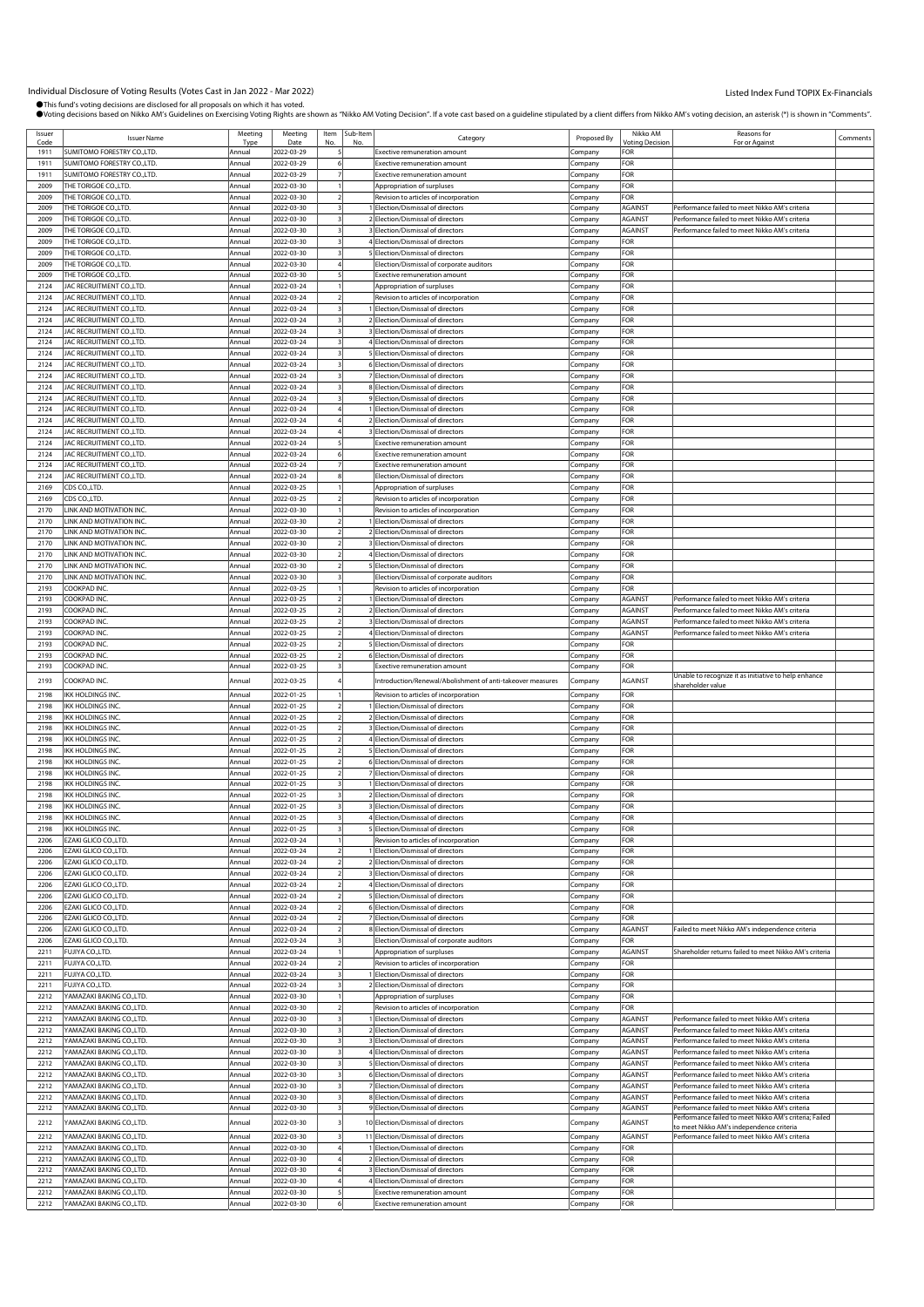# Individual Disclosure of Voting Results (Votes Cast in Jan 2022 - Mar 2022)

Listed Index Fund TOPIX Ex-Financials

●This fund's voting decisions are disclosed for all proposals on which it has voted.
●Voting decisions based on Nikko AM's Guidelines on Exercising Voting Rights are shown as "Nikko AM Voting Decision". If a vote cast based on a guideline stipulated by a client differs from Nikko AM's voting decision, an asterisk (*) is shown in "Comments".

| Issuer Code | Issuer Name | Meeting Type | Meeting Date | Item No. | Sub-Item No. | Category | Proposed By | Nikko AM Voting Decision | Reasons for For or Against | Comments |
|---|---|---|---|---|---|---|---|---|---|---|
| 1911 | SUMITOMO FORESTRY CO.,LTD. | Annual | 2022-03-29 | 5 | | Exective remuneration amount | Company | FOR | | |
| 1911 | SUMITOMO FORESTRY CO.,LTD. | Annual | 2022-03-29 | 6 | | Exective remuneration amount | Company | FOR | | |
| 1911 | SUMITOMO FORESTRY CO.,LTD. | Annual | 2022-03-29 | 7 | | Exective remuneration amount | Company | FOR | | |
| 2009 | THE TORIGOE CO.,LTD. | Annual | 2022-03-30 | 1 | | Appropriation of surpluses | Company | FOR | | |
| 2009 | THE TORIGOE CO.,LTD. | Annual | 2022-03-30 | 2 | | Revision to articles of incorporation | Company | FOR | | |
| 2009 | THE TORIGOE CO.,LTD. | Annual | 2022-03-30 | 3 | 1 | Election/Dismissal of directors | Company | AGAINST | Performance failed to meet Nikko AM's criteria | |
| 2009 | THE TORIGOE CO.,LTD. | Annual | 2022-03-30 | 3 | 2 | Election/Dismissal of directors | Company | AGAINST | Performance failed to meet Nikko AM's criteria | |
| 2009 | THE TORIGOE CO.,LTD. | Annual | 2022-03-30 | 3 | 3 | Election/Dismissal of directors | Company | AGAINST | Performance failed to meet Nikko AM's criteria | |
| 2009 | THE TORIGOE CO.,LTD. | Annual | 2022-03-30 | 3 | 4 | Election/Dismissal of directors | Company | FOR | | |
| 2009 | THE TORIGOE CO.,LTD. | Annual | 2022-03-30 | 3 | 5 | Election/Dismissal of directors | Company | FOR | | |
| 2009 | THE TORIGOE CO.,LTD. | Annual | 2022-03-30 | 4 | | Election/Dismissal of corporate auditors | Company | FOR | | |
| 2009 | THE TORIGOE CO.,LTD. | Annual | 2022-03-30 | 5 | | Exective remuneration amount | Company | FOR | | |
| 2124 | JAC RECRUITMENT CO.,LTD. | Annual | 2022-03-24 | 1 | | Appropriation of surpluses | Company | FOR | | |
| 2124 | JAC RECRUITMENT CO.,LTD. | Annual | 2022-03-24 | 2 | | Revision to articles of incorporation | Company | FOR | | |
| 2124 | JAC RECRUITMENT CO.,LTD. | Annual | 2022-03-24 | 3 | 1 | Election/Dismissal of directors | Company | FOR | | |
| 2124 | JAC RECRUITMENT CO.,LTD. | Annual | 2022-03-24 | 3 | 2 | Election/Dismissal of directors | Company | FOR | | |
| 2124 | JAC RECRUITMENT CO.,LTD. | Annual | 2022-03-24 | 3 | 3 | Election/Dismissal of directors | Company | FOR | | |
| 2124 | JAC RECRUITMENT CO.,LTD. | Annual | 2022-03-24 | 3 | 4 | Election/Dismissal of directors | Company | FOR | | |
| 2124 | JAC RECRUITMENT CO.,LTD. | Annual | 2022-03-24 | 3 | 5 | Election/Dismissal of directors | Company | FOR | | |
| 2124 | JAC RECRUITMENT CO.,LTD. | Annual | 2022-03-24 | 3 | 6 | Election/Dismissal of directors | Company | FOR | | |
| 2124 | JAC RECRUITMENT CO.,LTD. | Annual | 2022-03-24 | 3 | 7 | Election/Dismissal of directors | Company | FOR | | |
| 2124 | JAC RECRUITMENT CO.,LTD. | Annual | 2022-03-24 | 3 | 8 | Election/Dismissal of directors | Company | FOR | | |
| 2124 | JAC RECRUITMENT CO.,LTD. | Annual | 2022-03-24 | 3 | 9 | Election/Dismissal of directors | Company | FOR | | |
| 2124 | JAC RECRUITMENT CO.,LTD. | Annual | 2022-03-24 | 4 | 1 | Election/Dismissal of directors | Company | FOR | | |
| 2124 | JAC RECRUITMENT CO.,LTD. | Annual | 2022-03-24 | 4 | 2 | Election/Dismissal of directors | Company | FOR | | |
| 2124 | JAC RECRUITMENT CO.,LTD. | Annual | 2022-03-24 | 4 | 3 | Election/Dismissal of directors | Company | FOR | | |
| 2124 | JAC RECRUITMENT CO.,LTD. | Annual | 2022-03-24 | 5 | | Exective remuneration amount | Company | FOR | | |
| 2124 | JAC RECRUITMENT CO.,LTD. | Annual | 2022-03-24 | 6 | | Exective remuneration amount | Company | FOR | | |
| 2124 | JAC RECRUITMENT CO.,LTD. | Annual | 2022-03-24 | 7 | | Exective remuneration amount | Company | FOR | | |
| 2124 | JAC RECRUITMENT CO.,LTD. | Annual | 2022-03-24 | 8 | | Election/Dismissal of directors | Company | FOR | | |
| 2169 | CDS CO.,LTD. | Annual | 2022-03-25 | 1 | | Appropriation of surpluses | Company | FOR | | |
| 2169 | CDS CO.,LTD. | Annual | 2022-03-25 | 2 | | Revision to articles of incorporation | Company | FOR | | |
| 2170 | LINK AND MOTIVATION INC. | Annual | 2022-03-30 | 1 | | Revision to articles of incorporation | Company | FOR | | |
| 2170 | LINK AND MOTIVATION INC. | Annual | 2022-03-30 | 2 | 1 | Election/Dismissal of directors | Company | FOR | | |
| 2170 | LINK AND MOTIVATION INC. | Annual | 2022-03-30 | 2 | 2 | Election/Dismissal of directors | Company | FOR | | |
| 2170 | LINK AND MOTIVATION INC. | Annual | 2022-03-30 | 2 | 3 | Election/Dismissal of directors | Company | FOR | | |
| 2170 | LINK AND MOTIVATION INC. | Annual | 2022-03-30 | 2 | 4 | Election/Dismissal of directors | Company | FOR | | |
| 2170 | LINK AND MOTIVATION INC. | Annual | 2022-03-30 | 2 | 5 | Election/Dismissal of directors | Company | FOR | | |
| 2170 | LINK AND MOTIVATION INC. | Annual | 2022-03-30 | 3 | | Election/Dismissal of corporate auditors | Company | FOR | | |
| 2193 | COOKPAD INC. | Annual | 2022-03-25 | 1 | | Revision to articles of incorporation | Company | FOR | | |
| 2193 | COOKPAD INC. | Annual | 2022-03-25 | 2 | 1 | Election/Dismissal of directors | Company | AGAINST | Performance failed to meet Nikko AM's criteria | |
| 2193 | COOKPAD INC. | Annual | 2022-03-25 | 2 | 2 | Election/Dismissal of directors | Company | AGAINST | Performance failed to meet Nikko AM's criteria | |
| 2193 | COOKPAD INC. | Annual | 2022-03-25 | 2 | 3 | Election/Dismissal of directors | Company | AGAINST | Performance failed to meet Nikko AM's criteria | |
| 2193 | COOKPAD INC. | Annual | 2022-03-25 | 2 | 4 | Election/Dismissal of directors | Company | AGAINST | Performance failed to meet Nikko AM's criteria | |
| 2193 | COOKPAD INC. | Annual | 2022-03-25 | 2 | 5 | Election/Dismissal of directors | Company | FOR | | |
| 2193 | COOKPAD INC. | Annual | 2022-03-25 | 2 | 6 | Election/Dismissal of directors | Company | FOR | | |
| 2193 | COOKPAD INC. | Annual | 2022-03-25 | 3 | | Exective remuneration amount | Company | FOR | | |
| 2193 | COOKPAD INC. | Annual | 2022-03-25 | 4 | | Introduction/Renewal/Abolishment of anti-takeover measures | Company | AGAINST | Unable to recognize it as initiative to help enhance shareholder value | |
| 2198 | IKK HOLDINGS INC. | Annual | 2022-01-25 | 1 | | Revision to articles of incorporation | Company | FOR | | |
| 2198 | IKK HOLDINGS INC. | Annual | 2022-01-25 | 2 | 1 | Election/Dismissal of directors | Company | FOR | | |
| 2198 | IKK HOLDINGS INC. | Annual | 2022-01-25 | 2 | 2 | Election/Dismissal of directors | Company | FOR | | |
| 2198 | IKK HOLDINGS INC. | Annual | 2022-01-25 | 2 | 3 | Election/Dismissal of directors | Company | FOR | | |
| 2198 | IKK HOLDINGS INC. | Annual | 2022-01-25 | 2 | 4 | Election/Dismissal of directors | Company | FOR | | |
| 2198 | IKK HOLDINGS INC. | Annual | 2022-01-25 | 2 | 5 | Election/Dismissal of directors | Company | FOR | | |
| 2198 | IKK HOLDINGS INC. | Annual | 2022-01-25 | 2 | 6 | Election/Dismissal of directors | Company | FOR | | |
| 2198 | IKK HOLDINGS INC. | Annual | 2022-01-25 | 2 | 7 | Election/Dismissal of directors | Company | FOR | | |
| 2198 | IKK HOLDINGS INC. | Annual | 2022-01-25 | 3 | 1 | Election/Dismissal of directors | Company | FOR | | |
| 2198 | IKK HOLDINGS INC. | Annual | 2022-01-25 | 3 | 2 | Election/Dismissal of directors | Company | FOR | | |
| 2198 | IKK HOLDINGS INC. | Annual | 2022-01-25 | 3 | 3 | Election/Dismissal of directors | Company | FOR | | |
| 2198 | IKK HOLDINGS INC. | Annual | 2022-01-25 | 3 | 4 | Election/Dismissal of directors | Company | FOR | | |
| 2198 | IKK HOLDINGS INC. | Annual | 2022-01-25 | 3 | 5 | Election/Dismissal of directors | Company | FOR | | |
| 2206 | EZAKI GLICO CO.,LTD. | Annual | 2022-03-24 | 1 | | Revision to articles of incorporation | Company | FOR | | |
| 2206 | EZAKI GLICO CO.,LTD. | Annual | 2022-03-24 | 2 | 1 | Election/Dismissal of directors | Company | FOR | | |
| 2206 | EZAKI GLICO CO.,LTD. | Annual | 2022-03-24 | 2 | 2 | Election/Dismissal of directors | Company | FOR | | |
| 2206 | EZAKI GLICO CO.,LTD. | Annual | 2022-03-24 | 2 | 3 | Election/Dismissal of directors | Company | FOR | | |
| 2206 | EZAKI GLICO CO.,LTD. | Annual | 2022-03-24 | 2 | 4 | Election/Dismissal of directors | Company | FOR | | |
| 2206 | EZAKI GLICO CO.,LTD. | Annual | 2022-03-24 | 2 | 5 | Election/Dismissal of directors | Company | FOR | | |
| 2206 | EZAKI GLICO CO.,LTD. | Annual | 2022-03-24 | 2 | 6 | Election/Dismissal of directors | Company | FOR | | |
| 2206 | EZAKI GLICO CO.,LTD. | Annual | 2022-03-24 | 2 | 7 | Election/Dismissal of directors | Company | FOR | | |
| 2206 | EZAKI GLICO CO.,LTD. | Annual | 2022-03-24 | 2 | 8 | Election/Dismissal of directors | Company | AGAINST | Failed to meet Nikko AM's independence criteria | |
| 2206 | EZAKI GLICO CO.,LTD. | Annual | 2022-03-24 | 3 | | Election/Dismissal of corporate auditors | Company | FOR | | |
| 2211 | FUJIYA CO.,LTD. | Annual | 2022-03-24 | 1 | | Appropriation of surpluses | Company | AGAINST | Shareholder returns failed to meet Nikko AM's criteria | |
| 2211 | FUJIYA CO.,LTD. | Annual | 2022-03-24 | 2 | | Revision to articles of incorporation | Company | FOR | | |
| 2211 | FUJIYA CO.,LTD. | Annual | 2022-03-24 | 3 | 1 | Election/Dismissal of directors | Company | FOR | | |
| 2211 | FUJIYA CO.,LTD. | Annual | 2022-03-24 | 3 | 2 | Election/Dismissal of directors | Company | FOR | | |
| 2212 | YAMAZAKI BAKING CO.,LTD. | Annual | 2022-03-30 | 1 | | Appropriation of surpluses | Company | FOR | | |
| 2212 | YAMAZAKI BAKING CO.,LTD. | Annual | 2022-03-30 | 2 | | Revision to articles of incorporation | Company | FOR | | |
| 2212 | YAMAZAKI BAKING CO.,LTD. | Annual | 2022-03-30 | 3 | 1 | Election/Dismissal of directors | Company | AGAINST | Performance failed to meet Nikko AM's criteria | |
| 2212 | YAMAZAKI BAKING CO.,LTD. | Annual | 2022-03-30 | 3 | 2 | Election/Dismissal of directors | Company | AGAINST | Performance failed to meet Nikko AM's criteria | |
| 2212 | YAMAZAKI BAKING CO.,LTD. | Annual | 2022-03-30 | 3 | 3 | Election/Dismissal of directors | Company | AGAINST | Performance failed to meet Nikko AM's criteria | |
| 2212 | YAMAZAKI BAKING CO.,LTD. | Annual | 2022-03-30 | 3 | 4 | Election/Dismissal of directors | Company | AGAINST | Performance failed to meet Nikko AM's criteria | |
| 2212 | YAMAZAKI BAKING CO.,LTD. | Annual | 2022-03-30 | 3 | 5 | Election/Dismissal of directors | Company | AGAINST | Performance failed to meet Nikko AM's criteria | |
| 2212 | YAMAZAKI BAKING CO.,LTD. | Annual | 2022-03-30 | 3 | 6 | Election/Dismissal of directors | Company | AGAINST | Performance failed to meet Nikko AM's criteria | |
| 2212 | YAMAZAKI BAKING CO.,LTD. | Annual | 2022-03-30 | 3 | 7 | Election/Dismissal of directors | Company | AGAINST | Performance failed to meet Nikko AM's criteria | |
| 2212 | YAMAZAKI BAKING CO.,LTD. | Annual | 2022-03-30 | 3 | 8 | Election/Dismissal of directors | Company | AGAINST | Performance failed to meet Nikko AM's criteria | |
| 2212 | YAMAZAKI BAKING CO.,LTD. | Annual | 2022-03-30 | 3 | 9 | Election/Dismissal of directors | Company | AGAINST | Performance failed to meet Nikko AM's criteria | |
| 2212 | YAMAZAKI BAKING CO.,LTD. | Annual | 2022-03-30 | 3 | 10 | Election/Dismissal of directors | Company | AGAINST | Performance failed to meet Nikko AM's criteria; Failed to meet Nikko AM's independence criteria | |
| 2212 | YAMAZAKI BAKING CO.,LTD. | Annual | 2022-03-30 | 3 | 11 | Election/Dismissal of directors | Company | AGAINST | Performance failed to meet Nikko AM's criteria | |
| 2212 | YAMAZAKI BAKING CO.,LTD. | Annual | 2022-03-30 | 4 | 1 | Election/Dismissal of directors | Company | FOR | | |
| 2212 | YAMAZAKI BAKING CO.,LTD. | Annual | 2022-03-30 | 4 | 2 | Election/Dismissal of directors | Company | FOR | | |
| 2212 | YAMAZAKI BAKING CO.,LTD. | Annual | 2022-03-30 | 4 | 3 | Election/Dismissal of directors | Company | FOR | | |
| 2212 | YAMAZAKI BAKING CO.,LTD. | Annual | 2022-03-30 | 4 | 4 | Election/Dismissal of directors | Company | FOR | | |
| 2212 | YAMAZAKI BAKING CO.,LTD. | Annual | 2022-03-30 | 5 | | Exective remuneration amount | Company | FOR | | |
| 2212 | YAMAZAKI BAKING CO.,LTD. | Annual | 2022-03-30 | 6 | | Exective remuneration amount | Company | FOR | | |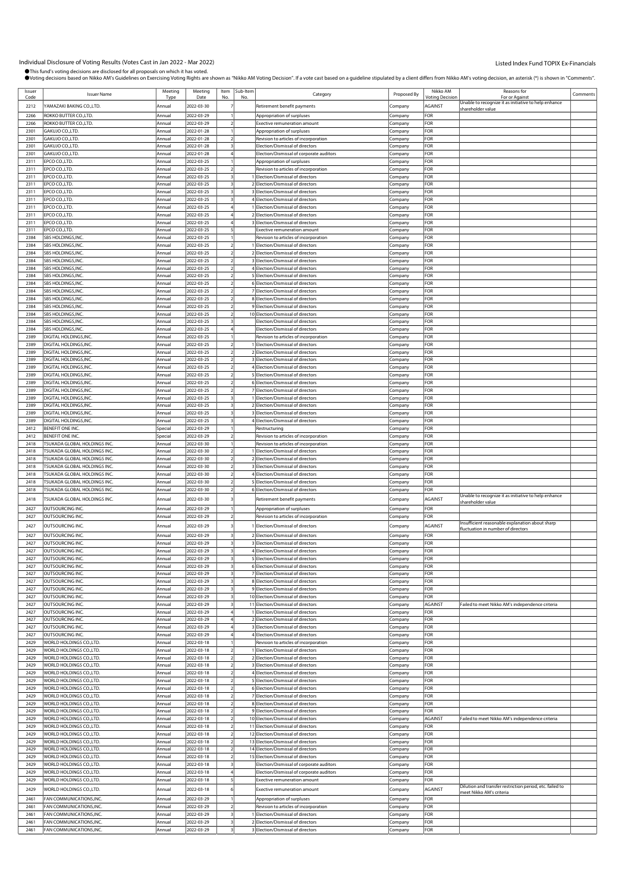Individual Disclosure of Voting Results (Votes Cast in Jan 2022 - Mar 2022)

Listed Index Fund TOPIX Ex-Financials

●This fund's voting decisions are disclosed for all proposals on which it has voted.
●Voting decisions based on Nikko AM's Guidelines on Exercising Voting Rights are shown as "Nikko AM Voting Decision". If a vote cast based on a guideline stipulated by a client differs from Nikko AM's voting decision, an asterisk (*) is shown in "Comments".

| Issuer Code | Issuer Name | Meeting Type | Meeting Date | Item No. | Sub-Item No. | Category | Proposed By | Nikko AM Voting Decision | Reasons for For or Against | Comments |
|---|---|---|---|---|---|---|---|---|---|---|
| 2212 | YAMAZAKI BAKING CO.,LTD. | Annual | 2022-03-30 | 7 | | Retirement benefit payments | Company | AGAINST | Unable to recognize it as initiative to help enhance shareholder value | |
| 2266 | ROKKO BUTTER CO.,LTD. | Annual | 2022-03-29 | 1 | | Appropriation of surpluses | Company | FOR | | |
| 2266 | ROKKO BUTTER CO.,LTD. | Annual | 2022-03-29 | 2 | | Exective remuneration amount | Company | FOR | | |
| 2301 | GAKUJO CO.,LTD. | Annual | 2022-01-28 | 1 | | Appropriation of surpluses | Company | FOR | | |
| 2301 | GAKUJO CO.,LTD. | Annual | 2022-01-28 | 2 | | Revision to articles of incorporation | Company | FOR | | |
| 2301 | GAKUJO CO.,LTD. | Annual | 2022-01-28 | 3 | | Election/Dismissal of directors | Company | FOR | | |
| 2301 | GAKUJO CO.,LTD. | Annual | 2022-01-28 | 4 | | Election/Dismissal of corporate auditors | Company | FOR | | |
| 2311 | EPCO CO.,LTD. | Annual | 2022-03-25 | 1 | | Appropriation of surpluses | Company | FOR | | |
| 2311 | EPCO CO.,LTD. | Annual | 2022-03-25 | 2 | | Revision to articles of incorporation | Company | FOR | | |
| 2311 | EPCO CO.,LTD. | Annual | 2022-03-25 | 3 | 1 | Election/Dismissal of directors | Company | FOR | | |
| 2311 | EPCO CO.,LTD. | Annual | 2022-03-25 | 3 | 2 | Election/Dismissal of directors | Company | FOR | | |
| 2311 | EPCO CO.,LTD. | Annual | 2022-03-25 | 3 | 3 | Election/Dismissal of directors | Company | FOR | | |
| 2311 | EPCO CO.,LTD. | Annual | 2022-03-25 | 3 | 4 | Election/Dismissal of directors | Company | FOR | | |
| 2311 | EPCO CO.,LTD. | Annual | 2022-03-25 | 4 | 1 | Election/Dismissal of directors | Company | FOR | | |
| 2311 | EPCO CO.,LTD. | Annual | 2022-03-25 | 4 | 2 | Election/Dismissal of directors | Company | FOR | | |
| 2311 | EPCO CO.,LTD. | Annual | 2022-03-25 | 4 | 3 | Election/Dismissal of directors | Company | FOR | | |
| 2311 | EPCO CO.,LTD. | Annual | 2022-03-25 | 5 | | Exective remuneration amount | Company | FOR | | |
| 2384 | SBS HOLDINGS,INC. | Annual | 2022-03-25 | 1 | | Revision to articles of incorporation | Company | FOR | | |
| 2384 | SBS HOLDINGS,INC. | Annual | 2022-03-25 | 2 | 1 | Election/Dismissal of directors | Company | FOR | | |
| 2384 | SBS HOLDINGS,INC. | Annual | 2022-03-25 | 2 | 2 | Election/Dismissal of directors | Company | FOR | | |
| 2384 | SBS HOLDINGS,INC. | Annual | 2022-03-25 | 2 | 3 | Election/Dismissal of directors | Company | FOR | | |
| 2384 | SBS HOLDINGS,INC. | Annual | 2022-03-25 | 2 | 4 | Election/Dismissal of directors | Company | FOR | | |
| 2384 | SBS HOLDINGS,INC. | Annual | 2022-03-25 | 2 | 5 | Election/Dismissal of directors | Company | FOR | | |
| 2384 | SBS HOLDINGS,INC. | Annual | 2022-03-25 | 2 | 6 | Election/Dismissal of directors | Company | FOR | | |
| 2384 | SBS HOLDINGS,INC. | Annual | 2022-03-25 | 2 | 7 | Election/Dismissal of directors | Company | FOR | | |
| 2384 | SBS HOLDINGS,INC. | Annual | 2022-03-25 | 2 | 8 | Election/Dismissal of directors | Company | FOR | | |
| 2384 | SBS HOLDINGS,INC. | Annual | 2022-03-25 | 2 | 9 | Election/Dismissal of directors | Company | FOR | | |
| 2384 | SBS HOLDINGS,INC. | Annual | 2022-03-25 | 2 | 10 | Election/Dismissal of directors | Company | FOR | | |
| 2384 | SBS HOLDINGS,INC. | Annual | 2022-03-25 | 3 | | Election/Dismissal of directors | Company | FOR | | |
| 2384 | SBS HOLDINGS,INC. | Annual | 2022-03-25 | 4 | | Election/Dismissal of directors | Company | FOR | | |
| 2389 | DIGITAL HOLDINGS,INC. | Annual | 2022-03-25 | 1 | | Revision to articles of incorporation | Company | FOR | | |
| 2389 | DIGITAL HOLDINGS,INC. | Annual | 2022-03-25 | 2 | 1 | Election/Dismissal of directors | Company | FOR | | |
| 2389 | DIGITAL HOLDINGS,INC. | Annual | 2022-03-25 | 2 | 2 | Election/Dismissal of directors | Company | FOR | | |
| 2389 | DIGITAL HOLDINGS,INC. | Annual | 2022-03-25 | 2 | 3 | Election/Dismissal of directors | Company | FOR | | |
| 2389 | DIGITAL HOLDINGS,INC. | Annual | 2022-03-25 | 2 | 4 | Election/Dismissal of directors | Company | FOR | | |
| 2389 | DIGITAL HOLDINGS,INC. | Annual | 2022-03-25 | 2 | 5 | Election/Dismissal of directors | Company | FOR | | |
| 2389 | DIGITAL HOLDINGS,INC. | Annual | 2022-03-25 | 2 | 6 | Election/Dismissal of directors | Company | FOR | | |
| 2389 | DIGITAL HOLDINGS,INC. | Annual | 2022-03-25 | 2 | 7 | Election/Dismissal of directors | Company | FOR | | |
| 2389 | DIGITAL HOLDINGS,INC. | Annual | 2022-03-25 | 3 | 1 | Election/Dismissal of directors | Company | FOR | | |
| 2389 | DIGITAL HOLDINGS,INC. | Annual | 2022-03-25 | 3 | 2 | Election/Dismissal of directors | Company | FOR | | |
| 2389 | DIGITAL HOLDINGS,INC. | Annual | 2022-03-25 | 3 | 3 | Election/Dismissal of directors | Company | FOR | | |
| 2389 | DIGITAL HOLDINGS,INC. | Annual | 2022-03-25 | 3 | 4 | Election/Dismissal of directors | Company | FOR | | |
| 2412 | BENEFIT ONE INC. | Special | 2022-03-29 | 1 | | Restructuring | Company | FOR | | |
| 2412 | BENEFIT ONE INC. | Special | 2022-03-29 | 2 | | Revision to articles of incorporation | Company | FOR | | |
| 2418 | TSUKADA GLOBAL HOLDINGS INC. | Annual | 2022-03-30 | 1 | | Revision to articles of incorporation | Company | FOR | | |
| 2418 | TSUKADA GLOBAL HOLDINGS INC. | Annual | 2022-03-30 | 2 | 1 | Election/Dismissal of directors | Company | FOR | | |
| 2418 | TSUKADA GLOBAL HOLDINGS INC. | Annual | 2022-03-30 | 2 | 2 | Election/Dismissal of directors | Company | FOR | | |
| 2418 | TSUKADA GLOBAL HOLDINGS INC. | Annual | 2022-03-30 | 2 | 3 | Election/Dismissal of directors | Company | FOR | | |
| 2418 | TSUKADA GLOBAL HOLDINGS INC. | Annual | 2022-03-30 | 2 | 4 | Election/Dismissal of directors | Company | FOR | | |
| 2418 | TSUKADA GLOBAL HOLDINGS INC. | Annual | 2022-03-30 | 2 | 5 | Election/Dismissal of directors | Company | FOR | | |
| 2418 | TSUKADA GLOBAL HOLDINGS INC. | Annual | 2022-03-30 | 2 | 6 | Election/Dismissal of directors | Company | FOR | | |
| 2418 | TSUKADA GLOBAL HOLDINGS INC. | Annual | 2022-03-30 | 3 | | Retirement benefit payments | Company | AGAINST | Unable to recognize it as initiative to help enhance shareholder value | |
| 2427 | OUTSOURCING INC. | Annual | 2022-03-29 | 1 | | Appropriation of surpluses | Company | FOR | | |
| 2427 | OUTSOURCING INC. | Annual | 2022-03-29 | 2 | | Revision to articles of incorporation | Company | FOR | | |
| 2427 | OUTSOURCING INC. | Annual | 2022-03-29 | 3 | 1 | Election/Dismissal of directors | Company | AGAINST | Insufficient reasonable explanation about sharp fluctuation in number of directors | |
| 2427 | OUTSOURCING INC. | Annual | 2022-03-29 | 3 | 2 | Election/Dismissal of directors | Company | FOR | | |
| 2427 | OUTSOURCING INC. | Annual | 2022-03-29 | 3 | 3 | Election/Dismissal of directors | Company | FOR | | |
| 2427 | OUTSOURCING INC. | Annual | 2022-03-29 | 3 | 4 | Election/Dismissal of directors | Company | FOR | | |
| 2427 | OUTSOURCING INC. | Annual | 2022-03-29 | 3 | 5 | Election/Dismissal of directors | Company | FOR | | |
| 2427 | OUTSOURCING INC. | Annual | 2022-03-29 | 3 | 6 | Election/Dismissal of directors | Company | FOR | | |
| 2427 | OUTSOURCING INC. | Annual | 2022-03-29 | 3 | 7 | Election/Dismissal of directors | Company | FOR | | |
| 2427 | OUTSOURCING INC. | Annual | 2022-03-29 | 3 | 8 | Election/Dismissal of directors | Company | FOR | | |
| 2427 | OUTSOURCING INC. | Annual | 2022-03-29 | 3 | 9 | Election/Dismissal of directors | Company | FOR | | |
| 2427 | OUTSOURCING INC. | Annual | 2022-03-29 | 3 | 10 | Election/Dismissal of directors | Company | FOR | | |
| 2427 | OUTSOURCING INC. | Annual | 2022-03-29 | 3 | 11 | Election/Dismissal of directors | Company | AGAINST | Failed to meet Nikko AM's independence criteria | |
| 2427 | OUTSOURCING INC. | Annual | 2022-03-29 | 4 | 1 | Election/Dismissal of directors | Company | FOR | | |
| 2427 | OUTSOURCING INC. | Annual | 2022-03-29 | 4 | 2 | Election/Dismissal of directors | Company | FOR | | |
| 2427 | OUTSOURCING INC. | Annual | 2022-03-29 | 4 | 3 | Election/Dismissal of directors | Company | FOR | | |
| 2427 | OUTSOURCING INC. | Annual | 2022-03-29 | 4 | 4 | Election/Dismissal of directors | Company | FOR | | |
| 2429 | WORLD HOLDINGS CO.,LTD. | Annual | 2022-03-18 | 1 | | Revision to articles of incorporation | Company | FOR | | |
| 2429 | WORLD HOLDINGS CO.,LTD. | Annual | 2022-03-18 | 2 | 1 | Election/Dismissal of directors | Company | FOR | | |
| 2429 | WORLD HOLDINGS CO.,LTD. | Annual | 2022-03-18 | 2 | 2 | Election/Dismissal of directors | Company | FOR | | |
| 2429 | WORLD HOLDINGS CO.,LTD. | Annual | 2022-03-18 | 2 | 3 | Election/Dismissal of directors | Company | FOR | | |
| 2429 | WORLD HOLDINGS CO.,LTD. | Annual | 2022-03-18 | 2 | 4 | Election/Dismissal of directors | Company | FOR | | |
| 2429 | WORLD HOLDINGS CO.,LTD. | Annual | 2022-03-18 | 2 | 5 | Election/Dismissal of directors | Company | FOR | | |
| 2429 | WORLD HOLDINGS CO.,LTD. | Annual | 2022-03-18 | 2 | 6 | Election/Dismissal of directors | Company | FOR | | |
| 2429 | WORLD HOLDINGS CO.,LTD. | Annual | 2022-03-18 | 2 | 7 | Election/Dismissal of directors | Company | FOR | | |
| 2429 | WORLD HOLDINGS CO.,LTD. | Annual | 2022-03-18 | 2 | 8 | Election/Dismissal of directors | Company | FOR | | |
| 2429 | WORLD HOLDINGS CO.,LTD. | Annual | 2022-03-18 | 2 | 9 | Election/Dismissal of directors | Company | FOR | | |
| 2429 | WORLD HOLDINGS CO.,LTD. | Annual | 2022-03-18 | 2 | 10 | Election/Dismissal of directors | Company | AGAINST | Failed to meet Nikko AM's independence criteria | |
| 2429 | WORLD HOLDINGS CO.,LTD. | Annual | 2022-03-18 | 2 | 11 | Election/Dismissal of directors | Company | FOR | | |
| 2429 | WORLD HOLDINGS CO.,LTD. | Annual | 2022-03-18 | 2 | 12 | Election/Dismissal of directors | Company | FOR | | |
| 2429 | WORLD HOLDINGS CO.,LTD. | Annual | 2022-03-18 | 2 | 13 | Election/Dismissal of directors | Company | FOR | | |
| 2429 | WORLD HOLDINGS CO.,LTD. | Annual | 2022-03-18 | 2 | 14 | Election/Dismissal of directors | Company | FOR | | |
| 2429 | WORLD HOLDINGS CO.,LTD. | Annual | 2022-03-18 | 2 | 15 | Election/Dismissal of directors | Company | FOR | | |
| 2429 | WORLD HOLDINGS CO.,LTD. | Annual | 2022-03-18 | 3 | | Election/Dismissal of corporate auditors | Company | FOR | | |
| 2429 | WORLD HOLDINGS CO.,LTD. | Annual | 2022-03-18 | 4 | | Election/Dismissal of corporate auditors | Company | FOR | | |
| 2429 | WORLD HOLDINGS CO.,LTD. | Annual | 2022-03-18 | 5 | | Exective remuneration amount | Company | FOR | | |
| 2429 | WORLD HOLDINGS CO.,LTD. | Annual | 2022-03-18 | 6 | | Exective remuneration amount | Company | AGAINST | Dilution and transfer restriction period, etc. failed to meet Nikko AM's criteria | |
| 2461 | FAN COMMUNICATIONS,INC. | Annual | 2022-03-29 | 1 | | Appropriation of surpluses | Company | FOR | | |
| 2461 | FAN COMMUNICATIONS,INC. | Annual | 2022-03-29 | 2 | | Revision to articles of incorporation | Company | FOR | | |
| 2461 | FAN COMMUNICATIONS,INC. | Annual | 2022-03-29 | 3 | 1 | Election/Dismissal of directors | Company | FOR | | |
| 2461 | FAN COMMUNICATIONS,INC. | Annual | 2022-03-29 | 3 | 2 | Election/Dismissal of directors | Company | FOR | | |
| 2461 | FAN COMMUNICATIONS,INC. | Annual | 2022-03-29 | 3 | 3 | Election/Dismissal of directors | Company | FOR | | |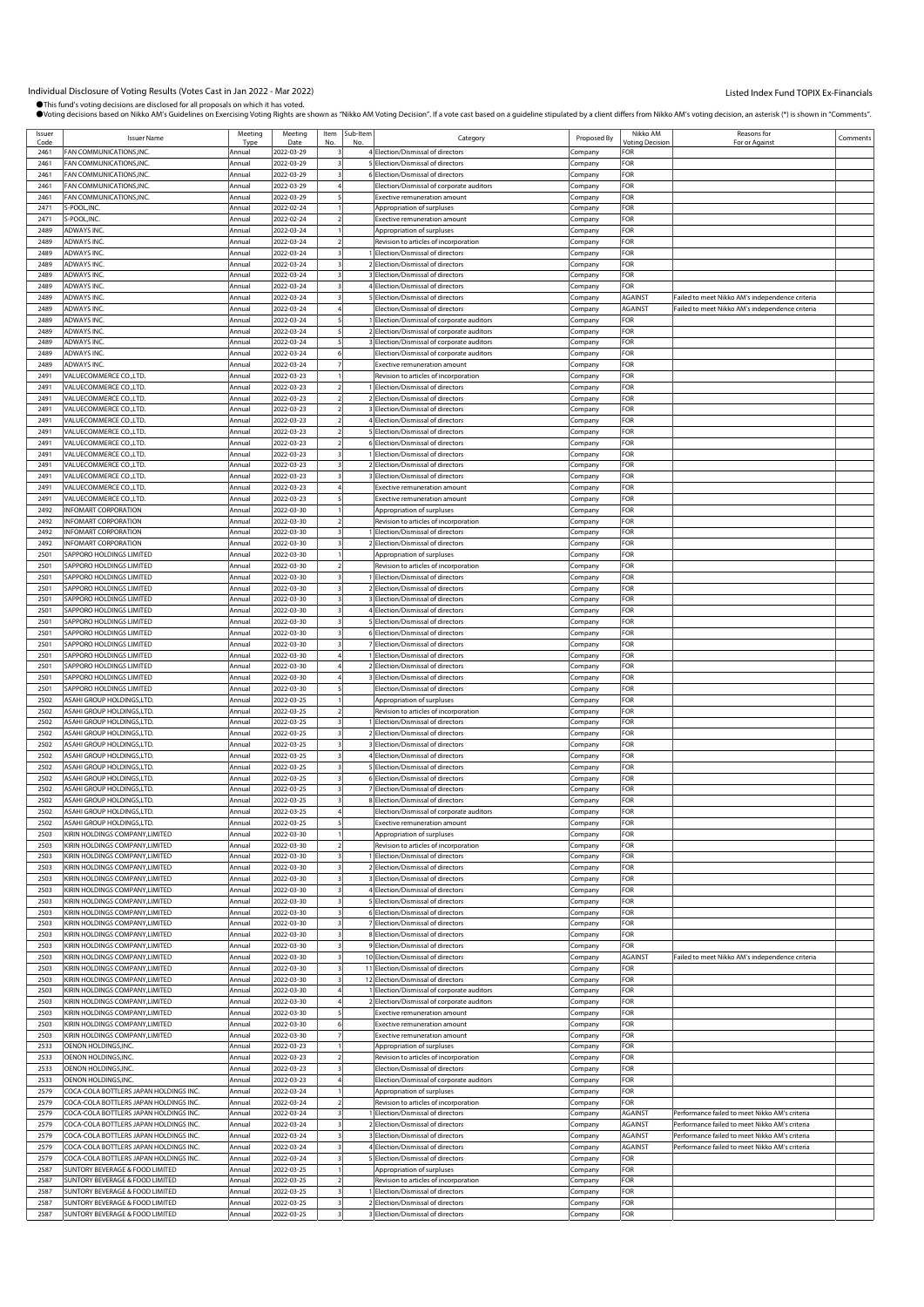# Individual Disclosure of Voting Results (Votes Cast in Jan 2022 - Mar 2022)

Listed Index Fund TOPIX Ex-Financials

●This fund's voting decisions are disclosed for all proposals on which it has voted.
●Voting decisions based on Nikko AM's Guidelines on Exercising Voting Rights are shown as "Nikko AM Voting Decision". If a vote cast based on a guideline stipulated by a client differs from Nikko AM's voting decision, an asterisk (*) is shown in "Comments".

| Issuer Code | Issuer Name | Meeting Type | Meeting Date | Item No. | Sub-Item No. | Category | Proposed By | Nikko AM Voting Decision | Reasons for For or Against | Comments |
|---|---|---|---|---|---|---|---|---|---|---|
| 2461 | FAN COMMUNICATIONS,INC. | Annual | 2022-03-29 | 3 | 4 | Election/Dismissal of directors | Company | FOR | | |
| 2461 | FAN COMMUNICATIONS,INC. | Annual | 2022-03-29 | 3 | 5 | Election/Dismissal of directors | Company | FOR | | |
| 2461 | FAN COMMUNICATIONS,INC. | Annual | 2022-03-29 | 3 | 6 | Election/Dismissal of directors | Company | FOR | | |
| 2461 | FAN COMMUNICATIONS,INC. | Annual | 2022-03-29 | 4 | | Election/Dismissal of corporate auditors | Company | FOR | | |
| 2461 | FAN COMMUNICATIONS,INC. | Annual | 2022-03-29 | 5 | | Exective remuneration amount | Company | FOR | | |
| 2471 | S-POOL,INC. | Annual | 2022-02-24 | 1 | | Appropriation of surpluses | Company | FOR | | |
| 2471 | S-POOL,INC. | Annual | 2022-02-24 | 2 | | Exective remuneration amount | Company | FOR | | |
| 2489 | ADWAYS INC. | Annual | 2022-03-24 | 1 | | Appropriation of surpluses | Company | FOR | | |
| 2489 | ADWAYS INC. | Annual | 2022-03-24 | 2 | | Revision to articles of incorporation | Company | FOR | | |
| 2489 | ADWAYS INC. | Annual | 2022-03-24 | 3 | 1 | Election/Dismissal of directors | Company | FOR | | |
| 2489 | ADWAYS INC. | Annual | 2022-03-24 | 3 | 2 | Election/Dismissal of directors | Company | FOR | | |
| 2489 | ADWAYS INC. | Annual | 2022-03-24 | 3 | 3 | Election/Dismissal of directors | Company | FOR | | |
| 2489 | ADWAYS INC. | Annual | 2022-03-24 | 3 | 4 | Election/Dismissal of directors | Company | FOR | | |
| 2489 | ADWAYS INC. | Annual | 2022-03-24 | 3 | 5 | Election/Dismissal of directors | Company | AGAINST | Failed to meet Nikko AM's independence criteria | |
| 2489 | ADWAYS INC. | Annual | 2022-03-24 | 4 | | Election/Dismissal of directors | Company | AGAINST | Failed to meet Nikko AM's independence criteria | |
| 2489 | ADWAYS INC. | Annual | 2022-03-24 | 5 | 1 | Election/Dismissal of corporate auditors | Company | FOR | | |
| 2489 | ADWAYS INC. | Annual | 2022-03-24 | 5 | 2 | Election/Dismissal of corporate auditors | Company | FOR | | |
| 2489 | ADWAYS INC. | Annual | 2022-03-24 | 5 | 3 | Election/Dismissal of corporate auditors | Company | FOR | | |
| 2489 | ADWAYS INC. | Annual | 2022-03-24 | 6 | | Election/Dismissal of corporate auditors | Company | FOR | | |
| 2489 | ADWAYS INC. | Annual | 2022-03-24 | 7 | | Exective remuneration amount | Company | FOR | | |
| 2491 | VALUECOMMERCE CO.,LTD. | Annual | 2022-03-23 | 1 | | Revision to articles of incorporation | Company | FOR | | |
| 2491 | VALUECOMMERCE CO.,LTD. | Annual | 2022-03-23 | 2 | 1 | Election/Dismissal of directors | Company | FOR | | |
| 2491 | VALUECOMMERCE CO.,LTD. | Annual | 2022-03-23 | 2 | 2 | Election/Dismissal of directors | Company | FOR | | |
| 2491 | VALUECOMMERCE CO.,LTD. | Annual | 2022-03-23 | 2 | 3 | Election/Dismissal of directors | Company | FOR | | |
| 2491 | VALUECOMMERCE CO.,LTD. | Annual | 2022-03-23 | 2 | 4 | Election/Dismissal of directors | Company | FOR | | |
| 2491 | VALUECOMMERCE CO.,LTD. | Annual | 2022-03-23 | 2 | 5 | Election/Dismissal of directors | Company | FOR | | |
| 2491 | VALUECOMMERCE CO.,LTD. | Annual | 2022-03-23 | 2 | 6 | Election/Dismissal of directors | Company | FOR | | |
| 2491 | VALUECOMMERCE CO.,LTD. | Annual | 2022-03-23 | 3 | 1 | Election/Dismissal of directors | Company | FOR | | |
| 2491 | VALUECOMMERCE CO.,LTD. | Annual | 2022-03-23 | 3 | 2 | Election/Dismissal of directors | Company | FOR | | |
| 2491 | VALUECOMMERCE CO.,LTD. | Annual | 2022-03-23 | 3 | 3 | Election/Dismissal of directors | Company | FOR | | |
| 2491 | VALUECOMMERCE CO.,LTD. | Annual | 2022-03-23 | 4 | | Exective remuneration amount | Company | FOR | | |
| 2491 | VALUECOMMERCE CO.,LTD. | Annual | 2022-03-23 | 5 | | Exective remuneration amount | Company | FOR | | |
| 2492 | INFOMART CORPORATION | Annual | 2022-03-30 | 1 | | Appropriation of surpluses | Company | FOR | | |
| 2492 | INFOMART CORPORATION | Annual | 2022-03-30 | 2 | | Revision to articles of incorporation | Company | FOR | | |
| 2492 | INFOMART CORPORATION | Annual | 2022-03-30 | 3 | 1 | Election/Dismissal of directors | Company | FOR | | |
| 2492 | INFOMART CORPORATION | Annual | 2022-03-30 | 3 | 2 | Election/Dismissal of directors | Company | FOR | | |
| 2501 | SAPPORO HOLDINGS LIMITED | Annual | 2022-03-30 | 1 | | Appropriation of surpluses | Company | FOR | | |
| 2501 | SAPPORO HOLDINGS LIMITED | Annual | 2022-03-30 | 2 | | Revision to articles of incorporation | Company | FOR | | |
| 2501 | SAPPORO HOLDINGS LIMITED | Annual | 2022-03-30 | 3 | 1 | Election/Dismissal of directors | Company | FOR | | |
| 2501 | SAPPORO HOLDINGS LIMITED | Annual | 2022-03-30 | 3 | 2 | Election/Dismissal of directors | Company | FOR | | |
| 2501 | SAPPORO HOLDINGS LIMITED | Annual | 2022-03-30 | 3 | 3 | Election/Dismissal of directors | Company | FOR | | |
| 2501 | SAPPORO HOLDINGS LIMITED | Annual | 2022-03-30 | 3 | 4 | Election/Dismissal of directors | Company | FOR | | |
| 2501 | SAPPORO HOLDINGS LIMITED | Annual | 2022-03-30 | 3 | 5 | Election/Dismissal of directors | Company | FOR | | |
| 2501 | SAPPORO HOLDINGS LIMITED | Annual | 2022-03-30 | 3 | 6 | Election/Dismissal of directors | Company | FOR | | |
| 2501 | SAPPORO HOLDINGS LIMITED | Annual | 2022-03-30 | 3 | 7 | Election/Dismissal of directors | Company | FOR | | |
| 2501 | SAPPORO HOLDINGS LIMITED | Annual | 2022-03-30 | 4 | 1 | Election/Dismissal of directors | Company | FOR | | |
| 2501 | SAPPORO HOLDINGS LIMITED | Annual | 2022-03-30 | 4 | 2 | Election/Dismissal of directors | Company | FOR | | |
| 2501 | SAPPORO HOLDINGS LIMITED | Annual | 2022-03-30 | 4 | 3 | Election/Dismissal of directors | Company | FOR | | |
| 2501 | SAPPORO HOLDINGS LIMITED | Annual | 2022-03-30 | 5 | | Election/Dismissal of directors | Company | FOR | | |
| 2502 | ASAHI GROUP HOLDINGS,LTD. | Annual | 2022-03-25 | 1 | | Appropriation of surpluses | Company | FOR | | |
| 2502 | ASAHI GROUP HOLDINGS,LTD. | Annual | 2022-03-25 | 2 | | Revision to articles of incorporation | Company | FOR | | |
| 2502 | ASAHI GROUP HOLDINGS,LTD. | Annual | 2022-03-25 | 3 | 1 | Election/Dismissal of directors | Company | FOR | | |
| 2502 | ASAHI GROUP HOLDINGS,LTD. | Annual | 2022-03-25 | 3 | 2 | Election/Dismissal of directors | Company | FOR | | |
| 2502 | ASAHI GROUP HOLDINGS,LTD. | Annual | 2022-03-25 | 3 | 3 | Election/Dismissal of directors | Company | FOR | | |
| 2502 | ASAHI GROUP HOLDINGS,LTD. | Annual | 2022-03-25 | 3 | 4 | Election/Dismissal of directors | Company | FOR | | |
| 2502 | ASAHI GROUP HOLDINGS,LTD. | Annual | 2022-03-25 | 3 | 5 | Election/Dismissal of directors | Company | FOR | | |
| 2502 | ASAHI GROUP HOLDINGS,LTD. | Annual | 2022-03-25 | 3 | 6 | Election/Dismissal of directors | Company | FOR | | |
| 2502 | ASAHI GROUP HOLDINGS,LTD. | Annual | 2022-03-25 | 3 | 7 | Election/Dismissal of directors | Company | FOR | | |
| 2502 | ASAHI GROUP HOLDINGS,LTD. | Annual | 2022-03-25 | 3 | 8 | Election/Dismissal of directors | Company | FOR | | |
| 2502 | ASAHI GROUP HOLDINGS,LTD. | Annual | 2022-03-25 | 4 | | Election/Dismissal of corporate auditors | Company | FOR | | |
| 2502 | ASAHI GROUP HOLDINGS,LTD. | Annual | 2022-03-25 | 5 | | Exective remuneration amount | Company | FOR | | |
| 2503 | KIRIN HOLDINGS COMPANY,LIMITED | Annual | 2022-03-30 | 1 | | Appropriation of surpluses | Company | FOR | | |
| 2503 | KIRIN HOLDINGS COMPANY,LIMITED | Annual | 2022-03-30 | 2 | | Revision to articles of incorporation | Company | FOR | | |
| 2503 | KIRIN HOLDINGS COMPANY,LIMITED | Annual | 2022-03-30 | 3 | 1 | Election/Dismissal of directors | Company | FOR | | |
| 2503 | KIRIN HOLDINGS COMPANY,LIMITED | Annual | 2022-03-30 | 3 | 2 | Election/Dismissal of directors | Company | FOR | | |
| 2503 | KIRIN HOLDINGS COMPANY,LIMITED | Annual | 2022-03-30 | 3 | 3 | Election/Dismissal of directors | Company | FOR | | |
| 2503 | KIRIN HOLDINGS COMPANY,LIMITED | Annual | 2022-03-30 | 3 | 4 | Election/Dismissal of directors | Company | FOR | | |
| 2503 | KIRIN HOLDINGS COMPANY,LIMITED | Annual | 2022-03-30 | 3 | 5 | Election/Dismissal of directors | Company | FOR | | |
| 2503 | KIRIN HOLDINGS COMPANY,LIMITED | Annual | 2022-03-30 | 3 | 6 | Election/Dismissal of directors | Company | FOR | | |
| 2503 | KIRIN HOLDINGS COMPANY,LIMITED | Annual | 2022-03-30 | 3 | 7 | Election/Dismissal of directors | Company | FOR | | |
| 2503 | KIRIN HOLDINGS COMPANY,LIMITED | Annual | 2022-03-30 | 3 | 8 | Election/Dismissal of directors | Company | FOR | | |
| 2503 | KIRIN HOLDINGS COMPANY,LIMITED | Annual | 2022-03-30 | 3 | 9 | Election/Dismissal of directors | Company | FOR | | |
| 2503 | KIRIN HOLDINGS COMPANY,LIMITED | Annual | 2022-03-30 | 3 | 10 | Election/Dismissal of directors | Company | AGAINST | Failed to meet Nikko AM's independence criteria | |
| 2503 | KIRIN HOLDINGS COMPANY,LIMITED | Annual | 2022-03-30 | 3 | 11 | Election/Dismissal of directors | Company | FOR | | |
| 2503 | KIRIN HOLDINGS COMPANY,LIMITED | Annual | 2022-03-30 | 3 | 12 | Election/Dismissal of directors | Company | FOR | | |
| 2503 | KIRIN HOLDINGS COMPANY,LIMITED | Annual | 2022-03-30 | 4 | 1 | Election/Dismissal of corporate auditors | Company | FOR | | |
| 2503 | KIRIN HOLDINGS COMPANY,LIMITED | Annual | 2022-03-30 | 4 | 2 | Election/Dismissal of corporate auditors | Company | FOR | | |
| 2503 | KIRIN HOLDINGS COMPANY,LIMITED | Annual | 2022-03-30 | 5 | | Exective remuneration amount | Company | FOR | | |
| 2503 | KIRIN HOLDINGS COMPANY,LIMITED | Annual | 2022-03-30 | 6 | | Exective remuneration amount | Company | FOR | | |
| 2503 | KIRIN HOLDINGS COMPANY,LIMITED | Annual | 2022-03-30 | 7 | | Exective remuneration amount | Company | FOR | | |
| 2533 | OENON HOLDINGS,INC. | Annual | 2022-03-23 | 1 | | Appropriation of surpluses | Company | FOR | | |
| 2533 | OENON HOLDINGS,INC. | Annual | 2022-03-23 | 2 | | Revision to articles of incorporation | Company | FOR | | |
| 2533 | OENON HOLDINGS,INC. | Annual | 2022-03-23 | 3 | | Election/Dismissal of directors | Company | FOR | | |
| 2533 | OENON HOLDINGS,INC. | Annual | 2022-03-23 | 4 | | Election/Dismissal of corporate auditors | Company | FOR | | |
| 2579 | COCA-COLA BOTTLERS JAPAN HOLDINGS INC. | Annual | 2022-03-24 | 1 | | Appropriation of surpluses | Company | FOR | | |
| 2579 | COCA-COLA BOTTLERS JAPAN HOLDINGS INC. | Annual | 2022-03-24 | 2 | | Revision to articles of incorporation | Company | FOR | | |
| 2579 | COCA-COLA BOTTLERS JAPAN HOLDINGS INC. | Annual | 2022-03-24 | 3 | 1 | Election/Dismissal of directors | Company | AGAINST | Performance failed to meet Nikko AM's criteria | |
| 2579 | COCA-COLA BOTTLERS JAPAN HOLDINGS INC. | Annual | 2022-03-24 | 3 | 2 | Election/Dismissal of directors | Company | AGAINST | Performance failed to meet Nikko AM's criteria | |
| 2579 | COCA-COLA BOTTLERS JAPAN HOLDINGS INC. | Annual | 2022-03-24 | 3 | 3 | Election/Dismissal of directors | Company | AGAINST | Performance failed to meet Nikko AM's criteria | |
| 2579 | COCA-COLA BOTTLERS JAPAN HOLDINGS INC. | Annual | 2022-03-24 | 3 | 4 | Election/Dismissal of directors | Company | AGAINST | Performance failed to meet Nikko AM's criteria | |
| 2579 | COCA-COLA BOTTLERS JAPAN HOLDINGS INC. | Annual | 2022-03-24 | 3 | 5 | Election/Dismissal of directors | Company | FOR | | |
| 2587 | SUNTORY BEVERAGE & FOOD LIMITED | Annual | 2022-03-25 | 1 | | Appropriation of surpluses | Company | FOR | | |
| 2587 | SUNTORY BEVERAGE & FOOD LIMITED | Annual | 2022-03-25 | 2 | | Revision to articles of incorporation | Company | FOR | | |
| 2587 | SUNTORY BEVERAGE & FOOD LIMITED | Annual | 2022-03-25 | 3 | 1 | Election/Dismissal of directors | Company | FOR | | |
| 2587 | SUNTORY BEVERAGE & FOOD LIMITED | Annual | 2022-03-25 | 3 | 2 | Election/Dismissal of directors | Company | FOR | | |
| 2587 | SUNTORY BEVERAGE & FOOD LIMITED | Annual | 2022-03-25 | 3 | 3 | Election/Dismissal of directors | Company | FOR | | |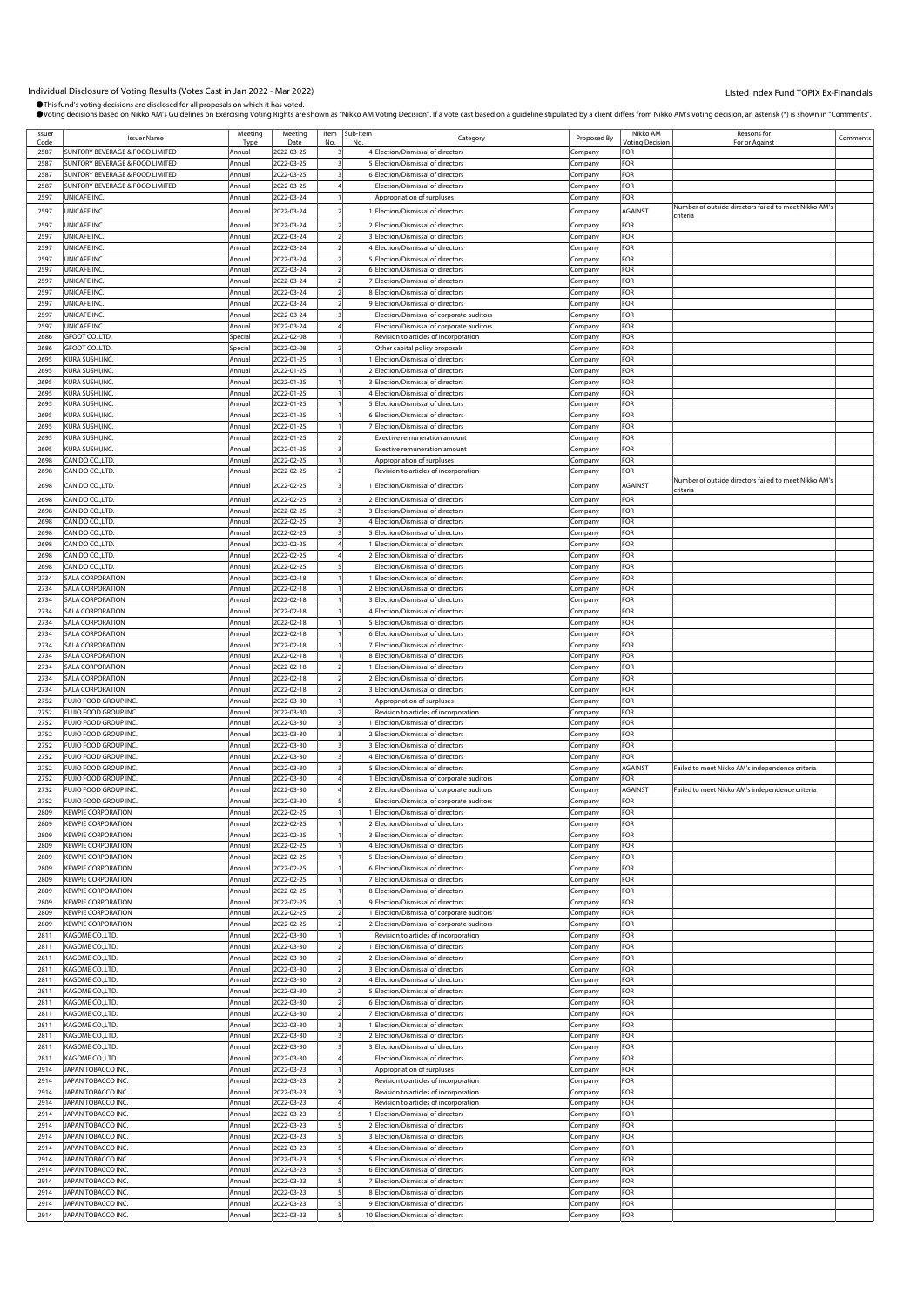Individual Disclosure of Voting Results (Votes Cast in Jan 2022 - Mar 2022)

Listed Index Fund TOPIX Ex-Financials

●This fund's voting decisions are disclosed for all proposals on which it has voted.
●Voting decisions based on Nikko AM's Guidelines on Exercising Voting Rights are shown as "Nikko AM Voting Decision". If a vote cast based on a guideline stipulated by a client differs from Nikko AM's voting decision, an asterisk (*) is shown in "Comments".

| Issuer Code | Issuer Name | Meeting Type | Meeting Date | Item No. | Sub-Item No. | Category | Proposed By | Nikko AM Voting Decision | Reasons for For or Against | Comments |
|---|---|---|---|---|---|---|---|---|---|---|
| 2587 | SUNTORY BEVERAGE & FOOD LIMITED | Annual | 2022-03-25 | 3 | 4 | Election/Dismissal of directors | Company | FOR | | |
| 2587 | SUNTORY BEVERAGE & FOOD LIMITED | Annual | 2022-03-25 | 3 | 5 | Election/Dismissal of directors | Company | FOR | | |
| 2587 | SUNTORY BEVERAGE & FOOD LIMITED | Annual | 2022-03-25 | 3 | 6 | Election/Dismissal of directors | Company | FOR | | |
| 2587 | SUNTORY BEVERAGE & FOOD LIMITED | Annual | 2022-03-25 | 4 | | Election/Dismissal of directors | Company | FOR | | |
| 2597 | UNICAFE INC. | Annual | 2022-03-24 | 1 | | Appropriation of surpluses | Company | FOR | | |
| 2597 | UNICAFE INC. | Annual | 2022-03-24 | 2 | 1 | Election/Dismissal of directors | Company | AGAINST | Number of outside directors failed to meet Nikko AM's criteria | |
| 2597 | UNICAFE INC. | Annual | 2022-03-24 | 2 | 2 | Election/Dismissal of directors | Company | FOR | | |
| 2597 | UNICAFE INC. | Annual | 2022-03-24 | 2 | 3 | Election/Dismissal of directors | Company | FOR | | |
| 2597 | UNICAFE INC. | Annual | 2022-03-24 | 2 | 4 | Election/Dismissal of directors | Company | FOR | | |
| 2597 | UNICAFE INC. | Annual | 2022-03-24 | 2 | 5 | Election/Dismissal of directors | Company | FOR | | |
| 2597 | UNICAFE INC. | Annual | 2022-03-24 | 2 | 6 | Election/Dismissal of directors | Company | FOR | | |
| 2597 | UNICAFE INC. | Annual | 2022-03-24 | 2 | 7 | Election/Dismissal of directors | Company | FOR | | |
| 2597 | UNICAFE INC. | Annual | 2022-03-24 | 2 | 8 | Election/Dismissal of directors | Company | FOR | | |
| 2597 | UNICAFE INC. | Annual | 2022-03-24 | 2 | 9 | Election/Dismissal of directors | Company | FOR | | |
| 2597 | UNICAFE INC. | Annual | 2022-03-24 | 3 | | Election/Dismissal of corporate auditors | Company | FOR | | |
| 2597 | UNICAFE INC. | Annual | 2022-03-24 | 4 | | Election/Dismissal of corporate auditors | Company | FOR | | |
| 2686 | GFOOT CO.,LTD. | Special | 2022-02-08 | 1 | | Revision to articles of incorporation | Company | FOR | | |
| 2686 | GFOOT CO.,LTD. | Special | 2022-02-08 | 2 | | Other capital policy proposals | Company | FOR | | |
| 2695 | KURA SUSHI,INC. | Annual | 2022-01-25 | 1 | 1 | Election/Dismissal of directors | Company | FOR | | |
| 2695 | KURA SUSHI,INC. | Annual | 2022-01-25 | 1 | 2 | Election/Dismissal of directors | Company | FOR | | |
| 2695 | KURA SUSHI,INC. | Annual | 2022-01-25 | 1 | 3 | Election/Dismissal of directors | Company | FOR | | |
| 2695 | KURA SUSHI,INC. | Annual | 2022-01-25 | 1 | 4 | Election/Dismissal of directors | Company | FOR | | |
| 2695 | KURA SUSHI,INC. | Annual | 2022-01-25 | 1 | 5 | Election/Dismissal of directors | Company | FOR | | |
| 2695 | KURA SUSHI,INC. | Annual | 2022-01-25 | 1 | 6 | Election/Dismissal of directors | Company | FOR | | |
| 2695 | KURA SUSHI,INC. | Annual | 2022-01-25 | 1 | 7 | Election/Dismissal of directors | Company | FOR | | |
| 2695 | KURA SUSHI,INC. | Annual | 2022-01-25 | 2 | | Exective remuneration amount | Company | FOR | | |
| 2695 | KURA SUSHI,INC. | Annual | 2022-01-25 | 3 | | Exective remuneration amount | Company | FOR | | |
| 2698 | CAN DO CO.,LTD. | Annual | 2022-02-25 | 1 | | Appropriation of surpluses | Company | FOR | | |
| 2698 | CAN DO CO.,LTD. | Annual | 2022-02-25 | 2 | | Revision to articles of incorporation | Company | FOR | | |
| 2698 | CAN DO CO.,LTD. | Annual | 2022-02-25 | 3 | 1 | Election/Dismissal of directors | Company | AGAINST | Number of outside directors failed to meet Nikko AM's criteria | |
| 2698 | CAN DO CO.,LTD. | Annual | 2022-02-25 | 3 | 2 | Election/Dismissal of directors | Company | FOR | | |
| 2698 | CAN DO CO.,LTD. | Annual | 2022-02-25 | 3 | 3 | Election/Dismissal of directors | Company | FOR | | |
| 2698 | CAN DO CO.,LTD. | Annual | 2022-02-25 | 3 | 4 | Election/Dismissal of directors | Company | FOR | | |
| 2698 | CAN DO CO.,LTD. | Annual | 2022-02-25 | 3 | 5 | Election/Dismissal of directors | Company | FOR | | |
| 2698 | CAN DO CO.,LTD. | Annual | 2022-02-25 | 4 | 1 | Election/Dismissal of directors | Company | FOR | | |
| 2698 | CAN DO CO.,LTD. | Annual | 2022-02-25 | 4 | 2 | Election/Dismissal of directors | Company | FOR | | |
| 2698 | CAN DO CO.,LTD. | Annual | 2022-02-25 | 5 | | Election/Dismissal of directors | Company | FOR | | |
| 2734 | SALA CORPORATION | Annual | 2022-02-18 | 1 | 1 | Election/Dismissal of directors | Company | FOR | | |
| 2734 | SALA CORPORATION | Annual | 2022-02-18 | 1 | 2 | Election/Dismissal of directors | Company | FOR | | |
| 2734 | SALA CORPORATION | Annual | 2022-02-18 | 1 | 3 | Election/Dismissal of directors | Company | FOR | | |
| 2734 | SALA CORPORATION | Annual | 2022-02-18 | 1 | 4 | Election/Dismissal of directors | Company | FOR | | |
| 2734 | SALA CORPORATION | Annual | 2022-02-18 | 1 | 5 | Election/Dismissal of directors | Company | FOR | | |
| 2734 | SALA CORPORATION | Annual | 2022-02-18 | 1 | 6 | Election/Dismissal of directors | Company | FOR | | |
| 2734 | SALA CORPORATION | Annual | 2022-02-18 | 1 | 7 | Election/Dismissal of directors | Company | FOR | | |
| 2734 | SALA CORPORATION | Annual | 2022-02-18 | 1 | 8 | Election/Dismissal of directors | Company | FOR | | |
| 2734 | SALA CORPORATION | Annual | 2022-02-18 | 2 | 1 | Election/Dismissal of directors | Company | FOR | | |
| 2734 | SALA CORPORATION | Annual | 2022-02-18 | 2 | 2 | Election/Dismissal of directors | Company | FOR | | |
| 2734 | SALA CORPORATION | Annual | 2022-02-18 | 2 | 3 | Election/Dismissal of directors | Company | FOR | | |
| 2752 | FUJIO FOOD GROUP INC. | Annual | 2022-03-30 | 1 | | Appropriation of surpluses | Company | FOR | | |
| 2752 | FUJIO FOOD GROUP INC. | Annual | 2022-03-30 | 2 | | Revision to articles of incorporation | Company | FOR | | |
| 2752 | FUJIO FOOD GROUP INC. | Annual | 2022-03-30 | 3 | 1 | Election/Dismissal of directors | Company | FOR | | |
| 2752 | FUJIO FOOD GROUP INC. | Annual | 2022-03-30 | 3 | 2 | Election/Dismissal of directors | Company | FOR | | |
| 2752 | FUJIO FOOD GROUP INC. | Annual | 2022-03-30 | 3 | 3 | Election/Dismissal of directors | Company | FOR | | |
| 2752 | FUJIO FOOD GROUP INC. | Annual | 2022-03-30 | 3 | 4 | Election/Dismissal of directors | Company | FOR | | |
| 2752 | FUJIO FOOD GROUP INC. | Annual | 2022-03-30 | 3 | 5 | Election/Dismissal of directors | Company | AGAINST | Failed to meet Nikko AM's independence criteria | |
| 2752 | FUJIO FOOD GROUP INC. | Annual | 2022-03-30 | 4 | 1 | Election/Dismissal of corporate auditors | Company | FOR | | |
| 2752 | FUJIO FOOD GROUP INC. | Annual | 2022-03-30 | 4 | 2 | Election/Dismissal of corporate auditors | Company | AGAINST | Failed to meet Nikko AM's independence criteria | |
| 2752 | FUJIO FOOD GROUP INC. | Annual | 2022-03-30 | 5 | | Election/Dismissal of corporate auditors | Company | FOR | | |
| 2809 | KEWPIE CORPORATION | Annual | 2022-02-25 | 1 | 1 | Election/Dismissal of directors | Company | FOR | | |
| 2809 | KEWPIE CORPORATION | Annual | 2022-02-25 | 1 | 2 | Election/Dismissal of directors | Company | FOR | | |
| 2809 | KEWPIE CORPORATION | Annual | 2022-02-25 | 1 | 3 | Election/Dismissal of directors | Company | FOR | | |
| 2809 | KEWPIE CORPORATION | Annual | 2022-02-25 | 1 | 4 | Election/Dismissal of directors | Company | FOR | | |
| 2809 | KEWPIE CORPORATION | Annual | 2022-02-25 | 1 | 5 | Election/Dismissal of directors | Company | FOR | | |
| 2809 | KEWPIE CORPORATION | Annual | 2022-02-25 | 1 | 6 | Election/Dismissal of directors | Company | FOR | | |
| 2809 | KEWPIE CORPORATION | Annual | 2022-02-25 | 1 | 7 | Election/Dismissal of directors | Company | FOR | | |
| 2809 | KEWPIE CORPORATION | Annual | 2022-02-25 | 1 | 8 | Election/Dismissal of directors | Company | FOR | | |
| 2809 | KEWPIE CORPORATION | Annual | 2022-02-25 | 1 | 9 | Election/Dismissal of directors | Company | FOR | | |
| 2809 | KEWPIE CORPORATION | Annual | 2022-02-25 | 2 | 1 | Election/Dismissal of corporate auditors | Company | FOR | | |
| 2809 | KEWPIE CORPORATION | Annual | 2022-02-25 | 2 | 2 | Election/Dismissal of corporate auditors | Company | FOR | | |
| 2811 | KAGOME CO.,LTD. | Annual | 2022-03-30 | 1 | | Revision to articles of incorporation | Company | FOR | | |
| 2811 | KAGOME CO.,LTD. | Annual | 2022-03-30 | 2 | 1 | Election/Dismissal of directors | Company | FOR | | |
| 2811 | KAGOME CO.,LTD. | Annual | 2022-03-30 | 2 | 2 | Election/Dismissal of directors | Company | FOR | | |
| 2811 | KAGOME CO.,LTD. | Annual | 2022-03-30 | 2 | 3 | Election/Dismissal of directors | Company | FOR | | |
| 2811 | KAGOME CO.,LTD. | Annual | 2022-03-30 | 2 | 4 | Election/Dismissal of directors | Company | FOR | | |
| 2811 | KAGOME CO.,LTD. | Annual | 2022-03-30 | 2 | 5 | Election/Dismissal of directors | Company | FOR | | |
| 2811 | KAGOME CO.,LTD. | Annual | 2022-03-30 | 2 | 6 | Election/Dismissal of directors | Company | FOR | | |
| 2811 | KAGOME CO.,LTD. | Annual | 2022-03-30 | 2 | 7 | Election/Dismissal of directors | Company | FOR | | |
| 2811 | KAGOME CO.,LTD. | Annual | 2022-03-30 | 3 | 1 | Election/Dismissal of directors | Company | FOR | | |
| 2811 | KAGOME CO.,LTD. | Annual | 2022-03-30 | 3 | 2 | Election/Dismissal of directors | Company | FOR | | |
| 2811 | KAGOME CO.,LTD. | Annual | 2022-03-30 | 3 | 3 | Election/Dismissal of directors | Company | FOR | | |
| 2811 | KAGOME CO.,LTD. | Annual | 2022-03-30 | 4 | | Election/Dismissal of directors | Company | FOR | | |
| 2914 | JAPAN TOBACCO INC. | Annual | 2022-03-23 | 1 | | Appropriation of surpluses | Company | FOR | | |
| 2914 | JAPAN TOBACCO INC. | Annual | 2022-03-23 | 2 | | Revision to articles of incorporation | Company | FOR | | |
| 2914 | JAPAN TOBACCO INC. | Annual | 2022-03-23 | 3 | | Revision to articles of incorporation | Company | FOR | | |
| 2914 | JAPAN TOBACCO INC. | Annual | 2022-03-23 | 4 | | Revision to articles of incorporation | Company | FOR | | |
| 2914 | JAPAN TOBACCO INC. | Annual | 2022-03-23 | 5 | 1 | Election/Dismissal of directors | Company | FOR | | |
| 2914 | JAPAN TOBACCO INC. | Annual | 2022-03-23 | 5 | 2 | Election/Dismissal of directors | Company | FOR | | |
| 2914 | JAPAN TOBACCO INC. | Annual | 2022-03-23 | 5 | 3 | Election/Dismissal of directors | Company | FOR | | |
| 2914 | JAPAN TOBACCO INC. | Annual | 2022-03-23 | 5 | 4 | Election/Dismissal of directors | Company | FOR | | |
| 2914 | JAPAN TOBACCO INC. | Annual | 2022-03-23 | 5 | 5 | Election/Dismissal of directors | Company | FOR | | |
| 2914 | JAPAN TOBACCO INC. | Annual | 2022-03-23 | 5 | 6 | Election/Dismissal of directors | Company | FOR | | |
| 2914 | JAPAN TOBACCO INC. | Annual | 2022-03-23 | 5 | 7 | Election/Dismissal of directors | Company | FOR | | |
| 2914 | JAPAN TOBACCO INC. | Annual | 2022-03-23 | 5 | 8 | Election/Dismissal of directors | Company | FOR | | |
| 2914 | JAPAN TOBACCO INC. | Annual | 2022-03-23 | 5 | 9 | Election/Dismissal of directors | Company | FOR | | |
| 2914 | JAPAN TOBACCO INC. | Annual | 2022-03-23 | 5 | 10 | Election/Dismissal of directors | Company | FOR | | |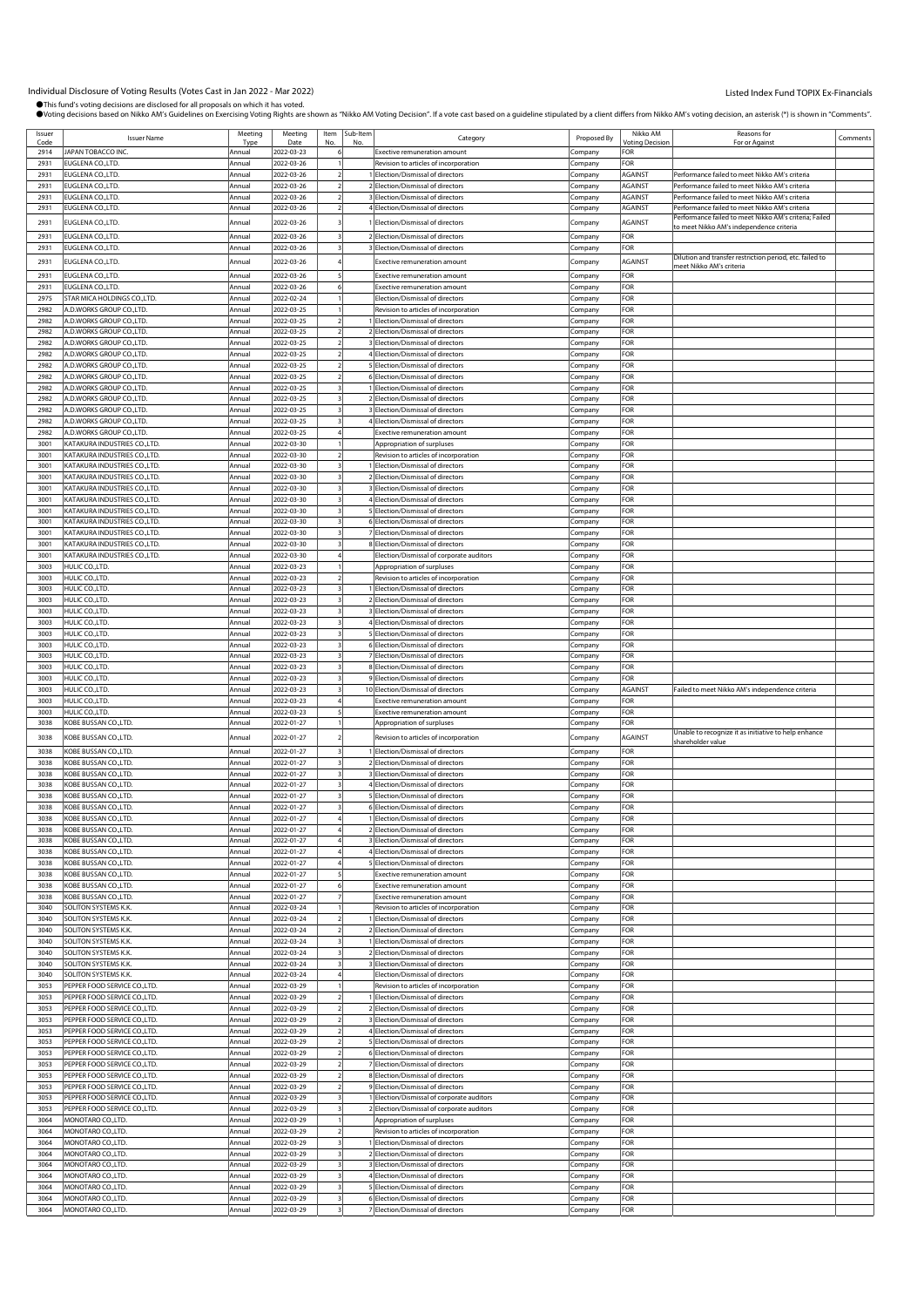Individual Disclosure of Voting Results (Votes Cast in Jan 2022 - Mar 2022)

Listed Index Fund TOPIX Ex-Financials

●This fund's voting decisions are disclosed for all proposals on which it has voted.
●Voting decisions based on Nikko AM's Guidelines on Exercising Voting Rights are shown as "Nikko AM Voting Decision". If a vote cast based on a guideline stipulated by a client differs from Nikko AM's voting decision, an asterisk (*) is shown in "Comments".

| Issuer Code | Issuer Name | Meeting Type | Meeting Date | Item No. | Sub-Item No. | Category | Proposed By | Nikko AM Voting Decision | Reasons for For or Against | Comments |
|---|---|---|---|---|---|---|---|---|---|---|
| 2914 | JAPAN TOBACCO INC. | Annual | 2022-03-23 | 6 | | Exective remuneration amount | Company | FOR | | |
| 2931 | EUGLENA CO.,LTD. | Annual | 2022-03-26 | 1 | | Revision to articles of incorporation | Company | FOR | | |
| 2931 | EUGLENA CO.,LTD. | Annual | 2022-03-26 | 2 | 1 | Election/Dismissal of directors | Company | AGAINST | Performance failed to meet Nikko AM's criteria | |
| 2931 | EUGLENA CO.,LTD. | Annual | 2022-03-26 | 2 | 2 | Election/Dismissal of directors | Company | AGAINST | Performance failed to meet Nikko AM's criteria | |
| 2931 | EUGLENA CO.,LTD. | Annual | 2022-03-26 | 2 | 3 | Election/Dismissal of directors | Company | AGAINST | Performance failed to meet Nikko AM's criteria | |
| 2931 | EUGLENA CO.,LTD. | Annual | 2022-03-26 | 2 | 4 | Election/Dismissal of directors | Company | AGAINST | Performance failed to meet Nikko AM's criteria | |
| 2931 | EUGLENA CO.,LTD. | Annual | 2022-03-26 | 3 | 1 | Election/Dismissal of directors | Company | AGAINST | Performance failed to meet Nikko AM's criteria; Failed to meet Nikko AM's independence criteria | |
| 2931 | EUGLENA CO.,LTD. | Annual | 2022-03-26 | 3 | 2 | Election/Dismissal of directors | Company | FOR | | |
| 2931 | EUGLENA CO.,LTD. | Annual | 2022-03-26 | 3 | 3 | Election/Dismissal of directors | Company | FOR | | |
| 2931 | EUGLENA CO.,LTD. | Annual | 2022-03-26 | 4 | | Exective remuneration amount | Company | AGAINST | Dilution and transfer restriction period, etc. failed to meet Nikko AM's criteria | |
| 2931 | EUGLENA CO.,LTD. | Annual | 2022-03-26 | 5 | | Exective remuneration amount | Company | FOR | | |
| 2931 | EUGLENA CO.,LTD. | Annual | 2022-03-26 | 6 | | Exective remuneration amount | Company | FOR | | |
| 2975 | STAR MICA HOLDINGS CO.,LTD. | Annual | 2022-02-24 | 1 | | Election/Dismissal of directors | Company | FOR | | |
| 2982 | A.D.WORKS GROUP CO.,LTD. | Annual | 2022-03-25 | 1 | | Revision to articles of incorporation | Company | FOR | | |
| 2982 | A.D.WORKS GROUP CO.,LTD. | Annual | 2022-03-25 | 2 | 1 | Election/Dismissal of directors | Company | FOR | | |
| 2982 | A.D.WORKS GROUP CO.,LTD. | Annual | 2022-03-25 | 2 | 2 | Election/Dismissal of directors | Company | FOR | | |
| 2982 | A.D.WORKS GROUP CO.,LTD. | Annual | 2022-03-25 | 2 | 3 | Election/Dismissal of directors | Company | FOR | | |
| 2982 | A.D.WORKS GROUP CO.,LTD. | Annual | 2022-03-25 | 2 | 4 | Election/Dismissal of directors | Company | FOR | | |
| 2982 | A.D.WORKS GROUP CO.,LTD. | Annual | 2022-03-25 | 2 | 5 | Election/Dismissal of directors | Company | FOR | | |
| 2982 | A.D.WORKS GROUP CO.,LTD. | Annual | 2022-03-25 | 2 | 6 | Election/Dismissal of directors | Company | FOR | | |
| 2982 | A.D.WORKS GROUP CO.,LTD. | Annual | 2022-03-25 | 3 | 1 | Election/Dismissal of directors | Company | FOR | | |
| 2982 | A.D.WORKS GROUP CO.,LTD. | Annual | 2022-03-25 | 3 | 2 | Election/Dismissal of directors | Company | FOR | | |
| 2982 | A.D.WORKS GROUP CO.,LTD. | Annual | 2022-03-25 | 3 | 3 | Election/Dismissal of directors | Company | FOR | | |
| 2982 | A.D.WORKS GROUP CO.,LTD. | Annual | 2022-03-25 | 3 | 4 | Election/Dismissal of directors | Company | FOR | | |
| 2982 | A.D.WORKS GROUP CO.,LTD. | Annual | 2022-03-25 | 4 | | Exective remuneration amount | Company | FOR | | |
| 3001 | KATAKURA INDUSTRIES CO.,LTD. | Annual | 2022-03-30 | 1 | | Appropriation of surpluses | Company | FOR | | |
| 3001 | KATAKURA INDUSTRIES CO.,LTD. | Annual | 2022-03-30 | 2 | | Revision to articles of incorporation | Company | FOR | | |
| 3001 | KATAKURA INDUSTRIES CO.,LTD. | Annual | 2022-03-30 | 3 | 1 | Election/Dismissal of directors | Company | FOR | | |
| 3001 | KATAKURA INDUSTRIES CO.,LTD. | Annual | 2022-03-30 | 3 | 2 | Election/Dismissal of directors | Company | FOR | | |
| 3001 | KATAKURA INDUSTRIES CO.,LTD. | Annual | 2022-03-30 | 3 | 3 | Election/Dismissal of directors | Company | FOR | | |
| 3001 | KATAKURA INDUSTRIES CO.,LTD. | Annual | 2022-03-30 | 3 | 4 | Election/Dismissal of directors | Company | FOR | | |
| 3001 | KATAKURA INDUSTRIES CO.,LTD. | Annual | 2022-03-30 | 3 | 5 | Election/Dismissal of directors | Company | FOR | | |
| 3001 | KATAKURA INDUSTRIES CO.,LTD. | Annual | 2022-03-30 | 3 | 6 | Election/Dismissal of directors | Company | FOR | | |
| 3001 | KATAKURA INDUSTRIES CO.,LTD. | Annual | 2022-03-30 | 3 | 7 | Election/Dismissal of directors | Company | FOR | | |
| 3001 | KATAKURA INDUSTRIES CO.,LTD. | Annual | 2022-03-30 | 3 | 8 | Election/Dismissal of directors | Company | FOR | | |
| 3001 | KATAKURA INDUSTRIES CO.,LTD. | Annual | 2022-03-30 | 4 | | Election/Dismissal of corporate auditors | Company | FOR | | |
| 3003 | HULIC CO.,LTD. | Annual | 2022-03-23 | 1 | | Appropriation of surpluses | Company | FOR | | |
| 3003 | HULIC CO.,LTD. | Annual | 2022-03-23 | 2 | | Revision to articles of incorporation | Company | FOR | | |
| 3003 | HULIC CO.,LTD. | Annual | 2022-03-23 | 3 | 1 | Election/Dismissal of directors | Company | FOR | | |
| 3003 | HULIC CO.,LTD. | Annual | 2022-03-23 | 3 | 2 | Election/Dismissal of directors | Company | FOR | | |
| 3003 | HULIC CO.,LTD. | Annual | 2022-03-23 | 3 | 3 | Election/Dismissal of directors | Company | FOR | | |
| 3003 | HULIC CO.,LTD. | Annual | 2022-03-23 | 3 | 4 | Election/Dismissal of directors | Company | FOR | | |
| 3003 | HULIC CO.,LTD. | Annual | 2022-03-23 | 3 | 5 | Election/Dismissal of directors | Company | FOR | | |
| 3003 | HULIC CO.,LTD. | Annual | 2022-03-23 | 3 | 6 | Election/Dismissal of directors | Company | FOR | | |
| 3003 | HULIC CO.,LTD. | Annual | 2022-03-23 | 3 | 7 | Election/Dismissal of directors | Company | FOR | | |
| 3003 | HULIC CO.,LTD. | Annual | 2022-03-23 | 3 | 8 | Election/Dismissal of directors | Company | FOR | | |
| 3003 | HULIC CO.,LTD. | Annual | 2022-03-23 | 3 | 9 | Election/Dismissal of directors | Company | FOR | | |
| 3003 | HULIC CO.,LTD. | Annual | 2022-03-23 | 3 | 10 | Election/Dismissal of directors | Company | AGAINST | Failed to meet Nikko AM's independence criteria | |
| 3003 | HULIC CO.,LTD. | Annual | 2022-03-23 | 4 | | Exective remuneration amount | Company | FOR | | |
| 3003 | HULIC CO.,LTD. | Annual | 2022-03-23 | 5 | | Exective remuneration amount | Company | FOR | | |
| 3038 | KOBE BUSSAN CO.,LTD. | Annual | 2022-01-27 | 1 | | Appropriation of surpluses | Company | FOR | | |
| 3038 | KOBE BUSSAN CO.,LTD. | Annual | 2022-01-27 | 2 | | Revision to articles of incorporation | Company | AGAINST | Unable to recognize it as initiative to help enhance shareholder value | |
| 3038 | KOBE BUSSAN CO.,LTD. | Annual | 2022-01-27 | 3 | 1 | Election/Dismissal of directors | Company | FOR | | |
| 3038 | KOBE BUSSAN CO.,LTD. | Annual | 2022-01-27 | 3 | 2 | Election/Dismissal of directors | Company | FOR | | |
| 3038 | KOBE BUSSAN CO.,LTD. | Annual | 2022-01-27 | 3 | 3 | Election/Dismissal of directors | Company | FOR | | |
| 3038 | KOBE BUSSAN CO.,LTD. | Annual | 2022-01-27 | 3 | 4 | Election/Dismissal of directors | Company | FOR | | |
| 3038 | KOBE BUSSAN CO.,LTD. | Annual | 2022-01-27 | 3 | 5 | Election/Dismissal of directors | Company | FOR | | |
| 3038 | KOBE BUSSAN CO.,LTD. | Annual | 2022-01-27 | 3 | 6 | Election/Dismissal of directors | Company | FOR | | |
| 3038 | KOBE BUSSAN CO.,LTD. | Annual | 2022-01-27 | 4 | 1 | Election/Dismissal of directors | Company | FOR | | |
| 3038 | KOBE BUSSAN CO.,LTD. | Annual | 2022-01-27 | 4 | 2 | Election/Dismissal of directors | Company | FOR | | |
| 3038 | KOBE BUSSAN CO.,LTD. | Annual | 2022-01-27 | 4 | 3 | Election/Dismissal of directors | Company | FOR | | |
| 3038 | KOBE BUSSAN CO.,LTD. | Annual | 2022-01-27 | 4 | 4 | Election/Dismissal of directors | Company | FOR | | |
| 3038 | KOBE BUSSAN CO.,LTD. | Annual | 2022-01-27 | 4 | 5 | Election/Dismissal of directors | Company | FOR | | |
| 3038 | KOBE BUSSAN CO.,LTD. | Annual | 2022-01-27 | 5 | | Exective remuneration amount | Company | FOR | | |
| 3038 | KOBE BUSSAN CO.,LTD. | Annual | 2022-01-27 | 6 | | Exective remuneration amount | Company | FOR | | |
| 3038 | KOBE BUSSAN CO.,LTD. | Annual | 2022-01-27 | 7 | | Exective remuneration amount | Company | FOR | | |
| 3040 | SOLITON SYSTEMS K.K. | Annual | 2022-03-24 | 1 | | Revision to articles of incorporation | Company | FOR | | |
| 3040 | SOLITON SYSTEMS K.K. | Annual | 2022-03-24 | 2 | 1 | Election/Dismissal of directors | Company | FOR | | |
| 3040 | SOLITON SYSTEMS K.K. | Annual | 2022-03-24 | 2 | 2 | Election/Dismissal of directors | Company | FOR | | |
| 3040 | SOLITON SYSTEMS K.K. | Annual | 2022-03-24 | 3 | 1 | Election/Dismissal of directors | Company | FOR | | |
| 3040 | SOLITON SYSTEMS K.K. | Annual | 2022-03-24 | 3 | 2 | Election/Dismissal of directors | Company | FOR | | |
| 3040 | SOLITON SYSTEMS K.K. | Annual | 2022-03-24 | 3 | 3 | Election/Dismissal of directors | Company | FOR | | |
| 3040 | SOLITON SYSTEMS K.K. | Annual | 2022-03-24 | 4 | | Election/Dismissal of directors | Company | FOR | | |
| 3053 | PEPPER FOOD SERVICE CO.,LTD. | Annual | 2022-03-29 | 1 | | Revision to articles of incorporation | Company | FOR | | |
| 3053 | PEPPER FOOD SERVICE CO.,LTD. | Annual | 2022-03-29 | 2 | 1 | Election/Dismissal of directors | Company | FOR | | |
| 3053 | PEPPER FOOD SERVICE CO.,LTD. | Annual | 2022-03-29 | 2 | 2 | Election/Dismissal of directors | Company | FOR | | |
| 3053 | PEPPER FOOD SERVICE CO.,LTD. | Annual | 2022-03-29 | 2 | 3 | Election/Dismissal of directors | Company | FOR | | |
| 3053 | PEPPER FOOD SERVICE CO.,LTD. | Annual | 2022-03-29 | 2 | 4 | Election/Dismissal of directors | Company | FOR | | |
| 3053 | PEPPER FOOD SERVICE CO.,LTD. | Annual | 2022-03-29 | 2 | 5 | Election/Dismissal of directors | Company | FOR | | |
| 3053 | PEPPER FOOD SERVICE CO.,LTD. | Annual | 2022-03-29 | 2 | 6 | Election/Dismissal of directors | Company | FOR | | |
| 3053 | PEPPER FOOD SERVICE CO.,LTD. | Annual | 2022-03-29 | 2 | 7 | Election/Dismissal of directors | Company | FOR | | |
| 3053 | PEPPER FOOD SERVICE CO.,LTD. | Annual | 2022-03-29 | 2 | 8 | Election/Dismissal of directors | Company | FOR | | |
| 3053 | PEPPER FOOD SERVICE CO.,LTD. | Annual | 2022-03-29 | 2 | 9 | Election/Dismissal of directors | Company | FOR | | |
| 3053 | PEPPER FOOD SERVICE CO.,LTD. | Annual | 2022-03-29 | 3 | 1 | Election/Dismissal of corporate auditors | Company | FOR | | |
| 3053 | PEPPER FOOD SERVICE CO.,LTD. | Annual | 2022-03-29 | 3 | 2 | Election/Dismissal of corporate auditors | Company | FOR | | |
| 3064 | MONOTARO CO.,LTD. | Annual | 2022-03-29 | 1 | | Appropriation of surpluses | Company | FOR | | |
| 3064 | MONOTARO CO.,LTD. | Annual | 2022-03-29 | 2 | | Revision to articles of incorporation | Company | FOR | | |
| 3064 | MONOTARO CO.,LTD. | Annual | 2022-03-29 | 3 | 1 | Election/Dismissal of directors | Company | FOR | | |
| 3064 | MONOTARO CO.,LTD. | Annual | 2022-03-29 | 3 | 2 | Election/Dismissal of directors | Company | FOR | | |
| 3064 | MONOTARO CO.,LTD. | Annual | 2022-03-29 | 3 | 3 | Election/Dismissal of directors | Company | FOR | | |
| 3064 | MONOTARO CO.,LTD. | Annual | 2022-03-29 | 3 | 4 | Election/Dismissal of directors | Company | FOR | | |
| 3064 | MONOTARO CO.,LTD. | Annual | 2022-03-29 | 3 | 5 | Election/Dismissal of directors | Company | FOR | | |
| 3064 | MONOTARO CO.,LTD. | Annual | 2022-03-29 | 3 | 6 | Election/Dismissal of directors | Company | FOR | | |
| 3064 | MONOTARO CO.,LTD. | Annual | 2022-03-29 | 3 | 7 | Election/Dismissal of directors | Company | FOR | | |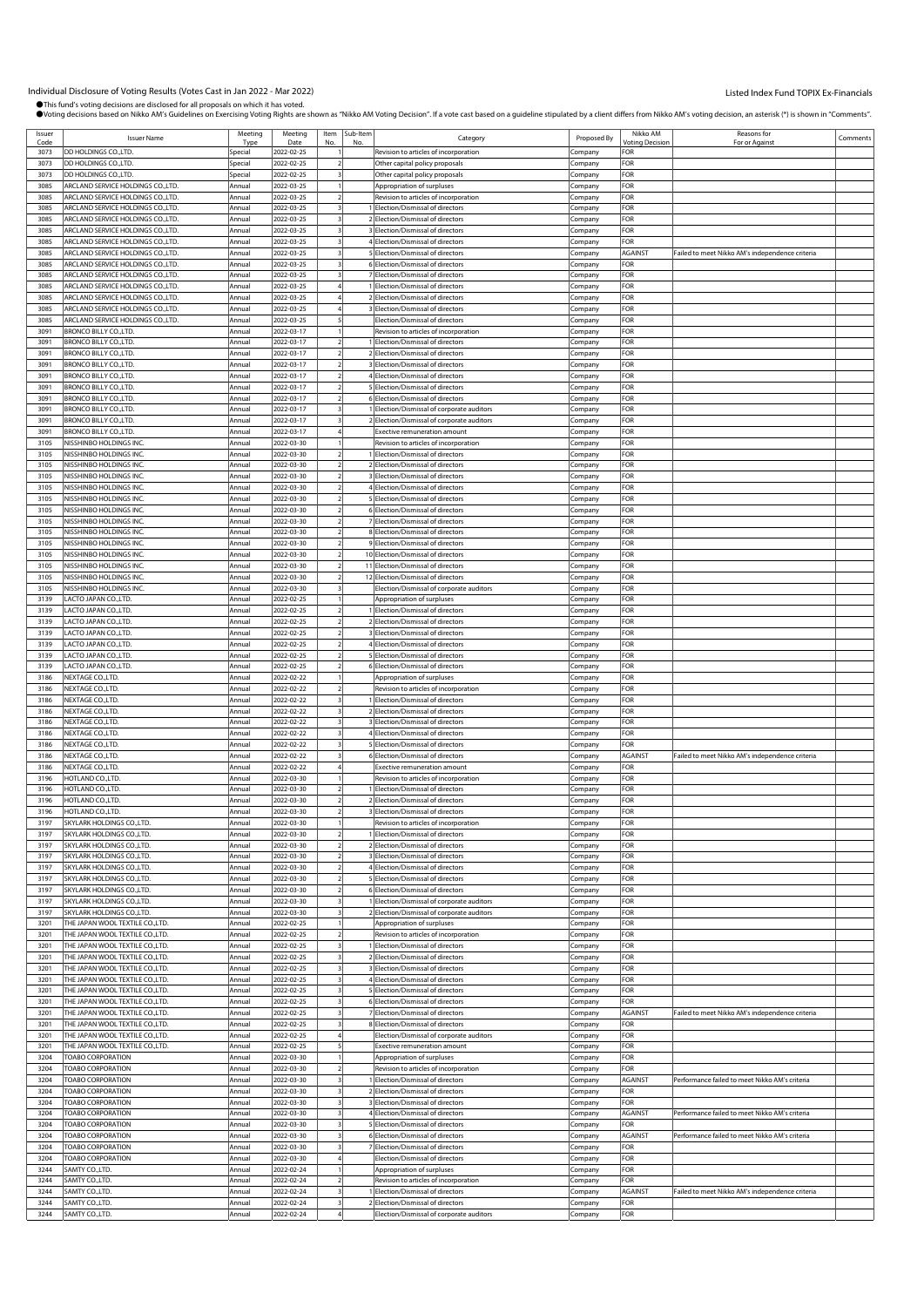# Individual Disclosure of Voting Results (Votes Cast in Jan 2022 - Mar 2022)

Listed Index Fund TOPIX Ex-Financials

●This fund's voting decisions are disclosed for all proposals on which it has voted.
●Voting decisions based on Nikko AM's Guidelines on Exercising Voting Rights are shown as "Nikko AM Voting Decision". If a vote cast based on a guideline stipulated by a client differs from Nikko AM's voting decision, an asterisk (*) is shown in "Comments".

| Issuer Code | Issuer Name | Meeting Type | Meeting Date | Item No. | Sub-Item No. | Category | Proposed By | Nikko AM Voting Decision | Reasons for For or Against | Comments |
|---|---|---|---|---|---|---|---|---|---|---|
| 3073 | DD HOLDINGS CO.,LTD. | Special | 2022-02-25 | 1 | | Revision to articles of incorporation | Company | FOR | | |
| 3073 | DD HOLDINGS CO.,LTD. | Special | 2022-02-25 | 2 | | Other capital policy proposals | Company | FOR | | |
| 3073 | DD HOLDINGS CO.,LTD. | Special | 2022-02-25 | 3 | | Other capital policy proposals | Company | FOR | | |
| 3085 | ARCLAND SERVICE HOLDINGS CO.,LTD. | Annual | 2022-03-25 | 1 | | Appropriation of surpluses | Company | FOR | | |
| 3085 | ARCLAND SERVICE HOLDINGS CO.,LTD. | Annual | 2022-03-25 | 2 | | Revision to articles of incorporation | Company | FOR | | |
| 3085 | ARCLAND SERVICE HOLDINGS CO.,LTD. | Annual | 2022-03-25 | 3 | 1 | Election/Dismissal of directors | Company | FOR | | |
| 3085 | ARCLAND SERVICE HOLDINGS CO.,LTD. | Annual | 2022-03-25 | 3 | 2 | Election/Dismissal of directors | Company | FOR | | |
| 3085 | ARCLAND SERVICE HOLDINGS CO.,LTD. | Annual | 2022-03-25 | 3 | 3 | Election/Dismissal of directors | Company | FOR | | |
| 3085 | ARCLAND SERVICE HOLDINGS CO.,LTD. | Annual | 2022-03-25 | 3 | 4 | Election/Dismissal of directors | Company | FOR | | |
| 3085 | ARCLAND SERVICE HOLDINGS CO.,LTD. | Annual | 2022-03-25 | 3 | 5 | Election/Dismissal of directors | Company | AGAINST | Failed to meet Nikko AM's independence criteria | |
| 3085 | ARCLAND SERVICE HOLDINGS CO.,LTD. | Annual | 2022-03-25 | 3 | 6 | Election/Dismissal of directors | Company | FOR | | |
| 3085 | ARCLAND SERVICE HOLDINGS CO.,LTD. | Annual | 2022-03-25 | 3 | 7 | Election/Dismissal of directors | Company | FOR | | |
| 3085 | ARCLAND SERVICE HOLDINGS CO.,LTD. | Annual | 2022-03-25 | 4 | 1 | Election/Dismissal of directors | Company | FOR | | |
| 3085 | ARCLAND SERVICE HOLDINGS CO.,LTD. | Annual | 2022-03-25 | 4 | 2 | Election/Dismissal of directors | Company | FOR | | |
| 3085 | ARCLAND SERVICE HOLDINGS CO.,LTD. | Annual | 2022-03-25 | 4 | 3 | Election/Dismissal of directors | Company | FOR | | |
| 3085 | ARCLAND SERVICE HOLDINGS CO.,LTD. | Annual | 2022-03-25 | 5 | | Election/Dismissal of directors | Company | FOR | | |
| 3091 | BRONCO BILLY CO.,LTD. | Annual | 2022-03-17 | 1 | | Revision to articles of incorporation | Company | FOR | | |
| 3091 | BRONCO BILLY CO.,LTD. | Annual | 2022-03-17 | 2 | 1 | Election/Dismissal of directors | Company | FOR | | |
| 3091 | BRONCO BILLY CO.,LTD. | Annual | 2022-03-17 | 2 | 2 | Election/Dismissal of directors | Company | FOR | | |
| 3091 | BRONCO BILLY CO.,LTD. | Annual | 2022-03-17 | 2 | 3 | Election/Dismissal of directors | Company | FOR | | |
| 3091 | BRONCO BILLY CO.,LTD. | Annual | 2022-03-17 | 2 | 4 | Election/Dismissal of directors | Company | FOR | | |
| 3091 | BRONCO BILLY CO.,LTD. | Annual | 2022-03-17 | 2 | 5 | Election/Dismissal of directors | Company | FOR | | |
| 3091 | BRONCO BILLY CO.,LTD. | Annual | 2022-03-17 | 2 | 6 | Election/Dismissal of directors | Company | FOR | | |
| 3091 | BRONCO BILLY CO.,LTD. | Annual | 2022-03-17 | 3 | 1 | Election/Dismissal of corporate auditors | Company | FOR | | |
| 3091 | BRONCO BILLY CO.,LTD. | Annual | 2022-03-17 | 3 | 2 | Election/Dismissal of corporate auditors | Company | FOR | | |
| 3091 | BRONCO BILLY CO.,LTD. | Annual | 2022-03-17 | 4 | | Exective remuneration amount | Company | FOR | | |
| 3105 | NISSHINBO HOLDINGS INC. | Annual | 2022-03-30 | 1 | | Revision to articles of incorporation | Company | FOR | | |
| 3105 | NISSHINBO HOLDINGS INC. | Annual | 2022-03-30 | 2 | 1 | Election/Dismissal of directors | Company | FOR | | |
| 3105 | NISSHINBO HOLDINGS INC. | Annual | 2022-03-30 | 2 | 2 | Election/Dismissal of directors | Company | FOR | | |
| 3105 | NISSHINBO HOLDINGS INC. | Annual | 2022-03-30 | 2 | 3 | Election/Dismissal of directors | Company | FOR | | |
| 3105 | NISSHINBO HOLDINGS INC. | Annual | 2022-03-30 | 2 | 4 | Election/Dismissal of directors | Company | FOR | | |
| 3105 | NISSHINBO HOLDINGS INC. | Annual | 2022-03-30 | 2 | 5 | Election/Dismissal of directors | Company | FOR | | |
| 3105 | NISSHINBO HOLDINGS INC. | Annual | 2022-03-30 | 2 | 6 | Election/Dismissal of directors | Company | FOR | | |
| 3105 | NISSHINBO HOLDINGS INC. | Annual | 2022-03-30 | 2 | 7 | Election/Dismissal of directors | Company | FOR | | |
| 3105 | NISSHINBO HOLDINGS INC. | Annual | 2022-03-30 | 2 | 8 | Election/Dismissal of directors | Company | FOR | | |
| 3105 | NISSHINBO HOLDINGS INC. | Annual | 2022-03-30 | 2 | 9 | Election/Dismissal of directors | Company | FOR | | |
| 3105 | NISSHINBO HOLDINGS INC. | Annual | 2022-03-30 | 2 | 10 | Election/Dismissal of directors | Company | FOR | | |
| 3105 | NISSHINBO HOLDINGS INC. | Annual | 2022-03-30 | 2 | 11 | Election/Dismissal of directors | Company | FOR | | |
| 3105 | NISSHINBO HOLDINGS INC. | Annual | 2022-03-30 | 2 | 12 | Election/Dismissal of directors | Company | FOR | | |
| 3105 | NISSHINBO HOLDINGS INC. | Annual | 2022-03-30 | 3 | | Election/Dismissal of corporate auditors | Company | FOR | | |
| 3139 | LACTO JAPAN CO.,LTD. | Annual | 2022-02-25 | 1 | | Appropriation of surpluses | Company | FOR | | |
| 3139 | LACTO JAPAN CO.,LTD. | Annual | 2022-02-25 | 2 | 1 | Election/Dismissal of directors | Company | FOR | | |
| 3139 | LACTO JAPAN CO.,LTD. | Annual | 2022-02-25 | 2 | 2 | Election/Dismissal of directors | Company | FOR | | |
| 3139 | LACTO JAPAN CO.,LTD. | Annual | 2022-02-25 | 2 | 3 | Election/Dismissal of directors | Company | FOR | | |
| 3139 | LACTO JAPAN CO.,LTD. | Annual | 2022-02-25 | 2 | 4 | Election/Dismissal of directors | Company | FOR | | |
| 3139 | LACTO JAPAN CO.,LTD. | Annual | 2022-02-25 | 2 | 5 | Election/Dismissal of directors | Company | FOR | | |
| 3139 | LACTO JAPAN CO.,LTD. | Annual | 2022-02-25 | 2 | 6 | Election/Dismissal of directors | Company | FOR | | |
| 3186 | NEXTAGE CO.,LTD. | Annual | 2022-02-22 | 1 | | Appropriation of surpluses | Company | FOR | | |
| 3186 | NEXTAGE CO.,LTD. | Annual | 2022-02-22 | 2 | | Revision to articles of incorporation | Company | FOR | | |
| 3186 | NEXTAGE CO.,LTD. | Annual | 2022-02-22 | 3 | 1 | Election/Dismissal of directors | Company | FOR | | |
| 3186 | NEXTAGE CO.,LTD. | Annual | 2022-02-22 | 3 | 2 | Election/Dismissal of directors | Company | FOR | | |
| 3186 | NEXTAGE CO.,LTD. | Annual | 2022-02-22 | 3 | 3 | Election/Dismissal of directors | Company | FOR | | |
| 3186 | NEXTAGE CO.,LTD. | Annual | 2022-02-22 | 3 | 4 | Election/Dismissal of directors | Company | FOR | | |
| 3186 | NEXTAGE CO.,LTD. | Annual | 2022-02-22 | 3 | 5 | Election/Dismissal of directors | Company | FOR | | |
| 3186 | NEXTAGE CO.,LTD. | Annual | 2022-02-22 | 3 | 6 | Election/Dismissal of directors | Company | AGAINST | Failed to meet Nikko AM's independence criteria | |
| 3186 | NEXTAGE CO.,LTD. | Annual | 2022-02-22 | 4 | | Exective remuneration amount | Company | FOR | | |
| 3196 | HOTLAND CO.,LTD. | Annual | 2022-03-30 | 1 | | Revision to articles of incorporation | Company | FOR | | |
| 3196 | HOTLAND CO.,LTD. | Annual | 2022-03-30 | 2 | 1 | Election/Dismissal of directors | Company | FOR | | |
| 3196 | HOTLAND CO.,LTD. | Annual | 2022-03-30 | 2 | 2 | Election/Dismissal of directors | Company | FOR | | |
| 3196 | HOTLAND CO.,LTD. | Annual | 2022-03-30 | 2 | 3 | Election/Dismissal of directors | Company | FOR | | |
| 3197 | SKYLARK HOLDINGS CO.,LTD. | Annual | 2022-03-30 | 1 | | Revision to articles of incorporation | Company | FOR | | |
| 3197 | SKYLARK HOLDINGS CO.,LTD. | Annual | 2022-03-30 | 2 | 1 | Election/Dismissal of directors | Company | FOR | | |
| 3197 | SKYLARK HOLDINGS CO.,LTD. | Annual | 2022-03-30 | 2 | 2 | Election/Dismissal of directors | Company | FOR | | |
| 3197 | SKYLARK HOLDINGS CO.,LTD. | Annual | 2022-03-30 | 2 | 3 | Election/Dismissal of directors | Company | FOR | | |
| 3197 | SKYLARK HOLDINGS CO.,LTD. | Annual | 2022-03-30 | 2 | 4 | Election/Dismissal of directors | Company | FOR | | |
| 3197 | SKYLARK HOLDINGS CO.,LTD. | Annual | 2022-03-30 | 2 | 5 | Election/Dismissal of directors | Company | FOR | | |
| 3197 | SKYLARK HOLDINGS CO.,LTD. | Annual | 2022-03-30 | 2 | 6 | Election/Dismissal of directors | Company | FOR | | |
| 3197 | SKYLARK HOLDINGS CO.,LTD. | Annual | 2022-03-30 | 3 | 1 | Election/Dismissal of corporate auditors | Company | FOR | | |
| 3197 | SKYLARK HOLDINGS CO.,LTD. | Annual | 2022-03-30 | 3 | 2 | Election/Dismissal of corporate auditors | Company | FOR | | |
| 3201 | THE JAPAN WOOL TEXTILE CO.,LTD. | Annual | 2022-02-25 | 1 | | Appropriation of surpluses | Company | FOR | | |
| 3201 | THE JAPAN WOOL TEXTILE CO.,LTD. | Annual | 2022-02-25 | 2 | | Revision to articles of incorporation | Company | FOR | | |
| 3201 | THE JAPAN WOOL TEXTILE CO.,LTD. | Annual | 2022-02-25 | 3 | 1 | Election/Dismissal of directors | Company | FOR | | |
| 3201 | THE JAPAN WOOL TEXTILE CO.,LTD. | Annual | 2022-02-25 | 3 | 2 | Election/Dismissal of directors | Company | FOR | | |
| 3201 | THE JAPAN WOOL TEXTILE CO.,LTD. | Annual | 2022-02-25 | 3 | 3 | Election/Dismissal of directors | Company | FOR | | |
| 3201 | THE JAPAN WOOL TEXTILE CO.,LTD. | Annual | 2022-02-25 | 3 | 4 | Election/Dismissal of directors | Company | FOR | | |
| 3201 | THE JAPAN WOOL TEXTILE CO.,LTD. | Annual | 2022-02-25 | 3 | 5 | Election/Dismissal of directors | Company | FOR | | |
| 3201 | THE JAPAN WOOL TEXTILE CO.,LTD. | Annual | 2022-02-25 | 3 | 6 | Election/Dismissal of directors | Company | FOR | | |
| 3201 | THE JAPAN WOOL TEXTILE CO.,LTD. | Annual | 2022-02-25 | 3 | 7 | Election/Dismissal of directors | Company | AGAINST | Failed to meet Nikko AM's independence criteria | |
| 3201 | THE JAPAN WOOL TEXTILE CO.,LTD. | Annual | 2022-02-25 | 3 | 8 | Election/Dismissal of directors | Company | FOR | | |
| 3201 | THE JAPAN WOOL TEXTILE CO.,LTD. | Annual | 2022-02-25 | 4 | | Election/Dismissal of corporate auditors | Company | FOR | | |
| 3201 | THE JAPAN WOOL TEXTILE CO.,LTD. | Annual | 2022-02-25 | 5 | | Exective remuneration amount | Company | FOR | | |
| 3204 | TOABO CORPORATION | Annual | 2022-03-30 | 1 | | Appropriation of surpluses | Company | FOR | | |
| 3204 | TOABO CORPORATION | Annual | 2022-03-30 | 2 | | Revision to articles of incorporation | Company | FOR | | |
| 3204 | TOABO CORPORATION | Annual | 2022-03-30 | 3 | 1 | Election/Dismissal of directors | Company | AGAINST | Performance failed to meet Nikko AM's criteria | |
| 3204 | TOABO CORPORATION | Annual | 2022-03-30 | 3 | 2 | Election/Dismissal of directors | Company | FOR | | |
| 3204 | TOABO CORPORATION | Annual | 2022-03-30 | 3 | 3 | Election/Dismissal of directors | Company | FOR | | |
| 3204 | TOABO CORPORATION | Annual | 2022-03-30 | 3 | 4 | Election/Dismissal of directors | Company | AGAINST | Performance failed to meet Nikko AM's criteria | |
| 3204 | TOABO CORPORATION | Annual | 2022-03-30 | 3 | 5 | Election/Dismissal of directors | Company | FOR | | |
| 3204 | TOABO CORPORATION | Annual | 2022-03-30 | 3 | 6 | Election/Dismissal of directors | Company | AGAINST | Performance failed to meet Nikko AM's criteria | |
| 3204 | TOABO CORPORATION | Annual | 2022-03-30 | 3 | 7 | Election/Dismissal of directors | Company | FOR | | |
| 3204 | TOABO CORPORATION | Annual | 2022-03-30 | 4 | | Election/Dismissal of directors | Company | FOR | | |
| 3244 | SAMTY CO.,LTD. | Annual | 2022-02-24 | 1 | | Appropriation of surpluses | Company | FOR | | |
| 3244 | SAMTY CO.,LTD. | Annual | 2022-02-24 | 2 | | Revision to articles of incorporation | Company | FOR | | |
| 3244 | SAMTY CO.,LTD. | Annual | 2022-02-24 | 3 | 1 | Election/Dismissal of directors | Company | AGAINST | Failed to meet Nikko AM's independence criteria | |
| 3244 | SAMTY CO.,LTD. | Annual | 2022-02-24 | 3 | 2 | Election/Dismissal of directors | Company | FOR | | |
| 3244 | SAMTY CO.,LTD. | Annual | 2022-02-24 | 4 | | Election/Dismissal of corporate auditors | Company | FOR | | |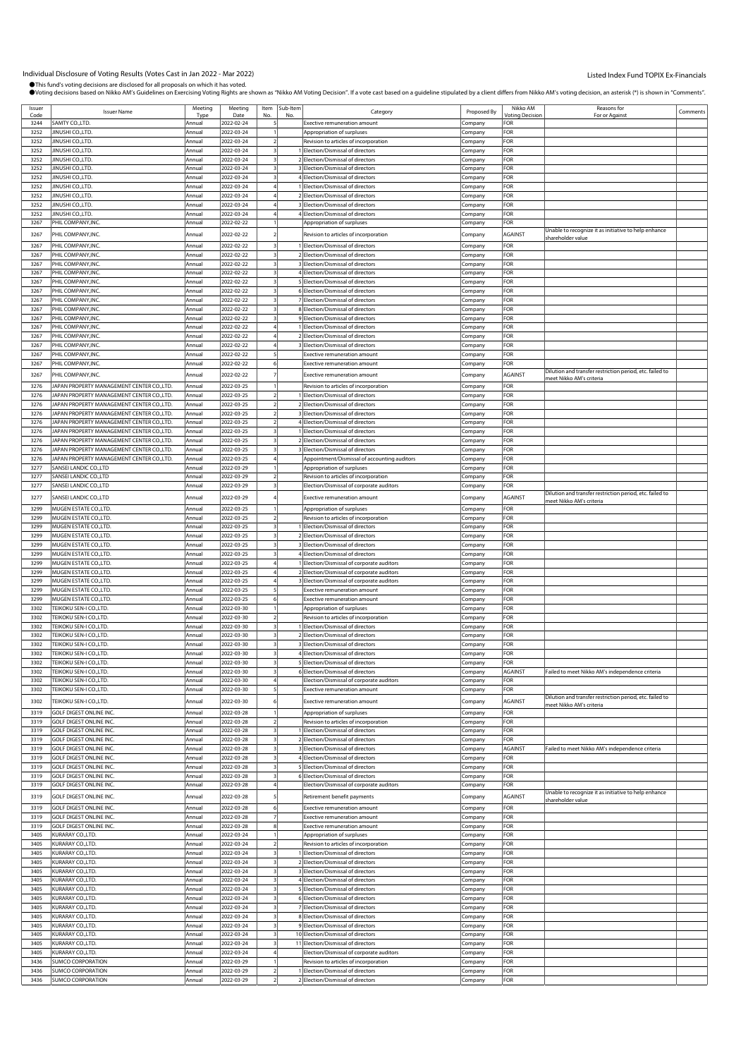Individual Disclosure of Voting Results (Votes Cast in Jan 2022 - Mar 2022)

Listed Index Fund TOPIX Ex-Financials

●This fund's voting decisions are disclosed for all proposals on which it has voted.
●Voting decisions based on Nikko AM's Guidelines on Exercising Voting Rights are shown as "Nikko AM Voting Decision". If a vote cast based on a guideline stipulated by a client differs from Nikko AM's voting decision, an asterisk (*) is shown in "Comments".

| Issuer Code | Issuer Name | Meeting Type | Meeting Date | Item No. | Sub-Item No. | Category | Proposed By | Nikko AM Voting Decision | Reasons for For or Against | Comments |
|---|---|---|---|---|---|---|---|---|---|---|
| 3244 | SAMTY CO.,LTD. | Annual | 2022-02-24 | 5 | | Exective remuneration amount | Company | FOR | | |
| 3252 | JINUSHI CO.,LTD. | Annual | 2022-03-24 | 1 | | Appropriation of surpluses | Company | FOR | | |
| 3252 | JINUSHI CO.,LTD. | Annual | 2022-03-24 | 2 | | Revision to articles of incorporation | Company | FOR | | |
| 3252 | JINUSHI CO.,LTD. | Annual | 2022-03-24 | 3 | 1 | Election/Dismissal of directors | Company | FOR | | |
| 3252 | JINUSHI CO.,LTD. | Annual | 2022-03-24 | 3 | 2 | Election/Dismissal of directors | Company | FOR | | |
| 3252 | JINUSHI CO.,LTD. | Annual | 2022-03-24 | 3 | 3 | Election/Dismissal of directors | Company | FOR | | |
| 3252 | JINUSHI CO.,LTD. | Annual | 2022-03-24 | 3 | 4 | Election/Dismissal of directors | Company | FOR | | |
| 3252 | JINUSHI CO.,LTD. | Annual | 2022-03-24 | 4 | 1 | Election/Dismissal of directors | Company | FOR | | |
| 3252 | JINUSHI CO.,LTD. | Annual | 2022-03-24 | 4 | 2 | Election/Dismissal of directors | Company | FOR | | |
| 3252 | JINUSHI CO.,LTD. | Annual | 2022-03-24 | 4 | 3 | Election/Dismissal of directors | Company | FOR | | |
| 3252 | JINUSHI CO.,LTD. | Annual | 2022-03-24 | 4 | 4 | Election/Dismissal of directors | Company | FOR | | |
| 3267 | PHIL COMPANY,INC. | Annual | 2022-02-22 | 1 | | Appropriation of surpluses | Company | FOR | | |
| 3267 | PHIL COMPANY,INC. | Annual | 2022-02-22 | 2 | | Revision to articles of incorporation | Company | AGAINST | Unable to recognize it as initiative to help enhance shareholder value | |
| 3267 | PHIL COMPANY,INC. | Annual | 2022-02-22 | 3 | 1 | Election/Dismissal of directors | Company | FOR | | |
| 3267 | PHIL COMPANY,INC. | Annual | 2022-02-22 | 3 | 2 | Election/Dismissal of directors | Company | FOR | | |
| 3267 | PHIL COMPANY,INC. | Annual | 2022-02-22 | 3 | 3 | Election/Dismissal of directors | Company | FOR | | |
| 3267 | PHIL COMPANY,INC. | Annual | 2022-02-22 | 3 | 4 | Election/Dismissal of directors | Company | FOR | | |
| 3267 | PHIL COMPANY,INC. | Annual | 2022-02-22 | 3 | 5 | Election/Dismissal of directors | Company | FOR | | |
| 3267 | PHIL COMPANY,INC. | Annual | 2022-02-22 | 3 | 6 | Election/Dismissal of directors | Company | FOR | | |
| 3267 | PHIL COMPANY,INC. | Annual | 2022-02-22 | 3 | 7 | Election/Dismissal of directors | Company | FOR | | |
| 3267 | PHIL COMPANY,INC. | Annual | 2022-02-22 | 3 | 8 | Election/Dismissal of directors | Company | FOR | | |
| 3267 | PHIL COMPANY,INC. | Annual | 2022-02-22 | 3 | 9 | Election/Dismissal of directors | Company | FOR | | |
| 3267 | PHIL COMPANY,INC. | Annual | 2022-02-22 | 4 | 1 | Election/Dismissal of directors | Company | FOR | | |
| 3267 | PHIL COMPANY,INC. | Annual | 2022-02-22 | 4 | 2 | Election/Dismissal of directors | Company | FOR | | |
| 3267 | PHIL COMPANY,INC. | Annual | 2022-02-22 | 4 | 3 | Election/Dismissal of directors | Company | FOR | | |
| 3267 | PHIL COMPANY,INC. | Annual | 2022-02-22 | 5 | | Exective remuneration amount | Company | FOR | | |
| 3267 | PHIL COMPANY,INC. | Annual | 2022-02-22 | 6 | | Exective remuneration amount | Company | FOR | | |
| 3267 | PHIL COMPANY,INC. | Annual | 2022-02-22 | 7 | | Exective remuneration amount | Company | AGAINST | Dilution and transfer restriction period, etc. failed to meet Nikko AM's criteria | |
| 3276 | JAPAN PROPERTY MANAGEMENT CENTER CO.,LTD. | Annual | 2022-03-25 | 1 | | Revision to articles of incorporation | Company | FOR | | |
| 3276 | JAPAN PROPERTY MANAGEMENT CENTER CO.,LTD. | Annual | 2022-03-25 | 2 | 1 | Election/Dismissal of directors | Company | FOR | | |
| 3276 | JAPAN PROPERTY MANAGEMENT CENTER CO.,LTD. | Annual | 2022-03-25 | 2 | 2 | Election/Dismissal of directors | Company | FOR | | |
| 3276 | JAPAN PROPERTY MANAGEMENT CENTER CO.,LTD. | Annual | 2022-03-25 | 2 | 3 | Election/Dismissal of directors | Company | FOR | | |
| 3276 | JAPAN PROPERTY MANAGEMENT CENTER CO.,LTD. | Annual | 2022-03-25 | 2 | 4 | Election/Dismissal of directors | Company | FOR | | |
| 3276 | JAPAN PROPERTY MANAGEMENT CENTER CO.,LTD. | Annual | 2022-03-25 | 3 | 1 | Election/Dismissal of directors | Company | FOR | | |
| 3276 | JAPAN PROPERTY MANAGEMENT CENTER CO.,LTD. | Annual | 2022-03-25 | 3 | 2 | Election/Dismissal of directors | Company | FOR | | |
| 3276 | JAPAN PROPERTY MANAGEMENT CENTER CO.,LTD. | Annual | 2022-03-25 | 3 | 3 | Election/Dismissal of directors | Company | FOR | | |
| 3276 | JAPAN PROPERTY MANAGEMENT CENTER CO.,LTD. | Annual | 2022-03-25 | 4 | | Appointment/Dismissal of accounting auditors | Company | FOR | | |
| 3277 | SANSEI LANDIC CO.,LTD | Annual | 2022-03-29 | 1 | | Appropriation of surpluses | Company | FOR | | |
| 3277 | SANSEI LANDIC CO.,LTD | Annual | 2022-03-29 | 2 | | Revision to articles of incorporation | Company | FOR | | |
| 3277 | SANSEI LANDIC CO.,LTD | Annual | 2022-03-29 | 3 | | Election/Dismissal of corporate auditors | Company | FOR | | |
| 3277 | SANSEI LANDIC CO.,LTD | Annual | 2022-03-29 | 4 | | Exective remuneration amount | Company | AGAINST | Dilution and transfer restriction period, etc. failed to meet Nikko AM's criteria | |
| 3299 | MUGEN ESTATE CO.,LTD. | Annual | 2022-03-25 | 1 | | Appropriation of surpluses | Company | FOR | | |
| 3299 | MUGEN ESTATE CO.,LTD. | Annual | 2022-03-25 | 2 | | Revision to articles of incorporation | Company | FOR | | |
| 3299 | MUGEN ESTATE CO.,LTD. | Annual | 2022-03-25 | 3 | 1 | Election/Dismissal of directors | Company | FOR | | |
| 3299 | MUGEN ESTATE CO.,LTD. | Annual | 2022-03-25 | 3 | 2 | Election/Dismissal of directors | Company | FOR | | |
| 3299 | MUGEN ESTATE CO.,LTD. | Annual | 2022-03-25 | 3 | 3 | Election/Dismissal of directors | Company | FOR | | |
| 3299 | MUGEN ESTATE CO.,LTD. | Annual | 2022-03-25 | 3 | 4 | Election/Dismissal of directors | Company | FOR | | |
| 3299 | MUGEN ESTATE CO.,LTD. | Annual | 2022-03-25 | 4 | 1 | Election/Dismissal of corporate auditors | Company | FOR | | |
| 3299 | MUGEN ESTATE CO.,LTD. | Annual | 2022-03-25 | 4 | 2 | Election/Dismissal of corporate auditors | Company | FOR | | |
| 3299 | MUGEN ESTATE CO.,LTD. | Annual | 2022-03-25 | 4 | 3 | Election/Dismissal of corporate auditors | Company | FOR | | |
| 3299 | MUGEN ESTATE CO.,LTD. | Annual | 2022-03-25 | 5 | | Exective remuneration amount | Company | FOR | | |
| 3299 | MUGEN ESTATE CO.,LTD. | Annual | 2022-03-25 | 6 | | Exective remuneration amount | Company | FOR | | |
| 3302 | TEIKOKU SEN-I CO.,LTD. | Annual | 2022-03-30 | 1 | | Appropriation of surpluses | Company | FOR | | |
| 3302 | TEIKOKU SEN-I CO.,LTD. | Annual | 2022-03-30 | 2 | | Revision to articles of incorporation | Company | FOR | | |
| 3302 | TEIKOKU SEN-I CO.,LTD. | Annual | 2022-03-30 | 3 | 1 | Election/Dismissal of directors | Company | FOR | | |
| 3302 | TEIKOKU SEN-I CO.,LTD. | Annual | 2022-03-30 | 3 | 2 | Election/Dismissal of directors | Company | FOR | | |
| 3302 | TEIKOKU SEN-I CO.,LTD. | Annual | 2022-03-30 | 3 | 3 | Election/Dismissal of directors | Company | FOR | | |
| 3302 | TEIKOKU SEN-I CO.,LTD. | Annual | 2022-03-30 | 3 | 4 | Election/Dismissal of directors | Company | FOR | | |
| 3302 | TEIKOKU SEN-I CO.,LTD. | Annual | 2022-03-30 | 3 | 5 | Election/Dismissal of directors | Company | FOR | | |
| 3302 | TEIKOKU SEN-I CO.,LTD. | Annual | 2022-03-30 | 3 | 6 | Election/Dismissal of directors | Company | AGAINST | Failed to meet Nikko AM's independence criteria | |
| 3302 | TEIKOKU SEN-I CO.,LTD. | Annual | 2022-03-30 | 4 | | Election/Dismissal of corporate auditors | Company | FOR | | |
| 3302 | TEIKOKU SEN-I CO.,LTD. | Annual | 2022-03-30 | 5 | | Exective remuneration amount | Company | FOR | | |
| 3302 | TEIKOKU SEN-I CO.,LTD. | Annual | 2022-03-30 | 6 | | Exective remuneration amount | Company | AGAINST | Dilution and transfer restriction period, etc. failed to meet Nikko AM's criteria | |
| 3319 | GOLF DIGEST ONLINE INC. | Annual | 2022-03-28 | 1 | | Appropriation of surpluses | Company | FOR | | |
| 3319 | GOLF DIGEST ONLINE INC. | Annual | 2022-03-28 | 2 | | Revision to articles of incorporation | Company | FOR | | |
| 3319 | GOLF DIGEST ONLINE INC. | Annual | 2022-03-28 | 3 | 1 | Election/Dismissal of directors | Company | FOR | | |
| 3319 | GOLF DIGEST ONLINE INC. | Annual | 2022-03-28 | 3 | 2 | Election/Dismissal of directors | Company | FOR | | |
| 3319 | GOLF DIGEST ONLINE INC. | Annual | 2022-03-28 | 3 | 3 | Election/Dismissal of directors | Company | AGAINST | Failed to meet Nikko AM's independence criteria | |
| 3319 | GOLF DIGEST ONLINE INC. | Annual | 2022-03-28 | 3 | 4 | Election/Dismissal of directors | Company | FOR | | |
| 3319 | GOLF DIGEST ONLINE INC. | Annual | 2022-03-28 | 3 | 5 | Election/Dismissal of directors | Company | FOR | | |
| 3319 | GOLF DIGEST ONLINE INC. | Annual | 2022-03-28 | 3 | 6 | Election/Dismissal of directors | Company | FOR | | |
| 3319 | GOLF DIGEST ONLINE INC. | Annual | 2022-03-28 | 4 | | Election/Dismissal of corporate auditors | Company | FOR | | |
| 3319 | GOLF DIGEST ONLINE INC. | Annual | 2022-03-28 | 5 | | Retirement benefit payments | Company | AGAINST | Unable to recognize it as initiative to help enhance shareholder value | |
| 3319 | GOLF DIGEST ONLINE INC. | Annual | 2022-03-28 | 6 | | Exective remuneration amount | Company | FOR | | |
| 3319 | GOLF DIGEST ONLINE INC. | Annual | 2022-03-28 | 7 | | Exective remuneration amount | Company | FOR | | |
| 3319 | GOLF DIGEST ONLINE INC. | Annual | 2022-03-28 | 8 | | Exective remuneration amount | Company | FOR | | |
| 3405 | KURARAY CO.,LTD. | Annual | 2022-03-24 | 1 | | Appropriation of surpluses | Company | FOR | | |
| 3405 | KURARAY CO.,LTD. | Annual | 2022-03-24 | 2 | | Revision to articles of incorporation | Company | FOR | | |
| 3405 | KURARAY CO.,LTD. | Annual | 2022-03-24 | 3 | 1 | Election/Dismissal of directors | Company | FOR | | |
| 3405 | KURARAY CO.,LTD. | Annual | 2022-03-24 | 3 | 2 | Election/Dismissal of directors | Company | FOR | | |
| 3405 | KURARAY CO.,LTD. | Annual | 2022-03-24 | 3 | 3 | Election/Dismissal of directors | Company | FOR | | |
| 3405 | KURARAY CO.,LTD. | Annual | 2022-03-24 | 3 | 4 | Election/Dismissal of directors | Company | FOR | | |
| 3405 | KURARAY CO.,LTD. | Annual | 2022-03-24 | 3 | 5 | Election/Dismissal of directors | Company | FOR | | |
| 3405 | KURARAY CO.,LTD. | Annual | 2022-03-24 | 3 | 6 | Election/Dismissal of directors | Company | FOR | | |
| 3405 | KURARAY CO.,LTD. | Annual | 2022-03-24 | 3 | 7 | Election/Dismissal of directors | Company | FOR | | |
| 3405 | KURARAY CO.,LTD. | Annual | 2022-03-24 | 3 | 8 | Election/Dismissal of directors | Company | FOR | | |
| 3405 | KURARAY CO.,LTD. | Annual | 2022-03-24 | 3 | 9 | Election/Dismissal of directors | Company | FOR | | |
| 3405 | KURARAY CO.,LTD. | Annual | 2022-03-24 | 3 | 10 | Election/Dismissal of directors | Company | FOR | | |
| 3405 | KURARAY CO.,LTD. | Annual | 2022-03-24 | 3 | 11 | Election/Dismissal of directors | Company | FOR | | |
| 3405 | KURARAY CO.,LTD. | Annual | 2022-03-24 | 4 | | Election/Dismissal of corporate auditors | Company | FOR | | |
| 3436 | SUMCO CORPORATION | Annual | 2022-03-29 | 1 | | Revision to articles of incorporation | Company | FOR | | |
| 3436 | SUMCO CORPORATION | Annual | 2022-03-29 | 2 | 1 | Election/Dismissal of directors | Company | FOR | | |
| 3436 | SUMCO CORPORATION | Annual | 2022-03-29 | 2 | 2 | Election/Dismissal of directors | Company | FOR | | |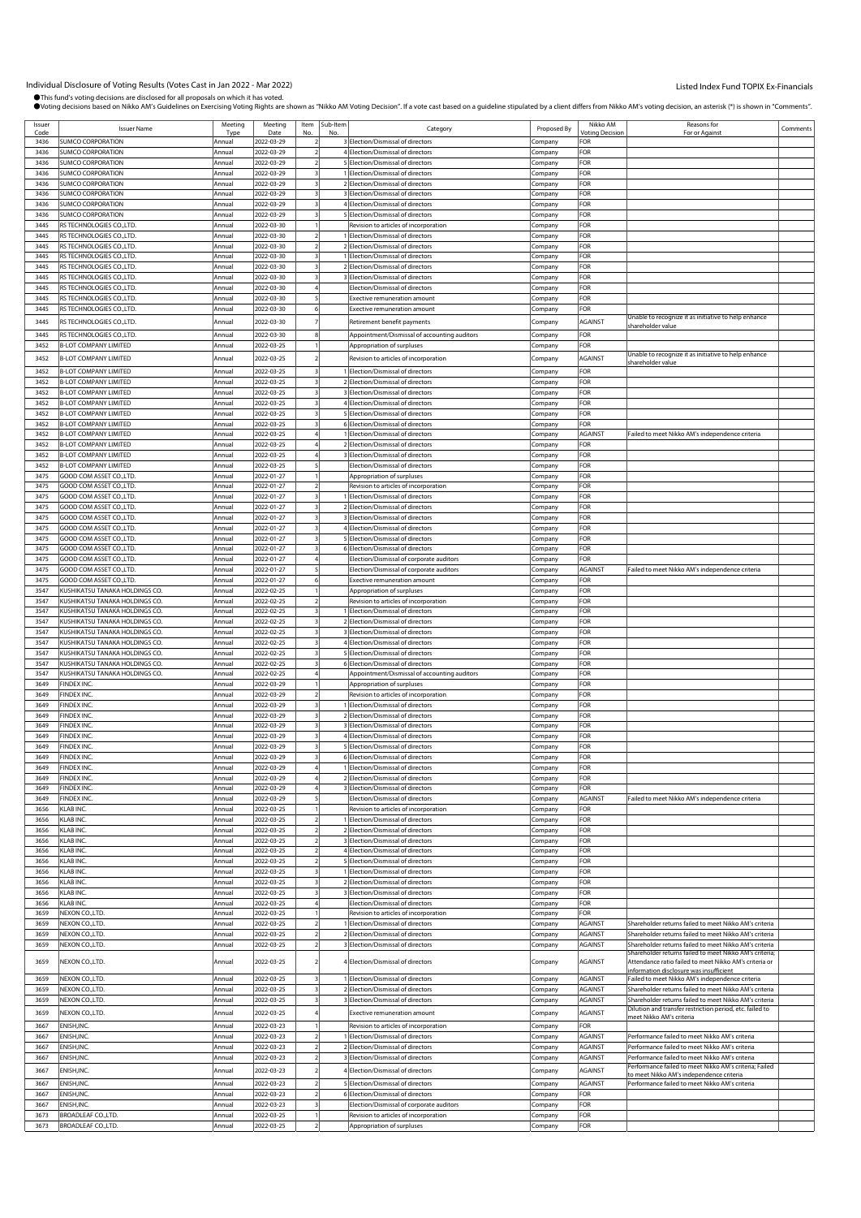# Individual Disclosure of Voting Results (Votes Cast in Jan 2022 - Mar 2022)

Listed Index Fund TOPIX Ex-Financials

●This fund's voting decisions are disclosed for all proposals on which it has voted.
●Voting decisions based on Nikko AM's Guidelines on Exercising Voting Rights are shown as "Nikko AM Voting Decision". If a vote cast based on a guideline stipulated by a client differs from Nikko AM's voting decision, an asterisk (*) is shown in "Comments".

| Issuer Code | Issuer Name | Meeting Type | Meeting Date | Item No. | Sub-Item No. | Category | Proposed By | Nikko AM Voting Decision | Reasons for For or Against | Comments |
|---|---|---|---|---|---|---|---|---|---|---|
| 3436 | SUMCO CORPORATION | Annual | 2022-03-29 | 2 | 3 | Election/Dismissal of directors | Company | FOR | | |
| 3436 | SUMCO CORPORATION | Annual | 2022-03-29 | 2 | 4 | Election/Dismissal of directors | Company | FOR | | |
| 3436 | SUMCO CORPORATION | Annual | 2022-03-29 | 2 | 5 | Election/Dismissal of directors | Company | FOR | | |
| 3436 | SUMCO CORPORATION | Annual | 2022-03-29 | 3 | 1 | Election/Dismissal of directors | Company | FOR | | |
| 3436 | SUMCO CORPORATION | Annual | 2022-03-29 | 3 | 2 | Election/Dismissal of directors | Company | FOR | | |
| 3436 | SUMCO CORPORATION | Annual | 2022-03-29 | 3 | 3 | Election/Dismissal of directors | Company | FOR | | |
| 3436 | SUMCO CORPORATION | Annual | 2022-03-29 | 3 | 4 | Election/Dismissal of directors | Company | FOR | | |
| 3436 | SUMCO CORPORATION | Annual | 2022-03-29 | 3 | 5 | Election/Dismissal of directors | Company | FOR | | |
| 3445 | RS TECHNOLOGIES CO.,LTD. | Annual | 2022-03-30 | 1 | | Revision to articles of incorporation | Company | FOR | | |
| 3445 | RS TECHNOLOGIES CO.,LTD. | Annual | 2022-03-30 | 2 | 1 | Election/Dismissal of directors | Company | FOR | | |
| 3445 | RS TECHNOLOGIES CO.,LTD. | Annual | 2022-03-30 | 2 | 2 | Election/Dismissal of directors | Company | FOR | | |
| 3445 | RS TECHNOLOGIES CO.,LTD. | Annual | 2022-03-30 | 3 | 1 | Election/Dismissal of directors | Company | FOR | | |
| 3445 | RS TECHNOLOGIES CO.,LTD. | Annual | 2022-03-30 | 3 | 2 | Election/Dismissal of directors | Company | FOR | | |
| 3445 | RS TECHNOLOGIES CO.,LTD. | Annual | 2022-03-30 | 3 | 3 | Election/Dismissal of directors | Company | FOR | | |
| 3445 | RS TECHNOLOGIES CO.,LTD. | Annual | 2022-03-30 | 4 | | Election/Dismissal of directors | Company | FOR | | |
| 3445 | RS TECHNOLOGIES CO.,LTD. | Annual | 2022-03-30 | 5 | | Exective remuneration amount | Company | FOR | | |
| 3445 | RS TECHNOLOGIES CO.,LTD. | Annual | 2022-03-30 | 6 | | Exective remuneration amount | Company | FOR | | |
| 3445 | RS TECHNOLOGIES CO.,LTD. | Annual | 2022-03-30 | 7 | | Retirement benefit payments | Company | AGAINST | Unable to recognize it as initiative to help enhance shareholder value | |
| 3445 | RS TECHNOLOGIES CO.,LTD. | Annual | 2022-03-30 | 8 | | Appointment/Dismissal of accounting auditors | Company | FOR | | |
| 3452 | B-LOT COMPANY LIMITED | Annual | 2022-03-25 | 1 | | Appropriation of surpluses | Company | FOR | | |
| 3452 | B-LOT COMPANY LIMITED | Annual | 2022-03-25 | 2 | | Revision to articles of incorporation | Company | AGAINST | Unable to recognize it as initiative to help enhance shareholder value | |
| 3452 | B-LOT COMPANY LIMITED | Annual | 2022-03-25 | 3 | 1 | Election/Dismissal of directors | Company | FOR | | |
| 3452 | B-LOT COMPANY LIMITED | Annual | 2022-03-25 | 3 | 2 | Election/Dismissal of directors | Company | FOR | | |
| 3452 | B-LOT COMPANY LIMITED | Annual | 2022-03-25 | 3 | 3 | Election/Dismissal of directors | Company | FOR | | |
| 3452 | B-LOT COMPANY LIMITED | Annual | 2022-03-25 | 3 | 4 | Election/Dismissal of directors | Company | FOR | | |
| 3452 | B-LOT COMPANY LIMITED | Annual | 2022-03-25 | 3 | 5 | Election/Dismissal of directors | Company | FOR | | |
| 3452 | B-LOT COMPANY LIMITED | Annual | 2022-03-25 | 3 | 6 | Election/Dismissal of directors | Company | FOR | | |
| 3452 | B-LOT COMPANY LIMITED | Annual | 2022-03-25 | 4 | 1 | Election/Dismissal of directors | Company | AGAINST | Failed to meet Nikko AM's independence criteria | |
| 3452 | B-LOT COMPANY LIMITED | Annual | 2022-03-25 | 4 | 2 | Election/Dismissal of directors | Company | FOR | | |
| 3452 | B-LOT COMPANY LIMITED | Annual | 2022-03-25 | 4 | 3 | Election/Dismissal of directors | Company | FOR | | |
| 3452 | B-LOT COMPANY LIMITED | Annual | 2022-03-25 | 5 | | Election/Dismissal of directors | Company | FOR | | |
| 3475 | GOOD COM ASSET CO.,LTD. | Annual | 2022-01-27 | 1 | | Appropriation of surpluses | Company | FOR | | |
| 3475 | GOOD COM ASSET CO.,LTD. | Annual | 2022-01-27 | 2 | | Revision to articles of incorporation | Company | FOR | | |
| 3475 | GOOD COM ASSET CO.,LTD. | Annual | 2022-01-27 | 3 | 1 | Election/Dismissal of directors | Company | FOR | | |
| 3475 | GOOD COM ASSET CO.,LTD. | Annual | 2022-01-27 | 3 | 2 | Election/Dismissal of directors | Company | FOR | | |
| 3475 | GOOD COM ASSET CO.,LTD. | Annual | 2022-01-27 | 3 | 3 | Election/Dismissal of directors | Company | FOR | | |
| 3475 | GOOD COM ASSET CO.,LTD. | Annual | 2022-01-27 | 3 | 4 | Election/Dismissal of directors | Company | FOR | | |
| 3475 | GOOD COM ASSET CO.,LTD. | Annual | 2022-01-27 | 3 | 5 | Election/Dismissal of directors | Company | FOR | | |
| 3475 | GOOD COM ASSET CO.,LTD. | Annual | 2022-01-27 | 3 | 6 | Election/Dismissal of directors | Company | FOR | | |
| 3475 | GOOD COM ASSET CO.,LTD. | Annual | 2022-01-27 | 4 | | Election/Dismissal of corporate auditors | Company | FOR | | |
| 3475 | GOOD COM ASSET CO.,LTD. | Annual | 2022-01-27 | 5 | | Election/Dismissal of corporate auditors | Company | AGAINST | Failed to meet Nikko AM's independence criteria | |
| 3475 | GOOD COM ASSET CO.,LTD. | Annual | 2022-01-27 | 6 | | Exective remuneration amount | Company | FOR | | |
| 3547 | KUSHIKATSU TANAKA HOLDINGS CO. | Annual | 2022-02-25 | 1 | | Appropriation of surpluses | Company | FOR | | |
| 3547 | KUSHIKATSU TANAKA HOLDINGS CO. | Annual | 2022-02-25 | 2 | | Revision to articles of incorporation | Company | FOR | | |
| 3547 | KUSHIKATSU TANAKA HOLDINGS CO. | Annual | 2022-02-25 | 3 | 1 | Election/Dismissal of directors | Company | FOR | | |
| 3547 | KUSHIKATSU TANAKA HOLDINGS CO. | Annual | 2022-02-25 | 3 | 2 | Election/Dismissal of directors | Company | FOR | | |
| 3547 | KUSHIKATSU TANAKA HOLDINGS CO. | Annual | 2022-02-25 | 3 | 3 | Election/Dismissal of directors | Company | FOR | | |
| 3547 | KUSHIKATSU TANAKA HOLDINGS CO. | Annual | 2022-02-25 | 3 | 4 | Election/Dismissal of directors | Company | FOR | | |
| 3547 | KUSHIKATSU TANAKA HOLDINGS CO. | Annual | 2022-02-25 | 3 | 5 | Election/Dismissal of directors | Company | FOR | | |
| 3547 | KUSHIKATSU TANAKA HOLDINGS CO. | Annual | 2022-02-25 | 3 | 6 | Election/Dismissal of directors | Company | FOR | | |
| 3547 | KUSHIKATSU TANAKA HOLDINGS CO. | Annual | 2022-02-25 | 4 | | Appointment/Dismissal of accounting auditors | Company | FOR | | |
| 3649 | FINDEX INC. | Annual | 2022-03-29 | 1 | | Appropriation of surpluses | Company | FOR | | |
| 3649 | FINDEX INC. | Annual | 2022-03-29 | 2 | | Revision to articles of incorporation | Company | FOR | | |
| 3649 | FINDEX INC. | Annual | 2022-03-29 | 3 | 1 | Election/Dismissal of directors | Company | FOR | | |
| 3649 | FINDEX INC. | Annual | 2022-03-29 | 3 | 2 | Election/Dismissal of directors | Company | FOR | | |
| 3649 | FINDEX INC. | Annual | 2022-03-29 | 3 | 3 | Election/Dismissal of directors | Company | FOR | | |
| 3649 | FINDEX INC. | Annual | 2022-03-29 | 3 | 4 | Election/Dismissal of directors | Company | FOR | | |
| 3649 | FINDEX INC. | Annual | 2022-03-29 | 3 | 5 | Election/Dismissal of directors | Company | FOR | | |
| 3649 | FINDEX INC. | Annual | 2022-03-29 | 3 | 6 | Election/Dismissal of directors | Company | FOR | | |
| 3649 | FINDEX INC. | Annual | 2022-03-29 | 4 | 1 | Election/Dismissal of directors | Company | FOR | | |
| 3649 | FINDEX INC. | Annual | 2022-03-29 | 4 | 2 | Election/Dismissal of directors | Company | FOR | | |
| 3649 | FINDEX INC. | Annual | 2022-03-29 | 4 | 3 | Election/Dismissal of directors | Company | FOR | | |
| 3649 | FINDEX INC. | Annual | 2022-03-29 | 5 | | Election/Dismissal of directors | Company | AGAINST | Failed to meet Nikko AM's independence criteria | |
| 3656 | KLAB INC. | Annual | 2022-03-25 | 1 | | Revision to articles of incorporation | Company | FOR | | |
| 3656 | KLAB INC. | Annual | 2022-03-25 | 2 | 1 | Election/Dismissal of directors | Company | FOR | | |
| 3656 | KLAB INC. | Annual | 2022-03-25 | 2 | 2 | Election/Dismissal of directors | Company | FOR | | |
| 3656 | KLAB INC. | Annual | 2022-03-25 | 2 | 3 | Election/Dismissal of directors | Company | FOR | | |
| 3656 | KLAB INC. | Annual | 2022-03-25 | 2 | 4 | Election/Dismissal of directors | Company | FOR | | |
| 3656 | KLAB INC. | Annual | 2022-03-25 | 2 | 5 | Election/Dismissal of directors | Company | FOR | | |
| 3656 | KLAB INC. | Annual | 2022-03-25 | 3 | 1 | Election/Dismissal of directors | Company | FOR | | |
| 3656 | KLAB INC. | Annual | 2022-03-25 | 3 | 2 | Election/Dismissal of directors | Company | FOR | | |
| 3656 | KLAB INC. | Annual | 2022-03-25 | 3 | 3 | Election/Dismissal of directors | Company | FOR | | |
| 3656 | KLAB INC. | Annual | 2022-03-25 | 4 | | Election/Dismissal of directors | Company | FOR | | |
| 3659 | NEXON CO.,LTD. | Annual | 2022-03-25 | 1 | | Revision to articles of incorporation | Company | FOR | | |
| 3659 | NEXON CO.,LTD. | Annual | 2022-03-25 | 2 | 1 | Election/Dismissal of directors | Company | AGAINST | Shareholder returns failed to meet Nikko AM's criteria | |
| 3659 | NEXON CO.,LTD. | Annual | 2022-03-25 | 2 | 2 | Election/Dismissal of directors | Company | AGAINST | Shareholder returns failed to meet Nikko AM's criteria | |
| 3659 | NEXON CO.,LTD. | Annual | 2022-03-25 | 2 | 3 | Election/Dismissal of directors | Company | AGAINST | Shareholder returns failed to meet Nikko AM's criteria | |
| 3659 | NEXON CO.,LTD. | Annual | 2022-03-25 | 2 | 4 | Election/Dismissal of directors | Company | AGAINST | Shareholder returns failed to meet Nikko AM's criteria; Attendance ratio failed to meet Nikko AM's criteria or information disclosure was insufficient | |
| 3659 | NEXON CO.,LTD. | Annual | 2022-03-25 | 3 | 1 | Election/Dismissal of directors | Company | AGAINST | Failed to meet Nikko AM's independence criteria | |
| 3659 | NEXON CO.,LTD. | Annual | 2022-03-25 | 3 | 2 | Election/Dismissal of directors | Company | AGAINST | Shareholder returns failed to meet Nikko AM's criteria | |
| 3659 | NEXON CO.,LTD. | Annual | 2022-03-25 | 3 | 3 | Election/Dismissal of directors | Company | AGAINST | Shareholder returns failed to meet Nikko AM's criteria | |
| 3659 | NEXON CO.,LTD. | Annual | 2022-03-25 | 4 | | Exective remuneration amount | Company | AGAINST | Dilution and transfer restriction period, etc. failed to meet Nikko AM's criteria | |
| 3667 | ENISH,INC. | Annual | 2022-03-23 | 1 | | Revision to articles of incorporation | Company | FOR | | |
| 3667 | ENISH,INC. | Annual | 2022-03-23 | 2 | 1 | Election/Dismissal of directors | Company | AGAINST | Performance failed to meet Nikko AM's criteria | |
| 3667 | ENISH,INC. | Annual | 2022-03-23 | 2 | 2 | Election/Dismissal of directors | Company | AGAINST | Performance failed to meet Nikko AM's criteria | |
| 3667 | ENISH,INC. | Annual | 2022-03-23 | 2 | 3 | Election/Dismissal of directors | Company | AGAINST | Performance failed to meet Nikko AM's criteria | |
| 3667 | ENISH,INC. | Annual | 2022-03-23 | 2 | 4 | Election/Dismissal of directors | Company | AGAINST | Performance failed to meet Nikko AM's criteria; Failed to meet Nikko AM's independence criteria | |
| 3667 | ENISH,INC. | Annual | 2022-03-23 | 2 | 5 | Election/Dismissal of directors | Company | AGAINST | Performance failed to meet Nikko AM's criteria | |
| 3667 | ENISH,INC. | Annual | 2022-03-23 | 2 | 6 | Election/Dismissal of directors | Company | FOR | | |
| 3667 | ENISH,INC. | Annual | 2022-03-23 | 3 | | Election/Dismissal of corporate auditors | Company | FOR | | |
| 3673 | BROADLEAF CO.,LTD. | Annual | 2022-03-25 | 1 | | Revision to articles of incorporation | Company | FOR | | |
| 3673 | BROADLEAF CO.,LTD. | Annual | 2022-03-25 | 2 | | Appropriation of surpluses | Company | FOR | | |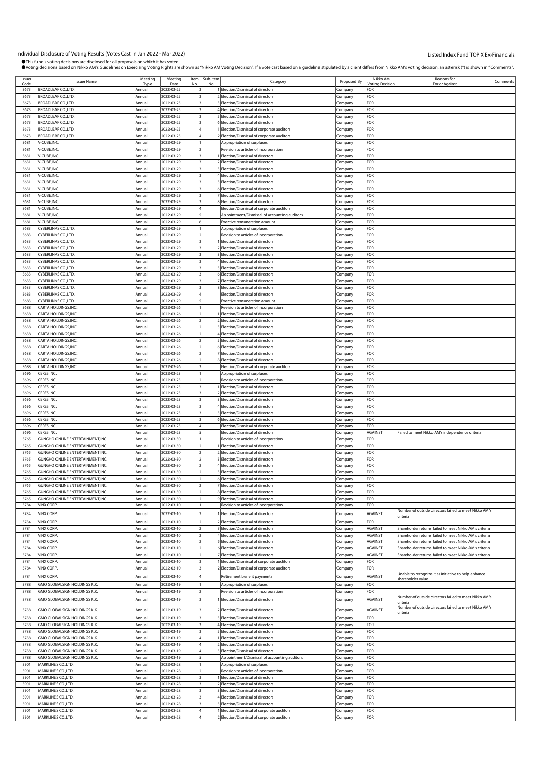Individual Disclosure of Voting Results (Votes Cast in Jan 2022 - Mar 2022)

Listed Index Fund TOPIX Ex-Financials

●This fund's voting decisions are disclosed for all proposals on which it has voted.
●Voting decisions based on Nikko AM's Guidelines on Exercising Voting Rights are shown as "Nikko AM Voting Decision". If a vote cast based on a guideline stipulated by a client differs from Nikko AM's voting decision, an asterisk (*) is shown in "Comments".

| Issuer Code | Issuer Name | Meeting Type | Meeting Date | Item No. | Sub-Item No. | Category | Proposed By | Nikko AM Voting Decision | Reasons for For or Against | Comments |
|---|---|---|---|---|---|---|---|---|---|---|
| 3673 | BROADLEAF CO.,LTD. | Annual | 2022-03-25 | 3 | 1 | Election/Dismissal of directors | Company | FOR | | |
| 3673 | BROADLEAF CO.,LTD. | Annual | 2022-03-25 | 3 | 2 | Election/Dismissal of directors | Company | FOR | | |
| 3673 | BROADLEAF CO.,LTD. | Annual | 2022-03-25 | 3 | 3 | Election/Dismissal of directors | Company | FOR | | |
| 3673 | BROADLEAF CO.,LTD. | Annual | 2022-03-25 | 3 | 4 | Election/Dismissal of directors | Company | FOR | | |
| 3673 | BROADLEAF CO.,LTD. | Annual | 2022-03-25 | 3 | 5 | Election/Dismissal of directors | Company | FOR | | |
| 3673 | BROADLEAF CO.,LTD. | Annual | 2022-03-25 | 3 | 6 | Election/Dismissal of directors | Company | FOR | | |
| 3673 | BROADLEAF CO.,LTD. | Annual | 2022-03-25 | 4 | 1 | Election/Dismissal of corporate auditors | Company | FOR | | |
| 3673 | BROADLEAF CO.,LTD. | Annual | 2022-03-25 | 4 | 2 | Election/Dismissal of corporate auditors | Company | FOR | | |
| 3681 | V-CUBE,INC. | Annual | 2022-03-29 | 1 | | Appropriation of surpluses | Company | FOR | | |
| 3681 | V-CUBE,INC. | Annual | 2022-03-29 | 2 | | Revision to articles of incorporation | Company | FOR | | |
| 3681 | V-CUBE,INC. | Annual | 2022-03-29 | 3 | 1 | Election/Dismissal of directors | Company | FOR | | |
| 3681 | V-CUBE,INC. | Annual | 2022-03-29 | 3 | 2 | Election/Dismissal of directors | Company | FOR | | |
| 3681 | V-CUBE,INC. | Annual | 2022-03-29 | 3 | 3 | Election/Dismissal of directors | Company | FOR | | |
| 3681 | V-CUBE,INC. | Annual | 2022-03-29 | 3 | 4 | Election/Dismissal of directors | Company | FOR | | |
| 3681 | V-CUBE,INC. | Annual | 2022-03-29 | 3 | 5 | Election/Dismissal of directors | Company | FOR | | |
| 3681 | V-CUBE,INC. | Annual | 2022-03-29 | 3 | 6 | Election/Dismissal of directors | Company | FOR | | |
| 3681 | V-CUBE,INC. | Annual | 2022-03-29 | 3 | 7 | Election/Dismissal of directors | Company | FOR | | |
| 3681 | V-CUBE,INC. | Annual | 2022-03-29 | 3 | 8 | Election/Dismissal of directors | Company | FOR | | |
| 3681 | V-CUBE,INC. | Annual | 2022-03-29 | 4 | | Election/Dismissal of corporate auditors | Company | FOR | | |
| 3681 | V-CUBE,INC. | Annual | 2022-03-29 | 5 | | Appointment/Dismissal of accounting auditors | Company | FOR | | |
| 3681 | V-CUBE,INC. | Annual | 2022-03-29 | 6 | | Exective remuneration amount | Company | FOR | | |
| 3683 | CYBERLINKS CO.,LTD. | Annual | 2022-03-29 | 1 | | Appropriation of surpluses | Company | FOR | | |
| 3683 | CYBERLINKS CO.,LTD. | Annual | 2022-03-29 | 2 | | Revision to articles of incorporation | Company | FOR | | |
| 3683 | CYBERLINKS CO.,LTD. | Annual | 2022-03-29 | 3 | 1 | Election/Dismissal of directors | Company | FOR | | |
| 3683 | CYBERLINKS CO.,LTD. | Annual | 2022-03-29 | 3 | 2 | Election/Dismissal of directors | Company | FOR | | |
| 3683 | CYBERLINKS CO.,LTD. | Annual | 2022-03-29 | 3 | 3 | Election/Dismissal of directors | Company | FOR | | |
| 3683 | CYBERLINKS CO.,LTD. | Annual | 2022-03-29 | 3 | 4 | Election/Dismissal of directors | Company | FOR | | |
| 3683 | CYBERLINKS CO.,LTD. | Annual | 2022-03-29 | 3 | 5 | Election/Dismissal of directors | Company | FOR | | |
| 3683 | CYBERLINKS CO.,LTD. | Annual | 2022-03-29 | 3 | 6 | Election/Dismissal of directors | Company | FOR | | |
| 3683 | CYBERLINKS CO.,LTD. | Annual | 2022-03-29 | 3 | 7 | Election/Dismissal of directors | Company | FOR | | |
| 3683 | CYBERLINKS CO.,LTD. | Annual | 2022-03-29 | 3 | 8 | Election/Dismissal of directors | Company | FOR | | |
| 3683 | CYBERLINKS CO.,LTD. | Annual | 2022-03-29 | 4 | | Election/Dismissal of directors | Company | FOR | | |
| 3683 | CYBERLINKS CO.,LTD. | Annual | 2022-03-29 | 5 | | Exective remuneration amount | Company | FOR | | |
| 3688 | CARTA HOLDINGS,INC. | Annual | 2022-03-26 | 1 | | Revision to articles of incorporation | Company | FOR | | |
| 3688 | CARTA HOLDINGS,INC. | Annual | 2022-03-26 | 2 | 1 | Election/Dismissal of directors | Company | FOR | | |
| 3688 | CARTA HOLDINGS,INC. | Annual | 2022-03-26 | 2 | 2 | Election/Dismissal of directors | Company | FOR | | |
| 3688 | CARTA HOLDINGS,INC. | Annual | 2022-03-26 | 2 | 3 | Election/Dismissal of directors | Company | FOR | | |
| 3688 | CARTA HOLDINGS,INC. | Annual | 2022-03-26 | 2 | 4 | Election/Dismissal of directors | Company | FOR | | |
| 3688 | CARTA HOLDINGS,INC. | Annual | 2022-03-26 | 2 | 5 | Election/Dismissal of directors | Company | FOR | | |
| 3688 | CARTA HOLDINGS,INC. | Annual | 2022-03-26 | 2 | 6 | Election/Dismissal of directors | Company | FOR | | |
| 3688 | CARTA HOLDINGS,INC. | Annual | 2022-03-26 | 2 | 7 | Election/Dismissal of directors | Company | FOR | | |
| 3688 | CARTA HOLDINGS,INC. | Annual | 2022-03-26 | 2 | 8 | Election/Dismissal of directors | Company | FOR | | |
| 3688 | CARTA HOLDINGS,INC. | Annual | 2022-03-26 | 3 | | Election/Dismissal of corporate auditors | Company | FOR | | |
| 3696 | CERES INC. | Annual | 2022-03-23 | 1 | | Appropriation of surpluses | Company | FOR | | |
| 3696 | CERES INC. | Annual | 2022-03-23 | 2 | | Revision to articles of incorporation | Company | FOR | | |
| 3696 | CERES INC. | Annual | 2022-03-23 | 3 | 1 | Election/Dismissal of directors | Company | FOR | | |
| 3696 | CERES INC. | Annual | 2022-03-23 | 3 | 2 | Election/Dismissal of directors | Company | FOR | | |
| 3696 | CERES INC. | Annual | 2022-03-23 | 3 | 3 | Election/Dismissal of directors | Company | FOR | | |
| 3696 | CERES INC. | Annual | 2022-03-23 | 3 | 4 | Election/Dismissal of directors | Company | FOR | | |
| 3696 | CERES INC. | Annual | 2022-03-23 | 3 | 5 | Election/Dismissal of directors | Company | FOR | | |
| 3696 | CERES INC. | Annual | 2022-03-23 | 3 | 6 | Election/Dismissal of directors | Company | FOR | | |
| 3696 | CERES INC. | Annual | 2022-03-23 | 4 | | Election/Dismissal of directors | Company | FOR | | |
| 3696 | CERES INC. | Annual | 2022-03-23 | 5 | | Election/Dismissal of directors | Company | AGAINST | Failed to meet Nikko AM's independence criteria | |
| 3765 | GUNGHO ONLINE ENTERTAINMENT,INC. | Annual | 2022-03-30 | 1 | | Revision to articles of incorporation | Company | FOR | | |
| 3765 | GUNGHO ONLINE ENTERTAINMENT,INC. | Annual | 2022-03-30 | 2 | 1 | Election/Dismissal of directors | Company | FOR | | |
| 3765 | GUNGHO ONLINE ENTERTAINMENT,INC. | Annual | 2022-03-30 | 2 | 2 | Election/Dismissal of directors | Company | FOR | | |
| 3765 | GUNGHO ONLINE ENTERTAINMENT,INC. | Annual | 2022-03-30 | 2 | 3 | Election/Dismissal of directors | Company | FOR | | |
| 3765 | GUNGHO ONLINE ENTERTAINMENT,INC. | Annual | 2022-03-30 | 2 | 4 | Election/Dismissal of directors | Company | FOR | | |
| 3765 | GUNGHO ONLINE ENTERTAINMENT,INC. | Annual | 2022-03-30 | 2 | 5 | Election/Dismissal of directors | Company | FOR | | |
| 3765 | GUNGHO ONLINE ENTERTAINMENT,INC. | Annual | 2022-03-30 | 2 | 6 | Election/Dismissal of directors | Company | FOR | | |
| 3765 | GUNGHO ONLINE ENTERTAINMENT,INC. | Annual | 2022-03-30 | 2 | 7 | Election/Dismissal of directors | Company | FOR | | |
| 3765 | GUNGHO ONLINE ENTERTAINMENT,INC. | Annual | 2022-03-30 | 2 | 8 | Election/Dismissal of directors | Company | FOR | | |
| 3765 | GUNGHO ONLINE ENTERTAINMENT,INC. | Annual | 2022-03-30 | 2 | 9 | Election/Dismissal of directors | Company | FOR | | |
| 3784 | VINX CORP. | Annual | 2022-03-10 | 1 | | Revision to articles of incorporation | Company | FOR | | |
| 3784 | VINX CORP. | Annual | 2022-03-10 | 2 | 1 | Election/Dismissal of directors | Company | AGAINST | Number of outside directors failed to meet Nikko AM's criteria | |
| 3784 | VINX CORP. | Annual | 2022-03-10 | 2 | 2 | Election/Dismissal of directors | Company | FOR | | |
| 3784 | VINX CORP. | Annual | 2022-03-10 | 2 | 3 | Election/Dismissal of directors | Company | AGAINST | Shareholder returns failed to meet Nikko AM's criteria | |
| 3784 | VINX CORP. | Annual | 2022-03-10 | 2 | 4 | Election/Dismissal of directors | Company | AGAINST | Shareholder returns failed to meet Nikko AM's criteria | |
| 3784 | VINX CORP. | Annual | 2022-03-10 | 2 | 5 | Election/Dismissal of directors | Company | AGAINST | Shareholder returns failed to meet Nikko AM's criteria | |
| 3784 | VINX CORP. | Annual | 2022-03-10 | 2 | 6 | Election/Dismissal of directors | Company | AGAINST | Shareholder returns failed to meet Nikko AM's criteria | |
| 3784 | VINX CORP. | Annual | 2022-03-10 | 2 | 7 | Election/Dismissal of directors | Company | AGAINST | Shareholder returns failed to meet Nikko AM's criteria | |
| 3784 | VINX CORP. | Annual | 2022-03-10 | 3 | 1 | Election/Dismissal of corporate auditors | Company | FOR | | |
| 3784 | VINX CORP. | Annual | 2022-03-10 | 3 | 2 | Election/Dismissal of corporate auditors | Company | FOR | | |
| 3784 | VINX CORP. | Annual | 2022-03-10 | 4 | | Retirement benefit payments | Company | AGAINST | Unable to recognize it as initiative to help enhance shareholder value | |
| 3788 | GMO GLOBALSIGN HOLDINGS K.K. | Annual | 2022-03-19 | 1 | | Appropriation of surpluses | Company | FOR | | |
| 3788 | GMO GLOBALSIGN HOLDINGS K.K. | Annual | 2022-03-19 | 2 | | Revision to articles of incorporation | Company | FOR | | |
| 3788 | GMO GLOBALSIGN HOLDINGS K.K. | Annual | 2022-03-19 | 3 | 1 | Election/Dismissal of directors | Company | AGAINST | Number of outside directors failed to meet Nikko AM's criteria | |
| 3788 | GMO GLOBALSIGN HOLDINGS K.K. | Annual | 2022-03-19 | 3 | 2 | Election/Dismissal of directors | Company | AGAINST | Number of outside directors failed to meet Nikko AM's criteria | |
| 3788 | GMO GLOBALSIGN HOLDINGS K.K. | Annual | 2022-03-19 | 3 | 3 | Election/Dismissal of directors | Company | FOR | | |
| 3788 | GMO GLOBALSIGN HOLDINGS K.K. | Annual | 2022-03-19 | 3 | 4 | Election/Dismissal of directors | Company | FOR | | |
| 3788 | GMO GLOBALSIGN HOLDINGS K.K. | Annual | 2022-03-19 | 3 | 5 | Election/Dismissal of directors | Company | FOR | | |
| 3788 | GMO GLOBALSIGN HOLDINGS K.K. | Annual | 2022-03-19 | 4 | 1 | Election/Dismissal of directors | Company | FOR | | |
| 3788 | GMO GLOBALSIGN HOLDINGS K.K. | Annual | 2022-03-19 | 4 | 2 | Election/Dismissal of directors | Company | FOR | | |
| 3788 | GMO GLOBALSIGN HOLDINGS K.K. | Annual | 2022-03-19 | 4 | 3 | Election/Dismissal of directors | Company | FOR | | |
| 3788 | GMO GLOBALSIGN HOLDINGS K.K. | Annual | 2022-03-19 | 5 | | Appointment/Dismissal of accounting auditors | Company | FOR | | |
| 3901 | MARKLINES CO.,LTD. | Annual | 2022-03-28 | 1 | | Appropriation of surpluses | Company | FOR | | |
| 3901 | MARKLINES CO.,LTD. | Annual | 2022-03-28 | 2 | | Revision to articles of incorporation | Company | FOR | | |
| 3901 | MARKLINES CO.,LTD. | Annual | 2022-03-28 | 3 | 1 | Election/Dismissal of directors | Company | FOR | | |
| 3901 | MARKLINES CO.,LTD. | Annual | 2022-03-28 | 3 | 2 | Election/Dismissal of directors | Company | FOR | | |
| 3901 | MARKLINES CO.,LTD. | Annual | 2022-03-28 | 3 | 3 | Election/Dismissal of directors | Company | FOR | | |
| 3901 | MARKLINES CO.,LTD. | Annual | 2022-03-28 | 3 | 4 | Election/Dismissal of directors | Company | FOR | | |
| 3901 | MARKLINES CO.,LTD. | Annual | 2022-03-28 | 3 | 5 | Election/Dismissal of directors | Company | FOR | | |
| 3901 | MARKLINES CO.,LTD. | Annual | 2022-03-28 | 4 | 1 | Election/Dismissal of corporate auditors | Company | FOR | | |
| 3901 | MARKLINES CO.,LTD. | Annual | 2022-03-28 | 4 | 2 | Election/Dismissal of corporate auditors | Company | FOR | | |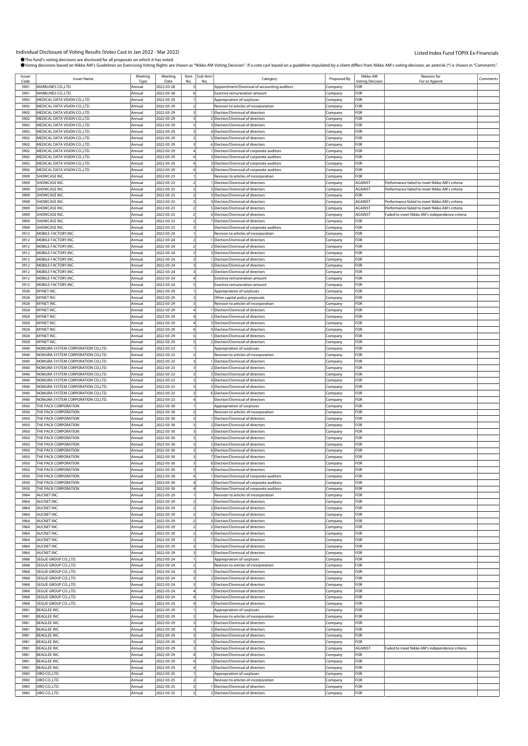# Individual Disclosure of Voting Results (Votes Cast in Jan 2022 - Mar 2022)

Listed Index Fund TOPIX Ex-Financials

●This fund's voting decisions are disclosed for all proposals on which it has voted.
●Voting decisions based on Nikko AM's Guidelines on Exercising Voting Rights are shown as "Nikko AM Voting Decision". If a vote cast based on a guideline stipulated by a client differs from Nikko AM's voting decision, an asterisk (*) is shown in "Comments".

| Issuer Code | Issuer Name | Meeting Type | Meeting Date | Item No. | Sub-Item No. | Category | Proposed By | Nikko AM Voting Decision | Reasons for For or Against | Comments |
|---|---|---|---|---|---|---|---|---|---|---|
| 3901 | MARKLINES CO.,LTD. | Annual | 2022-03-28 | 5 | | Appointment/Dismissal of accounting auditors | Company | FOR | | |
| 3901 | MARKLINES CO.,LTD. | Annual | 2022-03-28 | 6 | | Exective remuneration amount | Company | FOR | | |
| 3902 | MEDICAL DATA VISION CO.,LTD. | Annual | 2022-03-29 | 1 | | Appropriation of surpluses | Company | FOR | | |
| 3902 | MEDICAL DATA VISION CO.,LTD. | Annual | 2022-03-29 | 2 | | Revision to articles of incorporation | Company | FOR | | |
| 3902 | MEDICAL DATA VISION CO.,LTD. | Annual | 2022-03-29 | 3 | 1 | Election/Dismissal of directors | Company | FOR | | |
| 3902 | MEDICAL DATA VISION CO.,LTD. | Annual | 2022-03-29 | 3 | 2 | Election/Dismissal of directors | Company | FOR | | |
| 3902 | MEDICAL DATA VISION CO.,LTD. | Annual | 2022-03-29 | 3 | 3 | Election/Dismissal of directors | Company | FOR | | |
| 3902 | MEDICAL DATA VISION CO.,LTD. | Annual | 2022-03-29 | 3 | 4 | Election/Dismissal of directors | Company | FOR | | |
| 3902 | MEDICAL DATA VISION CO.,LTD. | Annual | 2022-03-29 | 3 | 5 | Election/Dismissal of directors | Company | FOR | | |
| 3902 | MEDICAL DATA VISION CO.,LTD. | Annual | 2022-03-29 | 3 | 6 | Election/Dismissal of directors | Company | FOR | | |
| 3902 | MEDICAL DATA VISION CO.,LTD. | Annual | 2022-03-29 | 4 | 1 | Election/Dismissal of corporate auditors | Company | FOR | | |
| 3902 | MEDICAL DATA VISION CO.,LTD. | Annual | 2022-03-29 | 4 | 2 | Election/Dismissal of corporate auditors | Company | FOR | | |
| 3902 | MEDICAL DATA VISION CO.,LTD. | Annual | 2022-03-29 | 4 | 3 | Election/Dismissal of corporate auditors | Company | FOR | | |
| 3902 | MEDICAL DATA VISION CO.,LTD. | Annual | 2022-03-29 | 4 | 4 | Election/Dismissal of corporate auditors | Company | FOR | | |
| 3909 | SHOWCASE INC. | Annual | 2022-03-23 | 1 | | Revision to articles of incorporation | Company | FOR | | |
| 3909 | SHOWCASE INC. | Annual | 2022-03-23 | 2 | 1 | Election/Dismissal of directors | Company | AGAINST | Performance failed to meet Nikko AM's criteria | |
| 3909 | SHOWCASE INC. | Annual | 2022-03-23 | 2 | 2 | Election/Dismissal of directors | Company | AGAINST | Performance failed to meet Nikko AM's criteria | |
| 3909 | SHOWCASE INC. | Annual | 2022-03-23 | 2 | 3 | Election/Dismissal of directors | Company | FOR | | |
| 3909 | SHOWCASE INC. | Annual | 2022-03-23 | 2 | 4 | Election/Dismissal of directors | Company | AGAINST | Performance failed to meet Nikko AM's criteria | |
| 3909 | SHOWCASE INC. | Annual | 2022-03-23 | 2 | 5 | Election/Dismissal of directors | Company | AGAINST | Performance failed to meet Nikko AM's criteria | |
| 3909 | SHOWCASE INC. | Annual | 2022-03-23 | 2 | 6 | Election/Dismissal of directors | Company | AGAINST | Failed to meet Nikko AM's independence criteria | |
| 3909 | SHOWCASE INC. | Annual | 2022-03-23 | 2 | 7 | Election/Dismissal of directors | Company | FOR | | |
| 3909 | SHOWCASE INC. | Annual | 2022-03-23 | 3 | | Election/Dismissal of corporate auditors | Company | FOR | | |
| 3912 | MOBILE FACTORY,INC. | Annual | 2022-03-24 | 1 | | Revision to articles of incorporation | Company | FOR | | |
| 3912 | MOBILE FACTORY,INC. | Annual | 2022-03-24 | 2 | 1 | Election/Dismissal of directors | Company | FOR | | |
| 3912 | MOBILE FACTORY,INC. | Annual | 2022-03-24 | 2 | 2 | Election/Dismissal of directors | Company | FOR | | |
| 3912 | MOBILE FACTORY,INC. | Annual | 2022-03-24 | 2 | 3 | Election/Dismissal of directors | Company | FOR | | |
| 3912 | MOBILE FACTORY,INC. | Annual | 2022-03-24 | 3 | 1 | Election/Dismissal of directors | Company | FOR | | |
| 3912 | MOBILE FACTORY,INC. | Annual | 2022-03-24 | 3 | 2 | Election/Dismissal of directors | Company | FOR | | |
| 3912 | MOBILE FACTORY,INC. | Annual | 2022-03-24 | 3 | 3 | Election/Dismissal of directors | Company | FOR | | |
| 3912 | MOBILE FACTORY,INC. | Annual | 2022-03-24 | 4 | | Exective remuneration amount | Company | FOR | | |
| 3912 | MOBILE FACTORY,INC. | Annual | 2022-03-24 | 5 | | Exective remuneration amount | Company | FOR | | |
| 3928 | MYNET INC. | Annual | 2022-03-29 | 1 | | Appropriation of surpluses | Company | FOR | | |
| 3928 | MYNET INC. | Annual | 2022-03-29 | 2 | | Other capital policy proposals | Company | FOR | | |
| 3928 | MYNET INC. | Annual | 2022-03-29 | 3 | | Revision to articles of incorporation | Company | FOR | | |
| 3928 | MYNET INC. | Annual | 2022-03-29 | 4 | 1 | Election/Dismissal of directors | Company | FOR | | |
| 3928 | MYNET INC. | Annual | 2022-03-29 | 4 | 2 | Election/Dismissal of directors | Company | FOR | | |
| 3928 | MYNET INC. | Annual | 2022-03-29 | 4 | 3 | Election/Dismissal of directors | Company | FOR | | |
| 3928 | MYNET INC. | Annual | 2022-03-29 | 4 | 4 | Election/Dismissal of directors | Company | FOR | | |
| 3928 | MYNET INC. | Annual | 2022-03-29 | 5 | 1 | Election/Dismissal of directors | Company | FOR | | |
| 3928 | MYNET INC. | Annual | 2022-03-29 | 5 | 2 | Election/Dismissal of directors | Company | FOR | | |
| 3940 | NOMURA SYSTEM CORPORATION CO.,LTD. | Annual | 2022-03-23 | 1 | | Appropriation of surpluses | Company | FOR | | |
| 3940 | NOMURA SYSTEM CORPORATION CO.,LTD. | Annual | 2022-03-23 | 2 | | Revision to articles of incorporation | Company | FOR | | |
| 3940 | NOMURA SYSTEM CORPORATION CO.,LTD. | Annual | 2022-03-23 | 3 | 1 | Election/Dismissal of directors | Company | FOR | | |
| 3940 | NOMURA SYSTEM CORPORATION CO.,LTD. | Annual | 2022-03-23 | 3 | 2 | Election/Dismissal of directors | Company | FOR | | |
| 3940 | NOMURA SYSTEM CORPORATION CO.,LTD. | Annual | 2022-03-23 | 3 | 3 | Election/Dismissal of directors | Company | FOR | | |
| 3940 | NOMURA SYSTEM CORPORATION CO.,LTD. | Annual | 2022-03-23 | 3 | 4 | Election/Dismissal of directors | Company | FOR | | |
| 3940 | NOMURA SYSTEM CORPORATION CO.,LTD. | Annual | 2022-03-23 | 3 | 5 | Election/Dismissal of directors | Company | FOR | | |
| 3940 | NOMURA SYSTEM CORPORATION CO.,LTD. | Annual | 2022-03-23 | 3 | 6 | Election/Dismissal of directors | Company | FOR | | |
| 3940 | NOMURA SYSTEM CORPORATION CO.,LTD. | Annual | 2022-03-23 | 4 | | Election/Dismissal of directors | Company | FOR | | |
| 3950 | THE PACK CORPORATION | Annual | 2022-03-30 | 1 | | Appropriation of surpluses | Company | FOR | | |
| 3950 | THE PACK CORPORATION | Annual | 2022-03-30 | 2 | | Revision to articles of incorporation | Company | FOR | | |
| 3950 | THE PACK CORPORATION | Annual | 2022-03-30 | 3 | 1 | Election/Dismissal of directors | Company | FOR | | |
| 3950 | THE PACK CORPORATION | Annual | 2022-03-30 | 3 | 2 | Election/Dismissal of directors | Company | FOR | | |
| 3950 | THE PACK CORPORATION | Annual | 2022-03-30 | 3 | 3 | Election/Dismissal of directors | Company | FOR | | |
| 3950 | THE PACK CORPORATION | Annual | 2022-03-30 | 3 | 4 | Election/Dismissal of directors | Company | FOR | | |
| 3950 | THE PACK CORPORATION | Annual | 2022-03-30 | 3 | 5 | Election/Dismissal of directors | Company | FOR | | |
| 3950 | THE PACK CORPORATION | Annual | 2022-03-30 | 3 | 6 | Election/Dismissal of directors | Company | FOR | | |
| 3950 | THE PACK CORPORATION | Annual | 2022-03-30 | 3 | 7 | Election/Dismissal of directors | Company | FOR | | |
| 3950 | THE PACK CORPORATION | Annual | 2022-03-30 | 3 | 8 | Election/Dismissal of directors | Company | FOR | | |
| 3950 | THE PACK CORPORATION | Annual | 2022-03-30 | 3 | 9 | Election/Dismissal of directors | Company | FOR | | |
| 3950 | THE PACK CORPORATION | Annual | 2022-03-30 | 4 | 1 | Election/Dismissal of corporate auditors | Company | FOR | | |
| 3950 | THE PACK CORPORATION | Annual | 2022-03-30 | 4 | 2 | Election/Dismissal of corporate auditors | Company | FOR | | |
| 3950 | THE PACK CORPORATION | Annual | 2022-03-30 | 4 | 3 | Election/Dismissal of corporate auditors | Company | FOR | | |
| 3964 | AUCNET INC. | Annual | 2022-03-29 | 1 | | Revision to articles of incorporation | Company | FOR | | |
| 3964 | AUCNET INC. | Annual | 2022-03-29 | 2 | 1 | Election/Dismissal of directors | Company | FOR | | |
| 3964 | AUCNET INC. | Annual | 2022-03-29 | 2 | 2 | Election/Dismissal of directors | Company | FOR | | |
| 3964 | AUCNET INC. | Annual | 2022-03-29 | 2 | 3 | Election/Dismissal of directors | Company | FOR | | |
| 3964 | AUCNET INC. | Annual | 2022-03-29 | 2 | 4 | Election/Dismissal of directors | Company | FOR | | |
| 3964 | AUCNET INC. | Annual | 2022-03-29 | 2 | 5 | Election/Dismissal of directors | Company | FOR | | |
| 3964 | AUCNET INC. | Annual | 2022-03-29 | 2 | 6 | Election/Dismissal of directors | Company | FOR | | |
| 3964 | AUCNET INC. | Annual | 2022-03-29 | 2 | 7 | Election/Dismissal of directors | Company | FOR | | |
| 3964 | AUCNET INC. | Annual | 2022-03-29 | 3 | 1 | Election/Dismissal of directors | Company | FOR | | |
| 3964 | AUCNET INC. | Annual | 2022-03-29 | 3 | 2 | Election/Dismissal of directors | Company | FOR | | |
| 3968 | SEGUE GROUP CO.,LTD. | Annual | 2022-03-24 | 1 | | Appropriation of surpluses | Company | FOR | | |
| 3968 | SEGUE GROUP CO.,LTD. | Annual | 2022-03-24 | 2 | | Revision to articles of incorporation | Company | FOR | | |
| 3968 | SEGUE GROUP CO.,LTD. | Annual | 2022-03-24 | 3 | 1 | Election/Dismissal of directors | Company | FOR | | |
| 3968 | SEGUE GROUP CO.,LTD. | Annual | 2022-03-24 | 3 | 2 | Election/Dismissal of directors | Company | FOR | | |
| 3968 | SEGUE GROUP CO.,LTD. | Annual | 2022-03-24 | 3 | 3 | Election/Dismissal of directors | Company | FOR | | |
| 3968 | SEGUE GROUP CO.,LTD. | Annual | 2022-03-24 | 4 | 1 | Election/Dismissal of directors | Company | FOR | | |
| 3968 | SEGUE GROUP CO.,LTD. | Annual | 2022-03-24 | 4 | 2 | Election/Dismissal of directors | Company | FOR | | |
| 3968 | SEGUE GROUP CO.,LTD. | Annual | 2022-03-24 | 4 | 3 | Election/Dismissal of directors | Company | FOR | | |
| 3981 | BEAGLEE INC. | Annual | 2022-03-29 | 1 | | Appropriation of surpluses | Company | FOR | | |
| 3981 | BEAGLEE INC. | Annual | 2022-03-29 | 2 | | Revision to articles of incorporation | Company | FOR | | |
| 3981 | BEAGLEE INC. | Annual | 2022-03-29 | 3 | 1 | Election/Dismissal of directors | Company | FOR | | |
| 3981 | BEAGLEE INC. | Annual | 2022-03-29 | 3 | 2 | Election/Dismissal of directors | Company | FOR | | |
| 3981 | BEAGLEE INC. | Annual | 2022-03-29 | 3 | 3 | Election/Dismissal of directors | Company | FOR | | |
| 3981 | BEAGLEE INC. | Annual | 2022-03-29 | 3 | 4 | Election/Dismissal of directors | Company | FOR | | |
| 3981 | BEAGLEE INC. | Annual | 2022-03-29 | 3 | 5 | Election/Dismissal of directors | Company | AGAINST | Failed to meet Nikko AM's independence criteria | |
| 3981 | BEAGLEE INC. | Annual | 2022-03-29 | 4 | 1 | Election/Dismissal of directors | Company | FOR | | |
| 3981 | BEAGLEE INC. | Annual | 2022-03-29 | 4 | 2 | Election/Dismissal of directors | Company | FOR | | |
| 3981 | BEAGLEE INC. | Annual | 2022-03-29 | 4 | 3 | Election/Dismissal of directors | Company | FOR | | |
| 3983 | ORO CO.,LTD. | Annual | 2022-03-25 | 1 | | Appropriation of surpluses | Company | FOR | | |
| 3983 | ORO CO.,LTD. | Annual | 2022-03-25 | 2 | | Revision to articles of incorporation | Company | FOR | | |
| 3983 | ORO CO.,LTD. | Annual | 2022-03-25 | 3 | 1 | Election/Dismissal of directors | Company | FOR | | |
| 3983 | ORO CO.,LTD. | Annual | 2022-03-25 | 3 | 2 | Election/Dismissal of directors | Company | FOR | | |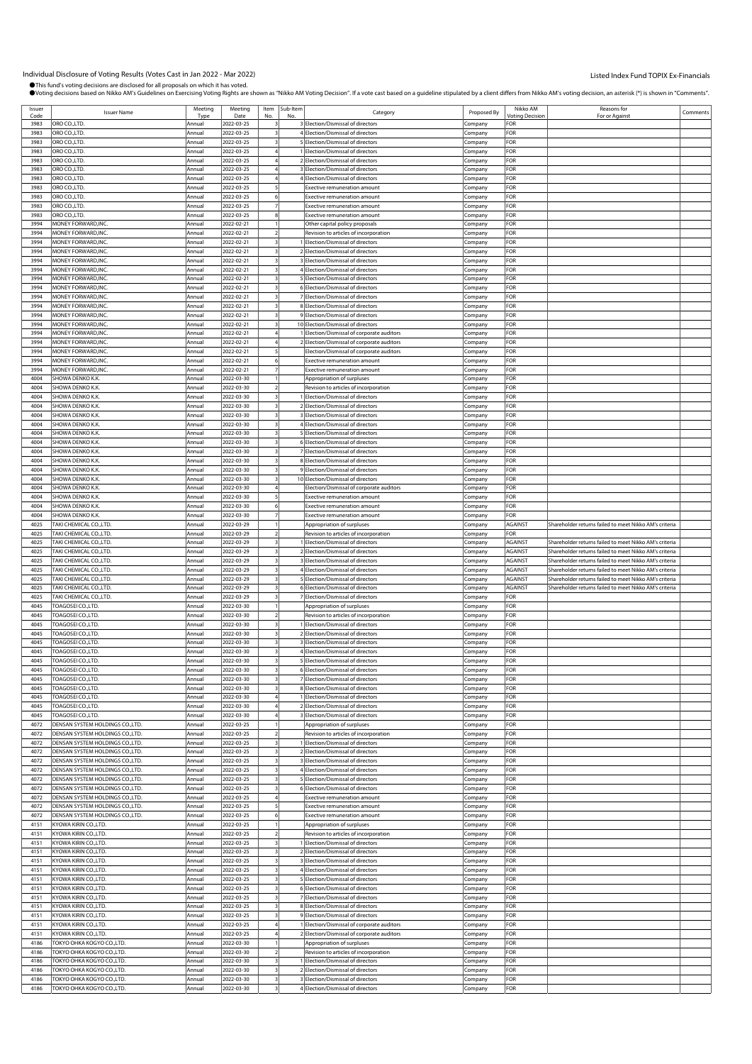# Individual Disclosure of Voting Results (Votes Cast in Jan 2022 - Mar 2022)

Listed Index Fund TOPIX Ex-Financials

●This fund's voting decisions are disclosed for all proposals on which it has voted.
●Voting decisions based on Nikko AM's Guidelines on Exercising Voting Rights are shown as "Nikko AM Voting Decision". If a vote cast based on a guideline stipulated by a client differs from Nikko AM's voting decision, an asterisk (*) is shown in "Comments".

| Issuer Code | Issuer Name | Meeting Type | Meeting Date | Item No. | Sub-Item No. | Category | Proposed By | Nikko AM Voting Decision | Reasons for For or Against | Comments |
|---|---|---|---|---|---|---|---|---|---|---|
| 3983 | ORO CO.,LTD. | Annual | 2022-03-25 | 3 | 3 | Election/Dismissal of directors | Company | FOR | | |
| 3983 | ORO CO.,LTD. | Annual | 2022-03-25 | 3 | 4 | Election/Dismissal of directors | Company | FOR | | |
| 3983 | ORO CO.,LTD. | Annual | 2022-03-25 | 3 | 5 | Election/Dismissal of directors | Company | FOR | | |
| 3983 | ORO CO.,LTD. | Annual | 2022-03-25 | 4 | 1 | Election/Dismissal of directors | Company | FOR | | |
| 3983 | ORO CO.,LTD. | Annual | 2022-03-25 | 4 | 2 | Election/Dismissal of directors | Company | FOR | | |
| 3983 | ORO CO.,LTD. | Annual | 2022-03-25 | 4 | 3 | Election/Dismissal of directors | Company | FOR | | |
| 3983 | ORO CO.,LTD. | Annual | 2022-03-25 | 4 | 4 | Election/Dismissal of directors | Company | FOR | | |
| 3983 | ORO CO.,LTD. | Annual | 2022-03-25 | 5 | | Exective remuneration amount | Company | FOR | | |
| 3983 | ORO CO.,LTD. | Annual | 2022-03-25 | 6 | | Exective remuneration amount | Company | FOR | | |
| 3983 | ORO CO.,LTD. | Annual | 2022-03-25 | 7 | | Exective remuneration amount | Company | FOR | | |
| 3983 | ORO CO.,LTD. | Annual | 2022-03-25 | 8 | | Exective remuneration amount | Company | FOR | | |
| 3994 | MONEY FORWARD,INC. | Annual | 2022-02-21 | 1 | | Other capital policy proposals | Company | FOR | | |
| 3994 | MONEY FORWARD,INC. | Annual | 2022-02-21 | 2 | | Revision to articles of incorporation | Company | FOR | | |
| 3994 | MONEY FORWARD,INC. | Annual | 2022-02-21 | 3 | 1 | Election/Dismissal of directors | Company | FOR | | |
| 3994 | MONEY FORWARD,INC. | Annual | 2022-02-21 | 3 | 2 | Election/Dismissal of directors | Company | FOR | | |
| 3994 | MONEY FORWARD,INC. | Annual | 2022-02-21 | 3 | 3 | Election/Dismissal of directors | Company | FOR | | |
| 3994 | MONEY FORWARD,INC. | Annual | 2022-02-21 | 3 | 4 | Election/Dismissal of directors | Company | FOR | | |
| 3994 | MONEY FORWARD,INC. | Annual | 2022-02-21 | 3 | 5 | Election/Dismissal of directors | Company | FOR | | |
| 3994 | MONEY FORWARD,INC. | Annual | 2022-02-21 | 3 | 6 | Election/Dismissal of directors | Company | FOR | | |
| 3994 | MONEY FORWARD,INC. | Annual | 2022-02-21 | 3 | 7 | Election/Dismissal of directors | Company | FOR | | |
| 3994 | MONEY FORWARD,INC. | Annual | 2022-02-21 | 3 | 8 | Election/Dismissal of directors | Company | FOR | | |
| 3994 | MONEY FORWARD,INC. | Annual | 2022-02-21 | 3 | 9 | Election/Dismissal of directors | Company | FOR | | |
| 3994 | MONEY FORWARD,INC. | Annual | 2022-02-21 | 3 | 10 | Election/Dismissal of directors | Company | FOR | | |
| 3994 | MONEY FORWARD,INC. | Annual | 2022-02-21 | 4 | 1 | Election/Dismissal of corporate auditors | Company | FOR | | |
| 3994 | MONEY FORWARD,INC. | Annual | 2022-02-21 | 4 | 2 | Election/Dismissal of corporate auditors | Company | FOR | | |
| 3994 | MONEY FORWARD,INC. | Annual | 2022-02-21 | 5 | | Election/Dismissal of corporate auditors | Company | FOR | | |
| 3994 | MONEY FORWARD,INC. | Annual | 2022-02-21 | 6 | | Exective remuneration amount | Company | FOR | | |
| 3994 | MONEY FORWARD,INC. | Annual | 2022-02-21 | 7 | | Exective remuneration amount | Company | FOR | | |
| 4004 | SHOWA DENKO K.K. | Annual | 2022-03-30 | 1 | | Appropriation of surpluses | Company | FOR | | |
| 4004 | SHOWA DENKO K.K. | Annual | 2022-03-30 | 2 | | Revision to articles of incorporation | Company | FOR | | |
| 4004 | SHOWA DENKO K.K. | Annual | 2022-03-30 | 3 | 1 | Election/Dismissal of directors | Company | FOR | | |
| 4004 | SHOWA DENKO K.K. | Annual | 2022-03-30 | 3 | 2 | Election/Dismissal of directors | Company | FOR | | |
| 4004 | SHOWA DENKO K.K. | Annual | 2022-03-30 | 3 | 3 | Election/Dismissal of directors | Company | FOR | | |
| 4004 | SHOWA DENKO K.K. | Annual | 2022-03-30 | 3 | 4 | Election/Dismissal of directors | Company | FOR | | |
| 4004 | SHOWA DENKO K.K. | Annual | 2022-03-30 | 3 | 5 | Election/Dismissal of directors | Company | FOR | | |
| 4004 | SHOWA DENKO K.K. | Annual | 2022-03-30 | 3 | 6 | Election/Dismissal of directors | Company | FOR | | |
| 4004 | SHOWA DENKO K.K. | Annual | 2022-03-30 | 3 | 7 | Election/Dismissal of directors | Company | FOR | | |
| 4004 | SHOWA DENKO K.K. | Annual | 2022-03-30 | 3 | 8 | Election/Dismissal of directors | Company | FOR | | |
| 4004 | SHOWA DENKO K.K. | Annual | 2022-03-30 | 3 | 9 | Election/Dismissal of directors | Company | FOR | | |
| 4004 | SHOWA DENKO K.K. | Annual | 2022-03-30 | 3 | 10 | Election/Dismissal of directors | Company | FOR | | |
| 4004 | SHOWA DENKO K.K. | Annual | 2022-03-30 | 4 | | Election/Dismissal of corporate auditors | Company | FOR | | |
| 4004 | SHOWA DENKO K.K. | Annual | 2022-03-30 | 5 | | Exective remuneration amount | Company | FOR | | |
| 4004 | SHOWA DENKO K.K. | Annual | 2022-03-30 | 6 | | Exective remuneration amount | Company | FOR | | |
| 4004 | SHOWA DENKO K.K. | Annual | 2022-03-30 | 7 | | Exective remuneration amount | Company | FOR | | |
| 4025 | TAKI CHEMICAL CO.,LTD. | Annual | 2022-03-29 | 1 | | Appropriation of surpluses | Company | AGAINST | Shareholder returns failed to meet Nikko AM's criteria | |
| 4025 | TAKI CHEMICAL CO.,LTD. | Annual | 2022-03-29 | 2 | | Revision to articles of incorporation | Company | FOR | | |
| 4025 | TAKI CHEMICAL CO.,LTD. | Annual | 2022-03-29 | 3 | 1 | Election/Dismissal of directors | Company | AGAINST | Shareholder returns failed to meet Nikko AM's criteria | |
| 4025 | TAKI CHEMICAL CO.,LTD. | Annual | 2022-03-29 | 3 | 2 | Election/Dismissal of directors | Company | AGAINST | Shareholder returns failed to meet Nikko AM's criteria | |
| 4025 | TAKI CHEMICAL CO.,LTD. | Annual | 2022-03-29 | 3 | 3 | Election/Dismissal of directors | Company | AGAINST | Shareholder returns failed to meet Nikko AM's criteria | |
| 4025 | TAKI CHEMICAL CO.,LTD. | Annual | 2022-03-29 | 3 | 4 | Election/Dismissal of directors | Company | AGAINST | Shareholder returns failed to meet Nikko AM's criteria | |
| 4025 | TAKI CHEMICAL CO.,LTD. | Annual | 2022-03-29 | 3 | 5 | Election/Dismissal of directors | Company | AGAINST | Shareholder returns failed to meet Nikko AM's criteria | |
| 4025 | TAKI CHEMICAL CO.,LTD. | Annual | 2022-03-29 | 3 | 6 | Election/Dismissal of directors | Company | AGAINST | Shareholder returns failed to meet Nikko AM's criteria | |
| 4025 | TAKI CHEMICAL CO.,LTD. | Annual | 2022-03-29 | 3 | 7 | Election/Dismissal of directors | Company | FOR | | |
| 4045 | TOAGOSEI CO.,LTD. | Annual | 2022-03-30 | 1 | | Appropriation of surpluses | Company | FOR | | |
| 4045 | TOAGOSEI CO.,LTD. | Annual | 2022-03-30 | 2 | | Revision to articles of incorporation | Company | FOR | | |
| 4045 | TOAGOSEI CO.,LTD. | Annual | 2022-03-30 | 3 | 1 | Election/Dismissal of directors | Company | FOR | | |
| 4045 | TOAGOSEI CO.,LTD. | Annual | 2022-03-30 | 3 | 2 | Election/Dismissal of directors | Company | FOR | | |
| 4045 | TOAGOSEI CO.,LTD. | Annual | 2022-03-30 | 3 | 3 | Election/Dismissal of directors | Company | FOR | | |
| 4045 | TOAGOSEI CO.,LTD. | Annual | 2022-03-30 | 3 | 4 | Election/Dismissal of directors | Company | FOR | | |
| 4045 | TOAGOSEI CO.,LTD. | Annual | 2022-03-30 | 3 | 5 | Election/Dismissal of directors | Company | FOR | | |
| 4045 | TOAGOSEI CO.,LTD. | Annual | 2022-03-30 | 3 | 6 | Election/Dismissal of directors | Company | FOR | | |
| 4045 | TOAGOSEI CO.,LTD. | Annual | 2022-03-30 | 3 | 7 | Election/Dismissal of directors | Company | FOR | | |
| 4045 | TOAGOSEI CO.,LTD. | Annual | 2022-03-30 | 3 | 8 | Election/Dismissal of directors | Company | FOR | | |
| 4045 | TOAGOSEI CO.,LTD. | Annual | 2022-03-30 | 4 | 1 | Election/Dismissal of directors | Company | FOR | | |
| 4045 | TOAGOSEI CO.,LTD. | Annual | 2022-03-30 | 4 | 2 | Election/Dismissal of directors | Company | FOR | | |
| 4045 | TOAGOSEI CO.,LTD. | Annual | 2022-03-30 | 4 | 3 | Election/Dismissal of directors | Company | FOR | | |
| 4072 | DENSAN SYSTEM HOLDINGS CO.,LTD. | Annual | 2022-03-25 | 1 | | Appropriation of surpluses | Company | FOR | | |
| 4072 | DENSAN SYSTEM HOLDINGS CO.,LTD. | Annual | 2022-03-25 | 2 | | Revision to articles of incorporation | Company | FOR | | |
| 4072 | DENSAN SYSTEM HOLDINGS CO.,LTD. | Annual | 2022-03-25 | 3 | 1 | Election/Dismissal of directors | Company | FOR | | |
| 4072 | DENSAN SYSTEM HOLDINGS CO.,LTD. | Annual | 2022-03-25 | 3 | 2 | Election/Dismissal of directors | Company | FOR | | |
| 4072 | DENSAN SYSTEM HOLDINGS CO.,LTD. | Annual | 2022-03-25 | 3 | 3 | Election/Dismissal of directors | Company | FOR | | |
| 4072 | DENSAN SYSTEM HOLDINGS CO.,LTD. | Annual | 2022-03-25 | 3 | 4 | Election/Dismissal of directors | Company | FOR | | |
| 4072 | DENSAN SYSTEM HOLDINGS CO.,LTD. | Annual | 2022-03-25 | 3 | 5 | Election/Dismissal of directors | Company | FOR | | |
| 4072 | DENSAN SYSTEM HOLDINGS CO.,LTD. | Annual | 2022-03-25 | 3 | 6 | Election/Dismissal of directors | Company | FOR | | |
| 4072 | DENSAN SYSTEM HOLDINGS CO.,LTD. | Annual | 2022-03-25 | 4 | | Exective remuneration amount | Company | FOR | | |
| 4072 | DENSAN SYSTEM HOLDINGS CO.,LTD. | Annual | 2022-03-25 | 5 | | Exective remuneration amount | Company | FOR | | |
| 4072 | DENSAN SYSTEM HOLDINGS CO.,LTD. | Annual | 2022-03-25 | 6 | | Exective remuneration amount | Company | FOR | | |
| 4151 | KYOWA KIRIN CO.,LTD. | Annual | 2022-03-25 | 1 | | Appropriation of surpluses | Company | FOR | | |
| 4151 | KYOWA KIRIN CO.,LTD. | Annual | 2022-03-25 | 2 | | Revision to articles of incorporation | Company | FOR | | |
| 4151 | KYOWA KIRIN CO.,LTD. | Annual | 2022-03-25 | 3 | 1 | Election/Dismissal of directors | Company | FOR | | |
| 4151 | KYOWA KIRIN CO.,LTD. | Annual | 2022-03-25 | 3 | 2 | Election/Dismissal of directors | Company | FOR | | |
| 4151 | KYOWA KIRIN CO.,LTD. | Annual | 2022-03-25 | 3 | 3 | Election/Dismissal of directors | Company | FOR | | |
| 4151 | KYOWA KIRIN CO.,LTD. | Annual | 2022-03-25 | 3 | 4 | Election/Dismissal of directors | Company | FOR | | |
| 4151 | KYOWA KIRIN CO.,LTD. | Annual | 2022-03-25 | 3 | 5 | Election/Dismissal of directors | Company | FOR | | |
| 4151 | KYOWA KIRIN CO.,LTD. | Annual | 2022-03-25 | 3 | 6 | Election/Dismissal of directors | Company | FOR | | |
| 4151 | KYOWA KIRIN CO.,LTD. | Annual | 2022-03-25 | 3 | 7 | Election/Dismissal of directors | Company | FOR | | |
| 4151 | KYOWA KIRIN CO.,LTD. | Annual | 2022-03-25 | 3 | 8 | Election/Dismissal of directors | Company | FOR | | |
| 4151 | KYOWA KIRIN CO.,LTD. | Annual | 2022-03-25 | 3 | 9 | Election/Dismissal of directors | Company | FOR | | |
| 4151 | KYOWA KIRIN CO.,LTD. | Annual | 2022-03-25 | 4 | 1 | Election/Dismissal of corporate auditors | Company | FOR | | |
| 4151 | KYOWA KIRIN CO.,LTD. | Annual | 2022-03-25 | 4 | 2 | Election/Dismissal of corporate auditors | Company | FOR | | |
| 4186 | TOKYO OHKA KOGYO CO.,LTD. | Annual | 2022-03-30 | 1 | | Appropriation of surpluses | Company | FOR | | |
| 4186 | TOKYO OHKA KOGYO CO.,LTD. | Annual | 2022-03-30 | 2 | | Revision to articles of incorporation | Company | FOR | | |
| 4186 | TOKYO OHKA KOGYO CO.,LTD. | Annual | 2022-03-30 | 3 | 1 | Election/Dismissal of directors | Company | FOR | | |
| 4186 | TOKYO OHKA KOGYO CO.,LTD. | Annual | 2022-03-30 | 3 | 2 | Election/Dismissal of directors | Company | FOR | | |
| 4186 | TOKYO OHKA KOGYO CO.,LTD. | Annual | 2022-03-30 | 3 | 3 | Election/Dismissal of directors | Company | FOR | | |
| 4186 | TOKYO OHKA KOGYO CO.,LTD. | Annual | 2022-03-30 | 3 | 4 | Election/Dismissal of directors | Company | FOR | | |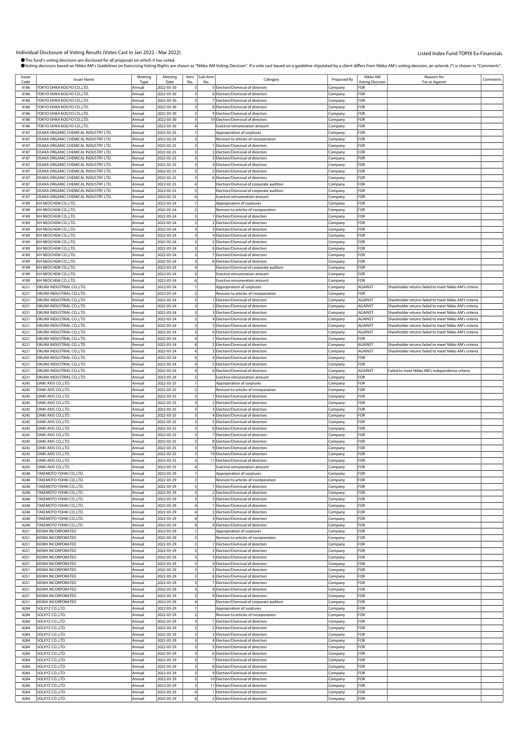Individual Disclosure of Voting Results (Votes Cast in Jan 2022 - Mar 2022)

Listed Index Fund TOPIX Ex-Financials

●This fund's voting decisions are disclosed for all proposals on which it has voted.
●Voting decisions based on Nikko AM's Guidelines on Exercising Voting Rights are shown as "Nikko AM Voting Decision". If a vote cast based on a guideline stipulated by a client differs from Nikko AM's voting decision, an asterisk (*) is shown in "Comments".

| Issuer Code | Issuer Name | Meeting Type | Meeting Date | Item No. | Sub-Item No. | Category | Proposed By | Nikko AM Voting Decision | Reasons for For or Against | Comments |
|---|---|---|---|---|---|---|---|---|---|---|
| 4186 | TOKYO OHKA KOGYO CO.,LTD. | Annual | 2022-03-30 | 3 | 5 | Election/Dismissal of directors | Company | FOR | | |
| 4186 | TOKYO OHKA KOGYO CO.,LTD. | Annual | 2022-03-30 | 3 | 6 | Election/Dismissal of directors | Company | FOR | | |
| 4186 | TOKYO OHKA KOGYO CO.,LTD. | Annual | 2022-03-30 | 3 | 7 | Election/Dismissal of directors | Company | FOR | | |
| 4186 | TOKYO OHKA KOGYO CO.,LTD. | Annual | 2022-03-30 | 3 | 8 | Election/Dismissal of directors | Company | FOR | | |
| 4186 | TOKYO OHKA KOGYO CO.,LTD. | Annual | 2022-03-30 | 3 | 9 | Election/Dismissal of directors | Company | FOR | | |
| 4186 | TOKYO OHKA KOGYO CO.,LTD. | Annual | 2022-03-30 | 3 | 10 | Election/Dismissal of directors | Company | FOR | | |
| 4186 | TOKYO OHKA KOGYO CO.,LTD. | Annual | 2022-03-30 | 4 | | Exective remuneration amount | Company | FOR | | |
| 4187 | OSAKA ORGANIC CHEMICAL INDUSTRY LTD. | Annual | 2022-02-25 | 1 | | Appropriation of surpluses | Company | FOR | | |
| 4187 | OSAKA ORGANIC CHEMICAL INDUSTRY LTD. | Annual | 2022-02-25 | 2 | | Revision to articles of incorporation | Company | FOR | | |
| 4187 | OSAKA ORGANIC CHEMICAL INDUSTRY LTD. | Annual | 2022-02-25 | 3 | 1 | Election/Dismissal of directors | Company | FOR | | |
| 4187 | OSAKA ORGANIC CHEMICAL INDUSTRY LTD. | Annual | 2022-02-25 | 3 | 2 | Election/Dismissal of directors | Company | FOR | | |
| 4187 | OSAKA ORGANIC CHEMICAL INDUSTRY LTD. | Annual | 2022-02-25 | 3 | 3 | Election/Dismissal of directors | Company | FOR | | |
| 4187 | OSAKA ORGANIC CHEMICAL INDUSTRY LTD. | Annual | 2022-02-25 | 3 | 4 | Election/Dismissal of directors | Company | FOR | | |
| 4187 | OSAKA ORGANIC CHEMICAL INDUSTRY LTD. | Annual | 2022-02-25 | 3 | 5 | Election/Dismissal of directors | Company | FOR | | |
| 4187 | OSAKA ORGANIC CHEMICAL INDUSTRY LTD. | Annual | 2022-02-25 | 3 | 6 | Election/Dismissal of directors | Company | FOR | | |
| 4187 | OSAKA ORGANIC CHEMICAL INDUSTRY LTD. | Annual | 2022-02-25 | 4 | | Election/Dismissal of corporate auditors | Company | FOR | | |
| 4187 | OSAKA ORGANIC CHEMICAL INDUSTRY LTD. | Annual | 2022-02-25 | 5 | | Election/Dismissal of corporate auditors | Company | FOR | | |
| 4187 | OSAKA ORGANIC CHEMICAL INDUSTRY LTD. | Annual | 2022-02-25 | 6 | | Exective remuneration amount | Company | FOR | | |
| 4189 | KH NEOCHEM CO.,LTD. | Annual | 2022-03-24 | 1 | | Appropriation of surpluses | Company | FOR | | |
| 4189 | KH NEOCHEM CO.,LTD. | Annual | 2022-03-24 | 2 | | Revision to articles of incorporation | Company | FOR | | |
| 4189 | KH NEOCHEM CO.,LTD. | Annual | 2022-03-24 | 3 | 1 | Election/Dismissal of directors | Company | FOR | | |
| 4189 | KH NEOCHEM CO.,LTD. | Annual | 2022-03-24 | 3 | 2 | Election/Dismissal of directors | Company | FOR | | |
| 4189 | KH NEOCHEM CO.,LTD. | Annual | 2022-03-24 | 3 | 3 | Election/Dismissal of directors | Company | FOR | | |
| 4189 | KH NEOCHEM CO.,LTD. | Annual | 2022-03-24 | 3 | 4 | Election/Dismissal of directors | Company | FOR | | |
| 4189 | KH NEOCHEM CO.,LTD. | Annual | 2022-03-24 | 3 | 5 | Election/Dismissal of directors | Company | FOR | | |
| 4189 | KH NEOCHEM CO.,LTD. | Annual | 2022-03-24 | 3 | 6 | Election/Dismissal of directors | Company | FOR | | |
| 4189 | KH NEOCHEM CO.,LTD. | Annual | 2022-03-24 | 3 | 7 | Election/Dismissal of directors | Company | FOR | | |
| 4189 | KH NEOCHEM CO.,LTD. | Annual | 2022-03-24 | 3 | 8 | Election/Dismissal of directors | Company | FOR | | |
| 4189 | KH NEOCHEM CO.,LTD. | Annual | 2022-03-24 | 4 | | Election/Dismissal of corporate auditors | Company | FOR | | |
| 4189 | KH NEOCHEM CO.,LTD. | Annual | 2022-03-24 | 5 | | Exective remuneration amount | Company | FOR | | |
| 4189 | KH NEOCHEM CO.,LTD. | Annual | 2022-03-24 | 6 | | Exective remuneration amount | Company | FOR | | |
| 4221 | OKURA INDUSTRIAL CO.,LTD. | Annual | 2022-03-24 | 1 | | Appropriation of surpluses | Company | AGAINST | Shareholder returns failed to meet Nikko AM's criteria | |
| 4221 | OKURA INDUSTRIAL CO.,LTD. | Annual | 2022-03-24 | 2 | | Revision to articles of incorporation | Company | FOR | | |
| 4221 | OKURA INDUSTRIAL CO.,LTD. | Annual | 2022-03-24 | 3 | 1 | Election/Dismissal of directors | Company | AGAINST | Shareholder returns failed to meet Nikko AM's criteria | |
| 4221 | OKURA INDUSTRIAL CO.,LTD. | Annual | 2022-03-24 | 3 | 2 | Election/Dismissal of directors | Company | AGAINST | Shareholder returns failed to meet Nikko AM's criteria | |
| 4221 | OKURA INDUSTRIAL CO.,LTD. | Annual | 2022-03-24 | 3 | 3 | Election/Dismissal of directors | Company | AGAINST | Shareholder returns failed to meet Nikko AM's criteria | |
| 4221 | OKURA INDUSTRIAL CO.,LTD. | Annual | 2022-03-24 | 3 | 4 | Election/Dismissal of directors | Company | AGAINST | Shareholder returns failed to meet Nikko AM's criteria | |
| 4221 | OKURA INDUSTRIAL CO.,LTD. | Annual | 2022-03-24 | 3 | 5 | Election/Dismissal of directors | Company | AGAINST | Shareholder returns failed to meet Nikko AM's criteria | |
| 4221 | OKURA INDUSTRIAL CO.,LTD. | Annual | 2022-03-24 | 3 | 6 | Election/Dismissal of directors | Company | AGAINST | Shareholder returns failed to meet Nikko AM's criteria | |
| 4221 | OKURA INDUSTRIAL CO.,LTD. | Annual | 2022-03-24 | 4 | 1 | Election/Dismissal of directors | Company | FOR | | |
| 4221 | OKURA INDUSTRIAL CO.,LTD. | Annual | 2022-03-24 | 4 | 2 | Election/Dismissal of directors | Company | AGAINST | Shareholder returns failed to meet Nikko AM's criteria | |
| 4221 | OKURA INDUSTRIAL CO.,LTD. | Annual | 2022-03-24 | 4 | 3 | Election/Dismissal of directors | Company | AGAINST | Shareholder returns failed to meet Nikko AM's criteria | |
| 4221 | OKURA INDUSTRIAL CO.,LTD. | Annual | 2022-03-24 | 4 | 4 | Election/Dismissal of directors | Company | FOR | | |
| 4221 | OKURA INDUSTRIAL CO.,LTD. | Annual | 2022-03-24 | 4 | 5 | Election/Dismissal of directors | Company | FOR | | |
| 4221 | OKURA INDUSTRIAL CO.,LTD. | Annual | 2022-03-24 | 4 | 6 | Election/Dismissal of directors | Company | AGAINST | Failed to meet Nikko AM's independence criteria | |
| 4221 | OKURA INDUSTRIAL CO.,LTD. | Annual | 2022-03-24 | 5 | | Exective remuneration amount | Company | FOR | | |
| 4245 | DAIKI AXIS CO.,LTD. | Annual | 2022-03-25 | 1 | | Appropriation of surpluses | Company | FOR | | |
| 4245 | DAIKI AXIS CO.,LTD. | Annual | 2022-03-25 | 2 | | Revision to articles of incorporation | Company | FOR | | |
| 4245 | DAIKI AXIS CO.,LTD. | Annual | 2022-03-25 | 3 | 1 | Election/Dismissal of directors | Company | FOR | | |
| 4245 | DAIKI AXIS CO.,LTD. | Annual | 2022-03-25 | 3 | 2 | Election/Dismissal of directors | Company | FOR | | |
| 4245 | DAIKI AXIS CO.,LTD. | Annual | 2022-03-25 | 3 | 3 | Election/Dismissal of directors | Company | FOR | | |
| 4245 | DAIKI AXIS CO.,LTD. | Annual | 2022-03-25 | 3 | 4 | Election/Dismissal of directors | Company | FOR | | |
| 4245 | DAIKI AXIS CO.,LTD. | Annual | 2022-03-25 | 3 | 5 | Election/Dismissal of directors | Company | FOR | | |
| 4245 | DAIKI AXIS CO.,LTD. | Annual | 2022-03-25 | 3 | 6 | Election/Dismissal of directors | Company | FOR | | |
| 4245 | DAIKI AXIS CO.,LTD. | Annual | 2022-03-25 | 3 | 7 | Election/Dismissal of directors | Company | FOR | | |
| 4245 | DAIKI AXIS CO.,LTD. | Annual | 2022-03-25 | 3 | 8 | Election/Dismissal of directors | Company | FOR | | |
| 4245 | DAIKI AXIS CO.,LTD. | Annual | 2022-03-25 | 3 | 9 | Election/Dismissal of directors | Company | FOR | | |
| 4245 | DAIKI AXIS CO.,LTD. | Annual | 2022-03-25 | 3 | 10 | Election/Dismissal of directors | Company | FOR | | |
| 4245 | DAIKI AXIS CO.,LTD. | Annual | 2022-03-25 | 3 | 11 | Election/Dismissal of directors | Company | FOR | | |
| 4245 | DAIKI AXIS CO.,LTD. | Annual | 2022-03-25 | 4 | | Exective remuneration amount | Company | FOR | | |
| 4248 | TAKEMOTO YOHKI CO.,LTD. | Annual | 2022-03-29 | 1 | | Appropriation of surpluses | Company | FOR | | |
| 4248 | TAKEMOTO YOHKI CO.,LTD. | Annual | 2022-03-29 | 2 | | Revision to articles of incorporation | Company | FOR | | |
| 4248 | TAKEMOTO YOHKI CO.,LTD. | Annual | 2022-03-29 | 3 | 1 | Election/Dismissal of directors | Company | FOR | | |
| 4248 | TAKEMOTO YOHKI CO.,LTD. | Annual | 2022-03-29 | 3 | 2 | Election/Dismissal of directors | Company | FOR | | |
| 4248 | TAKEMOTO YOHKI CO.,LTD. | Annual | 2022-03-29 | 3 | 3 | Election/Dismissal of directors | Company | FOR | | |
| 4248 | TAKEMOTO YOHKI CO.,LTD. | Annual | 2022-03-29 | 4 | 1 | Election/Dismissal of directors | Company | FOR | | |
| 4248 | TAKEMOTO YOHKI CO.,LTD. | Annual | 2022-03-29 | 4 | 2 | Election/Dismissal of directors | Company | FOR | | |
| 4248 | TAKEMOTO YOHKI CO.,LTD. | Annual | 2022-03-29 | 4 | 3 | Election/Dismissal of directors | Company | FOR | | |
| 4248 | TAKEMOTO YOHKI CO.,LTD. | Annual | 2022-03-29 | 4 | 4 | Election/Dismissal of directors | Company | FOR | | |
| 4251 | KEIWA INCORPORATED | Annual | 2022-03-29 | 1 | | Appropriation of surpluses | Company | FOR | | |
| 4251 | KEIWA INCORPORATED | Annual | 2022-03-29 | 2 | | Revision to articles of incorporation | Company | FOR | | |
| 4251 | KEIWA INCORPORATED | Annual | 2022-03-29 | 3 | 1 | Election/Dismissal of directors | Company | FOR | | |
| 4251 | KEIWA INCORPORATED | Annual | 2022-03-29 | 3 | 2 | Election/Dismissal of directors | Company | FOR | | |
| 4251 | KEIWA INCORPORATED | Annual | 2022-03-29 | 3 | 3 | Election/Dismissal of directors | Company | FOR | | |
| 4251 | KEIWA INCORPORATED | Annual | 2022-03-29 | 3 | 4 | Election/Dismissal of directors | Company | FOR | | |
| 4251 | KEIWA INCORPORATED | Annual | 2022-03-29 | 3 | 5 | Election/Dismissal of directors | Company | FOR | | |
| 4251 | KEIWA INCORPORATED | Annual | 2022-03-29 | 3 | 6 | Election/Dismissal of directors | Company | FOR | | |
| 4251 | KEIWA INCORPORATED | Annual | 2022-03-29 | 3 | 7 | Election/Dismissal of directors | Company | FOR | | |
| 4251 | KEIWA INCORPORATED | Annual | 2022-03-29 | 3 | 8 | Election/Dismissal of directors | Company | FOR | | |
| 4251 | KEIWA INCORPORATED | Annual | 2022-03-29 | 3 | 9 | Election/Dismissal of directors | Company | FOR | | |
| 4251 | KEIWA INCORPORATED | Annual | 2022-03-29 | 4 | | Election/Dismissal of corporate auditors | Company | FOR | | |
| 4284 | SOLXYZ CO.,LTD. | Annual | 2022-03-29 | 1 | | Appropriation of surpluses | Company | FOR | | |
| 4284 | SOLXYZ CO.,LTD. | Annual | 2022-03-29 | 2 | | Revision to articles of incorporation | Company | FOR | | |
| 4284 | SOLXYZ CO.,LTD. | Annual | 2022-03-29 | 3 | 1 | Election/Dismissal of directors | Company | FOR | | |
| 4284 | SOLXYZ CO.,LTD. | Annual | 2022-03-29 | 3 | 2 | Election/Dismissal of directors | Company | FOR | | |
| 4284 | SOLXYZ CO.,LTD. | Annual | 2022-03-29 | 3 | 3 | Election/Dismissal of directors | Company | FOR | | |
| 4284 | SOLXYZ CO.,LTD. | Annual | 2022-03-29 | 3 | 4 | Election/Dismissal of directors | Company | FOR | | |
| 4284 | SOLXYZ CO.,LTD. | Annual | 2022-03-29 | 3 | 5 | Election/Dismissal of directors | Company | FOR | | |
| 4284 | SOLXYZ CO.,LTD. | Annual | 2022-03-29 | 3 | 6 | Election/Dismissal of directors | Company | FOR | | |
| 4284 | SOLXYZ CO.,LTD. | Annual | 2022-03-29 | 3 | 7 | Election/Dismissal of directors | Company | FOR | | |
| 4284 | SOLXYZ CO.,LTD. | Annual | 2022-03-29 | 3 | 8 | Election/Dismissal of directors | Company | FOR | | |
| 4284 | SOLXYZ CO.,LTD. | Annual | 2022-03-29 | 3 | 9 | Election/Dismissal of directors | Company | FOR | | |
| 4284 | SOLXYZ CO.,LTD. | Annual | 2022-03-29 | 3 | 10 | Election/Dismissal of directors | Company | FOR | | |
| 4284 | SOLXYZ CO.,LTD. | Annual | 2022-03-29 | 3 | 11 | Election/Dismissal of directors | Company | FOR | | |
| 4284 | SOLXYZ CO.,LTD. | Annual | 2022-03-29 | 4 | 1 | Election/Dismissal of directors | Company | FOR | | |
| 4284 | SOLXYZ CO.,LTD. | Annual | 2022-03-29 | 4 | 2 | Election/Dismissal of directors | Company | FOR | | |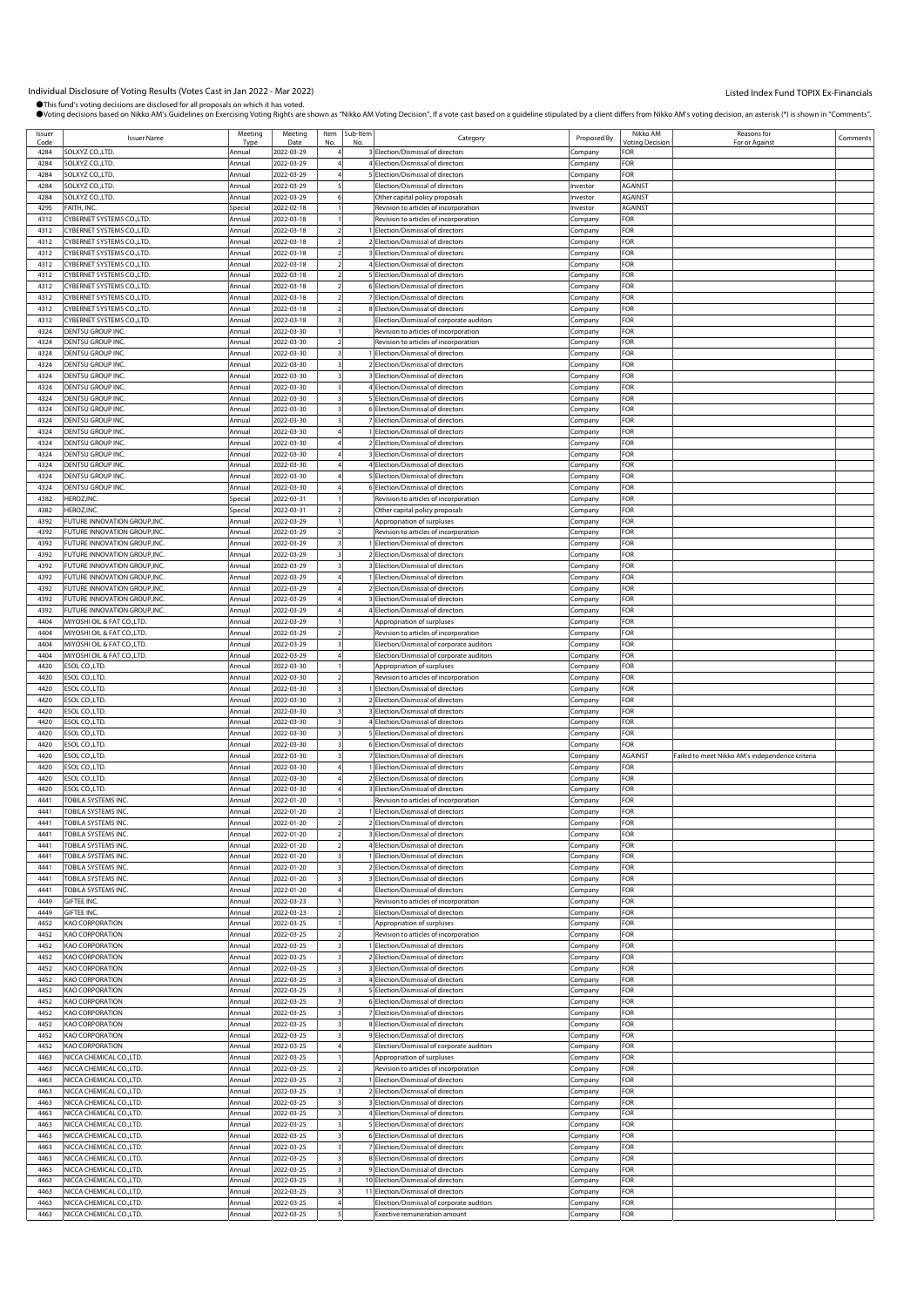Individual Disclosure of Voting Results (Votes Cast in Jan 2022 - Mar 2022)

Listed Index Fund TOPIX Ex-Financials

●This fund's voting decisions are disclosed for all proposals on which it has voted.
●Voting decisions based on Nikko AM's Guidelines on Exercising Voting Rights are shown as "Nikko AM Voting Decision". If a vote cast based on a guideline stipulated by a client differs from Nikko AM's voting decision, an asterisk (*) is shown in "Comments".

| Issuer Code | Issuer Name | Meeting Type | Meeting Date | Item No. | Sub-Item No. | Category | Proposed By | Nikko AM Voting Decision | Reasons for For or Against | Comments |
|---|---|---|---|---|---|---|---|---|---|---|
| 4284 | SOLXYZ CO.,LTD. | Annual | 2022-03-29 | 4 | 3 | Election/Dismissal of directors | Company | FOR | | |
| 4284 | SOLXYZ CO.,LTD. | Annual | 2022-03-29 | 4 | 4 | Election/Dismissal of directors | Company | FOR | | |
| 4284 | SOLXYZ CO.,LTD. | Annual | 2022-03-29 | 4 | 5 | Election/Dismissal of directors | Company | FOR | | |
| 4284 | SOLXYZ CO.,LTD. | Annual | 2022-03-29 | 5 | | Election/Dismissal of directors | Investor | AGAINST | | |
| 4284 | SOLXYZ CO.,LTD. | Annual | 2022-03-29 | 6 | | Other capital policy proposals | Investor | AGAINST | | |
| 4295 | FAITH, INC. | Special | 2022-02-18 | 1 | | Revision to articles of incorporation | Investor | AGAINST | | |
| 4312 | CYBERNET SYSTEMS CO.,LTD. | Annual | 2022-03-18 | 1 | | Revision to articles of incorporation | Company | FOR | | |
| 4312 | CYBERNET SYSTEMS CO.,LTD. | Annual | 2022-03-18 | 2 | 1 | Election/Dismissal of directors | Company | FOR | | |
| 4312 | CYBERNET SYSTEMS CO.,LTD. | Annual | 2022-03-18 | 2 | 2 | Election/Dismissal of directors | Company | FOR | | |
| 4312 | CYBERNET SYSTEMS CO.,LTD. | Annual | 2022-03-18 | 2 | 3 | Election/Dismissal of directors | Company | FOR | | |
| 4312 | CYBERNET SYSTEMS CO.,LTD. | Annual | 2022-03-18 | 2 | 4 | Election/Dismissal of directors | Company | FOR | | |
| 4312 | CYBERNET SYSTEMS CO.,LTD. | Annual | 2022-03-18 | 2 | 5 | Election/Dismissal of directors | Company | FOR | | |
| 4312 | CYBERNET SYSTEMS CO.,LTD. | Annual | 2022-03-18 | 2 | 6 | Election/Dismissal of directors | Company | FOR | | |
| 4312 | CYBERNET SYSTEMS CO.,LTD. | Annual | 2022-03-18 | 2 | 7 | Election/Dismissal of directors | Company | FOR | | |
| 4312 | CYBERNET SYSTEMS CO.,LTD. | Annual | 2022-03-18 | 2 | 8 | Election/Dismissal of directors | Company | FOR | | |
| 4312 | CYBERNET SYSTEMS CO.,LTD. | Annual | 2022-03-18 | 3 | | Election/Dismissal of corporate auditors | Company | FOR | | |
| 4324 | DENTSU GROUP INC. | Annual | 2022-03-30 | 1 | | Revision to articles of incorporation | Company | FOR | | |
| 4324 | DENTSU GROUP INC. | Annual | 2022-03-30 | 2 | | Revision to articles of incorporation | Company | FOR | | |
| 4324 | DENTSU GROUP INC. | Annual | 2022-03-30 | 3 | 1 | Election/Dismissal of directors | Company | FOR | | |
| 4324 | DENTSU GROUP INC. | Annual | 2022-03-30 | 3 | 2 | Election/Dismissal of directors | Company | FOR | | |
| 4324 | DENTSU GROUP INC. | Annual | 2022-03-30 | 3 | 3 | Election/Dismissal of directors | Company | FOR | | |
| 4324 | DENTSU GROUP INC. | Annual | 2022-03-30 | 3 | 4 | Election/Dismissal of directors | Company | FOR | | |
| 4324 | DENTSU GROUP INC. | Annual | 2022-03-30 | 3 | 5 | Election/Dismissal of directors | Company | FOR | | |
| 4324 | DENTSU GROUP INC. | Annual | 2022-03-30 | 3 | 6 | Election/Dismissal of directors | Company | FOR | | |
| 4324 | DENTSU GROUP INC. | Annual | 2022-03-30 | 3 | 7 | Election/Dismissal of directors | Company | FOR | | |
| 4324 | DENTSU GROUP INC. | Annual | 2022-03-30 | 4 | 1 | Election/Dismissal of directors | Company | FOR | | |
| 4324 | DENTSU GROUP INC. | Annual | 2022-03-30 | 4 | 2 | Election/Dismissal of directors | Company | FOR | | |
| 4324 | DENTSU GROUP INC. | Annual | 2022-03-30 | 4 | 3 | Election/Dismissal of directors | Company | FOR | | |
| 4324 | DENTSU GROUP INC. | Annual | 2022-03-30 | 4 | 4 | Election/Dismissal of directors | Company | FOR | | |
| 4324 | DENTSU GROUP INC. | Annual | 2022-03-30 | 4 | 5 | Election/Dismissal of directors | Company | FOR | | |
| 4324 | DENTSU GROUP INC. | Annual | 2022-03-30 | 4 | 6 | Election/Dismissal of directors | Company | FOR | | |
| 4382 | HEROZ,INC. | Special | 2022-03-31 | 1 | | Revision to articles of incorporation | Company | FOR | | |
| 4382 | HEROZ,INC. | Special | 2022-03-31 | 2 | | Other capital policy proposals | Company | FOR | | |
| 4392 | FUTURE INNOVATION GROUP,INC. | Annual | 2022-03-29 | 1 | | Appropriation of surpluses | Company | FOR | | |
| 4392 | FUTURE INNOVATION GROUP,INC. | Annual | 2022-03-29 | 2 | | Revision to articles of incorporation | Company | FOR | | |
| 4392 | FUTURE INNOVATION GROUP,INC. | Annual | 2022-03-29 | 3 | 1 | Election/Dismissal of directors | Company | FOR | | |
| 4392 | FUTURE INNOVATION GROUP,INC. | Annual | 2022-03-29 | 3 | 2 | Election/Dismissal of directors | Company | FOR | | |
| 4392 | FUTURE INNOVATION GROUP,INC. | Annual | 2022-03-29 | 3 | 3 | Election/Dismissal of directors | Company | FOR | | |
| 4392 | FUTURE INNOVATION GROUP,INC. | Annual | 2022-03-29 | 4 | 1 | Election/Dismissal of directors | Company | FOR | | |
| 4392 | FUTURE INNOVATION GROUP,INC. | Annual | 2022-03-29 | 4 | 2 | Election/Dismissal of directors | Company | FOR | | |
| 4392 | FUTURE INNOVATION GROUP,INC. | Annual | 2022-03-29 | 4 | 3 | Election/Dismissal of directors | Company | FOR | | |
| 4392 | FUTURE INNOVATION GROUP,INC. | Annual | 2022-03-29 | 4 | 4 | Election/Dismissal of directors | Company | FOR | | |
| 4404 | MIYOSHI OIL & FAT CO.,LTD. | Annual | 2022-03-29 | 1 | | Appropriation of surpluses | Company | FOR | | |
| 4404 | MIYOSHI OIL & FAT CO.,LTD. | Annual | 2022-03-29 | 2 | | Revision to articles of incorporation | Company | FOR | | |
| 4404 | MIYOSHI OIL & FAT CO.,LTD. | Annual | 2022-03-29 | 3 | | Election/Dismissal of corporate auditors | Company | FOR | | |
| 4404 | MIYOSHI OIL & FAT CO.,LTD. | Annual | 2022-03-29 | 4 | | Election/Dismissal of corporate auditors | Company | FOR | | |
| 4420 | ESOL CO.,LTD. | Annual | 2022-03-30 | 1 | | Appropriation of surpluses | Company | FOR | | |
| 4420 | ESOL CO.,LTD. | Annual | 2022-03-30 | 2 | | Revision to articles of incorporation | Company | FOR | | |
| 4420 | ESOL CO.,LTD. | Annual | 2022-03-30 | 3 | 1 | Election/Dismissal of directors | Company | FOR | | |
| 4420 | ESOL CO.,LTD. | Annual | 2022-03-30 | 3 | 2 | Election/Dismissal of directors | Company | FOR | | |
| 4420 | ESOL CO.,LTD. | Annual | 2022-03-30 | 3 | 3 | Election/Dismissal of directors | Company | FOR | | |
| 4420 | ESOL CO.,LTD. | Annual | 2022-03-30 | 3 | 4 | Election/Dismissal of directors | Company | FOR | | |
| 4420 | ESOL CO.,LTD. | Annual | 2022-03-30 | 3 | 5 | Election/Dismissal of directors | Company | FOR | | |
| 4420 | ESOL CO.,LTD. | Annual | 2022-03-30 | 3 | 6 | Election/Dismissal of directors | Company | FOR | | |
| 4420 | ESOL CO.,LTD. | Annual | 2022-03-30 | 3 | 7 | Election/Dismissal of directors | Company | AGAINST | Failed to meet Nikko AM's independence criteria | |
| 4420 | ESOL CO.,LTD. | Annual | 2022-03-30 | 4 | 1 | Election/Dismissal of directors | Company | FOR | | |
| 4420 | ESOL CO.,LTD. | Annual | 2022-03-30 | 4 | 2 | Election/Dismissal of directors | Company | FOR | | |
| 4420 | ESOL CO.,LTD. | Annual | 2022-03-30 | 4 | 3 | Election/Dismissal of directors | Company | FOR | | |
| 4441 | TOBILA SYSTEMS INC. | Annual | 2022-01-20 | 1 | | Revision to articles of incorporation | Company | FOR | | |
| 4441 | TOBILA SYSTEMS INC. | Annual | 2022-01-20 | 2 | 1 | Election/Dismissal of directors | Company | FOR | | |
| 4441 | TOBILA SYSTEMS INC. | Annual | 2022-01-20 | 2 | 2 | Election/Dismissal of directors | Company | FOR | | |
| 4441 | TOBILA SYSTEMS INC. | Annual | 2022-01-20 | 2 | 3 | Election/Dismissal of directors | Company | FOR | | |
| 4441 | TOBILA SYSTEMS INC. | Annual | 2022-01-20 | 2 | 4 | Election/Dismissal of directors | Company | FOR | | |
| 4441 | TOBILA SYSTEMS INC. | Annual | 2022-01-20 | 3 | 1 | Election/Dismissal of directors | Company | FOR | | |
| 4441 | TOBILA SYSTEMS INC. | Annual | 2022-01-20 | 3 | 2 | Election/Dismissal of directors | Company | FOR | | |
| 4441 | TOBILA SYSTEMS INC. | Annual | 2022-01-20 | 3 | 3 | Election/Dismissal of directors | Company | FOR | | |
| 4441 | TOBILA SYSTEMS INC. | Annual | 2022-01-20 | 4 | | Election/Dismissal of directors | Company | FOR | | |
| 4449 | GIFTEE INC. | Annual | 2022-03-23 | 1 | | Revision to articles of incorporation | Company | FOR | | |
| 4449 | GIFTEE INC. | Annual | 2022-03-23 | 2 | | Election/Dismissal of directors | Company | FOR | | |
| 4452 | KAO CORPORATION | Annual | 2022-03-25 | 1 | | Appropriation of surpluses | Company | FOR | | |
| 4452 | KAO CORPORATION | Annual | 2022-03-25 | 2 | | Revision to articles of incorporation | Company | FOR | | |
| 4452 | KAO CORPORATION | Annual | 2022-03-25 | 3 | 1 | Election/Dismissal of directors | Company | FOR | | |
| 4452 | KAO CORPORATION | Annual | 2022-03-25 | 3 | 2 | Election/Dismissal of directors | Company | FOR | | |
| 4452 | KAO CORPORATION | Annual | 2022-03-25 | 3 | 3 | Election/Dismissal of directors | Company | FOR | | |
| 4452 | KAO CORPORATION | Annual | 2022-03-25 | 3 | 4 | Election/Dismissal of directors | Company | FOR | | |
| 4452 | KAO CORPORATION | Annual | 2022-03-25 | 3 | 5 | Election/Dismissal of directors | Company | FOR | | |
| 4452 | KAO CORPORATION | Annual | 2022-03-25 | 3 | 6 | Election/Dismissal of directors | Company | FOR | | |
| 4452 | KAO CORPORATION | Annual | 2022-03-25 | 3 | 7 | Election/Dismissal of directors | Company | FOR | | |
| 4452 | KAO CORPORATION | Annual | 2022-03-25 | 3 | 8 | Election/Dismissal of directors | Company | FOR | | |
| 4452 | KAO CORPORATION | Annual | 2022-03-25 | 3 | 9 | Election/Dismissal of directors | Company | FOR | | |
| 4452 | KAO CORPORATION | Annual | 2022-03-25 | 4 | | Election/Dismissal of corporate auditors | Company | FOR | | |
| 4463 | NICCA CHEMICAL CO.,LTD. | Annual | 2022-03-25 | 1 | | Appropriation of surpluses | Company | FOR | | |
| 4463 | NICCA CHEMICAL CO.,LTD. | Annual | 2022-03-25 | 2 | | Revision to articles of incorporation | Company | FOR | | |
| 4463 | NICCA CHEMICAL CO.,LTD. | Annual | 2022-03-25 | 3 | 1 | Election/Dismissal of directors | Company | FOR | | |
| 4463 | NICCA CHEMICAL CO.,LTD. | Annual | 2022-03-25 | 3 | 2 | Election/Dismissal of directors | Company | FOR | | |
| 4463 | NICCA CHEMICAL CO.,LTD. | Annual | 2022-03-25 | 3 | 3 | Election/Dismissal of directors | Company | FOR | | |
| 4463 | NICCA CHEMICAL CO.,LTD. | Annual | 2022-03-25 | 3 | 4 | Election/Dismissal of directors | Company | FOR | | |
| 4463 | NICCA CHEMICAL CO.,LTD. | Annual | 2022-03-25 | 3 | 5 | Election/Dismissal of directors | Company | FOR | | |
| 4463 | NICCA CHEMICAL CO.,LTD. | Annual | 2022-03-25 | 3 | 6 | Election/Dismissal of directors | Company | FOR | | |
| 4463 | NICCA CHEMICAL CO.,LTD. | Annual | 2022-03-25 | 3 | 7 | Election/Dismissal of directors | Company | FOR | | |
| 4463 | NICCA CHEMICAL CO.,LTD. | Annual | 2022-03-25 | 3 | 8 | Election/Dismissal of directors | Company | FOR | | |
| 4463 | NICCA CHEMICAL CO.,LTD. | Annual | 2022-03-25 | 3 | 9 | Election/Dismissal of directors | Company | FOR | | |
| 4463 | NICCA CHEMICAL CO.,LTD. | Annual | 2022-03-25 | 3 | 10 | Election/Dismissal of directors | Company | FOR | | |
| 4463 | NICCA CHEMICAL CO.,LTD. | Annual | 2022-03-25 | 3 | 11 | Election/Dismissal of directors | Company | FOR | | |
| 4463 | NICCA CHEMICAL CO.,LTD. | Annual | 2022-03-25 | 4 | | Election/Dismissal of corporate auditors | Company | FOR | | |
| 4463 | NICCA CHEMICAL CO.,LTD. | Annual | 2022-03-25 | 5 | | Exective remuneration amount | Company | FOR | | |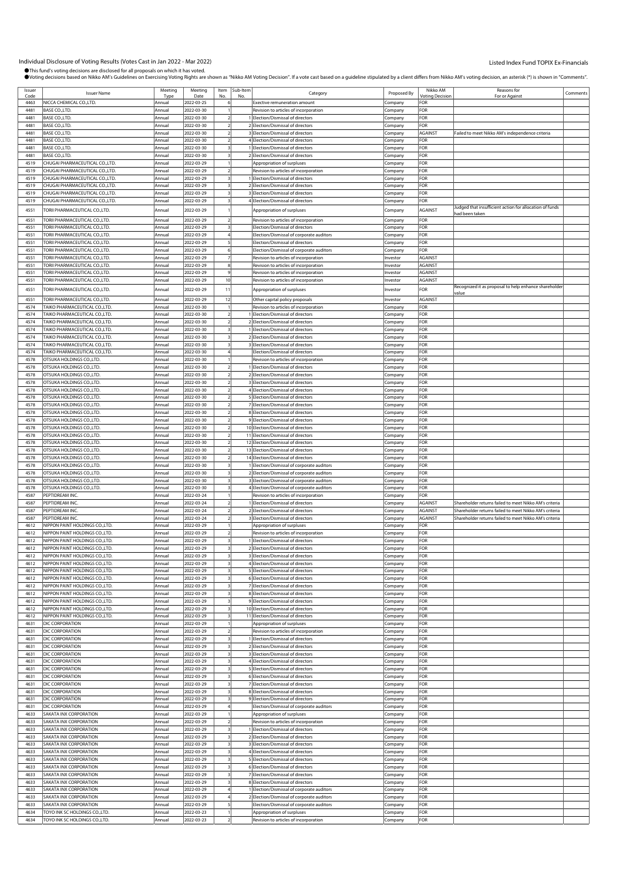# Individual Disclosure of Voting Results (Votes Cast in Jan 2022 - Mar 2022)

Listed Index Fund TOPIX Ex-Financials

●This fund's voting decisions are disclosed for all proposals on which it has voted.
●Voting decisions based on Nikko AM's Guidelines on Exercising Voting Rights are shown as "Nikko AM Voting Decision". If a vote cast based on a guideline stipulated by a client differs from Nikko AM's voting decision, an asterisk (*) is shown in "Comments".

| Issuer Code | Issuer Name | Meeting Type | Meeting Date | Item No. | Sub-Item No. | Category | Proposed By | Nikko AM Voting Decision | Reasons for For or Against | Comments |
|---|---|---|---|---|---|---|---|---|---|---|
| 4463 | NICCA CHEMICAL CO.,LTD. | Annual | 2022-03-25 | 6 | | Exective remuneration amount | Company | FOR | | |
| 4481 | BASE CO.,LTD. | Annual | 2022-03-30 | 1 | | Revision to articles of incorporation | Company | FOR | | |
| 4481 | BASE CO.,LTD. | Annual | 2022-03-30 | 2 | 1 | Election/Dismissal of directors | Company | FOR | | |
| 4481 | BASE CO.,LTD. | Annual | 2022-03-30 | 2 | 2 | Election/Dismissal of directors | Company | FOR | | |
| 4481 | BASE CO.,LTD. | Annual | 2022-03-30 | 2 | 3 | Election/Dismissal of directors | Company | AGAINST | Failed to meet Nikko AM's independence criteria | |
| 4481 | BASE CO.,LTD. | Annual | 2022-03-30 | 2 | 4 | Election/Dismissal of directors | Company | FOR | | |
| 4481 | BASE CO.,LTD. | Annual | 2022-03-30 | 3 | 1 | Election/Dismissal of directors | Company | FOR | | |
| 4481 | BASE CO.,LTD. | Annual | 2022-03-30 | 3 | 2 | Election/Dismissal of directors | Company | FOR | | |
| 4519 | CHUGAI PHARMACEUTICAL CO.,LTD. | Annual | 2022-03-29 | 1 | | Appropriation of surpluses | Company | FOR | | |
| 4519 | CHUGAI PHARMACEUTICAL CO.,LTD. | Annual | 2022-03-29 | 2 | | Revision to articles of incorporation | Company | FOR | | |
| 4519 | CHUGAI PHARMACEUTICAL CO.,LTD. | Annual | 2022-03-29 | 3 | 1 | Election/Dismissal of directors | Company | FOR | | |
| 4519 | CHUGAI PHARMACEUTICAL CO.,LTD. | Annual | 2022-03-29 | 3 | 2 | Election/Dismissal of directors | Company | FOR | | |
| 4519 | CHUGAI PHARMACEUTICAL CO.,LTD. | Annual | 2022-03-29 | 3 | 3 | Election/Dismissal of directors | Company | FOR | | |
| 4519 | CHUGAI PHARMACEUTICAL CO.,LTD. | Annual | 2022-03-29 | 3 | 4 | Election/Dismissal of directors | Company | FOR | | |
| 4551 | TORII PHARMACEUTICAL CO.,LTD. | Annual | 2022-03-29 | 1 | | Appropriation of surpluses | Company | AGAINST | Judged that insufficient action for allocation of funds had been taken | |
| 4551 | TORII PHARMACEUTICAL CO.,LTD. | Annual | 2022-03-29 | 2 | | Revision to articles of incorporation | Company | FOR | | |
| 4551 | TORII PHARMACEUTICAL CO.,LTD. | Annual | 2022-03-29 | 3 | | Election/Dismissal of directors | Company | FOR | | |
| 4551 | TORII PHARMACEUTICAL CO.,LTD. | Annual | 2022-03-29 | 4 | | Election/Dismissal of corporate auditors | Company | FOR | | |
| 4551 | TORII PHARMACEUTICAL CO.,LTD. | Annual | 2022-03-29 | 5 | | Election/Dismissal of directors | Company | FOR | | |
| 4551 | TORII PHARMACEUTICAL CO.,LTD. | Annual | 2022-03-29 | 6 | | Election/Dismissal of corporate auditors | Company | FOR | | |
| 4551 | TORII PHARMACEUTICAL CO.,LTD. | Annual | 2022-03-29 | 7 | | Revision to articles of incorporation | Investor | AGAINST | | |
| 4551 | TORII PHARMACEUTICAL CO.,LTD. | Annual | 2022-03-29 | 8 | | Revision to articles of incorporation | Investor | AGAINST | | |
| 4551 | TORII PHARMACEUTICAL CO.,LTD. | Annual | 2022-03-29 | 9 | | Revision to articles of incorporation | Investor | AGAINST | | |
| 4551 | TORII PHARMACEUTICAL CO.,LTD. | Annual | 2022-03-29 | 10 | | Revision to articles of incorporation | Investor | AGAINST | | |
| 4551 | TORII PHARMACEUTICAL CO.,LTD. | Annual | 2022-03-29 | 11 | | Appropriation of surpluses | Investor | FOR | Recognized it as proposal to help enhance shareholder value | |
| 4551 | TORII PHARMACEUTICAL CO.,LTD. | Annual | 2022-03-29 | 12 | | Other capital policy proposals | Investor | AGAINST | | |
| 4574 | TAIKO PHARMACEUTICAL CO.,LTD. | Annual | 2022-03-30 | 1 | | Revision to articles of incorporation | Company | FOR | | |
| 4574 | TAIKO PHARMACEUTICAL CO.,LTD. | Annual | 2022-03-30 | 2 | 1 | Election/Dismissal of directors | Company | FOR | | |
| 4574 | TAIKO PHARMACEUTICAL CO.,LTD. | Annual | 2022-03-30 | 2 | 2 | Election/Dismissal of directors | Company | FOR | | |
| 4574 | TAIKO PHARMACEUTICAL CO.,LTD. | Annual | 2022-03-30 | 3 | 1 | Election/Dismissal of directors | Company | FOR | | |
| 4574 | TAIKO PHARMACEUTICAL CO.,LTD. | Annual | 2022-03-30 | 3 | 2 | Election/Dismissal of directors | Company | FOR | | |
| 4574 | TAIKO PHARMACEUTICAL CO.,LTD. | Annual | 2022-03-30 | 3 | 3 | Election/Dismissal of directors | Company | FOR | | |
| 4574 | TAIKO PHARMACEUTICAL CO.,LTD. | Annual | 2022-03-30 | 4 | | Election/Dismissal of directors | Company | FOR | | |
| 4578 | OTSUKA HOLDINGS CO.,LTD. | Annual | 2022-03-30 | 1 | | Revision to articles of incorporation | Company | FOR | | |
| 4578 | OTSUKA HOLDINGS CO.,LTD. | Annual | 2022-03-30 | 2 | 1 | Election/Dismissal of directors | Company | FOR | | |
| 4578 | OTSUKA HOLDINGS CO.,LTD. | Annual | 2022-03-30 | 2 | 2 | Election/Dismissal of directors | Company | FOR | | |
| 4578 | OTSUKA HOLDINGS CO.,LTD. | Annual | 2022-03-30 | 2 | 3 | Election/Dismissal of directors | Company | FOR | | |
| 4578 | OTSUKA HOLDINGS CO.,LTD. | Annual | 2022-03-30 | 2 | 4 | Election/Dismissal of directors | Company | FOR | | |
| 4578 | OTSUKA HOLDINGS CO.,LTD. | Annual | 2022-03-30 | 2 | 5 | Election/Dismissal of directors | Company | FOR | | |
| 4578 | OTSUKA HOLDINGS CO.,LTD. | Annual | 2022-03-30 | 2 | 7 | Election/Dismissal of directors | Company | FOR | | |
| 4578 | OTSUKA HOLDINGS CO.,LTD. | Annual | 2022-03-30 | 2 | 8 | Election/Dismissal of directors | Company | FOR | | |
| 4578 | OTSUKA HOLDINGS CO.,LTD. | Annual | 2022-03-30 | 2 | 9 | Election/Dismissal of directors | Company | FOR | | |
| 4578 | OTSUKA HOLDINGS CO.,LTD. | Annual | 2022-03-30 | 2 | 10 | Election/Dismissal of directors | Company | FOR | | |
| 4578 | OTSUKA HOLDINGS CO.,LTD. | Annual | 2022-03-30 | 2 | 11 | Election/Dismissal of directors | Company | FOR | | |
| 4578 | OTSUKA HOLDINGS CO.,LTD. | Annual | 2022-03-30 | 2 | 12 | Election/Dismissal of directors | Company | FOR | | |
| 4578 | OTSUKA HOLDINGS CO.,LTD. | Annual | 2022-03-30 | 2 | 13 | Election/Dismissal of directors | Company | FOR | | |
| 4578 | OTSUKA HOLDINGS CO.,LTD. | Annual | 2022-03-30 | 2 | 14 | Election/Dismissal of directors | Company | FOR | | |
| 4578 | OTSUKA HOLDINGS CO.,LTD. | Annual | 2022-03-30 | 3 | 1 | Election/Dismissal of corporate auditors | Company | FOR | | |
| 4578 | OTSUKA HOLDINGS CO.,LTD. | Annual | 2022-03-30 | 3 | 2 | Election/Dismissal of corporate auditors | Company | FOR | | |
| 4578 | OTSUKA HOLDINGS CO.,LTD. | Annual | 2022-03-30 | 3 | 3 | Election/Dismissal of corporate auditors | Company | FOR | | |
| 4578 | OTSUKA HOLDINGS CO.,LTD. | Annual | 2022-03-30 | 3 | 4 | Election/Dismissal of corporate auditors | Company | FOR | | |
| 4587 | PEPTIDREAM INC. | Annual | 2022-03-24 | 1 | | Revision to articles of incorporation | Company | FOR | | |
| 4587 | PEPTIDREAM INC. | Annual | 2022-03-24 | 2 | 1 | Election/Dismissal of directors | Company | AGAINST | Shareholder returns failed to meet Nikko AM's criteria | |
| 4587 | PEPTIDREAM INC. | Annual | 2022-03-24 | 2 | 2 | Election/Dismissal of directors | Company | AGAINST | Shareholder returns failed to meet Nikko AM's criteria | |
| 4587 | PEPTIDREAM INC. | Annual | 2022-03-24 | 2 | 3 | Election/Dismissal of directors | Company | AGAINST | Shareholder returns failed to meet Nikko AM's criteria | |
| 4612 | NIPPON PAINT HOLDINGS CO.,LTD. | Annual | 2022-03-29 | 1 | | Appropriation of surpluses | Company | FOR | | |
| 4612 | NIPPON PAINT HOLDINGS CO.,LTD. | Annual | 2022-03-29 | 2 | | Revision to articles of incorporation | Company | FOR | | |
| 4612 | NIPPON PAINT HOLDINGS CO.,LTD. | Annual | 2022-03-29 | 3 | 1 | Election/Dismissal of directors | Company | FOR | | |
| 4612 | NIPPON PAINT HOLDINGS CO.,LTD. | Annual | 2022-03-29 | 3 | 2 | Election/Dismissal of directors | Company | FOR | | |
| 4612 | NIPPON PAINT HOLDINGS CO.,LTD. | Annual | 2022-03-29 | 3 | 3 | Election/Dismissal of directors | Company | FOR | | |
| 4612 | NIPPON PAINT HOLDINGS CO.,LTD. | Annual | 2022-03-29 | 3 | 4 | Election/Dismissal of directors | Company | FOR | | |
| 4612 | NIPPON PAINT HOLDINGS CO.,LTD. | Annual | 2022-03-29 | 3 | 5 | Election/Dismissal of directors | Company | FOR | | |
| 4612 | NIPPON PAINT HOLDINGS CO.,LTD. | Annual | 2022-03-29 | 3 | 6 | Election/Dismissal of directors | Company | FOR | | |
| 4612 | NIPPON PAINT HOLDINGS CO.,LTD. | Annual | 2022-03-29 | 3 | 7 | Election/Dismissal of directors | Company | FOR | | |
| 4612 | NIPPON PAINT HOLDINGS CO.,LTD. | Annual | 2022-03-29 | 3 | 8 | Election/Dismissal of directors | Company | FOR | | |
| 4612 | NIPPON PAINT HOLDINGS CO.,LTD. | Annual | 2022-03-29 | 3 | 9 | Election/Dismissal of directors | Company | FOR | | |
| 4612 | NIPPON PAINT HOLDINGS CO.,LTD. | Annual | 2022-03-29 | 3 | 10 | Election/Dismissal of directors | Company | FOR | | |
| 4612 | NIPPON PAINT HOLDINGS CO.,LTD. | Annual | 2022-03-29 | 3 | 11 | Election/Dismissal of directors | Company | FOR | | |
| 4631 | DIC CORPORATION | Annual | 2022-03-29 | 1 | | Appropriation of surpluses | Company | FOR | | |
| 4631 | DIC CORPORATION | Annual | 2022-03-29 | 2 | | Revision to articles of incorporation | Company | FOR | | |
| 4631 | DIC CORPORATION | Annual | 2022-03-29 | 3 | 1 | Election/Dismissal of directors | Company | FOR | | |
| 4631 | DIC CORPORATION | Annual | 2022-03-29 | 3 | 2 | Election/Dismissal of directors | Company | FOR | | |
| 4631 | DIC CORPORATION | Annual | 2022-03-29 | 3 | 3 | Election/Dismissal of directors | Company | FOR | | |
| 4631 | DIC CORPORATION | Annual | 2022-03-29 | 3 | 4 | Election/Dismissal of directors | Company | FOR | | |
| 4631 | DIC CORPORATION | Annual | 2022-03-29 | 3 | 5 | Election/Dismissal of directors | Company | FOR | | |
| 4631 | DIC CORPORATION | Annual | 2022-03-29 | 3 | 6 | Election/Dismissal of directors | Company | FOR | | |
| 4631 | DIC CORPORATION | Annual | 2022-03-29 | 3 | 7 | Election/Dismissal of directors | Company | FOR | | |
| 4631 | DIC CORPORATION | Annual | 2022-03-29 | 3 | 8 | Election/Dismissal of directors | Company | FOR | | |
| 4631 | DIC CORPORATION | Annual | 2022-03-29 | 3 | 9 | Election/Dismissal of directors | Company | FOR | | |
| 4631 | DIC CORPORATION | Annual | 2022-03-29 | 4 | | Election/Dismissal of corporate auditors | Company | FOR | | |
| 4633 | SAKATA INX CORPORATION | Annual | 2022-03-29 | 1 | | Appropriation of surpluses | Company | FOR | | |
| 4633 | SAKATA INX CORPORATION | Annual | 2022-03-29 | 2 | | Revision to articles of incorporation | Company | FOR | | |
| 4633 | SAKATA INX CORPORATION | Annual | 2022-03-29 | 3 | 1 | Election/Dismissal of directors | Company | FOR | | |
| 4633 | SAKATA INX CORPORATION | Annual | 2022-03-29 | 3 | 2 | Election/Dismissal of directors | Company | FOR | | |
| 4633 | SAKATA INX CORPORATION | Annual | 2022-03-29 | 3 | 3 | Election/Dismissal of directors | Company | FOR | | |
| 4633 | SAKATA INX CORPORATION | Annual | 2022-03-29 | 3 | 4 | Election/Dismissal of directors | Company | FOR | | |
| 4633 | SAKATA INX CORPORATION | Annual | 2022-03-29 | 3 | 5 | Election/Dismissal of directors | Company | FOR | | |
| 4633 | SAKATA INX CORPORATION | Annual | 2022-03-29 | 3 | 6 | Election/Dismissal of directors | Company | FOR | | |
| 4633 | SAKATA INX CORPORATION | Annual | 2022-03-29 | 3 | 7 | Election/Dismissal of directors | Company | FOR | | |
| 4633 | SAKATA INX CORPORATION | Annual | 2022-03-29 | 3 | 8 | Election/Dismissal of directors | Company | FOR | | |
| 4633 | SAKATA INX CORPORATION | Annual | 2022-03-29 | 4 | 1 | Election/Dismissal of corporate auditors | Company | FOR | | |
| 4633 | SAKATA INX CORPORATION | Annual | 2022-03-29 | 4 | 2 | Election/Dismissal of corporate auditors | Company | FOR | | |
| 4633 | SAKATA INX CORPORATION | Annual | 2022-03-29 | 5 | | Election/Dismissal of corporate auditors | Company | FOR | | |
| 4634 | TOYO INK SC HOLDINGS CO.,LTD. | Annual | 2022-03-23 | 1 | | Appropriation of surpluses | Company | FOR | | |
| 4634 | TOYO INK SC HOLDINGS CO.,LTD. | Annual | 2022-03-23 | 2 | | Revision to articles of incorporation | Company | FOR | | |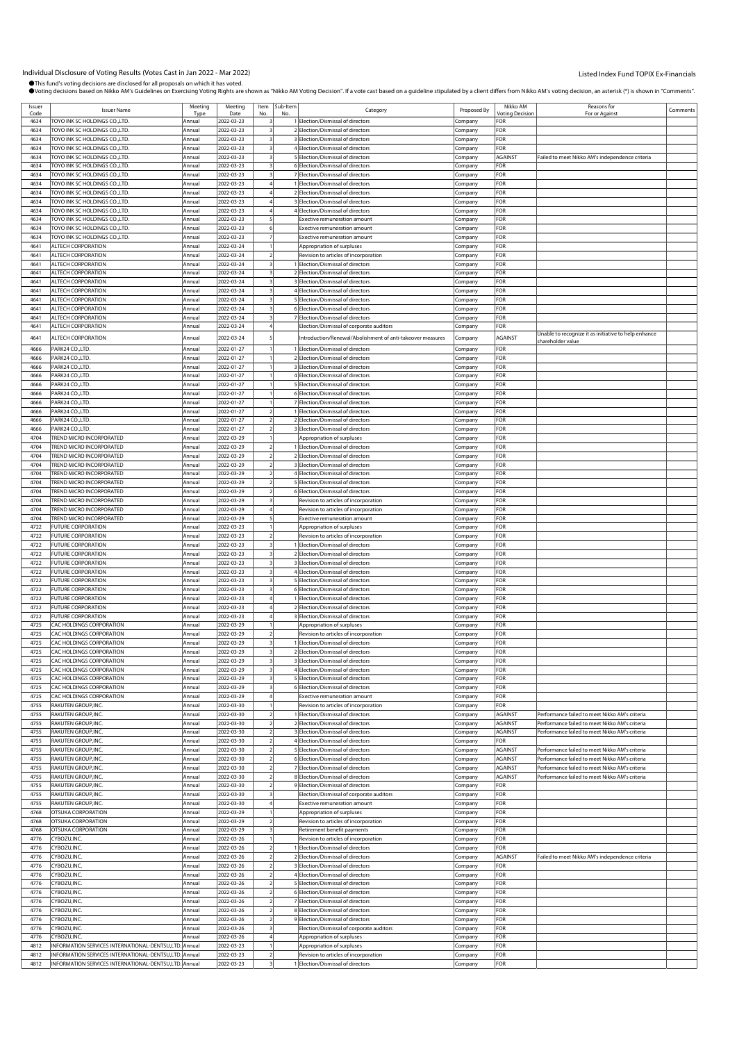Individual Disclosure of Voting Results (Votes Cast in Jan 2022 - Mar 2022)

Listed Index Fund TOPIX Ex-Financials

●This fund's voting decisions are disclosed for all proposals on which it has voted.
●Voting decisions based on Nikko AM's Guidelines on Exercising Voting Rights are shown as "Nikko AM Voting Decision". If a vote cast based on a guideline stipulated by a client differs from Nikko AM's voting decision, an asterisk (*) is shown in "Comments".

| Issuer Code | Issuer Name | Meeting Type | Meeting Date | Item No. | Sub-Item No. | Category | Proposed By | Nikko AM Voting Decision | Reasons for For or Against | Comments |
|---|---|---|---|---|---|---|---|---|---|---|
| 4634 | TOYO INK SC HOLDINGS CO.,LTD. | Annual | 2022-03-23 | 3 | 1 | Election/Dismissal of directors | Company | FOR | | |
| 4634 | TOYO INK SC HOLDINGS CO.,LTD. | Annual | 2022-03-23 | 3 | 2 | Election/Dismissal of directors | Company | FOR | | |
| 4634 | TOYO INK SC HOLDINGS CO.,LTD. | Annual | 2022-03-23 | 3 | 3 | Election/Dismissal of directors | Company | FOR | | |
| 4634 | TOYO INK SC HOLDINGS CO.,LTD. | Annual | 2022-03-23 | 3 | 4 | Election/Dismissal of directors | Company | FOR | | |
| 4634 | TOYO INK SC HOLDINGS CO.,LTD. | Annual | 2022-03-23 | 3 | 5 | Election/Dismissal of directors | Company | AGAINST | Failed to meet Nikko AM's independence criteria | |
| 4634 | TOYO INK SC HOLDINGS CO.,LTD. | Annual | 2022-03-23 | 3 | 6 | Election/Dismissal of directors | Company | FOR | | |
| 4634 | TOYO INK SC HOLDINGS CO.,LTD. | Annual | 2022-03-23 | 3 | 7 | Election/Dismissal of directors | Company | FOR | | |
| 4634 | TOYO INK SC HOLDINGS CO.,LTD. | Annual | 2022-03-23 | 4 | 1 | Election/Dismissal of directors | Company | FOR | | |
| 4634 | TOYO INK SC HOLDINGS CO.,LTD. | Annual | 2022-03-23 | 4 | 2 | Election/Dismissal of directors | Company | FOR | | |
| 4634 | TOYO INK SC HOLDINGS CO.,LTD. | Annual | 2022-03-23 | 4 | 3 | Election/Dismissal of directors | Company | FOR | | |
| 4634 | TOYO INK SC HOLDINGS CO.,LTD. | Annual | 2022-03-23 | 4 | 4 | Election/Dismissal of directors | Company | FOR | | |
| 4634 | TOYO INK SC HOLDINGS CO.,LTD. | Annual | 2022-03-23 | 5 | | Exective remuneration amount | Company | FOR | | |
| 4634 | TOYO INK SC HOLDINGS CO.,LTD. | Annual | 2022-03-23 | 6 | | Exective remuneration amount | Company | FOR | | |
| 4634 | TOYO INK SC HOLDINGS CO.,LTD. | Annual | 2022-03-23 | 7 | | Exective remuneration amount | Company | FOR | | |
| 4641 | ALTECH CORPORATION | Annual | 2022-03-24 | 1 | | Appropriation of surpluses | Company | FOR | | |
| 4641 | ALTECH CORPORATION | Annual | 2022-03-24 | 2 | | Revision to articles of incorporation | Company | FOR | | |
| 4641 | ALTECH CORPORATION | Annual | 2022-03-24 | 3 | 1 | Election/Dismissal of directors | Company | FOR | | |
| 4641 | ALTECH CORPORATION | Annual | 2022-03-24 | 3 | 2 | Election/Dismissal of directors | Company | FOR | | |
| 4641 | ALTECH CORPORATION | Annual | 2022-03-24 | 3 | 3 | Election/Dismissal of directors | Company | FOR | | |
| 4641 | ALTECH CORPORATION | Annual | 2022-03-24 | 3 | 4 | Election/Dismissal of directors | Company | FOR | | |
| 4641 | ALTECH CORPORATION | Annual | 2022-03-24 | 3 | 5 | Election/Dismissal of directors | Company | FOR | | |
| 4641 | ALTECH CORPORATION | Annual | 2022-03-24 | 3 | 6 | Election/Dismissal of directors | Company | FOR | | |
| 4641 | ALTECH CORPORATION | Annual | 2022-03-24 | 3 | 7 | Election/Dismissal of directors | Company | FOR | | |
| 4641 | ALTECH CORPORATION | Annual | 2022-03-24 | 4 | | Election/Dismissal of corporate auditors | Company | FOR | | |
| 4641 | ALTECH CORPORATION | Annual | 2022-03-24 | 5 | | Introduction/Renewal/Abolishment of anti-takeover measures | Company | AGAINST | Unable to recognize it as initiative to help enhance shareholder value | |
| 4666 | PARK24 CO.,LTD. | Annual | 2022-01-27 | 1 | 1 | Election/Dismissal of directors | Company | FOR | | |
| 4666 | PARK24 CO.,LTD. | Annual | 2022-01-27 | 1 | 2 | Election/Dismissal of directors | Company | FOR | | |
| 4666 | PARK24 CO.,LTD. | Annual | 2022-01-27 | 1 | 3 | Election/Dismissal of directors | Company | FOR | | |
| 4666 | PARK24 CO.,LTD. | Annual | 2022-01-27 | 1 | 4 | Election/Dismissal of directors | Company | FOR | | |
| 4666 | PARK24 CO.,LTD. | Annual | 2022-01-27 | 1 | 5 | Election/Dismissal of directors | Company | FOR | | |
| 4666 | PARK24 CO.,LTD. | Annual | 2022-01-27 | 1 | 6 | Election/Dismissal of directors | Company | FOR | | |
| 4666 | PARK24 CO.,LTD. | Annual | 2022-01-27 | 1 | 7 | Election/Dismissal of directors | Company | FOR | | |
| 4666 | PARK24 CO.,LTD. | Annual | 2022-01-27 | 2 | 1 | Election/Dismissal of directors | Company | FOR | | |
| 4666 | PARK24 CO.,LTD. | Annual | 2022-01-27 | 2 | 2 | Election/Dismissal of directors | Company | FOR | | |
| 4666 | PARK24 CO.,LTD. | Annual | 2022-01-27 | 2 | 3 | Election/Dismissal of directors | Company | FOR | | |
| 4704 | TREND MICRO INCORPORATED | Annual | 2022-03-29 | 1 | | Appropriation of surpluses | Company | FOR | | |
| 4704 | TREND MICRO INCORPORATED | Annual | 2022-03-29 | 2 | 1 | Election/Dismissal of directors | Company | FOR | | |
| 4704 | TREND MICRO INCORPORATED | Annual | 2022-03-29 | 2 | 2 | Election/Dismissal of directors | Company | FOR | | |
| 4704 | TREND MICRO INCORPORATED | Annual | 2022-03-29 | 2 | 3 | Election/Dismissal of directors | Company | FOR | | |
| 4704 | TREND MICRO INCORPORATED | Annual | 2022-03-29 | 2 | 4 | Election/Dismissal of directors | Company | FOR | | |
| 4704 | TREND MICRO INCORPORATED | Annual | 2022-03-29 | 2 | 5 | Election/Dismissal of directors | Company | FOR | | |
| 4704 | TREND MICRO INCORPORATED | Annual | 2022-03-29 | 2 | 6 | Election/Dismissal of directors | Company | FOR | | |
| 4704 | TREND MICRO INCORPORATED | Annual | 2022-03-29 | 3 | | Revision to articles of incorporation | Company | FOR | | |
| 4704 | TREND MICRO INCORPORATED | Annual | 2022-03-29 | 4 | | Revision to articles of incorporation | Company | FOR | | |
| 4704 | TREND MICRO INCORPORATED | Annual | 2022-03-29 | 5 | | Exective remuneration amount | Company | FOR | | |
| 4722 | FUTURE CORPORATION | Annual | 2022-03-23 | 1 | | Appropriation of surpluses | Company | FOR | | |
| 4722 | FUTURE CORPORATION | Annual | 2022-03-23 | 2 | | Revision to articles of incorporation | Company | FOR | | |
| 4722 | FUTURE CORPORATION | Annual | 2022-03-23 | 3 | 1 | Election/Dismissal of directors | Company | FOR | | |
| 4722 | FUTURE CORPORATION | Annual | 2022-03-23 | 3 | 2 | Election/Dismissal of directors | Company | FOR | | |
| 4722 | FUTURE CORPORATION | Annual | 2022-03-23 | 3 | 3 | Election/Dismissal of directors | Company | FOR | | |
| 4722 | FUTURE CORPORATION | Annual | 2022-03-23 | 3 | 4 | Election/Dismissal of directors | Company | FOR | | |
| 4722 | FUTURE CORPORATION | Annual | 2022-03-23 | 3 | 5 | Election/Dismissal of directors | Company | FOR | | |
| 4722 | FUTURE CORPORATION | Annual | 2022-03-23 | 3 | 6 | Election/Dismissal of directors | Company | FOR | | |
| 4722 | FUTURE CORPORATION | Annual | 2022-03-23 | 4 | 1 | Election/Dismissal of directors | Company | FOR | | |
| 4722 | FUTURE CORPORATION | Annual | 2022-03-23 | 4 | 2 | Election/Dismissal of directors | Company | FOR | | |
| 4722 | FUTURE CORPORATION | Annual | 2022-03-23 | 4 | 3 | Election/Dismissal of directors | Company | FOR | | |
| 4725 | CAC HOLDINGS CORPORATION | Annual | 2022-03-29 | 1 | | Appropriation of surpluses | Company | FOR | | |
| 4725 | CAC HOLDINGS CORPORATION | Annual | 2022-03-29 | 2 | | Revision to articles of incorporation | Company | FOR | | |
| 4725 | CAC HOLDINGS CORPORATION | Annual | 2022-03-29 | 3 | 1 | Election/Dismissal of directors | Company | FOR | | |
| 4725 | CAC HOLDINGS CORPORATION | Annual | 2022-03-29 | 3 | 2 | Election/Dismissal of directors | Company | FOR | | |
| 4725 | CAC HOLDINGS CORPORATION | Annual | 2022-03-29 | 3 | 3 | Election/Dismissal of directors | Company | FOR | | |
| 4725 | CAC HOLDINGS CORPORATION | Annual | 2022-03-29 | 3 | 4 | Election/Dismissal of directors | Company | FOR | | |
| 4725 | CAC HOLDINGS CORPORATION | Annual | 2022-03-29 | 3 | 5 | Election/Dismissal of directors | Company | FOR | | |
| 4725 | CAC HOLDINGS CORPORATION | Annual | 2022-03-29 | 3 | 6 | Election/Dismissal of directors | Company | FOR | | |
| 4725 | CAC HOLDINGS CORPORATION | Annual | 2022-03-29 | 4 | | Exective remuneration amount | Company | FOR | | |
| 4755 | RAKUTEN GROUP,INC. | Annual | 2022-03-30 | 1 | | Revision to articles of incorporation | Company | FOR | | |
| 4755 | RAKUTEN GROUP,INC. | Annual | 2022-03-30 | 2 | 1 | Election/Dismissal of directors | Company | AGAINST | Performance failed to meet Nikko AM's criteria | |
| 4755 | RAKUTEN GROUP,INC. | Annual | 2022-03-30 | 2 | 2 | Election/Dismissal of directors | Company | AGAINST | Performance failed to meet Nikko AM's criteria | |
| 4755 | RAKUTEN GROUP,INC. | Annual | 2022-03-30 | 2 | 3 | Election/Dismissal of directors | Company | AGAINST | Performance failed to meet Nikko AM's criteria | |
| 4755 | RAKUTEN GROUP,INC. | Annual | 2022-03-30 | 2 | 4 | Election/Dismissal of directors | Company | FOR | | |
| 4755 | RAKUTEN GROUP,INC. | Annual | 2022-03-30 | 2 | 5 | Election/Dismissal of directors | Company | AGAINST | Performance failed to meet Nikko AM's criteria | |
| 4755 | RAKUTEN GROUP,INC. | Annual | 2022-03-30 | 2 | 6 | Election/Dismissal of directors | Company | AGAINST | Performance failed to meet Nikko AM's criteria | |
| 4755 | RAKUTEN GROUP,INC. | Annual | 2022-03-30 | 2 | 7 | Election/Dismissal of directors | Company | AGAINST | Performance failed to meet Nikko AM's criteria | |
| 4755 | RAKUTEN GROUP,INC. | Annual | 2022-03-30 | 2 | 8 | Election/Dismissal of directors | Company | AGAINST | Performance failed to meet Nikko AM's criteria | |
| 4755 | RAKUTEN GROUP,INC. | Annual | 2022-03-30 | 2 | 9 | Election/Dismissal of directors | Company | FOR | | |
| 4755 | RAKUTEN GROUP,INC. | Annual | 2022-03-30 | 3 | | Election/Dismissal of corporate auditors | Company | FOR | | |
| 4755 | RAKUTEN GROUP,INC. | Annual | 2022-03-30 | 4 | | Exective remuneration amount | Company | FOR | | |
| 4768 | OTSUKA CORPORATION | Annual | 2022-03-29 | 1 | | Appropriation of surpluses | Company | FOR | | |
| 4768 | OTSUKA CORPORATION | Annual | 2022-03-29 | 2 | | Revision to articles of incorporation | Company | FOR | | |
| 4768 | OTSUKA CORPORATION | Annual | 2022-03-29 | 3 | | Retirement benefit payments | Company | FOR | | |
| 4776 | CYBOZU,INC. | Annual | 2022-03-26 | 1 | | Revision to articles of incorporation | Company | FOR | | |
| 4776 | CYBOZU,INC. | Annual | 2022-03-26 | 2 | 1 | Election/Dismissal of directors | Company | FOR | | |
| 4776 | CYBOZU,INC. | Annual | 2022-03-26 | 2 | 2 | Election/Dismissal of directors | Company | AGAINST | Failed to meet Nikko AM's independence criteria | |
| 4776 | CYBOZU,INC. | Annual | 2022-03-26 | 2 | 3 | Election/Dismissal of directors | Company | FOR | | |
| 4776 | CYBOZU,INC. | Annual | 2022-03-26 | 2 | 4 | Election/Dismissal of directors | Company | FOR | | |
| 4776 | CYBOZU,INC. | Annual | 2022-03-26 | 2 | 5 | Election/Dismissal of directors | Company | FOR | | |
| 4776 | CYBOZU,INC. | Annual | 2022-03-26 | 2 | 6 | Election/Dismissal of directors | Company | FOR | | |
| 4776 | CYBOZU,INC. | Annual | 2022-03-26 | 2 | 7 | Election/Dismissal of directors | Company | FOR | | |
| 4776 | CYBOZU,INC. | Annual | 2022-03-26 | 2 | 8 | Election/Dismissal of directors | Company | FOR | | |
| 4776 | CYBOZU,INC. | Annual | 2022-03-26 | 2 | 9 | Election/Dismissal of directors | Company | FOR | | |
| 4776 | CYBOZU,INC. | Annual | 2022-03-26 | 3 | | Election/Dismissal of corporate auditors | Company | FOR | | |
| 4776 | CYBOZU,INC. | Annual | 2022-03-26 | 4 | | Appropriation of surpluses | Company | FOR | | |
| 4812 | INFORMATION SERVICES INTERNATIONAL-DENTSU,LTD. | Annual | 2022-03-23 | 1 | | Appropriation of surpluses | Company | FOR | | |
| 4812 | INFORMATION SERVICES INTERNATIONAL-DENTSU,LTD. | Annual | 2022-03-23 | 2 | | Revision to articles of incorporation | Company | FOR | | |
| 4812 | INFORMATION SERVICES INTERNATIONAL-DENTSU,LTD. | Annual | 2022-03-23 | 3 | 1 | Election/Dismissal of directors | Company | FOR | | |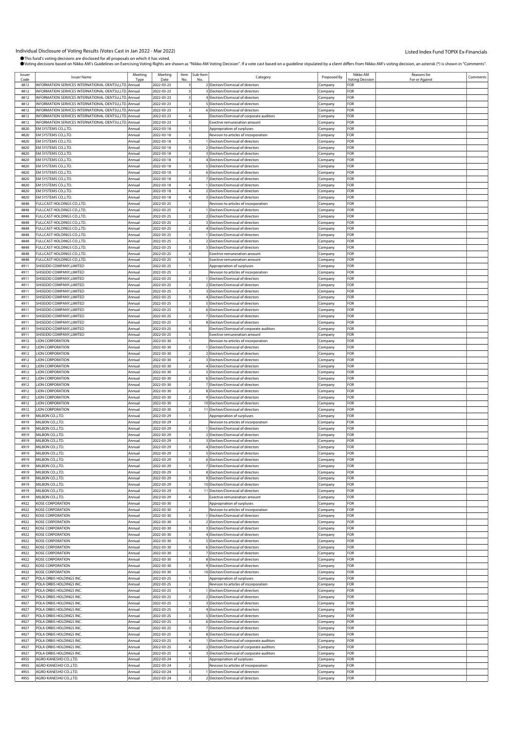Individual Disclosure of Voting Results (Votes Cast in Jan 2022 - Mar 2022)

Listed Index Fund TOPIX Ex-Financials

●This fund's voting decisions are disclosed for all proposals on which it has voted.
●Voting decisions based on Nikko AM's Guidelines on Exercising Voting Rights are shown as "Nikko AM Voting Decision". If a vote cast based on a guideline stipulated by a client differs from Nikko AM's voting decision, an asterisk (*) is shown in "Comments".

| Issuer Code | Issuer Name | Meeting Type | Meeting Date | Item No. | Sub-Item No. | Category | Proposed By | Nikko AM Voting Decision | Reasons for For or Against | Comments |
|---|---|---|---|---|---|---|---|---|---|---|
| 4812 | INFORMATION SERVICES INTERNATIONAL-DENTSU,LTD. | Annual | 2022-03-23 | 3 | 2 | Election/Dismissal of directors | Company | FOR | | |
| 4812 | INFORMATION SERVICES INTERNATIONAL-DENTSU,LTD. | Annual | 2022-03-23 | 3 | 3 | Election/Dismissal of directors | Company | FOR | | |
| 4812 | INFORMATION SERVICES INTERNATIONAL-DENTSU,LTD. | Annual | 2022-03-23 | 3 | 4 | Election/Dismissal of directors | Company | FOR | | |
| 4812 | INFORMATION SERVICES INTERNATIONAL-DENTSU,LTD. | Annual | 2022-03-23 | 3 | 5 | Election/Dismissal of directors | Company | FOR | | |
| 4812 | INFORMATION SERVICES INTERNATIONAL-DENTSU,LTD. | Annual | 2022-03-23 | 3 | 6 | Election/Dismissal of directors | Company | FOR | | |
| 4812 | INFORMATION SERVICES INTERNATIONAL-DENTSU,LTD. | Annual | 2022-03-23 | 4 | | Election/Dismissal of corporate auditors | Company | FOR | | |
| 4812 | INFORMATION SERVICES INTERNATIONAL-DENTSU,LTD. | Annual | 2022-03-23 | 5 | | Exective remuneration amount | Company | FOR | | |
| 4820 | EM SYSTEMS CO.,LTD. | Annual | 2022-03-18 | 1 | | Appropriation of surpluses | Company | FOR | | |
| 4820 | EM SYSTEMS CO.,LTD. | Annual | 2022-03-18 | 2 | | Revision to articles of incorporation | Company | FOR | | |
| 4820 | EM SYSTEMS CO.,LTD. | Annual | 2022-03-18 | 3 | 1 | Election/Dismissal of directors | Company | FOR | | |
| 4820 | EM SYSTEMS CO.,LTD. | Annual | 2022-03-18 | 3 | 2 | Election/Dismissal of directors | Company | FOR | | |
| 4820 | EM SYSTEMS CO.,LTD. | Annual | 2022-03-18 | 3 | 3 | Election/Dismissal of directors | Company | FOR | | |
| 4820 | EM SYSTEMS CO.,LTD. | Annual | 2022-03-18 | 3 | 4 | Election/Dismissal of directors | Company | FOR | | |
| 4820 | EM SYSTEMS CO.,LTD. | Annual | 2022-03-18 | 3 | 5 | Election/Dismissal of directors | Company | FOR | | |
| 4820 | EM SYSTEMS CO.,LTD. | Annual | 2022-03-18 | 3 | 6 | Election/Dismissal of directors | Company | FOR | | |
| 4820 | EM SYSTEMS CO.,LTD. | Annual | 2022-03-18 | 3 | 7 | Election/Dismissal of directors | Company | FOR | | |
| 4820 | EM SYSTEMS CO.,LTD. | Annual | 2022-03-18 | 4 | 1 | Election/Dismissal of directors | Company | FOR | | |
| 4820 | EM SYSTEMS CO.,LTD. | Annual | 2022-03-18 | 4 | 2 | Election/Dismissal of directors | Company | FOR | | |
| 4820 | EM SYSTEMS CO.,LTD. | Annual | 2022-03-18 | 4 | 3 | Election/Dismissal of directors | Company | FOR | | |
| 4848 | FULLCAST HOLDINGS CO.,LTD. | Annual | 2022-03-25 | 1 | | Revision to articles of incorporation | Company | FOR | | |
| 4848 | FULLCAST HOLDINGS CO.,LTD. | Annual | 2022-03-25 | 2 | 1 | Election/Dismissal of directors | Company | FOR | | |
| 4848 | FULLCAST HOLDINGS CO.,LTD. | Annual | 2022-03-25 | 2 | 2 | Election/Dismissal of directors | Company | FOR | | |
| 4848 | FULLCAST HOLDINGS CO.,LTD. | Annual | 2022-03-25 | 2 | 3 | Election/Dismissal of directors | Company | FOR | | |
| 4848 | FULLCAST HOLDINGS CO.,LTD. | Annual | 2022-03-25 | 2 | 4 | Election/Dismissal of directors | Company | FOR | | |
| 4848 | FULLCAST HOLDINGS CO.,LTD. | Annual | 2022-03-25 | 3 | 1 | Election/Dismissal of directors | Company | FOR | | |
| 4848 | FULLCAST HOLDINGS CO.,LTD. | Annual | 2022-03-25 | 3 | 2 | Election/Dismissal of directors | Company | FOR | | |
| 4848 | FULLCAST HOLDINGS CO.,LTD. | Annual | 2022-03-25 | 3 | 3 | Election/Dismissal of directors | Company | FOR | | |
| 4848 | FULLCAST HOLDINGS CO.,LTD. | Annual | 2022-03-25 | 4 | | Exective remuneration amount | Company | FOR | | |
| 4848 | FULLCAST HOLDINGS CO.,LTD. | Annual | 2022-03-25 | 5 | | Exective remuneration amount | Company | FOR | | |
| 4911 | SHISEIDO COMPANY,LIMITED | Annual | 2022-03-25 | 1 | | Appropriation of surpluses | Company | FOR | | |
| 4911 | SHISEIDO COMPANY,LIMITED | Annual | 2022-03-25 | 2 | | Revision to articles of incorporation | Company | FOR | | |
| 4911 | SHISEIDO COMPANY,LIMITED | Annual | 2022-03-25 | 3 | 1 | Election/Dismissal of directors | Company | FOR | | |
| 4911 | SHISEIDO COMPANY,LIMITED | Annual | 2022-03-25 | 3 | 2 | Election/Dismissal of directors | Company | FOR | | |
| 4911 | SHISEIDO COMPANY,LIMITED | Annual | 2022-03-25 | 3 | 3 | Election/Dismissal of directors | Company | FOR | | |
| 4911 | SHISEIDO COMPANY,LIMITED | Annual | 2022-03-25 | 3 | 4 | Election/Dismissal of directors | Company | FOR | | |
| 4911 | SHISEIDO COMPANY,LIMITED | Annual | 2022-03-25 | 3 | 5 | Election/Dismissal of directors | Company | FOR | | |
| 4911 | SHISEIDO COMPANY,LIMITED | Annual | 2022-03-25 | 3 | 6 | Election/Dismissal of directors | Company | FOR | | |
| 4911 | SHISEIDO COMPANY,LIMITED | Annual | 2022-03-25 | 3 | 7 | Election/Dismissal of directors | Company | FOR | | |
| 4911 | SHISEIDO COMPANY,LIMITED | Annual | 2022-03-25 | 3 | 8 | Election/Dismissal of directors | Company | FOR | | |
| 4911 | SHISEIDO COMPANY,LIMITED | Annual | 2022-03-25 | 4 | | Election/Dismissal of corporate auditors | Company | FOR | | |
| 4911 | SHISEIDO COMPANY,LIMITED | Annual | 2022-03-25 | 5 | | Exective remuneration amount | Company | FOR | | |
| 4912 | LION CORPORATION | Annual | 2022-03-30 | 1 | | Revision to articles of incorporation | Company | FOR | | |
| 4912 | LION CORPORATION | Annual | 2022-03-30 | 2 | 1 | Election/Dismissal of directors | Company | FOR | | |
| 4912 | LION CORPORATION | Annual | 2022-03-30 | 2 | 2 | Election/Dismissal of directors | Company | FOR | | |
| 4912 | LION CORPORATION | Annual | 2022-03-30 | 2 | 3 | Election/Dismissal of directors | Company | FOR | | |
| 4912 | LION CORPORATION | Annual | 2022-03-30 | 2 | 4 | Election/Dismissal of directors | Company | FOR | | |
| 4912 | LION CORPORATION | Annual | 2022-03-30 | 2 | 5 | Election/Dismissal of directors | Company | FOR | | |
| 4912 | LION CORPORATION | Annual | 2022-03-30 | 2 | 6 | Election/Dismissal of directors | Company | FOR | | |
| 4912 | LION CORPORATION | Annual | 2022-03-30 | 2 | 7 | Election/Dismissal of directors | Company | FOR | | |
| 4912 | LION CORPORATION | Annual | 2022-03-30 | 2 | 8 | Election/Dismissal of directors | Company | FOR | | |
| 4912 | LION CORPORATION | Annual | 2022-03-30 | 2 | 9 | Election/Dismissal of directors | Company | FOR | | |
| 4912 | LION CORPORATION | Annual | 2022-03-30 | 2 | 10 | Election/Dismissal of directors | Company | FOR | | |
| 4912 | LION CORPORATION | Annual | 2022-03-30 | 2 | 11 | Election/Dismissal of directors | Company | FOR | | |
| 4919 | MILBON CO.,LTD. | Annual | 2022-03-29 | 1 | | Appropriation of surpluses | Company | FOR | | |
| 4919 | MILBON CO.,LTD. | Annual | 2022-03-29 | 2 | | Revision to articles of incorporation | Company | FOR | | |
| 4919 | MILBON CO.,LTD. | Annual | 2022-03-29 | 3 | 1 | Election/Dismissal of directors | Company | FOR | | |
| 4919 | MILBON CO.,LTD. | Annual | 2022-03-29 | 3 | 2 | Election/Dismissal of directors | Company | FOR | | |
| 4919 | MILBON CO.,LTD. | Annual | 2022-03-29 | 3 | 3 | Election/Dismissal of directors | Company | FOR | | |
| 4919 | MILBON CO.,LTD. | Annual | 2022-03-29 | 3 | 4 | Election/Dismissal of directors | Company | FOR | | |
| 4919 | MILBON CO.,LTD. | Annual | 2022-03-29 | 3 | 5 | Election/Dismissal of directors | Company | FOR | | |
| 4919 | MILBON CO.,LTD. | Annual | 2022-03-29 | 3 | 6 | Election/Dismissal of directors | Company | FOR | | |
| 4919 | MILBON CO.,LTD. | Annual | 2022-03-29 | 3 | 7 | Election/Dismissal of directors | Company | FOR | | |
| 4919 | MILBON CO.,LTD. | Annual | 2022-03-29 | 3 | 8 | Election/Dismissal of directors | Company | FOR | | |
| 4919 | MILBON CO.,LTD. | Annual | 2022-03-29 | 3 | 9 | Election/Dismissal of directors | Company | FOR | | |
| 4919 | MILBON CO.,LTD. | Annual | 2022-03-29 | 3 | 10 | Election/Dismissal of directors | Company | FOR | | |
| 4919 | MILBON CO.,LTD. | Annual | 2022-03-29 | 3 | 11 | Election/Dismissal of directors | Company | FOR | | |
| 4919 | MILBON CO.,LTD. | Annual | 2022-03-29 | 4 | | Exective remuneration amount | Company | FOR | | |
| 4922 | KOSE CORPORATION | Annual | 2022-03-30 | 1 | | Appropriation of surpluses | Company | FOR | | |
| 4922 | KOSE CORPORATION | Annual | 2022-03-30 | 2 | | Revision to articles of incorporation | Company | FOR | | |
| 4922 | KOSE CORPORATION | Annual | 2022-03-30 | 3 | 1 | Election/Dismissal of directors | Company | FOR | | |
| 4922 | KOSE CORPORATION | Annual | 2022-03-30 | 3 | 2 | Election/Dismissal of directors | Company | FOR | | |
| 4922 | KOSE CORPORATION | Annual | 2022-03-30 | 3 | 3 | Election/Dismissal of directors | Company | FOR | | |
| 4922 | KOSE CORPORATION | Annual | 2022-03-30 | 3 | 4 | Election/Dismissal of directors | Company | FOR | | |
| 4922 | KOSE CORPORATION | Annual | 2022-03-30 | 3 | 5 | Election/Dismissal of directors | Company | FOR | | |
| 4922 | KOSE CORPORATION | Annual | 2022-03-30 | 3 | 6 | Election/Dismissal of directors | Company | FOR | | |
| 4922 | KOSE CORPORATION | Annual | 2022-03-30 | 3 | 7 | Election/Dismissal of directors | Company | FOR | | |
| 4922 | KOSE CORPORATION | Annual | 2022-03-30 | 3 | 8 | Election/Dismissal of directors | Company | FOR | | |
| 4922 | KOSE CORPORATION | Annual | 2022-03-30 | 3 | 9 | Election/Dismissal of directors | Company | FOR | | |
| 4922 | KOSE CORPORATION | Annual | 2022-03-30 | 3 | 10 | Election/Dismissal of directors | Company | FOR | | |
| 4927 | POLA ORBIS HOLDINGS INC. | Annual | 2022-03-25 | 1 | | Appropriation of surpluses | Company | FOR | | |
| 4927 | POLA ORBIS HOLDINGS INC. | Annual | 2022-03-25 | 2 | | Revision to articles of incorporation | Company | FOR | | |
| 4927 | POLA ORBIS HOLDINGS INC. | Annual | 2022-03-25 | 3 | 1 | Election/Dismissal of directors | Company | FOR | | |
| 4927 | POLA ORBIS HOLDINGS INC. | Annual | 2022-03-25 | 3 | 2 | Election/Dismissal of directors | Company | FOR | | |
| 4927 | POLA ORBIS HOLDINGS INC. | Annual | 2022-03-25 | 3 | 3 | Election/Dismissal of directors | Company | FOR | | |
| 4927 | POLA ORBIS HOLDINGS INC. | Annual | 2022-03-25 | 3 | 4 | Election/Dismissal of directors | Company | FOR | | |
| 4927 | POLA ORBIS HOLDINGS INC. | Annual | 2022-03-25 | 3 | 5 | Election/Dismissal of directors | Company | FOR | | |
| 4927 | POLA ORBIS HOLDINGS INC. | Annual | 2022-03-25 | 3 | 6 | Election/Dismissal of directors | Company | FOR | | |
| 4927 | POLA ORBIS HOLDINGS INC. | Annual | 2022-03-25 | 3 | 7 | Election/Dismissal of directors | Company | FOR | | |
| 4927 | POLA ORBIS HOLDINGS INC. | Annual | 2022-03-25 | 3 | 8 | Election/Dismissal of directors | Company | FOR | | |
| 4927 | POLA ORBIS HOLDINGS INC. | Annual | 2022-03-25 | 4 | 1 | Election/Dismissal of corporate auditors | Company | FOR | | |
| 4927 | POLA ORBIS HOLDINGS INC. | Annual | 2022-03-25 | 4 | 2 | Election/Dismissal of corporate auditors | Company | FOR | | |
| 4927 | POLA ORBIS HOLDINGS INC. | Annual | 2022-03-25 | 4 | 3 | Election/Dismissal of corporate auditors | Company | FOR | | |
| 4955 | AGRO-KANESHO CO.,LTD. | Annual | 2022-03-24 | 1 | | Appropriation of surpluses | Company | FOR | | |
| 4955 | AGRO-KANESHO CO.,LTD. | Annual | 2022-03-24 | 2 | | Revision to articles of incorporation | Company | FOR | | |
| 4955 | AGRO-KANESHO CO.,LTD. | Annual | 2022-03-24 | 3 | 1 | Election/Dismissal of directors | Company | FOR | | |
| 4955 | AGRO-KANESHO CO.,LTD. | Annual | 2022-03-24 | 3 | 2 | Election/Dismissal of directors | Company | FOR | | |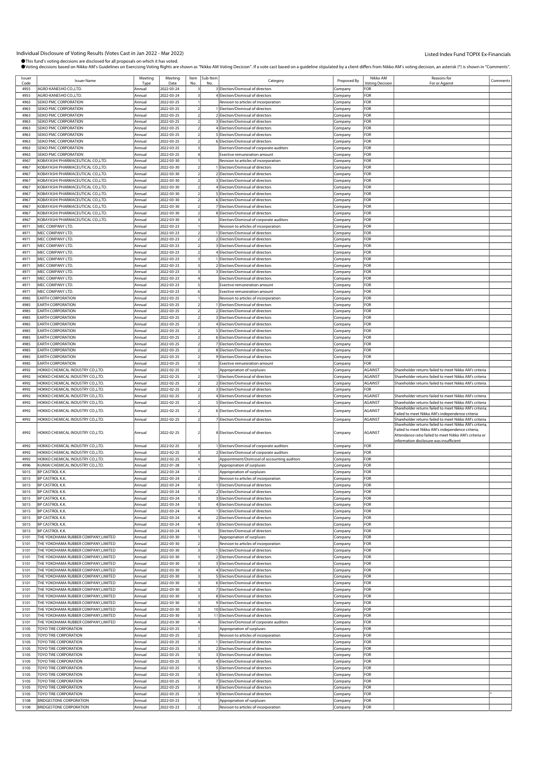Individual Disclosure of Voting Results (Votes Cast in Jan 2022 - Mar 2022)

Listed Index Fund TOPIX Ex-Financials

●This fund's voting decisions are disclosed for all proposals on which it has voted.
●Voting decisions based on Nikko AM's Guidelines on Exercising Voting Rights are shown as "Nikko AM Voting Decision". If a vote cast based on a guideline stipulated by a client differs from Nikko AM's voting decision, an asterisk (*) is shown in "Comments".

| Issuer Code | Issuer Name | Meeting Type | Meeting Date | Item No. | Sub-Item No. | Category | Proposed By | Nikko AM Voting Decision | Reasons for For or Against | Comments |
|---|---|---|---|---|---|---|---|---|---|---|
| 4955 | AGRO-KANESHO CO.,LTD. | Annual | 2022-03-24 | 3 | 3 | Election/Dismissal of directors | Company | FOR | | |
| 4955 | AGRO-KANESHO CO.,LTD. | Annual | 2022-03-24 | 3 | 4 | Election/Dismissal of directors | Company | FOR | | |
| 4963 | SEIKO PMC CORPORATION | Annual | 2022-03-25 | 1 | | Revision to articles of incorporation | Company | FOR | | |
| 4963 | SEIKO PMC CORPORATION | Annual | 2022-03-25 | 2 | 1 | Election/Dismissal of directors | Company | FOR | | |
| 4963 | SEIKO PMC CORPORATION | Annual | 2022-03-25 | 2 | 2 | Election/Dismissal of directors | Company | FOR | | |
| 4963 | SEIKO PMC CORPORATION | Annual | 2022-03-25 | 2 | 3 | Election/Dismissal of directors | Company | FOR | | |
| 4963 | SEIKO PMC CORPORATION | Annual | 2022-03-25 | 2 | 4 | Election/Dismissal of directors | Company | FOR | | |
| 4963 | SEIKO PMC CORPORATION | Annual | 2022-03-25 | 2 | 5 | Election/Dismissal of directors | Company | FOR | | |
| 4963 | SEIKO PMC CORPORATION | Annual | 2022-03-25 | 2 | 6 | Election/Dismissal of directors | Company | FOR | | |
| 4963 | SEIKO PMC CORPORATION | Annual | 2022-03-25 | 3 | | Election/Dismissal of corporate auditors | Company | FOR | | |
| 4963 | SEIKO PMC CORPORATION | Annual | 2022-03-25 | 4 | | Exective remuneration amount | Company | FOR | | |
| 4967 | KOBAYASHI PHARMACEUTICAL CO.,LTD. | Annual | 2022-03-30 | 1 | | Revision to articles of incorporation | Company | FOR | | |
| 4967 | KOBAYASHI PHARMACEUTICAL CO.,LTD. | Annual | 2022-03-30 | 2 | 1 | Election/Dismissal of directors | Company | FOR | | |
| 4967 | KOBAYASHI PHARMACEUTICAL CO.,LTD. | Annual | 2022-03-30 | 2 | 2 | Election/Dismissal of directors | Company | FOR | | |
| 4967 | KOBAYASHI PHARMACEUTICAL CO.,LTD. | Annual | 2022-03-30 | 2 | 3 | Election/Dismissal of directors | Company | FOR | | |
| 4967 | KOBAYASHI PHARMACEUTICAL CO.,LTD. | Annual | 2022-03-30 | 2 | 4 | Election/Dismissal of directors | Company | FOR | | |
| 4967 | KOBAYASHI PHARMACEUTICAL CO.,LTD. | Annual | 2022-03-30 | 2 | 5 | Election/Dismissal of directors | Company | FOR | | |
| 4967 | KOBAYASHI PHARMACEUTICAL CO.,LTD. | Annual | 2022-03-30 | 2 | 6 | Election/Dismissal of directors | Company | FOR | | |
| 4967 | KOBAYASHI PHARMACEUTICAL CO.,LTD. | Annual | 2022-03-30 | 2 | 7 | Election/Dismissal of directors | Company | FOR | | |
| 4967 | KOBAYASHI PHARMACEUTICAL CO.,LTD. | Annual | 2022-03-30 | 2 | 8 | Election/Dismissal of directors | Company | FOR | | |
| 4967 | KOBAYASHI PHARMACEUTICAL CO.,LTD. | Annual | 2022-03-30 | 3 | | Election/Dismissal of corporate auditors | Company | FOR | | |
| 4971 | MEC COMPANY LTD. | Annual | 2022-03-23 | 1 | | Revision to articles of incorporation | Company | FOR | | |
| 4971 | MEC COMPANY LTD. | Annual | 2022-03-23 | 2 | 1 | Election/Dismissal of directors | Company | FOR | | |
| 4971 | MEC COMPANY LTD. | Annual | 2022-03-23 | 2 | 2 | Election/Dismissal of directors | Company | FOR | | |
| 4971 | MEC COMPANY LTD. | Annual | 2022-03-23 | 2 | 3 | Election/Dismissal of directors | Company | FOR | | |
| 4971 | MEC COMPANY LTD. | Annual | 2022-03-23 | 2 | 4 | Election/Dismissal of directors | Company | FOR | | |
| 4971 | MEC COMPANY LTD. | Annual | 2022-03-23 | 3 | 1 | Election/Dismissal of directors | Company | FOR | | |
| 4971 | MEC COMPANY LTD. | Annual | 2022-03-23 | 3 | 2 | Election/Dismissal of directors | Company | FOR | | |
| 4971 | MEC COMPANY LTD. | Annual | 2022-03-23 | 3 | 3 | Election/Dismissal of directors | Company | FOR | | |
| 4971 | MEC COMPANY LTD. | Annual | 2022-03-23 | 4 | | Election/Dismissal of directors | Company | FOR | | |
| 4971 | MEC COMPANY LTD. | Annual | 2022-03-23 | 5 | | Exective remuneration amount | Company | FOR | | |
| 4971 | MEC COMPANY LTD. | Annual | 2022-03-23 | 6 | | Exective remuneration amount | Company | FOR | | |
| 4985 | EARTH CORPORATION | Annual | 2022-03-25 | 1 | | Revision to articles of incorporation | Company | FOR | | |
| 4985 | EARTH CORPORATION | Annual | 2022-03-25 | 2 | 1 | Election/Dismissal of directors | Company | FOR | | |
| 4985 | EARTH CORPORATION | Annual | 2022-03-25 | 2 | 2 | Election/Dismissal of directors | Company | FOR | | |
| 4985 | EARTH CORPORATION | Annual | 2022-03-25 | 2 | 3 | Election/Dismissal of directors | Company | FOR | | |
| 4985 | EARTH CORPORATION | Annual | 2022-03-25 | 2 | 4 | Election/Dismissal of directors | Company | FOR | | |
| 4985 | EARTH CORPORATION | Annual | 2022-03-25 | 2 | 5 | Election/Dismissal of directors | Company | FOR | | |
| 4985 | EARTH CORPORATION | Annual | 2022-03-25 | 2 | 6 | Election/Dismissal of directors | Company | FOR | | |
| 4985 | EARTH CORPORATION | Annual | 2022-03-25 | 2 | 7 | Election/Dismissal of directors | Company | FOR | | |
| 4985 | EARTH CORPORATION | Annual | 2022-03-25 | 2 | 8 | Election/Dismissal of directors | Company | FOR | | |
| 4985 | EARTH CORPORATION | Annual | 2022-03-25 | 2 | 9 | Election/Dismissal of directors | Company | FOR | | |
| 4985 | EARTH CORPORATION | Annual | 2022-03-25 | 3 | | Exective remuneration amount | Company | FOR | | |
| 4992 | HOKKO CHEMICAL INDUSTRY CO.,LTD. | Annual | 2022-02-25 | 1 | | Appropriation of surpluses | Company | AGAINST | Shareholder returns failed to meet Nikko AM's criteria | |
| 4992 | HOKKO CHEMICAL INDUSTRY CO.,LTD. | Annual | 2022-02-25 | 2 | 1 | Election/Dismissal of directors | Company | AGAINST | Shareholder returns failed to meet Nikko AM's criteria | |
| 4992 | HOKKO CHEMICAL INDUSTRY CO.,LTD. | Annual | 2022-02-25 | 2 | 2 | Election/Dismissal of directors | Company | AGAINST | Shareholder returns failed to meet Nikko AM's criteria | |
| 4992 | HOKKO CHEMICAL INDUSTRY CO.,LTD. | Annual | 2022-02-25 | 2 | 3 | Election/Dismissal of directors | Company | FOR | | |
| 4992 | HOKKO CHEMICAL INDUSTRY CO.,LTD. | Annual | 2022-02-25 | 2 | 4 | Election/Dismissal of directors | Company | AGAINST | Shareholder returns failed to meet Nikko AM's criteria | |
| 4992 | HOKKO CHEMICAL INDUSTRY CO.,LTD. | Annual | 2022-02-25 | 2 | 5 | Election/Dismissal of directors | Company | AGAINST | Shareholder returns failed to meet Nikko AM's criteria | |
| 4992 | HOKKO CHEMICAL INDUSTRY CO.,LTD. | Annual | 2022-02-25 | 2 | 6 | Election/Dismissal of directors | Company | AGAINST | Shareholder returns failed to meet Nikko AM's criteria; Failed to meet Nikko AM's independence criteria | |
| 4992 | HOKKO CHEMICAL INDUSTRY CO.,LTD. | Annual | 2022-02-25 | 2 | 7 | Election/Dismissal of directors | Company | AGAINST | Shareholder returns failed to meet Nikko AM's criteria | |
| 4992 | HOKKO CHEMICAL INDUSTRY CO.,LTD. | Annual | 2022-02-25 | 2 | 8 | Election/Dismissal of directors | Company | AGAINST | Shareholder returns failed to meet Nikko AM's criteria; Failed to meet Nikko AM's independence criteria; Attendance ratio failed to meet Nikko AM's criteria or information disclosure was insufficient | |
| 4992 | HOKKO CHEMICAL INDUSTRY CO.,LTD. | Annual | 2022-02-25 | 3 | 1 | Election/Dismissal of corporate auditors | Company | FOR | | |
| 4992 | HOKKO CHEMICAL INDUSTRY CO.,LTD. | Annual | 2022-02-25 | 3 | 2 | Election/Dismissal of corporate auditors | Company | FOR | | |
| 4992 | HOKKO CHEMICAL INDUSTRY CO.,LTD. | Annual | 2022-02-25 | 4 | | Appointment/Dismissal of accounting auditors | Company | FOR | | |
| 4996 | KUMIAI CHEMICAL INDUSTRY CO.,LTD. | Annual | 2022-01-28 | 1 | | Appropriation of surpluses | Company | FOR | | |
| 5015 | BP CASTROL K.K. | Annual | 2022-03-24 | 1 | | Appropriation of surpluses | Company | FOR | | |
| 5015 | BP CASTROL K.K. | Annual | 2022-03-24 | 2 | | Revision to articles of incorporation | Company | FOR | | |
| 5015 | BP CASTROL K.K. | Annual | 2022-03-24 | 3 | 1 | Election/Dismissal of directors | Company | FOR | | |
| 5015 | BP CASTROL K.K. | Annual | 2022-03-24 | 3 | 2 | Election/Dismissal of directors | Company | FOR | | |
| 5015 | BP CASTROL K.K. | Annual | 2022-03-24 | 3 | 3 | Election/Dismissal of directors | Company | FOR | | |
| 5015 | BP CASTROL K.K. | Annual | 2022-03-24 | 3 | 4 | Election/Dismissal of directors | Company | FOR | | |
| 5015 | BP CASTROL K.K. | Annual | 2022-03-24 | 4 | 1 | Election/Dismissal of directors | Company | FOR | | |
| 5015 | BP CASTROL K.K. | Annual | 2022-03-24 | 4 | 2 | Election/Dismissal of directors | Company | FOR | | |
| 5015 | BP CASTROL K.K. | Annual | 2022-03-24 | 4 | 3 | Election/Dismissal of directors | Company | FOR | | |
| 5015 | BP CASTROL K.K. | Annual | 2022-03-24 | 5 | | Election/Dismissal of directors | Company | FOR | | |
| 5101 | THE YOKOHAMA RUBBER COMPANY,LIMITED | Annual | 2022-03-30 | 1 | | Appropriation of surpluses | Company | FOR | | |
| 5101 | THE YOKOHAMA RUBBER COMPANY,LIMITED | Annual | 2022-03-30 | 2 | | Revision to articles of incorporation | Company | FOR | | |
| 5101 | THE YOKOHAMA RUBBER COMPANY,LIMITED | Annual | 2022-03-30 | 3 | 1 | Election/Dismissal of directors | Company | FOR | | |
| 5101 | THE YOKOHAMA RUBBER COMPANY,LIMITED | Annual | 2022-03-30 | 3 | 2 | Election/Dismissal of directors | Company | FOR | | |
| 5101 | THE YOKOHAMA RUBBER COMPANY,LIMITED | Annual | 2022-03-30 | 3 | 3 | Election/Dismissal of directors | Company | FOR | | |
| 5101 | THE YOKOHAMA RUBBER COMPANY,LIMITED | Annual | 2022-03-30 | 3 | 4 | Election/Dismissal of directors | Company | FOR | | |
| 5101 | THE YOKOHAMA RUBBER COMPANY,LIMITED | Annual | 2022-03-30 | 3 | 5 | Election/Dismissal of directors | Company | FOR | | |
| 5101 | THE YOKOHAMA RUBBER COMPANY,LIMITED | Annual | 2022-03-30 | 3 | 6 | Election/Dismissal of directors | Company | FOR | | |
| 5101 | THE YOKOHAMA RUBBER COMPANY,LIMITED | Annual | 2022-03-30 | 3 | 7 | Election/Dismissal of directors | Company | FOR | | |
| 5101 | THE YOKOHAMA RUBBER COMPANY,LIMITED | Annual | 2022-03-30 | 3 | 8 | Election/Dismissal of directors | Company | FOR | | |
| 5101 | THE YOKOHAMA RUBBER COMPANY,LIMITED | Annual | 2022-03-30 | 3 | 9 | Election/Dismissal of directors | Company | FOR | | |
| 5101 | THE YOKOHAMA RUBBER COMPANY,LIMITED | Annual | 2022-03-30 | 3 | 10 | Election/Dismissal of directors | Company | FOR | | |
| 5101 | THE YOKOHAMA RUBBER COMPANY,LIMITED | Annual | 2022-03-30 | 3 | 11 | Election/Dismissal of directors | Company | FOR | | |
| 5101 | THE YOKOHAMA RUBBER COMPANY,LIMITED | Annual | 2022-03-30 | 4 | | Election/Dismissal of corporate auditors | Company | FOR | | |
| 5105 | TOYO TIRE CORPORATION | Annual | 2022-03-25 | 1 | | Appropriation of surpluses | Company | FOR | | |
| 5105 | TOYO TIRE CORPORATION | Annual | 2022-03-25 | 2 | | Revision to articles of incorporation | Company | FOR | | |
| 5105 | TOYO TIRE CORPORATION | Annual | 2022-03-25 | 3 | 1 | Election/Dismissal of directors | Company | FOR | | |
| 5105 | TOYO TIRE CORPORATION | Annual | 2022-03-25 | 3 | 2 | Election/Dismissal of directors | Company | FOR | | |
| 5105 | TOYO TIRE CORPORATION | Annual | 2022-03-25 | 3 | 3 | Election/Dismissal of directors | Company | FOR | | |
| 5105 | TOYO TIRE CORPORATION | Annual | 2022-03-25 | 3 | 4 | Election/Dismissal of directors | Company | FOR | | |
| 5105 | TOYO TIRE CORPORATION | Annual | 2022-03-25 | 3 | 5 | Election/Dismissal of directors | Company | FOR | | |
| 5105 | TOYO TIRE CORPORATION | Annual | 2022-03-25 | 3 | 6 | Election/Dismissal of directors | Company | FOR | | |
| 5105 | TOYO TIRE CORPORATION | Annual | 2022-03-25 | 3 | 7 | Election/Dismissal of directors | Company | FOR | | |
| 5105 | TOYO TIRE CORPORATION | Annual | 2022-03-25 | 3 | 8 | Election/Dismissal of directors | Company | FOR | | |
| 5105 | TOYO TIRE CORPORATION | Annual | 2022-03-25 | 3 | 9 | Election/Dismissal of directors | Company | FOR | | * |
| 5108 | BRIDGESTONE CORPORATION | Annual | 2022-03-23 | 1 | | Appropriation of surpluses | Company | FOR | | |
| 5108 | BRIDGESTONE CORPORATION | Annual | 2022-03-23 | 2 | | Revision to articles of incorporation | Company | FOR | | |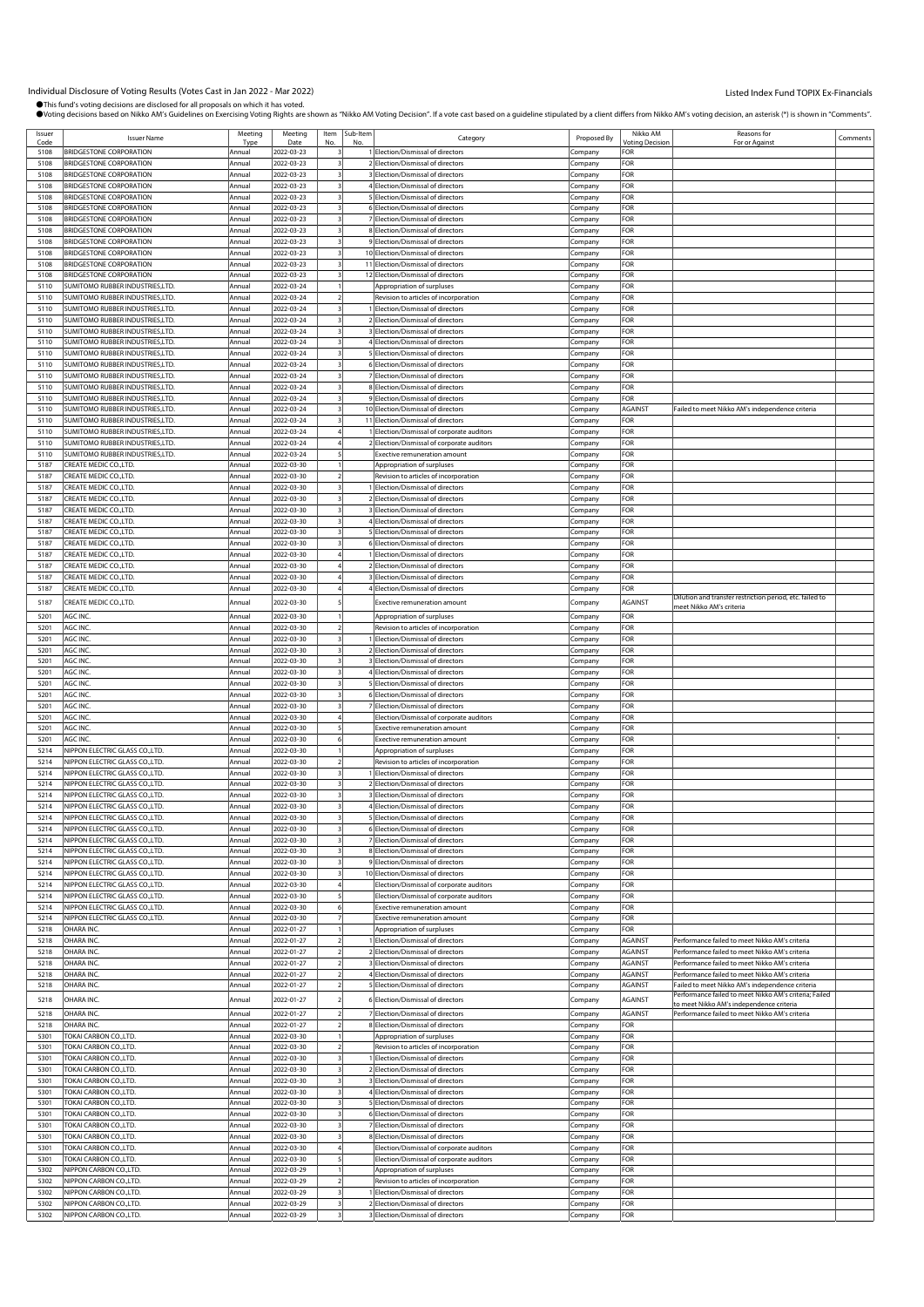Individual Disclosure of Voting Results (Votes Cast in Jan 2022 - Mar 2022)

Listed Index Fund TOPIX Ex-Financials

●This fund's voting decisions are disclosed for all proposals on which it has voted.
●Voting decisions based on Nikko AM's Guidelines on Exercising Voting Rights are shown as "Nikko AM Voting Decision". If a vote cast based on a guideline stipulated by a client differs from Nikko AM's voting decision, an asterisk (*) is shown in "Comments".

| Issuer Code | Issuer Name | Meeting Type | Meeting Date | Item No. | Sub-Item No. | Category | Proposed By | Nikko AM Voting Decision | Reasons for For or Against | Comments |
|---|---|---|---|---|---|---|---|---|---|---|
| 5108 | BRIDGESTONE CORPORATION | Annual | 2022-03-23 | 3 | 1 | Election/Dismissal of directors | Company | FOR | | |
| 5108 | BRIDGESTONE CORPORATION | Annual | 2022-03-23 | 3 | 2 | Election/Dismissal of directors | Company | FOR | | |
| 5108 | BRIDGESTONE CORPORATION | Annual | 2022-03-23 | 3 | 3 | Election/Dismissal of directors | Company | FOR | | |
| 5108 | BRIDGESTONE CORPORATION | Annual | 2022-03-23 | 3 | 4 | Election/Dismissal of directors | Company | FOR | | |
| 5108 | BRIDGESTONE CORPORATION | Annual | 2022-03-23 | 3 | 5 | Election/Dismissal of directors | Company | FOR | | |
| 5108 | BRIDGESTONE CORPORATION | Annual | 2022-03-23 | 3 | 6 | Election/Dismissal of directors | Company | FOR | | |
| 5108 | BRIDGESTONE CORPORATION | Annual | 2022-03-23 | 3 | 7 | Election/Dismissal of directors | Company | FOR | | |
| 5108 | BRIDGESTONE CORPORATION | Annual | 2022-03-23 | 3 | 8 | Election/Dismissal of directors | Company | FOR | | |
| 5108 | BRIDGESTONE CORPORATION | Annual | 2022-03-23 | 3 | 9 | Election/Dismissal of directors | Company | FOR | | |
| 5108 | BRIDGESTONE CORPORATION | Annual | 2022-03-23 | 3 | 10 | Election/Dismissal of directors | Company | FOR | | |
| 5108 | BRIDGESTONE CORPORATION | Annual | 2022-03-23 | 3 | 11 | Election/Dismissal of directors | Company | FOR | | |
| 5108 | BRIDGESTONE CORPORATION | Annual | 2022-03-23 | 3 | 12 | Election/Dismissal of directors | Company | FOR | | |
| 5110 | SUMITOMO RUBBER INDUSTRIES,LTD. | Annual | 2022-03-24 | 1 | | Appropriation of surpluses | Company | FOR | | |
| 5110 | SUMITOMO RUBBER INDUSTRIES,LTD. | Annual | 2022-03-24 | 2 | | Revision to articles of incorporation | Company | FOR | | |
| 5110 | SUMITOMO RUBBER INDUSTRIES,LTD. | Annual | 2022-03-24 | 3 | 1 | Election/Dismissal of directors | Company | FOR | | |
| 5110 | SUMITOMO RUBBER INDUSTRIES,LTD. | Annual | 2022-03-24 | 3 | 2 | Election/Dismissal of directors | Company | FOR | | |
| 5110 | SUMITOMO RUBBER INDUSTRIES,LTD. | Annual | 2022-03-24 | 3 | 3 | Election/Dismissal of directors | Company | FOR | | |
| 5110 | SUMITOMO RUBBER INDUSTRIES,LTD. | Annual | 2022-03-24 | 3 | 4 | Election/Dismissal of directors | Company | FOR | | |
| 5110 | SUMITOMO RUBBER INDUSTRIES,LTD. | Annual | 2022-03-24 | 3 | 5 | Election/Dismissal of directors | Company | FOR | | |
| 5110 | SUMITOMO RUBBER INDUSTRIES,LTD. | Annual | 2022-03-24 | 3 | 6 | Election/Dismissal of directors | Company | FOR | | |
| 5110 | SUMITOMO RUBBER INDUSTRIES,LTD. | Annual | 2022-03-24 | 3 | 7 | Election/Dismissal of directors | Company | FOR | | |
| 5110 | SUMITOMO RUBBER INDUSTRIES,LTD. | Annual | 2022-03-24 | 3 | 8 | Election/Dismissal of directors | Company | FOR | | |
| 5110 | SUMITOMO RUBBER INDUSTRIES,LTD. | Annual | 2022-03-24 | 3 | 9 | Election/Dismissal of directors | Company | FOR | | |
| 5110 | SUMITOMO RUBBER INDUSTRIES,LTD. | Annual | 2022-03-24 | 3 | 10 | Election/Dismissal of directors | Company | AGAINST | Failed to meet Nikko AM's independence criteria | |
| 5110 | SUMITOMO RUBBER INDUSTRIES,LTD. | Annual | 2022-03-24 | 3 | 11 | Election/Dismissal of directors | Company | FOR | | |
| 5110 | SUMITOMO RUBBER INDUSTRIES,LTD. | Annual | 2022-03-24 | 4 | 1 | Election/Dismissal of corporate auditors | Company | FOR | | |
| 5110 | SUMITOMO RUBBER INDUSTRIES,LTD. | Annual | 2022-03-24 | 4 | 2 | Election/Dismissal of corporate auditors | Company | FOR | | |
| 5110 | SUMITOMO RUBBER INDUSTRIES,LTD. | Annual | 2022-03-24 | 5 | | Exective remuneration amount | Company | FOR | | |
| 5187 | CREATE MEDIC CO.,LTD. | Annual | 2022-03-30 | 1 | | Appropriation of surpluses | Company | FOR | | |
| 5187 | CREATE MEDIC CO.,LTD. | Annual | 2022-03-30 | 2 | | Revision to articles of incorporation | Company | FOR | | |
| 5187 | CREATE MEDIC CO.,LTD. | Annual | 2022-03-30 | 3 | 1 | Election/Dismissal of directors | Company | FOR | | |
| 5187 | CREATE MEDIC CO.,LTD. | Annual | 2022-03-30 | 3 | 2 | Election/Dismissal of directors | Company | FOR | | |
| 5187 | CREATE MEDIC CO.,LTD. | Annual | 2022-03-30 | 3 | 3 | Election/Dismissal of directors | Company | FOR | | |
| 5187 | CREATE MEDIC CO.,LTD. | Annual | 2022-03-30 | 3 | 4 | Election/Dismissal of directors | Company | FOR | | |
| 5187 | CREATE MEDIC CO.,LTD. | Annual | 2022-03-30 | 3 | 5 | Election/Dismissal of directors | Company | FOR | | |
| 5187 | CREATE MEDIC CO.,LTD. | Annual | 2022-03-30 | 3 | 6 | Election/Dismissal of directors | Company | FOR | | |
| 5187 | CREATE MEDIC CO.,LTD. | Annual | 2022-03-30 | 4 | 1 | Election/Dismissal of directors | Company | FOR | | |
| 5187 | CREATE MEDIC CO.,LTD. | Annual | 2022-03-30 | 4 | 2 | Election/Dismissal of directors | Company | FOR | | |
| 5187 | CREATE MEDIC CO.,LTD. | Annual | 2022-03-30 | 4 | 3 | Election/Dismissal of directors | Company | FOR | | |
| 5187 | CREATE MEDIC CO.,LTD. | Annual | 2022-03-30 | 4 | 4 | Election/Dismissal of directors | Company | FOR | | |
| 5187 | CREATE MEDIC CO.,LTD. | Annual | 2022-03-30 | 5 | | Exective remuneration amount | Company | AGAINST | Dilution and transfer restriction period, etc. failed to meet Nikko AM's criteria | |
| 5201 | AGC INC. | Annual | 2022-03-30 | 1 | | Appropriation of surpluses | Company | FOR | | |
| 5201 | AGC INC. | Annual | 2022-03-30 | 2 | | Revision to articles of incorporation | Company | FOR | | |
| 5201 | AGC INC. | Annual | 2022-03-30 | 3 | 1 | Election/Dismissal of directors | Company | FOR | | |
| 5201 | AGC INC. | Annual | 2022-03-30 | 3 | 2 | Election/Dismissal of directors | Company | FOR | | |
| 5201 | AGC INC. | Annual | 2022-03-30 | 3 | 3 | Election/Dismissal of directors | Company | FOR | | |
| 5201 | AGC INC. | Annual | 2022-03-30 | 3 | 4 | Election/Dismissal of directors | Company | FOR | | |
| 5201 | AGC INC. | Annual | 2022-03-30 | 3 | 5 | Election/Dismissal of directors | Company | FOR | | |
| 5201 | AGC INC. | Annual | 2022-03-30 | 3 | 6 | Election/Dismissal of directors | Company | FOR | | |
| 5201 | AGC INC. | Annual | 2022-03-30 | 3 | 7 | Election/Dismissal of directors | Company | FOR | | |
| 5201 | AGC INC. | Annual | 2022-03-30 | 4 | | Election/Dismissal of corporate auditors | Company | FOR | | |
| 5201 | AGC INC. | Annual | 2022-03-30 | 5 | | Exective remuneration amount | Company | FOR | | |
| 5201 | AGC INC. | Annual | 2022-03-30 | 6 | | Exective remuneration amount | Company | FOR | | * |
| 5214 | NIPPON ELECTRIC GLASS CO.,LTD. | Annual | 2022-03-30 | 1 | | Appropriation of surpluses | Company | FOR | | |
| 5214 | NIPPON ELECTRIC GLASS CO.,LTD. | Annual | 2022-03-30 | 2 | | Revision to articles of incorporation | Company | FOR | | |
| 5214 | NIPPON ELECTRIC GLASS CO.,LTD. | Annual | 2022-03-30 | 3 | 1 | Election/Dismissal of directors | Company | FOR | | |
| 5214 | NIPPON ELECTRIC GLASS CO.,LTD. | Annual | 2022-03-30 | 3 | 2 | Election/Dismissal of directors | Company | FOR | | |
| 5214 | NIPPON ELECTRIC GLASS CO.,LTD. | Annual | 2022-03-30 | 3 | 3 | Election/Dismissal of directors | Company | FOR | | |
| 5214 | NIPPON ELECTRIC GLASS CO.,LTD. | Annual | 2022-03-30 | 3 | 4 | Election/Dismissal of directors | Company | FOR | | |
| 5214 | NIPPON ELECTRIC GLASS CO.,LTD. | Annual | 2022-03-30 | 3 | 5 | Election/Dismissal of directors | Company | FOR | | |
| 5214 | NIPPON ELECTRIC GLASS CO.,LTD. | Annual | 2022-03-30 | 3 | 6 | Election/Dismissal of directors | Company | FOR | | |
| 5214 | NIPPON ELECTRIC GLASS CO.,LTD. | Annual | 2022-03-30 | 3 | 7 | Election/Dismissal of directors | Company | FOR | | |
| 5214 | NIPPON ELECTRIC GLASS CO.,LTD. | Annual | 2022-03-30 | 3 | 8 | Election/Dismissal of directors | Company | FOR | | |
| 5214 | NIPPON ELECTRIC GLASS CO.,LTD. | Annual | 2022-03-30 | 3 | 9 | Election/Dismissal of directors | Company | FOR | | |
| 5214 | NIPPON ELECTRIC GLASS CO.,LTD. | Annual | 2022-03-30 | 3 | 10 | Election/Dismissal of directors | Company | FOR | | |
| 5214 | NIPPON ELECTRIC GLASS CO.,LTD. | Annual | 2022-03-30 | 4 | | Election/Dismissal of corporate auditors | Company | FOR | | |
| 5214 | NIPPON ELECTRIC GLASS CO.,LTD. | Annual | 2022-03-30 | 5 | | Election/Dismissal of corporate auditors | Company | FOR | | |
| 5214 | NIPPON ELECTRIC GLASS CO.,LTD. | Annual | 2022-03-30 | 6 | | Exective remuneration amount | Company | FOR | | |
| 5214 | NIPPON ELECTRIC GLASS CO.,LTD. | Annual | 2022-03-30 | 7 | | Exective remuneration amount | Company | FOR | | |
| 5218 | OHARA INC. | Annual | 2022-01-27 | 1 | | Appropriation of surpluses | Company | FOR | | |
| 5218 | OHARA INC. | Annual | 2022-01-27 | 2 | 1 | Election/Dismissal of directors | Company | AGAINST | Performance failed to meet Nikko AM's criteria | |
| 5218 | OHARA INC. | Annual | 2022-01-27 | 2 | 2 | Election/Dismissal of directors | Company | AGAINST | Performance failed to meet Nikko AM's criteria | |
| 5218 | OHARA INC. | Annual | 2022-01-27 | 2 | 3 | Election/Dismissal of directors | Company | AGAINST | Performance failed to meet Nikko AM's criteria | |
| 5218 | OHARA INC. | Annual | 2022-01-27 | 2 | 4 | Election/Dismissal of directors | Company | AGAINST | Performance failed to meet Nikko AM's criteria | |
| 5218 | OHARA INC. | Annual | 2022-01-27 | 2 | 5 | Election/Dismissal of directors | Company | AGAINST | Failed to meet Nikko AM's independence criteria | |
| 5218 | OHARA INC. | Annual | 2022-01-27 | 2 | 6 | Election/Dismissal of directors | Company | AGAINST | Performance failed to meet Nikko AM's criteria; Failed to meet Nikko AM's independence criteria | |
| 5218 | OHARA INC. | Annual | 2022-01-27 | 2 | 7 | Election/Dismissal of directors | Company | AGAINST | Performance failed to meet Nikko AM's criteria | |
| 5218 | OHARA INC. | Annual | 2022-01-27 | 2 | 8 | Election/Dismissal of directors | Company | FOR | | |
| 5301 | TOKAI CARBON CO.,LTD. | Annual | 2022-03-30 | 1 | | Appropriation of surpluses | Company | FOR | | |
| 5301 | TOKAI CARBON CO.,LTD. | Annual | 2022-03-30 | 2 | | Revision to articles of incorporation | Company | FOR | | |
| 5301 | TOKAI CARBON CO.,LTD. | Annual | 2022-03-30 | 3 | 1 | Election/Dismissal of directors | Company | FOR | | |
| 5301 | TOKAI CARBON CO.,LTD. | Annual | 2022-03-30 | 3 | 2 | Election/Dismissal of directors | Company | FOR | | |
| 5301 | TOKAI CARBON CO.,LTD. | Annual | 2022-03-30 | 3 | 3 | Election/Dismissal of directors | Company | FOR | | |
| 5301 | TOKAI CARBON CO.,LTD. | Annual | 2022-03-30 | 3 | 4 | Election/Dismissal of directors | Company | FOR | | |
| 5301 | TOKAI CARBON CO.,LTD. | Annual | 2022-03-30 | 3 | 5 | Election/Dismissal of directors | Company | FOR | | |
| 5301 | TOKAI CARBON CO.,LTD. | Annual | 2022-03-30 | 3 | 6 | Election/Dismissal of directors | Company | FOR | | |
| 5301 | TOKAI CARBON CO.,LTD. | Annual | 2022-03-30 | 3 | 7 | Election/Dismissal of directors | Company | FOR | | |
| 5301 | TOKAI CARBON CO.,LTD. | Annual | 2022-03-30 | 3 | 8 | Election/Dismissal of directors | Company | FOR | | |
| 5301 | TOKAI CARBON CO.,LTD. | Annual | 2022-03-30 | 4 | | Election/Dismissal of corporate auditors | Company | FOR | | |
| 5301 | TOKAI CARBON CO.,LTD. | Annual | 2022-03-30 | 5 | | Election/Dismissal of corporate auditors | Company | FOR | | |
| 5302 | NIPPON CARBON CO.,LTD. | Annual | 2022-03-29 | 1 | | Appropriation of surpluses | Company | FOR | | |
| 5302 | NIPPON CARBON CO.,LTD. | Annual | 2022-03-29 | 2 | | Revision to articles of incorporation | Company | FOR | | |
| 5302 | NIPPON CARBON CO.,LTD. | Annual | 2022-03-29 | 3 | 1 | Election/Dismissal of directors | Company | FOR | | |
| 5302 | NIPPON CARBON CO.,LTD. | Annual | 2022-03-29 | 3 | 2 | Election/Dismissal of directors | Company | FOR | | |
| 5302 | NIPPON CARBON CO.,LTD. | Annual | 2022-03-29 | 3 | 3 | Election/Dismissal of directors | Company | FOR | | |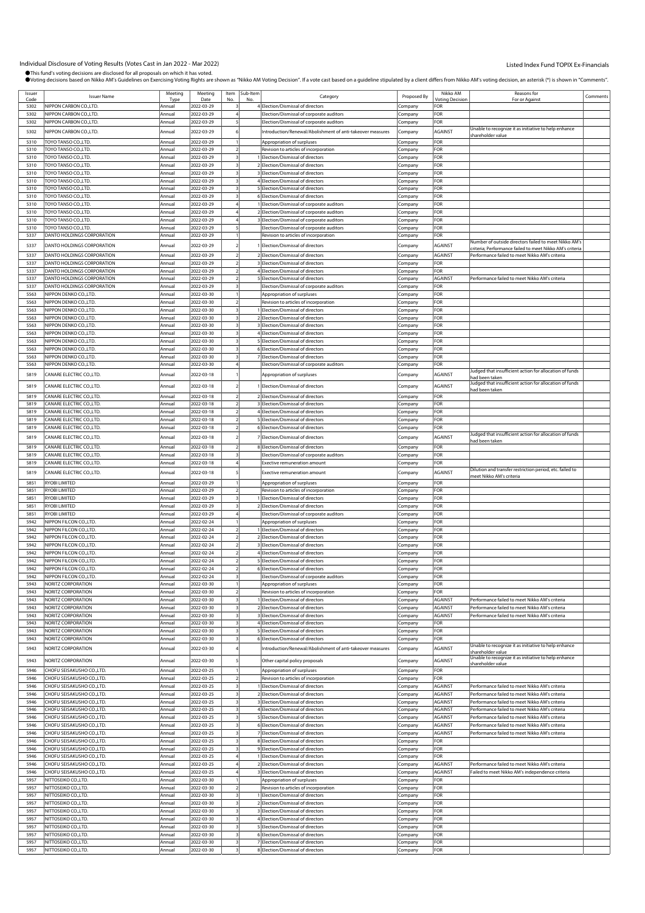Individual Disclosure of Voting Results (Votes Cast in Jan 2022 - Mar 2022)

Listed Index Fund TOPIX Ex-Financials

●This fund's voting decisions are disclosed for all proposals on which it has voted.
●Voting decisions based on Nikko AM's Guidelines on Exercising Voting Rights are shown as "Nikko AM Voting Decision". If a vote cast based on a guideline stipulated by a client differs from Nikko AM's voting decision, an asterisk (*) is shown in "Comments".

| Issuer Code | Issuer Name | Meeting Type | Meeting Date | Item No. | Sub-Item No. | Category | Proposed By | Nikko AM Voting Decision | Reasons for For or Against | Comments |
|---|---|---|---|---|---|---|---|---|---|---|
| 5302 | NIPPON CARBON CO.,LTD. | Annual | 2022-03-29 | 3 | 4 | Election/Dismissal of directors | Company | FOR | | |
| 5302 | NIPPON CARBON CO.,LTD. | Annual | 2022-03-29 | 4 | | Election/Dismissal of corporate auditors | Company | FOR | | |
| 5302 | NIPPON CARBON CO.,LTD. | Annual | 2022-03-29 | 5 | | Election/Dismissal of corporate auditors | Company | FOR | | |
| 5302 | NIPPON CARBON CO.,LTD. | Annual | 2022-03-29 | 6 | | Introduction/Renewal/Abolishment of anti-takeover measures | Company | AGAINST | Unable to recognize it as initiative to help enhance shareholder value | |
| 5310 | TOYO TANSO CO.,LTD. | Annual | 2022-03-29 | 1 | | Appropriation of surpluses | Company | FOR | | |
| 5310 | TOYO TANSO CO.,LTD. | Annual | 2022-03-29 | 2 | | Revision to articles of incorporation | Company | FOR | | |
| 5310 | TOYO TANSO CO.,LTD. | Annual | 2022-03-29 | 3 | 1 | Election/Dismissal of directors | Company | FOR | | |
| 5310 | TOYO TANSO CO.,LTD. | Annual | 2022-03-29 | 3 | 2 | Election/Dismissal of directors | Company | FOR | | |
| 5310 | TOYO TANSO CO.,LTD. | Annual | 2022-03-29 | 3 | 3 | Election/Dismissal of directors | Company | FOR | | |
| 5310 | TOYO TANSO CO.,LTD. | Annual | 2022-03-29 | 3 | 4 | Election/Dismissal of directors | Company | FOR | | |
| 5310 | TOYO TANSO CO.,LTD. | Annual | 2022-03-29 | 3 | 5 | Election/Dismissal of directors | Company | FOR | | |
| 5310 | TOYO TANSO CO.,LTD. | Annual | 2022-03-29 | 3 | 6 | Election/Dismissal of directors | Company | FOR | | |
| 5310 | TOYO TANSO CO.,LTD. | Annual | 2022-03-29 | 4 | 1 | Election/Dismissal of corporate auditors | Company | FOR | | |
| 5310 | TOYO TANSO CO.,LTD. | Annual | 2022-03-29 | 4 | 2 | Election/Dismissal of corporate auditors | Company | FOR | | |
| 5310 | TOYO TANSO CO.,LTD. | Annual | 2022-03-29 | 4 | 3 | Election/Dismissal of corporate auditors | Company | FOR | | |
| 5310 | TOYO TANSO CO.,LTD. | Annual | 2022-03-29 | 5 | | Election/Dismissal of corporate auditors | Company | FOR | | |
| 5337 | DANTO HOLDINGS CORPORATION | Annual | 2022-03-29 | 1 | | Revision to articles of incorporation | Company | FOR | | |
| 5337 | DANTO HOLDINGS CORPORATION | Annual | 2022-03-29 | 2 | 1 | Election/Dismissal of directors | Company | AGAINST | Number of outside directors failed to meet Nikko AM's criteria; Performance failed to meet Nikko AM's criteria | |
| 5337 | DANTO HOLDINGS CORPORATION | Annual | 2022-03-29 | 2 | 2 | Election/Dismissal of directors | Company | AGAINST | Performance failed to meet Nikko AM's criteria | |
| 5337 | DANTO HOLDINGS CORPORATION | Annual | 2022-03-29 | 2 | 3 | Election/Dismissal of directors | Company | FOR | | |
| 5337 | DANTO HOLDINGS CORPORATION | Annual | 2022-03-29 | 2 | 4 | Election/Dismissal of directors | Company | FOR | | |
| 5337 | DANTO HOLDINGS CORPORATION | Annual | 2022-03-29 | 2 | 5 | Election/Dismissal of directors | Company | AGAINST | Performance failed to meet Nikko AM's criteria | |
| 5337 | DANTO HOLDINGS CORPORATION | Annual | 2022-03-29 | 3 | | Election/Dismissal of corporate auditors | Company | FOR | | |
| 5563 | NIPPON DENKO CO.,LTD. | Annual | 2022-03-30 | 1 | | Appropriation of surpluses | Company | FOR | | |
| 5563 | NIPPON DENKO CO.,LTD. | Annual | 2022-03-30 | 2 | | Revision to articles of incorporation | Company | FOR | | |
| 5563 | NIPPON DENKO CO.,LTD. | Annual | 2022-03-30 | 3 | 1 | Election/Dismissal of directors | Company | FOR | | |
| 5563 | NIPPON DENKO CO.,LTD. | Annual | 2022-03-30 | 3 | 2 | Election/Dismissal of directors | Company | FOR | | |
| 5563 | NIPPON DENKO CO.,LTD. | Annual | 2022-03-30 | 3 | 3 | Election/Dismissal of directors | Company | FOR | | |
| 5563 | NIPPON DENKO CO.,LTD. | Annual | 2022-03-30 | 3 | 4 | Election/Dismissal of directors | Company | FOR | | |
| 5563 | NIPPON DENKO CO.,LTD. | Annual | 2022-03-30 | 3 | 5 | Election/Dismissal of directors | Company | FOR | | |
| 5563 | NIPPON DENKO CO.,LTD. | Annual | 2022-03-30 | 3 | 6 | Election/Dismissal of directors | Company | FOR | | |
| 5563 | NIPPON DENKO CO.,LTD. | Annual | 2022-03-30 | 3 | 7 | Election/Dismissal of directors | Company | FOR | | |
| 5563 | NIPPON DENKO CO.,LTD. | Annual | 2022-03-30 | 4 | | Election/Dismissal of corporate auditors | Company | FOR | | |
| 5819 | CANARE ELECTRIC CO.,LTD. | Annual | 2022-03-18 | 1 | | Appropriation of surpluses | Company | AGAINST | Judged that insufficient action for allocation of funds had been taken | |
| 5819 | CANARE ELECTRIC CO.,LTD. | Annual | 2022-03-18 | 2 | 1 | Election/Dismissal of directors | Company | AGAINST | Judged that insufficient action for allocation of funds had been taken | |
| 5819 | CANARE ELECTRIC CO.,LTD. | Annual | 2022-03-18 | 2 | 2 | Election/Dismissal of directors | Company | FOR | | |
| 5819 | CANARE ELECTRIC CO.,LTD. | Annual | 2022-03-18 | 2 | 3 | Election/Dismissal of directors | Company | FOR | | |
| 5819 | CANARE ELECTRIC CO.,LTD. | Annual | 2022-03-18 | 2 | 4 | Election/Dismissal of directors | Company | FOR | | |
| 5819 | CANARE ELECTRIC CO.,LTD. | Annual | 2022-03-18 | 2 | 5 | Election/Dismissal of directors | Company | FOR | | |
| 5819 | CANARE ELECTRIC CO.,LTD. | Annual | 2022-03-18 | 2 | 6 | Election/Dismissal of directors | Company | FOR | | |
| 5819 | CANARE ELECTRIC CO.,LTD. | Annual | 2022-03-18 | 2 | 7 | Election/Dismissal of directors | Company | AGAINST | Judged that insufficient action for allocation of funds had been taken | |
| 5819 | CANARE ELECTRIC CO.,LTD. | Annual | 2022-03-18 | 2 | 8 | Election/Dismissal of directors | Company | FOR | | |
| 5819 | CANARE ELECTRIC CO.,LTD. | Annual | 2022-03-18 | 3 | | Election/Dismissal of corporate auditors | Company | FOR | | |
| 5819 | CANARE ELECTRIC CO.,LTD. | Annual | 2022-03-18 | 4 | | Exective remuneration amount | Company | FOR | | |
| 5819 | CANARE ELECTRIC CO.,LTD. | Annual | 2022-03-18 | 5 | | Exective remuneration amount | Company | AGAINST | Dilution and transfer restriction period, etc. failed to meet Nikko AM's criteria | |
| 5851 | RYOBI LIMITED | Annual | 2022-03-29 | 1 | | Appropriation of surpluses | Company | FOR | | |
| 5851 | RYOBI LIMITED | Annual | 2022-03-29 | 2 | | Revision to articles of incorporation | Company | FOR | | |
| 5851 | RYOBI LIMITED | Annual | 2022-03-29 | 3 | 1 | Election/Dismissal of directors | Company | FOR | | |
| 5851 | RYOBI LIMITED | Annual | 2022-03-29 | 3 | 2 | Election/Dismissal of directors | Company | FOR | | |
| 5851 | RYOBI LIMITED | Annual | 2022-03-29 | 4 | | Election/Dismissal of corporate auditors | Company | FOR | | |
| 5942 | NIPPON FILCON CO.,LTD. | Annual | 2022-02-24 | 1 | | Appropriation of surpluses | Company | FOR | | |
| 5942 | NIPPON FILCON CO.,LTD. | Annual | 2022-02-24 | 2 | 1 | Election/Dismissal of directors | Company | FOR | | |
| 5942 | NIPPON FILCON CO.,LTD. | Annual | 2022-02-24 | 2 | 2 | Election/Dismissal of directors | Company | FOR | | |
| 5942 | NIPPON FILCON CO.,LTD. | Annual | 2022-02-24 | 2 | 3 | Election/Dismissal of directors | Company | FOR | | |
| 5942 | NIPPON FILCON CO.,LTD. | Annual | 2022-02-24 | 2 | 4 | Election/Dismissal of directors | Company | FOR | | |
| 5942 | NIPPON FILCON CO.,LTD. | Annual | 2022-02-24 | 2 | 5 | Election/Dismissal of directors | Company | FOR | | |
| 5942 | NIPPON FILCON CO.,LTD. | Annual | 2022-02-24 | 2 | 6 | Election/Dismissal of directors | Company | FOR | | |
| 5942 | NIPPON FILCON CO.,LTD. | Annual | 2022-02-24 | 3 | | Election/Dismissal of corporate auditors | Company | FOR | | |
| 5943 | NORITZ CORPORATION | Annual | 2022-03-30 | 1 | | Appropriation of surpluses | Company | FOR | | |
| 5943 | NORITZ CORPORATION | Annual | 2022-03-30 | 2 | | Revision to articles of incorporation | Company | FOR | | |
| 5943 | NORITZ CORPORATION | Annual | 2022-03-30 | 3 | 1 | Election/Dismissal of directors | Company | AGAINST | Performance failed to meet Nikko AM's criteria | |
| 5943 | NORITZ CORPORATION | Annual | 2022-03-30 | 3 | 2 | Election/Dismissal of directors | Company | AGAINST | Performance failed to meet Nikko AM's criteria | |
| 5943 | NORITZ CORPORATION | Annual | 2022-03-30 | 3 | 3 | Election/Dismissal of directors | Company | AGAINST | Performance failed to meet Nikko AM's criteria | |
| 5943 | NORITZ CORPORATION | Annual | 2022-03-30 | 3 | 4 | Election/Dismissal of directors | Company | FOR | | |
| 5943 | NORITZ CORPORATION | Annual | 2022-03-30 | 3 | 5 | Election/Dismissal of directors | Company | FOR | | |
| 5943 | NORITZ CORPORATION | Annual | 2022-03-30 | 3 | 6 | Election/Dismissal of directors | Company | FOR | | |
| 5943 | NORITZ CORPORATION | Annual | 2022-03-30 | 4 | | Introduction/Renewal/Abolishment of anti-takeover measures | Company | AGAINST | Unable to recognize it as initiative to help enhance shareholder value | |
| 5943 | NORITZ CORPORATION | Annual | 2022-03-30 | 5 | | Other capital policy proposals | Company | AGAINST | Unable to recognize it as initiative to help enhance shareholder value | |
| 5946 | CHOFU SEISAKUSHO CO.,LTD. | Annual | 2022-03-25 | 1 | | Appropriation of surpluses | Company | FOR | | |
| 5946 | CHOFU SEISAKUSHO CO.,LTD. | Annual | 2022-03-25 | 2 | | Revision to articles of incorporation | Company | FOR | | |
| 5946 | CHOFU SEISAKUSHO CO.,LTD. | Annual | 2022-03-25 | 3 | 1 | Election/Dismissal of directors | Company | AGAINST | Performance failed to meet Nikko AM's criteria | |
| 5946 | CHOFU SEISAKUSHO CO.,LTD. | Annual | 2022-03-25 | 3 | 2 | Election/Dismissal of directors | Company | AGAINST | Performance failed to meet Nikko AM's criteria | |
| 5946 | CHOFU SEISAKUSHO CO.,LTD. | Annual | 2022-03-25 | 3 | 3 | Election/Dismissal of directors | Company | AGAINST | Performance failed to meet Nikko AM's criteria | |
| 5946 | CHOFU SEISAKUSHO CO.,LTD. | Annual | 2022-03-25 | 3 | 4 | Election/Dismissal of directors | Company | AGAINST | Performance failed to meet Nikko AM's criteria | |
| 5946 | CHOFU SEISAKUSHO CO.,LTD. | Annual | 2022-03-25 | 3 | 5 | Election/Dismissal of directors | Company | AGAINST | Performance failed to meet Nikko AM's criteria | |
| 5946 | CHOFU SEISAKUSHO CO.,LTD. | Annual | 2022-03-25 | 3 | 6 | Election/Dismissal of directors | Company | AGAINST | Performance failed to meet Nikko AM's criteria | |
| 5946 | CHOFU SEISAKUSHO CO.,LTD. | Annual | 2022-03-25 | 3 | 7 | Election/Dismissal of directors | Company | AGAINST | Performance failed to meet Nikko AM's criteria | |
| 5946 | CHOFU SEISAKUSHO CO.,LTD. | Annual | 2022-03-25 | 3 | 8 | Election/Dismissal of directors | Company | FOR | | |
| 5946 | CHOFU SEISAKUSHO CO.,LTD. | Annual | 2022-03-25 | 3 | 9 | Election/Dismissal of directors | Company | FOR | | |
| 5946 | CHOFU SEISAKUSHO CO.,LTD. | Annual | 2022-03-25 | 4 | 1 | Election/Dismissal of directors | Company | FOR | | |
| 5946 | CHOFU SEISAKUSHO CO.,LTD. | Annual | 2022-03-25 | 4 | 2 | Election/Dismissal of directors | Company | AGAINST | Performance failed to meet Nikko AM's criteria | |
| 5946 | CHOFU SEISAKUSHO CO.,LTD. | Annual | 2022-03-25 | 4 | 3 | Election/Dismissal of directors | Company | AGAINST | Failed to meet Nikko AM's independence criteria | |
| 5957 | NITTOSEIKO CO.,LTD. | Annual | 2022-03-30 | 1 | | Appropriation of surpluses | Company | FOR | | |
| 5957 | NITTOSEIKO CO.,LTD. | Annual | 2022-03-30 | 2 | | Revision to articles of incorporation | Company | FOR | | |
| 5957 | NITTOSEIKO CO.,LTD. | Annual | 2022-03-30 | 3 | 1 | Election/Dismissal of directors | Company | FOR | | |
| 5957 | NITTOSEIKO CO.,LTD. | Annual | 2022-03-30 | 3 | 2 | Election/Dismissal of directors | Company | FOR | | |
| 5957 | NITTOSEIKO CO.,LTD. | Annual | 2022-03-30 | 3 | 3 | Election/Dismissal of directors | Company | FOR | | |
| 5957 | NITTOSEIKO CO.,LTD. | Annual | 2022-03-30 | 3 | 4 | Election/Dismissal of directors | Company | FOR | | |
| 5957 | NITTOSEIKO CO.,LTD. | Annual | 2022-03-30 | 3 | 5 | Election/Dismissal of directors | Company | FOR | | |
| 5957 | NITTOSEIKO CO.,LTD. | Annual | 2022-03-30 | 3 | 6 | Election/Dismissal of directors | Company | FOR | | |
| 5957 | NITTOSEIKO CO.,LTD. | Annual | 2022-03-30 | 3 | 7 | Election/Dismissal of directors | Company | FOR | | |
| 5957 | NITTOSEIKO CO.,LTD. | Annual | 2022-03-30 | 3 | 8 | Election/Dismissal of directors | Company | FOR | | |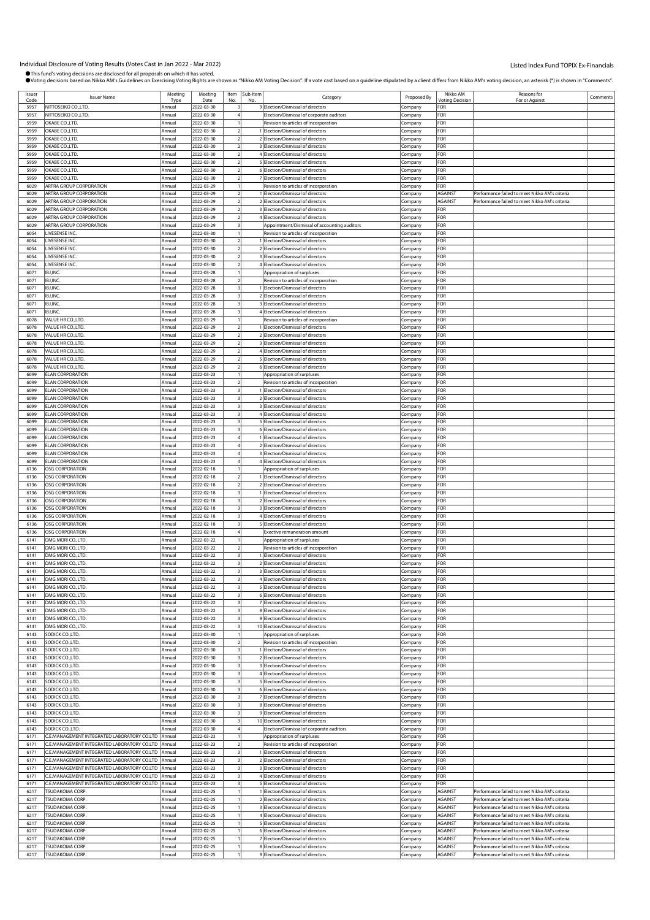Individual Disclosure of Voting Results (Votes Cast in Jan 2022 - Mar 2022)

Listed Index Fund TOPIX Ex-Financials

●This fund's voting decisions are disclosed for all proposals on which it has voted.
●Voting decisions based on Nikko AM's Guidelines on Exercising Voting Rights are shown as "Nikko AM Voting Decision". If a vote cast based on a guideline stipulated by a client differs from Nikko AM's voting decision, an asterisk (*) is shown in "Comments".

| Issuer Code | Issuer Name | Meeting Type | Meeting Date | Item No. | Sub-Item No. | Category | Proposed By | Nikko AM Voting Decision | Reasons for For or Against | Comments |
|---|---|---|---|---|---|---|---|---|---|---|
| 5957 | NITTOSEIKO CO.,LTD. | Annual | 2022-03-30 | 3 | 9 | Election/Dismissal of directors | Company | FOR | | |
| 5957 | NITTOSEIKO CO.,LTD. | Annual | 2022-03-30 | 4 | | Election/Dismissal of corporate auditors | Company | FOR | | |
| 5959 | OKABE CO.,LTD. | Annual | 2022-03-30 | 1 | | Revision to articles of incorporation | Company | FOR | | |
| 5959 | OKABE CO.,LTD. | Annual | 2022-03-30 | 2 | 1 | Election/Dismissal of directors | Company | FOR | | |
| 5959 | OKABE CO.,LTD. | Annual | 2022-03-30 | 2 | 2 | Election/Dismissal of directors | Company | FOR | | |
| 5959 | OKABE CO.,LTD. | Annual | 2022-03-30 | 2 | 3 | Election/Dismissal of directors | Company | FOR | | |
| 5959 | OKABE CO.,LTD. | Annual | 2022-03-30 | 2 | 4 | Election/Dismissal of directors | Company | FOR | | |
| 5959 | OKABE CO.,LTD. | Annual | 2022-03-30 | 2 | 5 | Election/Dismissal of directors | Company | FOR | | |
| 5959 | OKABE CO.,LTD. | Annual | 2022-03-30 | 2 | 6 | Election/Dismissal of directors | Company | FOR | | |
| 5959 | OKABE CO.,LTD. | Annual | 2022-03-30 | 2 | 7 | Election/Dismissal of directors | Company | FOR | | |
| 6029 | ARTRA GROUP CORPORATION | Annual | 2022-03-29 | 1 | | Revision to articles of incorporation | Company | FOR | | |
| 6029 | ARTRA GROUP CORPORATION | Annual | 2022-03-29 | 2 | 1 | Election/Dismissal of directors | Company | AGAINST | Performance failed to meet Nikko AM's criteria | |
| 6029 | ARTRA GROUP CORPORATION | Annual | 2022-03-29 | 2 | 2 | Election/Dismissal of directors | Company | AGAINST | Performance failed to meet Nikko AM's criteria | |
| 6029 | ARTRA GROUP CORPORATION | Annual | 2022-03-29 | 2 | 3 | Election/Dismissal of directors | Company | FOR | | |
| 6029 | ARTRA GROUP CORPORATION | Annual | 2022-03-29 | 2 | 4 | Election/Dismissal of directors | Company | FOR | | |
| 6029 | ARTRA GROUP CORPORATION | Annual | 2022-03-29 | 3 | | Appointment/Dismissal of accounting auditors | Company | FOR | | |
| 6054 | LIVESENSE INC. | Annual | 2022-03-30 | 1 | | Revision to articles of incorporation | Company | FOR | | |
| 6054 | LIVESENSE INC. | Annual | 2022-03-30 | 2 | 1 | Election/Dismissal of directors | Company | FOR | | |
| 6054 | LIVESENSE INC. | Annual | 2022-03-30 | 2 | 2 | Election/Dismissal of directors | Company | FOR | | |
| 6054 | LIVESENSE INC. | Annual | 2022-03-30 | 2 | 3 | Election/Dismissal of directors | Company | FOR | | |
| 6054 | LIVESENSE INC. | Annual | 2022-03-30 | 2 | 4 | Election/Dismissal of directors | Company | FOR | | |
| 6071 | IBJ,INC. | Annual | 2022-03-28 | 1 | | Appropriation of surpluses | Company | FOR | | |
| 6071 | IBJ,INC. | Annual | 2022-03-28 | 2 | | Revision to articles of incorporation | Company | FOR | | |
| 6071 | IBJ,INC. | Annual | 2022-03-28 | 3 | 1 | Election/Dismissal of directors | Company | FOR | | |
| 6071 | IBJ,INC. | Annual | 2022-03-28 | 3 | 2 | Election/Dismissal of directors | Company | FOR | | |
| 6071 | IBJ,INC. | Annual | 2022-03-28 | 3 | 3 | Election/Dismissal of directors | Company | FOR | | |
| 6071 | IBJ,INC. | Annual | 2022-03-28 | 3 | 4 | Election/Dismissal of directors | Company | FOR | | |
| 6078 | VALUE HR CO.,LTD. | Annual | 2022-03-29 | 1 | | Revision to articles of incorporation | Company | FOR | | |
| 6078 | VALUE HR CO.,LTD. | Annual | 2022-03-29 | 2 | 1 | Election/Dismissal of directors | Company | FOR | | |
| 6078 | VALUE HR CO.,LTD. | Annual | 2022-03-29 | 2 | 2 | Election/Dismissal of directors | Company | FOR | | |
| 6078 | VALUE HR CO.,LTD. | Annual | 2022-03-29 | 2 | 3 | Election/Dismissal of directors | Company | FOR | | |
| 6078 | VALUE HR CO.,LTD. | Annual | 2022-03-29 | 2 | 4 | Election/Dismissal of directors | Company | FOR | | |
| 6078 | VALUE HR CO.,LTD. | Annual | 2022-03-29 | 2 | 5 | Election/Dismissal of directors | Company | FOR | | |
| 6078 | VALUE HR CO.,LTD. | Annual | 2022-03-29 | 2 | 6 | Election/Dismissal of directors | Company | FOR | | |
| 6099 | ELAN CORPORATION | Annual | 2022-03-23 | 1 | | Appropriation of surpluses | Company | FOR | | |
| 6099 | ELAN CORPORATION | Annual | 2022-03-23 | 2 | | Revision to articles of incorporation | Company | FOR | | |
| 6099 | ELAN CORPORATION | Annual | 2022-03-23 | 3 | 1 | Election/Dismissal of directors | Company | FOR | | |
| 6099 | ELAN CORPORATION | Annual | 2022-03-23 | 3 | 2 | Election/Dismissal of directors | Company | FOR | | |
| 6099 | ELAN CORPORATION | Annual | 2022-03-23 | 3 | 3 | Election/Dismissal of directors | Company | FOR | | |
| 6099 | ELAN CORPORATION | Annual | 2022-03-23 | 3 | 4 | Election/Dismissal of directors | Company | FOR | | |
| 6099 | ELAN CORPORATION | Annual | 2022-03-23 | 3 | 5 | Election/Dismissal of directors | Company | FOR | | |
| 6099 | ELAN CORPORATION | Annual | 2022-03-23 | 3 | 6 | Election/Dismissal of directors | Company | FOR | | |
| 6099 | ELAN CORPORATION | Annual | 2022-03-23 | 4 | 1 | Election/Dismissal of directors | Company | FOR | | |
| 6099 | ELAN CORPORATION | Annual | 2022-03-23 | 4 | 2 | Election/Dismissal of directors | Company | FOR | | |
| 6099 | ELAN CORPORATION | Annual | 2022-03-23 | 4 | 3 | Election/Dismissal of directors | Company | FOR | | |
| 6099 | ELAN CORPORATION | Annual | 2022-03-23 | 4 | 4 | Election/Dismissal of directors | Company | FOR | | |
| 6136 | OSG CORPORATION | Annual | 2022-02-18 | 1 | | Appropriation of surpluses | Company | FOR | | |
| 6136 | OSG CORPORATION | Annual | 2022-02-18 | 2 | 1 | Election/Dismissal of directors | Company | FOR | | |
| 6136 | OSG CORPORATION | Annual | 2022-02-18 | 2 | 2 | Election/Dismissal of directors | Company | FOR | | |
| 6136 | OSG CORPORATION | Annual | 2022-02-18 | 3 | 1 | Election/Dismissal of directors | Company | FOR | | |
| 6136 | OSG CORPORATION | Annual | 2022-02-18 | 3 | 2 | Election/Dismissal of directors | Company | FOR | | |
| 6136 | OSG CORPORATION | Annual | 2022-02-18 | 3 | 3 | Election/Dismissal of directors | Company | FOR | | |
| 6136 | OSG CORPORATION | Annual | 2022-02-18 | 3 | 4 | Election/Dismissal of directors | Company | FOR | | |
| 6136 | OSG CORPORATION | Annual | 2022-02-18 | 3 | 5 | Election/Dismissal of directors | Company | FOR | | |
| 6136 | OSG CORPORATION | Annual | 2022-02-18 | 4 | | Exective remuneration amount | Company | FOR | | |
| 6141 | DMG MORI CO.,LTD. | Annual | 2022-03-22 | 1 | | Appropriation of surpluses | Company | FOR | | |
| 6141 | DMG MORI CO.,LTD. | Annual | 2022-03-22 | 2 | | Revision to articles of incorporation | Company | FOR | | |
| 6141 | DMG MORI CO.,LTD. | Annual | 2022-03-22 | 3 | 1 | Election/Dismissal of directors | Company | FOR | | |
| 6141 | DMG MORI CO.,LTD. | Annual | 2022-03-22 | 3 | 2 | Election/Dismissal of directors | Company | FOR | | |
| 6141 | DMG MORI CO.,LTD. | Annual | 2022-03-22 | 3 | 3 | Election/Dismissal of directors | Company | FOR | | |
| 6141 | DMG MORI CO.,LTD. | Annual | 2022-03-22 | 3 | 4 | Election/Dismissal of directors | Company | FOR | | |
| 6141 | DMG MORI CO.,LTD. | Annual | 2022-03-22 | 3 | 5 | Election/Dismissal of directors | Company | FOR | | |
| 6141 | DMG MORI CO.,LTD. | Annual | 2022-03-22 | 3 | 6 | Election/Dismissal of directors | Company | FOR | | |
| 6141 | DMG MORI CO.,LTD. | Annual | 2022-03-22 | 3 | 7 | Election/Dismissal of directors | Company | FOR | | |
| 6141 | DMG MORI CO.,LTD. | Annual | 2022-03-22 | 3 | 8 | Election/Dismissal of directors | Company | FOR | | |
| 6141 | DMG MORI CO.,LTD. | Annual | 2022-03-22 | 3 | 9 | Election/Dismissal of directors | Company | FOR | | |
| 6141 | DMG MORI CO.,LTD. | Annual | 2022-03-22 | 3 | 10 | Election/Dismissal of directors | Company | FOR | | |
| 6143 | SODICK CO.,LTD. | Annual | 2022-03-30 | 1 | | Appropriation of surpluses | Company | FOR | | |
| 6143 | SODICK CO.,LTD. | Annual | 2022-03-30 | 2 | | Revision to articles of incorporation | Company | FOR | | |
| 6143 | SODICK CO.,LTD. | Annual | 2022-03-30 | 3 | 1 | Election/Dismissal of directors | Company | FOR | | |
| 6143 | SODICK CO.,LTD. | Annual | 2022-03-30 | 3 | 2 | Election/Dismissal of directors | Company | FOR | | |
| 6143 | SODICK CO.,LTD. | Annual | 2022-03-30 | 3 | 3 | Election/Dismissal of directors | Company | FOR | | |
| 6143 | SODICK CO.,LTD. | Annual | 2022-03-30 | 3 | 4 | Election/Dismissal of directors | Company | FOR | | |
| 6143 | SODICK CO.,LTD. | Annual | 2022-03-30 | 3 | 5 | Election/Dismissal of directors | Company | FOR | | |
| 6143 | SODICK CO.,LTD. | Annual | 2022-03-30 | 3 | 6 | Election/Dismissal of directors | Company | FOR | | |
| 6143 | SODICK CO.,LTD. | Annual | 2022-03-30 | 3 | 7 | Election/Dismissal of directors | Company | FOR | | |
| 6143 | SODICK CO.,LTD. | Annual | 2022-03-30 | 3 | 8 | Election/Dismissal of directors | Company | FOR | | |
| 6143 | SODICK CO.,LTD. | Annual | 2022-03-30 | 3 | 9 | Election/Dismissal of directors | Company | FOR | | |
| 6143 | SODICK CO.,LTD. | Annual | 2022-03-30 | 3 | 10 | Election/Dismissal of directors | Company | FOR | | |
| 6143 | SODICK CO.,LTD. | Annual | 2022-03-30 | 4 | | Election/Dismissal of corporate auditors | Company | FOR | | |
| 6171 | C.E.MANAGEMENT INTEGRATED LABORATORY CO.,LTD | Annual | 2022-03-23 | 1 | | Appropriation of surpluses | Company | FOR | | |
| 6171 | C.E.MANAGEMENT INTEGRATED LABORATORY CO.,LTD | Annual | 2022-03-23 | 2 | | Revision to articles of incorporation | Company | FOR | | |
| 6171 | C.E.MANAGEMENT INTEGRATED LABORATORY CO.,LTD | Annual | 2022-03-23 | 3 | 1 | Election/Dismissal of directors | Company | FOR | | |
| 6171 | C.E.MANAGEMENT INTEGRATED LABORATORY CO.,LTD | Annual | 2022-03-23 | 3 | 2 | Election/Dismissal of directors | Company | FOR | | |
| 6171 | C.E.MANAGEMENT INTEGRATED LABORATORY CO.,LTD | Annual | 2022-03-23 | 3 | 3 | Election/Dismissal of directors | Company | FOR | | |
| 6171 | C.E.MANAGEMENT INTEGRATED LABORATORY CO.,LTD | Annual | 2022-03-23 | 3 | 4 | Election/Dismissal of directors | Company | FOR | | |
| 6171 | C.E.MANAGEMENT INTEGRATED LABORATORY CO.,LTD | Annual | 2022-03-23 | 3 | 5 | Election/Dismissal of directors | Company | FOR | | |
| 6217 | TSUDAKOMA CORP. | Annual | 2022-02-25 | 1 | 1 | Election/Dismissal of directors | Company | AGAINST | Performance failed to meet Nikko AM's criteria | |
| 6217 | TSUDAKOMA CORP. | Annual | 2022-02-25 | 1 | 2 | Election/Dismissal of directors | Company | AGAINST | Performance failed to meet Nikko AM's criteria | |
| 6217 | TSUDAKOMA CORP. | Annual | 2022-02-25 | 1 | 3 | Election/Dismissal of directors | Company | AGAINST | Performance failed to meet Nikko AM's criteria | |
| 6217 | TSUDAKOMA CORP. | Annual | 2022-02-25 | 1 | 4 | Election/Dismissal of directors | Company | AGAINST | Performance failed to meet Nikko AM's criteria | |
| 6217 | TSUDAKOMA CORP. | Annual | 2022-02-25 | 1 | 5 | Election/Dismissal of directors | Company | AGAINST | Performance failed to meet Nikko AM's criteria | |
| 6217 | TSUDAKOMA CORP. | Annual | 2022-02-25 | 1 | 6 | Election/Dismissal of directors | Company | AGAINST | Performance failed to meet Nikko AM's criteria | |
| 6217 | TSUDAKOMA CORP. | Annual | 2022-02-25 | 1 | 7 | Election/Dismissal of directors | Company | AGAINST | Performance failed to meet Nikko AM's criteria | |
| 6217 | TSUDAKOMA CORP. | Annual | 2022-02-25 | 1 | 8 | Election/Dismissal of directors | Company | AGAINST | Performance failed to meet Nikko AM's criteria | |
| 6217 | TSUDAKOMA CORP. | Annual | 2022-02-25 | 1 | 9 | Election/Dismissal of directors | Company | AGAINST | Performance failed to meet Nikko AM's criteria | |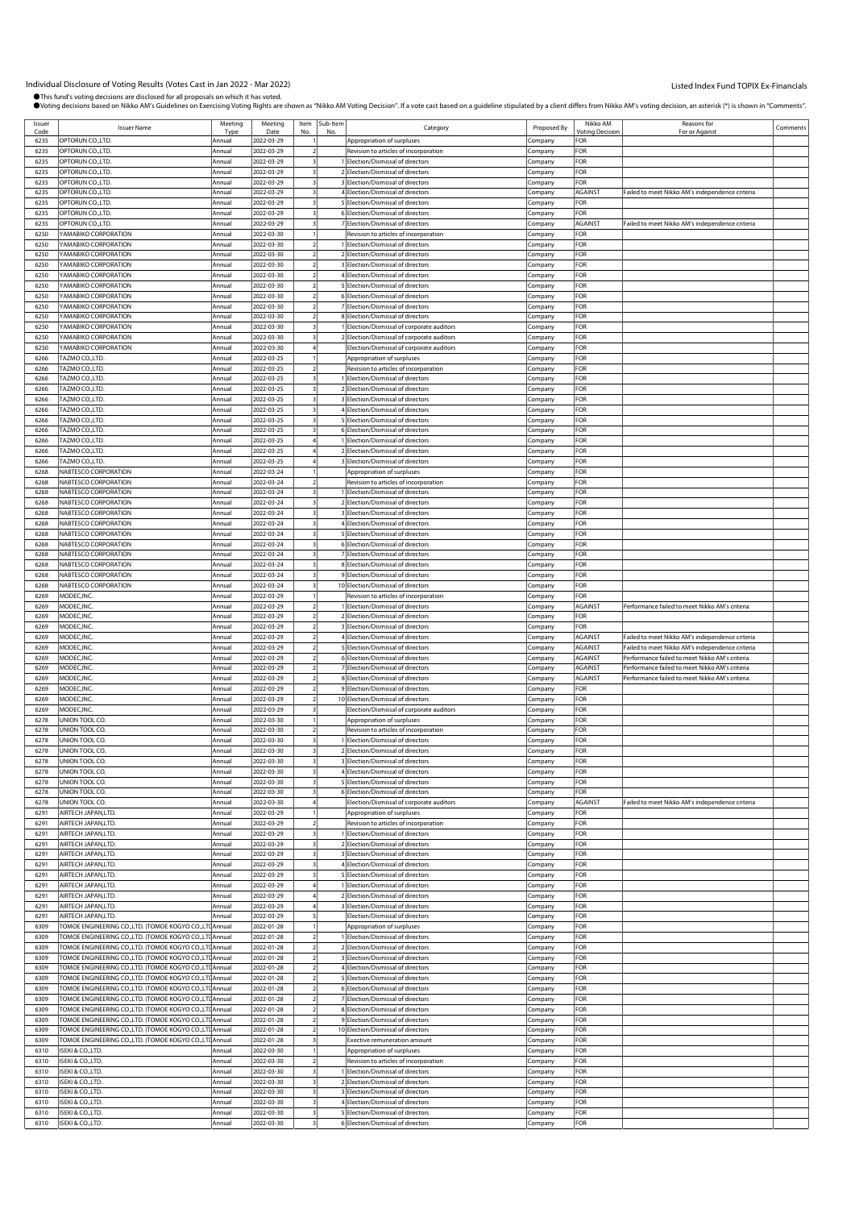Individual Disclosure of Voting Results (Votes Cast in Jan 2022 - Mar 2022)

Listed Index Fund TOPIX Ex-Financials

●This fund's voting decisions are disclosed for all proposals on which it has voted.
●Voting decisions based on Nikko AM's Guidelines on Exercising Voting Rights are shown as "Nikko AM Voting Decision". If a vote cast based on a guideline stipulated by a client differs from Nikko AM's voting decision, an asterisk (*) is shown in "Comments".

| Issuer Code | Issuer Name | Meeting Type | Meeting Date | Item No. | Sub-Item No. | Category | Proposed By | Nikko AM Voting Decision | Reasons for For or Against | Comments |
|---|---|---|---|---|---|---|---|---|---|---|
| 6235 | OPTORUN CO.,LTD. | Annual | 2022-03-29 | 1 | | Appropriation of surpluses | Company | FOR | | |
| 6235 | OPTORUN CO.,LTD. | Annual | 2022-03-29 | 2 | | Revision to articles of incorporation | Company | FOR | | |
| 6235 | OPTORUN CO.,LTD. | Annual | 2022-03-29 | 3 | 1 | Election/Dismissal of directors | Company | FOR | | |
| 6235 | OPTORUN CO.,LTD. | Annual | 2022-03-29 | 3 | 2 | Election/Dismissal of directors | Company | FOR | | |
| 6235 | OPTORUN CO.,LTD. | Annual | 2022-03-29 | 3 | 3 | Election/Dismissal of directors | Company | FOR | | |
| 6235 | OPTORUN CO.,LTD. | Annual | 2022-03-29 | 3 | 4 | Election/Dismissal of directors | Company | AGAINST | Failed to meet Nikko AM's independence criteria | |
| 6235 | OPTORUN CO.,LTD. | Annual | 2022-03-29 | 3 | 5 | Election/Dismissal of directors | Company | FOR | | |
| 6235 | OPTORUN CO.,LTD. | Annual | 2022-03-29 | 3 | 6 | Election/Dismissal of directors | Company | FOR | | |
| 6235 | OPTORUN CO.,LTD. | Annual | 2022-03-29 | 3 | 7 | Election/Dismissal of directors | Company | AGAINST | Failed to meet Nikko AM's independence criteria | |
| 6250 | YAMABIKO CORPORATION | Annual | 2022-03-30 | 1 | | Revision to articles of incorporation | Company | FOR | | |
| 6250 | YAMABIKO CORPORATION | Annual | 2022-03-30 | 2 | 1 | Election/Dismissal of directors | Company | FOR | | |
| 6250 | YAMABIKO CORPORATION | Annual | 2022-03-30 | 2 | 2 | Election/Dismissal of directors | Company | FOR | | |
| 6250 | YAMABIKO CORPORATION | Annual | 2022-03-30 | 2 | 3 | Election/Dismissal of directors | Company | FOR | | |
| 6250 | YAMABIKO CORPORATION | Annual | 2022-03-30 | 2 | 4 | Election/Dismissal of directors | Company | FOR | | |
| 6250 | YAMABIKO CORPORATION | Annual | 2022-03-30 | 2 | 5 | Election/Dismissal of directors | Company | FOR | | |
| 6250 | YAMABIKO CORPORATION | Annual | 2022-03-30 | 2 | 6 | Election/Dismissal of directors | Company | FOR | | |
| 6250 | YAMABIKO CORPORATION | Annual | 2022-03-30 | 2 | 7 | Election/Dismissal of directors | Company | FOR | | |
| 6250 | YAMABIKO CORPORATION | Annual | 2022-03-30 | 2 | 8 | Election/Dismissal of directors | Company | FOR | | |
| 6250 | YAMABIKO CORPORATION | Annual | 2022-03-30 | 3 | 1 | Election/Dismissal of corporate auditors | Company | FOR | | |
| 6250 | YAMABIKO CORPORATION | Annual | 2022-03-30 | 3 | 2 | Election/Dismissal of corporate auditors | Company | FOR | | |
| 6250 | YAMABIKO CORPORATION | Annual | 2022-03-30 | 4 | | Election/Dismissal of corporate auditors | Company | FOR | | |
| 6266 | TAZMO CO.,LTD. | Annual | 2022-03-25 | 1 | | Appropriation of surpluses | Company | FOR | | |
| 6266 | TAZMO CO.,LTD. | Annual | 2022-03-25 | 2 | | Revision to articles of incorporation | Company | FOR | | |
| 6266 | TAZMO CO.,LTD. | Annual | 2022-03-25 | 3 | 1 | Election/Dismissal of directors | Company | FOR | | |
| 6266 | TAZMO CO.,LTD. | Annual | 2022-03-25 | 3 | 2 | Election/Dismissal of directors | Company | FOR | | |
| 6266 | TAZMO CO.,LTD. | Annual | 2022-03-25 | 3 | 3 | Election/Dismissal of directors | Company | FOR | | |
| 6266 | TAZMO CO.,LTD. | Annual | 2022-03-25 | 3 | 4 | Election/Dismissal of directors | Company | FOR | | |
| 6266 | TAZMO CO.,LTD. | Annual | 2022-03-25 | 3 | 5 | Election/Dismissal of directors | Company | FOR | | |
| 6266 | TAZMO CO.,LTD. | Annual | 2022-03-25 | 3 | 6 | Election/Dismissal of directors | Company | FOR | | |
| 6266 | TAZMO CO.,LTD. | Annual | 2022-03-25 | 4 | 1 | Election/Dismissal of directors | Company | FOR | | |
| 6266 | TAZMO CO.,LTD. | Annual | 2022-03-25 | 4 | 2 | Election/Dismissal of directors | Company | FOR | | |
| 6266 | TAZMO CO.,LTD. | Annual | 2022-03-25 | 4 | 3 | Election/Dismissal of directors | Company | FOR | | |
| 6268 | NABTESCO CORPORATION | Annual | 2022-03-24 | 1 | | Appropriation of surpluses | Company | FOR | | |
| 6268 | NABTESCO CORPORATION | Annual | 2022-03-24 | 2 | | Revision to articles of incorporation | Company | FOR | | |
| 6268 | NABTESCO CORPORATION | Annual | 2022-03-24 | 3 | 1 | Election/Dismissal of directors | Company | FOR | | |
| 6268 | NABTESCO CORPORATION | Annual | 2022-03-24 | 3 | 2 | Election/Dismissal of directors | Company | FOR | | |
| 6268 | NABTESCO CORPORATION | Annual | 2022-03-24 | 3 | 3 | Election/Dismissal of directors | Company | FOR | | |
| 6268 | NABTESCO CORPORATION | Annual | 2022-03-24 | 3 | 4 | Election/Dismissal of directors | Company | FOR | | |
| 6268 | NABTESCO CORPORATION | Annual | 2022-03-24 | 3 | 5 | Election/Dismissal of directors | Company | FOR | | |
| 6268 | NABTESCO CORPORATION | Annual | 2022-03-24 | 3 | 6 | Election/Dismissal of directors | Company | FOR | | |
| 6268 | NABTESCO CORPORATION | Annual | 2022-03-24 | 3 | 7 | Election/Dismissal of directors | Company | FOR | | |
| 6268 | NABTESCO CORPORATION | Annual | 2022-03-24 | 3 | 8 | Election/Dismissal of directors | Company | FOR | | |
| 6268 | NABTESCO CORPORATION | Annual | 2022-03-24 | 3 | 9 | Election/Dismissal of directors | Company | FOR | | |
| 6268 | NABTESCO CORPORATION | Annual | 2022-03-24 | 3 | 10 | Election/Dismissal of directors | Company | FOR | | |
| 6269 | MODEC,INC. | Annual | 2022-03-29 | 1 | | Revision to articles of incorporation | Company | FOR | | |
| 6269 | MODEC,INC. | Annual | 2022-03-29 | 2 | 1 | Election/Dismissal of directors | Company | AGAINST | Performance failed to meet Nikko AM's criteria | |
| 6269 | MODEC,INC. | Annual | 2022-03-29 | 2 | 2 | Election/Dismissal of directors | Company | FOR | | |
| 6269 | MODEC,INC. | Annual | 2022-03-29 | 2 | 3 | Election/Dismissal of directors | Company | FOR | | |
| 6269 | MODEC,INC. | Annual | 2022-03-29 | 2 | 4 | Election/Dismissal of directors | Company | AGAINST | Failed to meet Nikko AM's independence criteria | |
| 6269 | MODEC,INC. | Annual | 2022-03-29 | 2 | 5 | Election/Dismissal of directors | Company | AGAINST | Failed to meet Nikko AM's independence criteria | |
| 6269 | MODEC,INC. | Annual | 2022-03-29 | 2 | 6 | Election/Dismissal of directors | Company | AGAINST | Performance failed to meet Nikko AM's criteria | |
| 6269 | MODEC,INC. | Annual | 2022-03-29 | 2 | 7 | Election/Dismissal of directors | Company | AGAINST | Performance failed to meet Nikko AM's criteria | |
| 6269 | MODEC,INC. | Annual | 2022-03-29 | 2 | 8 | Election/Dismissal of directors | Company | AGAINST | Performance failed to meet Nikko AM's criteria | |
| 6269 | MODEC,INC. | Annual | 2022-03-29 | 2 | 9 | Election/Dismissal of directors | Company | FOR | | |
| 6269 | MODEC,INC. | Annual | 2022-03-29 | 2 | 10 | Election/Dismissal of directors | Company | FOR | | |
| 6269 | MODEC,INC. | Annual | 2022-03-29 | 3 | | Election/Dismissal of corporate auditors | Company | FOR | | |
| 6278 | UNION TOOL CO. | Annual | 2022-03-30 | 1 | | Appropriation of surpluses | Company | FOR | | |
| 6278 | UNION TOOL CO. | Annual | 2022-03-30 | 2 | | Revision to articles of incorporation | Company | FOR | | |
| 6278 | UNION TOOL CO. | Annual | 2022-03-30 | 3 | 1 | Election/Dismissal of directors | Company | FOR | | |
| 6278 | UNION TOOL CO. | Annual | 2022-03-30 | 3 | 2 | Election/Dismissal of directors | Company | FOR | | |
| 6278 | UNION TOOL CO. | Annual | 2022-03-30 | 3 | 3 | Election/Dismissal of directors | Company | FOR | | |
| 6278 | UNION TOOL CO. | Annual | 2022-03-30 | 3 | 4 | Election/Dismissal of directors | Company | FOR | | |
| 6278 | UNION TOOL CO. | Annual | 2022-03-30 | 3 | 5 | Election/Dismissal of directors | Company | FOR | | |
| 6278 | UNION TOOL CO. | Annual | 2022-03-30 | 3 | 6 | Election/Dismissal of directors | Company | FOR | | |
| 6278 | UNION TOOL CO. | Annual | 2022-03-30 | 4 | | Election/Dismissal of corporate auditors | Company | AGAINST | Failed to meet Nikko AM's independence criteria | |
| 6291 | AIRTECH JAPAN,LTD. | Annual | 2022-03-29 | 1 | | Appropriation of surpluses | Company | FOR | | |
| 6291 | AIRTECH JAPAN,LTD. | Annual | 2022-03-29 | 2 | | Revision to articles of incorporation | Company | FOR | | |
| 6291 | AIRTECH JAPAN,LTD. | Annual | 2022-03-29 | 3 | 1 | Election/Dismissal of directors | Company | FOR | | |
| 6291 | AIRTECH JAPAN,LTD. | Annual | 2022-03-29 | 3 | 2 | Election/Dismissal of directors | Company | FOR | | |
| 6291 | AIRTECH JAPAN,LTD. | Annual | 2022-03-29 | 3 | 3 | Election/Dismissal of directors | Company | FOR | | |
| 6291 | AIRTECH JAPAN,LTD. | Annual | 2022-03-29 | 3 | 4 | Election/Dismissal of directors | Company | FOR | | |
| 6291 | AIRTECH JAPAN,LTD. | Annual | 2022-03-29 | 3 | 5 | Election/Dismissal of directors | Company | FOR | | |
| 6291 | AIRTECH JAPAN,LTD. | Annual | 2022-03-29 | 4 | 1 | Election/Dismissal of directors | Company | FOR | | |
| 6291 | AIRTECH JAPAN,LTD. | Annual | 2022-03-29 | 4 | 2 | Election/Dismissal of directors | Company | FOR | | |
| 6291 | AIRTECH JAPAN,LTD. | Annual | 2022-03-29 | 4 | 3 | Election/Dismissal of directors | Company | FOR | | |
| 6291 | AIRTECH JAPAN,LTD. | Annual | 2022-03-29 | 5 | | Election/Dismissal of directors | Company | FOR | | |
| 6309 | TOMOE ENGINEERING CO.,LTD. (TOMOE KOGYO CO.,LTD | Annual | 2022-01-28 | 1 | | Appropriation of surpluses | Company | FOR | | |
| 6309 | TOMOE ENGINEERING CO.,LTD. (TOMOE KOGYO CO.,LTD | Annual | 2022-01-28 | 2 | 1 | Election/Dismissal of directors | Company | FOR | | |
| 6309 | TOMOE ENGINEERING CO.,LTD. (TOMOE KOGYO CO.,LTD | Annual | 2022-01-28 | 2 | 2 | Election/Dismissal of directors | Company | FOR | | |
| 6309 | TOMOE ENGINEERING CO.,LTD. (TOMOE KOGYO CO.,LTD | Annual | 2022-01-28 | 2 | 3 | Election/Dismissal of directors | Company | FOR | | |
| 6309 | TOMOE ENGINEERING CO.,LTD. (TOMOE KOGYO CO.,LTD | Annual | 2022-01-28 | 2 | 4 | Election/Dismissal of directors | Company | FOR | | |
| 6309 | TOMOE ENGINEERING CO.,LTD. (TOMOE KOGYO CO.,LTD | Annual | 2022-01-28 | 2 | 5 | Election/Dismissal of directors | Company | FOR | | |
| 6309 | TOMOE ENGINEERING CO.,LTD. (TOMOE KOGYO CO.,LTD | Annual | 2022-01-28 | 2 | 6 | Election/Dismissal of directors | Company | FOR | | |
| 6309 | TOMOE ENGINEERING CO.,LTD. (TOMOE KOGYO CO.,LTD | Annual | 2022-01-28 | 2 | 7 | Election/Dismissal of directors | Company | FOR | | |
| 6309 | TOMOE ENGINEERING CO.,LTD. (TOMOE KOGYO CO.,LTD | Annual | 2022-01-28 | 2 | 8 | Election/Dismissal of directors | Company | FOR | | |
| 6309 | TOMOE ENGINEERING CO.,LTD. (TOMOE KOGYO CO.,LTD | Annual | 2022-01-28 | 2 | 9 | Election/Dismissal of directors | Company | FOR | | |
| 6309 | TOMOE ENGINEERING CO.,LTD. (TOMOE KOGYO CO.,LTD | Annual | 2022-01-28 | 2 | 10 | Election/Dismissal of directors | Company | FOR | | |
| 6309 | TOMOE ENGINEERING CO.,LTD. (TOMOE KOGYO CO.,LTD | Annual | 2022-01-28 | 3 | | Exective remuneration amount | Company | FOR | | |
| 6310 | ISEKI & CO.,LTD. | Annual | 2022-03-30 | 1 | | Appropriation of surpluses | Company | FOR | | |
| 6310 | ISEKI & CO.,LTD. | Annual | 2022-03-30 | 2 | | Revision to articles of incorporation | Company | FOR | | |
| 6310 | ISEKI & CO.,LTD. | Annual | 2022-03-30 | 3 | 1 | Election/Dismissal of directors | Company | FOR | | |
| 6310 | ISEKI & CO.,LTD. | Annual | 2022-03-30 | 3 | 2 | Election/Dismissal of directors | Company | FOR | | |
| 6310 | ISEKI & CO.,LTD. | Annual | 2022-03-30 | 3 | 3 | Election/Dismissal of directors | Company | FOR | | |
| 6310 | ISEKI & CO.,LTD. | Annual | 2022-03-30 | 3 | 4 | Election/Dismissal of directors | Company | FOR | | |
| 6310 | ISEKI & CO.,LTD. | Annual | 2022-03-30 | 3 | 5 | Election/Dismissal of directors | Company | FOR | | |
| 6310 | ISEKI & CO.,LTD. | Annual | 2022-03-30 | 3 | 6 | Election/Dismissal of directors | Company | FOR | | |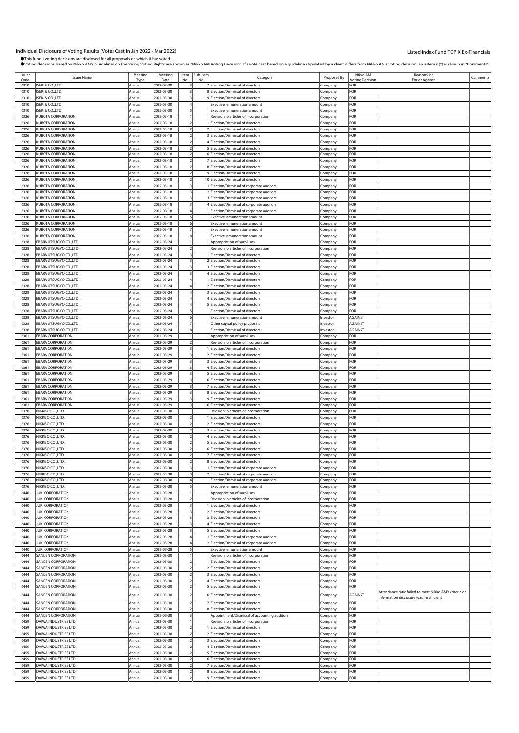# Individual Disclosure of Voting Results (Votes Cast in Jan 2022 - Mar 2022)

Listed Index Fund TOPIX Ex-Financials

●This fund's voting decisions are disclosed for all proposals on which it has voted.
●Voting decisions based on Nikko AM's Guidelines on Exercising Voting Rights are shown as "Nikko AM Voting Decision". If a vote cast based on a guideline stipulated by a client differs from Nikko AM's voting decision, an asterisk (*) is shown in "Comments".

| Issuer Code | Issuer Name | Meeting Type | Meeting Date | Item No. | Sub-Item No. | Category | Proposed By | Nikko AM Voting Decision | Reasons for For or Against | Comments |
|---|---|---|---|---|---|---|---|---|---|---|
| 6310 | ISEKI & CO.,LTD. | Annual | 2022-03-30 | 3 | 7 | Election/Dismissal of directors | Company | FOR | | |
| 6310 | ISEKI & CO.,LTD. | Annual | 2022-03-30 | 3 | 8 | Election/Dismissal of directors | Company | FOR | | |
| 6310 | ISEKI & CO.,LTD. | Annual | 2022-03-30 | 3 | 9 | Election/Dismissal of directors | Company | FOR | | |
| 6310 | ISEKI & CO.,LTD. | Annual | 2022-03-30 | 4 | | Exective remuneration amount | Company | FOR | | |
| 6310 | ISEKI & CO.,LTD. | Annual | 2022-03-30 | 5 | | Exective remuneration amount | Company | FOR | | |
| 6326 | KUBOTA CORPORATION | Annual | 2022-03-18 | 1 | | Revision to articles of incorporation | Company | FOR | | |
| 6326 | KUBOTA CORPORATION | Annual | 2022-03-18 | 2 | 1 | Election/Dismissal of directors | Company | FOR | | |
| 6326 | KUBOTA CORPORATION | Annual | 2022-03-18 | 2 | 2 | Election/Dismissal of directors | Company | FOR | | |
| 6326 | KUBOTA CORPORATION | Annual | 2022-03-18 | 2 | 3 | Election/Dismissal of directors | Company | FOR | | |
| 6326 | KUBOTA CORPORATION | Annual | 2022-03-18 | 2 | 4 | Election/Dismissal of directors | Company | FOR | | |
| 6326 | KUBOTA CORPORATION | Annual | 2022-03-18 | 2 | 5 | Election/Dismissal of directors | Company | FOR | | |
| 6326 | KUBOTA CORPORATION | Annual | 2022-03-18 | 2 | 6 | Election/Dismissal of directors | Company | FOR | | |
| 6326 | KUBOTA CORPORATION | Annual | 2022-03-18 | 2 | 7 | Election/Dismissal of directors | Company | FOR | | |
| 6326 | KUBOTA CORPORATION | Annual | 2022-03-18 | 2 | 8 | Election/Dismissal of directors | Company | FOR | | |
| 6326 | KUBOTA CORPORATION | Annual | 2022-03-18 | 2 | 9 | Election/Dismissal of directors | Company | FOR | | |
| 6326 | KUBOTA CORPORATION | Annual | 2022-03-18 | 2 | 10 | Election/Dismissal of directors | Company | FOR | | |
| 6326 | KUBOTA CORPORATION | Annual | 2022-03-18 | 3 | 1 | Election/Dismissal of corporate auditors | Company | FOR | | |
| 6326 | KUBOTA CORPORATION | Annual | 2022-03-18 | 3 | 2 | Election/Dismissal of corporate auditors | Company | FOR | | |
| 6326 | KUBOTA CORPORATION | Annual | 2022-03-18 | 3 | 3 | Election/Dismissal of corporate auditors | Company | FOR | | |
| 6326 | KUBOTA CORPORATION | Annual | 2022-03-18 | 3 | 4 | Election/Dismissal of corporate auditors | Company | FOR | | |
| 6326 | KUBOTA CORPORATION | Annual | 2022-03-18 | 4 | | Election/Dismissal of corporate auditors | Company | FOR | | |
| 6326 | KUBOTA CORPORATION | Annual | 2022-03-18 | 5 | | Exective remuneration amount | Company | FOR | | |
| 6326 | KUBOTA CORPORATION | Annual | 2022-03-18 | 6 | | Exective remuneration amount | Company | FOR | | |
| 6326 | KUBOTA CORPORATION | Annual | 2022-03-18 | 7 | | Exective remuneration amount | Company | FOR | | |
| 6326 | KUBOTA CORPORATION | Annual | 2022-03-18 | 8 | | Exective remuneration amount | Company | FOR | | |
| 6328 | EBARA JITSUGYO CO.,LTD. | Annual | 2022-03-24 | 1 | | Appropriation of surpluses | Company | FOR | | |
| 6328 | EBARA JITSUGYO CO.,LTD. | Annual | 2022-03-24 | 2 | | Revision to articles of incorporation | Company | FOR | | |
| 6328 | EBARA JITSUGYO CO.,LTD. | Annual | 2022-03-24 | 3 | 1 | Election/Dismissal of directors | Company | FOR | | |
| 6328 | EBARA JITSUGYO CO.,LTD. | Annual | 2022-03-24 | 3 | 2 | Election/Dismissal of directors | Company | FOR | | |
| 6328 | EBARA JITSUGYO CO.,LTD. | Annual | 2022-03-24 | 3 | 3 | Election/Dismissal of directors | Company | FOR | | |
| 6328 | EBARA JITSUGYO CO.,LTD. | Annual | 2022-03-24 | 3 | 4 | Election/Dismissal of directors | Company | FOR | | |
| 6328 | EBARA JITSUGYO CO.,LTD. | Annual | 2022-03-24 | 4 | 1 | Election/Dismissal of directors | Company | FOR | | |
| 6328 | EBARA JITSUGYO CO.,LTD. | Annual | 2022-03-24 | 4 | 2 | Election/Dismissal of directors | Company | FOR | | |
| 6328 | EBARA JITSUGYO CO.,LTD. | Annual | 2022-03-24 | 4 | 3 | Election/Dismissal of directors | Company | FOR | | |
| 6328 | EBARA JITSUGYO CO.,LTD. | Annual | 2022-03-24 | 4 | 4 | Election/Dismissal of directors | Company | FOR | | |
| 6328 | EBARA JITSUGYO CO.,LTD. | Annual | 2022-03-24 | 4 | 5 | Election/Dismissal of directors | Company | FOR | | |
| 6328 | EBARA JITSUGYO CO.,LTD. | Annual | 2022-03-24 | 5 | | Election/Dismissal of directors | Company | FOR | | |
| 6328 | EBARA JITSUGYO CO.,LTD. | Annual | 2022-03-24 | 6 | | Exective remuneration amount | Investor | AGAINST | | |
| 6328 | EBARA JITSUGYO CO.,LTD. | Annual | 2022-03-24 | 7 | | Other capital policy proposals | Investor | AGAINST | | |
| 6328 | EBARA JITSUGYO CO.,LTD. | Annual | 2022-03-24 | 8 | | Election/Dismissal of directors | Investor | AGAINST | | |
| 6361 | EBARA CORPORATION | Annual | 2022-03-29 | 1 | | Appropriation of surpluses | Company | FOR | | |
| 6361 | EBARA CORPORATION | Annual | 2022-03-29 | 2 | | Revision to articles of incorporation | Company | FOR | | |
| 6361 | EBARA CORPORATION | Annual | 2022-03-29 | 3 | 1 | Election/Dismissal of directors | Company | FOR | | |
| 6361 | EBARA CORPORATION | Annual | 2022-03-29 | 3 | 2 | Election/Dismissal of directors | Company | FOR | | |
| 6361 | EBARA CORPORATION | Annual | 2022-03-29 | 3 | 3 | Election/Dismissal of directors | Company | FOR | | |
| 6361 | EBARA CORPORATION | Annual | 2022-03-29 | 3 | 4 | Election/Dismissal of directors | Company | FOR | | |
| 6361 | EBARA CORPORATION | Annual | 2022-03-29 | 3 | 5 | Election/Dismissal of directors | Company | FOR | | |
| 6361 | EBARA CORPORATION | Annual | 2022-03-29 | 3 | 6 | Election/Dismissal of directors | Company | FOR | | |
| 6361 | EBARA CORPORATION | Annual | 2022-03-29 | 3 | 7 | Election/Dismissal of directors | Company | FOR | | |
| 6361 | EBARA CORPORATION | Annual | 2022-03-29 | 3 | 8 | Election/Dismissal of directors | Company | FOR | | |
| 6361 | EBARA CORPORATION | Annual | 2022-03-29 | 3 | 9 | Election/Dismissal of directors | Company | FOR | | |
| 6361 | EBARA CORPORATION | Annual | 2022-03-29 | 3 | 10 | Election/Dismissal of directors | Company | FOR | | |
| 6376 | NIKKISO CO.,LTD. | Annual | 2022-03-30 | 1 | | Revision to articles of incorporation | Company | FOR | | |
| 6376 | NIKKISO CO.,LTD. | Annual | 2022-03-30 | 2 | 1 | Election/Dismissal of directors | Company | FOR | | |
| 6376 | NIKKISO CO.,LTD. | Annual | 2022-03-30 | 2 | 2 | Election/Dismissal of directors | Company | FOR | | |
| 6376 | NIKKISO CO.,LTD. | Annual | 2022-03-30 | 2 | 3 | Election/Dismissal of directors | Company | FOR | | |
| 6376 | NIKKISO CO.,LTD. | Annual | 2022-03-30 | 2 | 4 | Election/Dismissal of directors | Company | FOR | | |
| 6376 | NIKKISO CO.,LTD. | Annual | 2022-03-30 | 2 | 5 | Election/Dismissal of directors | Company | FOR | | |
| 6376 | NIKKISO CO.,LTD. | Annual | 2022-03-30 | 2 | 6 | Election/Dismissal of directors | Company | FOR | | |
| 6376 | NIKKISO CO.,LTD. | Annual | 2022-03-30 | 2 | 7 | Election/Dismissal of directors | Company | FOR | | |
| 6376 | NIKKISO CO.,LTD. | Annual | 2022-03-30 | 2 | 8 | Election/Dismissal of directors | Company | FOR | | |
| 6376 | NIKKISO CO.,LTD. | Annual | 2022-03-30 | 3 | 1 | Election/Dismissal of corporate auditors | Company | FOR | | |
| 6376 | NIKKISO CO.,LTD. | Annual | 2022-03-30 | 3 | 2 | Election/Dismissal of corporate auditors | Company | FOR | | |
| 6376 | NIKKISO CO.,LTD. | Annual | 2022-03-30 | 4 | | Election/Dismissal of corporate auditors | Company | FOR | | |
| 6376 | NIKKISO CO.,LTD. | Annual | 2022-03-30 | 5 | | Exective remuneration amount | Company | FOR | | |
| 6440 | JUKI CORPORATION | Annual | 2022-03-28 | 1 | | Appropriation of surpluses | Company | FOR | | |
| 6440 | JUKI CORPORATION | Annual | 2022-03-28 | 2 | | Revision to articles of incorporation | Company | FOR | | |
| 6440 | JUKI CORPORATION | Annual | 2022-03-28 | 3 | 1 | Election/Dismissal of directors | Company | FOR | | |
| 6440 | JUKI CORPORATION | Annual | 2022-03-28 | 3 | 2 | Election/Dismissal of directors | Company | FOR | | |
| 6440 | JUKI CORPORATION | Annual | 2022-03-28 | 3 | 3 | Election/Dismissal of directors | Company | FOR | | |
| 6440 | JUKI CORPORATION | Annual | 2022-03-28 | 3 | 4 | Election/Dismissal of directors | Company | FOR | | |
| 6440 | JUKI CORPORATION | Annual | 2022-03-28 | 3 | 5 | Election/Dismissal of directors | Company | FOR | | |
| 6440 | JUKI CORPORATION | Annual | 2022-03-28 | 4 | 1 | Election/Dismissal of corporate auditors | Company | FOR | | |
| 6440 | JUKI CORPORATION | Annual | 2022-03-28 | 4 | 2 | Election/Dismissal of corporate auditors | Company | FOR | | |
| 6440 | JUKI CORPORATION | Annual | 2022-03-28 | 5 | | Exective remuneration amount | Company | FOR | | |
| 6444 | SANDEN CORPORATION | Annual | 2022-03-30 | 1 | | Revision to articles of incorporation | Company | FOR | | |
| 6444 | SANDEN CORPORATION | Annual | 2022-03-30 | 2 | 1 | Election/Dismissal of directors | Company | FOR | | |
| 6444 | SANDEN CORPORATION | Annual | 2022-03-30 | 2 | 2 | Election/Dismissal of directors | Company | FOR | | |
| 6444 | SANDEN CORPORATION | Annual | 2022-03-30 | 2 | 3 | Election/Dismissal of directors | Company | FOR | | |
| 6444 | SANDEN CORPORATION | Annual | 2022-03-30 | 2 | 4 | Election/Dismissal of directors | Company | FOR | | |
| 6444 | SANDEN CORPORATION | Annual | 2022-03-30 | 2 | 5 | Election/Dismissal of directors | Company | FOR | | |
| 6444 | SANDEN CORPORATION | Annual | 2022-03-30 | 2 | 6 | Election/Dismissal of directors | Company | AGAINST | Attendance ratio failed to meet Nikko AM's criteria or information disclosure was insufficient | |
| 6444 | SANDEN CORPORATION | Annual | 2022-03-30 | 2 | 7 | Election/Dismissal of directors | Company | FOR | | |
| 6444 | SANDEN CORPORATION | Annual | 2022-03-30 | 2 | 8 | Election/Dismissal of directors | Company | FOR | | |
| 6444 | SANDEN CORPORATION | Annual | 2022-03-30 | 3 | | Appointment/Dismissal of accounting auditors | Company | FOR | | |
| 6459 | DAIWA INDUSTRIES LTD. | Annual | 2022-03-30 | 1 | | Revision to articles of incorporation | Company | FOR | | |
| 6459 | DAIWA INDUSTRIES LTD. | Annual | 2022-03-30 | 2 | 1 | Election/Dismissal of directors | Company | FOR | | |
| 6459 | DAIWA INDUSTRIES LTD. | Annual | 2022-03-30 | 2 | 2 | Election/Dismissal of directors | Company | FOR | | |
| 6459 | DAIWA INDUSTRIES LTD. | Annual | 2022-03-30 | 2 | 3 | Election/Dismissal of directors | Company | FOR | | |
| 6459 | DAIWA INDUSTRIES LTD. | Annual | 2022-03-30 | 2 | 4 | Election/Dismissal of directors | Company | FOR | | |
| 6459 | DAIWA INDUSTRIES LTD. | Annual | 2022-03-30 | 2 | 5 | Election/Dismissal of directors | Company | FOR | | |
| 6459 | DAIWA INDUSTRIES LTD. | Annual | 2022-03-30 | 2 | 6 | Election/Dismissal of directors | Company | FOR | | |
| 6459 | DAIWA INDUSTRIES LTD. | Annual | 2022-03-30 | 2 | 7 | Election/Dismissal of directors | Company | FOR | | |
| 6459 | DAIWA INDUSTRIES LTD. | Annual | 2022-03-30 | 2 | 8 | Election/Dismissal of directors | Company | FOR | | |
| 6459 | DAIWA INDUSTRIES LTD. | Annual | 2022-03-30 | 2 | 9 | Election/Dismissal of directors | Company | FOR | | |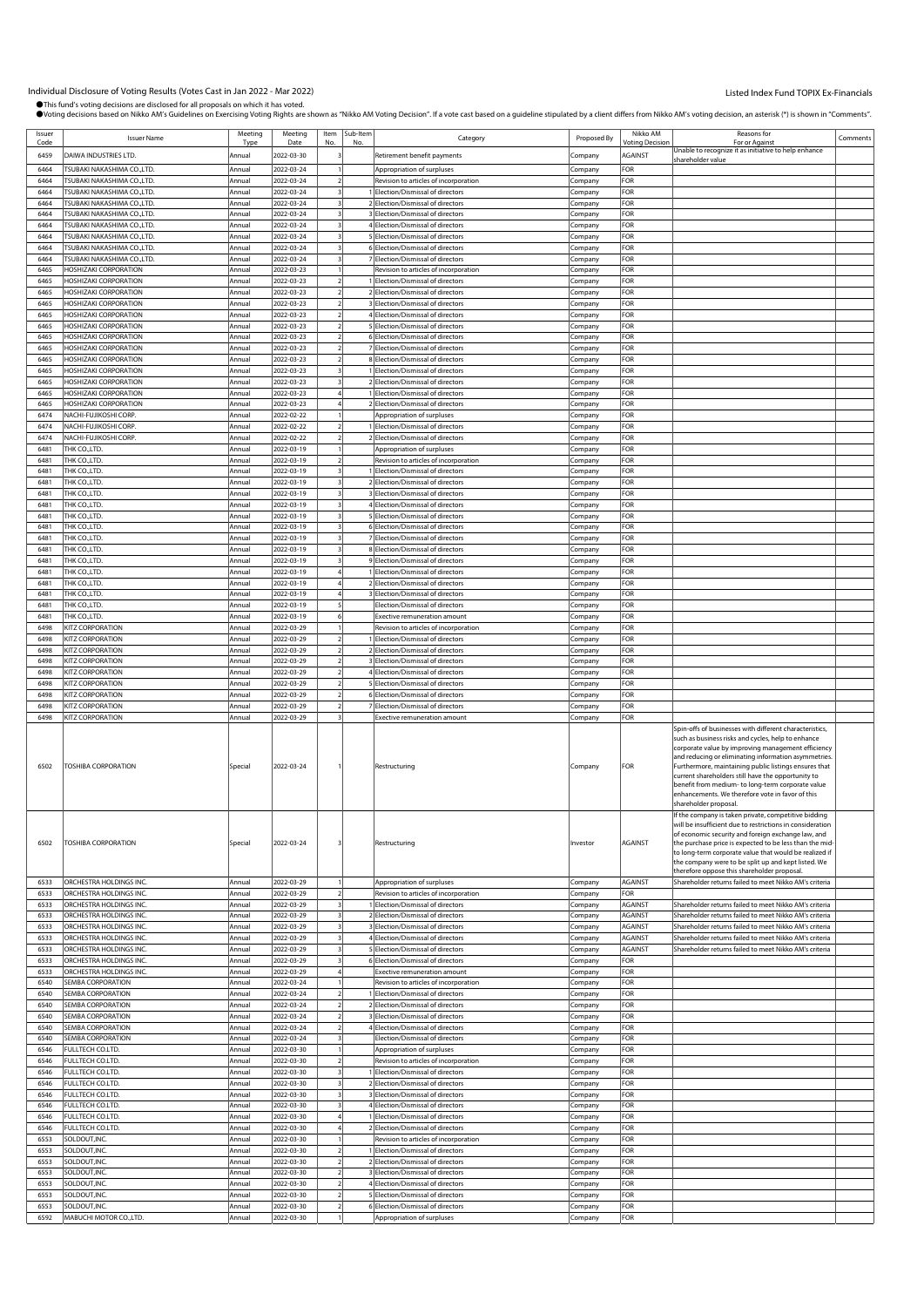Individual Disclosure of Voting Results (Votes Cast in Jan 2022 - Mar 2022)

Listed Index Fund TOPIX Ex-Financials

●This fund's voting decisions are disclosed for all proposals on which it has voted.
●Voting decisions based on Nikko AM's Guidelines on Exercising Voting Rights are shown as "Nikko AM Voting Decision". If a vote cast based on a guideline stipulated by a client differs from Nikko AM's voting decision, an asterisk (*) is shown in "Comments".

| Issuer Code | Issuer Name | Meeting Type | Meeting Date | Item No. | Sub-Item No. | Category | Proposed By | Nikko AM Voting Decision | Reasons for For or Against | Comments |
|---|---|---|---|---|---|---|---|---|---|---|
| 6459 | DAIWA INDUSTRIES LTD. | Annual | 2022-03-30 | 3 | | Retirement benefit payments | Company | AGAINST | Unable to recognize it as initiative to help enhance shareholder value | |
| 6464 | TSUBAKI NAKASHIMA CO.,LTD. | Annual | 2022-03-24 | 1 | | Appropriation of surpluses | Company | FOR | | |
| 6464 | TSUBAKI NAKASHIMA CO.,LTD. | Annual | 2022-03-24 | 2 | | Revision to articles of incorporation | Company | FOR | | |
| 6464 | TSUBAKI NAKASHIMA CO.,LTD. | Annual | 2022-03-24 | 3 | 1 | Election/Dismissal of directors | Company | FOR | | |
| 6464 | TSUBAKI NAKASHIMA CO.,LTD. | Annual | 2022-03-24 | 3 | 2 | Election/Dismissal of directors | Company | FOR | | |
| 6464 | TSUBAKI NAKASHIMA CO.,LTD. | Annual | 2022-03-24 | 3 | 3 | Election/Dismissal of directors | Company | FOR | | |
| 6464 | TSUBAKI NAKASHIMA CO.,LTD. | Annual | 2022-03-24 | 3 | 4 | Election/Dismissal of directors | Company | FOR | | |
| 6464 | TSUBAKI NAKASHIMA CO.,LTD. | Annual | 2022-03-24 | 3 | 5 | Election/Dismissal of directors | Company | FOR | | |
| 6464 | TSUBAKI NAKASHIMA CO.,LTD. | Annual | 2022-03-24 | 3 | 6 | Election/Dismissal of directors | Company | FOR | | |
| 6464 | TSUBAKI NAKASHIMA CO.,LTD. | Annual | 2022-03-24 | 3 | 7 | Election/Dismissal of directors | Company | FOR | | |
| 6465 | HOSHIZAKI CORPORATION | Annual | 2022-03-23 | 1 | | Revision to articles of incorporation | Company | FOR | | |
| 6465 | HOSHIZAKI CORPORATION | Annual | 2022-03-23 | 2 | 1 | Election/Dismissal of directors | Company | FOR | | |
| 6465 | HOSHIZAKI CORPORATION | Annual | 2022-03-23 | 2 | 2 | Election/Dismissal of directors | Company | FOR | | |
| 6465 | HOSHIZAKI CORPORATION | Annual | 2022-03-23 | 2 | 3 | Election/Dismissal of directors | Company | FOR | | |
| 6465 | HOSHIZAKI CORPORATION | Annual | 2022-03-23 | 2 | 4 | Election/Dismissal of directors | Company | FOR | | |
| 6465 | HOSHIZAKI CORPORATION | Annual | 2022-03-23 | 2 | 5 | Election/Dismissal of directors | Company | FOR | | |
| 6465 | HOSHIZAKI CORPORATION | Annual | 2022-03-23 | 2 | 6 | Election/Dismissal of directors | Company | FOR | | |
| 6465 | HOSHIZAKI CORPORATION | Annual | 2022-03-23 | 2 | 7 | Election/Dismissal of directors | Company | FOR | | |
| 6465 | HOSHIZAKI CORPORATION | Annual | 2022-03-23 | 2 | 8 | Election/Dismissal of directors | Company | FOR | | |
| 6465 | HOSHIZAKI CORPORATION | Annual | 2022-03-23 | 3 | 1 | Election/Dismissal of directors | Company | FOR | | |
| 6465 | HOSHIZAKI CORPORATION | Annual | 2022-03-23 | 3 | 2 | Election/Dismissal of directors | Company | FOR | | |
| 6465 | HOSHIZAKI CORPORATION | Annual | 2022-03-23 | 4 | 1 | Election/Dismissal of directors | Company | FOR | | |
| 6465 | HOSHIZAKI CORPORATION | Annual | 2022-03-23 | 4 | 2 | Election/Dismissal of directors | Company | FOR | | |
| 6474 | NACHI-FUJIKOSHI CORP. | Annual | 2022-02-22 | 1 | | Appropriation of surpluses | Company | FOR | | |
| 6474 | NACHI-FUJIKOSHI CORP. | Annual | 2022-02-22 | 2 | 1 | Election/Dismissal of directors | Company | FOR | | |
| 6474 | NACHI-FUJIKOSHI CORP. | Annual | 2022-02-22 | 2 | 2 | Election/Dismissal of directors | Company | FOR | | |
| 6481 | THK CO.,LTD. | Annual | 2022-03-19 | 1 | | Appropriation of surpluses | Company | FOR | | |
| 6481 | THK CO.,LTD. | Annual | 2022-03-19 | 2 | | Revision to articles of incorporation | Company | FOR | | |
| 6481 | THK CO.,LTD. | Annual | 2022-03-19 | 3 | 1 | Election/Dismissal of directors | Company | FOR | | |
| 6481 | THK CO.,LTD. | Annual | 2022-03-19 | 3 | 2 | Election/Dismissal of directors | Company | FOR | | |
| 6481 | THK CO.,LTD. | Annual | 2022-03-19 | 3 | 3 | Election/Dismissal of directors | Company | FOR | | |
| 6481 | THK CO.,LTD. | Annual | 2022-03-19 | 3 | 4 | Election/Dismissal of directors | Company | FOR | | |
| 6481 | THK CO.,LTD. | Annual | 2022-03-19 | 3 | 5 | Election/Dismissal of directors | Company | FOR | | |
| 6481 | THK CO.,LTD. | Annual | 2022-03-19 | 3 | 6 | Election/Dismissal of directors | Company | FOR | | |
| 6481 | THK CO.,LTD. | Annual | 2022-03-19 | 3 | 7 | Election/Dismissal of directors | Company | FOR | | |
| 6481 | THK CO.,LTD. | Annual | 2022-03-19 | 3 | 8 | Election/Dismissal of directors | Company | FOR | | |
| 6481 | THK CO.,LTD. | Annual | 2022-03-19 | 3 | 9 | Election/Dismissal of directors | Company | FOR | | |
| 6481 | THK CO.,LTD. | Annual | 2022-03-19 | 4 | 1 | Election/Dismissal of directors | Company | FOR | | |
| 6481 | THK CO.,LTD. | Annual | 2022-03-19 | 4 | 2 | Election/Dismissal of directors | Company | FOR | | |
| 6481 | THK CO.,LTD. | Annual | 2022-03-19 | 4 | 3 | Election/Dismissal of directors | Company | FOR | | |
| 6481 | THK CO.,LTD. | Annual | 2022-03-19 | 5 | | Election/Dismissal of directors | Company | FOR | | |
| 6481 | THK CO.,LTD. | Annual | 2022-03-19 | 6 | | Exective remuneration amount | Company | FOR | | |
| 6498 | KITZ CORPORATION | Annual | 2022-03-29 | 1 | | Revision to articles of incorporation | Company | FOR | | |
| 6498 | KITZ CORPORATION | Annual | 2022-03-29 | 2 | 1 | Election/Dismissal of directors | Company | FOR | | |
| 6498 | KITZ CORPORATION | Annual | 2022-03-29 | 2 | 2 | Election/Dismissal of directors | Company | FOR | | |
| 6498 | KITZ CORPORATION | Annual | 2022-03-29 | 2 | 3 | Election/Dismissal of directors | Company | FOR | | |
| 6498 | KITZ CORPORATION | Annual | 2022-03-29 | 2 | 4 | Election/Dismissal of directors | Company | FOR | | |
| 6498 | KITZ CORPORATION | Annual | 2022-03-29 | 2 | 5 | Election/Dismissal of directors | Company | FOR | | |
| 6498 | KITZ CORPORATION | Annual | 2022-03-29 | 2 | 6 | Election/Dismissal of directors | Company | FOR | | |
| 6498 | KITZ CORPORATION | Annual | 2022-03-29 | 2 | 7 | Election/Dismissal of directors | Company | FOR | | |
| 6498 | KITZ CORPORATION | Annual | 2022-03-29 | 3 | | Exective remuneration amount | Company | FOR | | |
| 6502 | TOSHIBA CORPORATION | Special | 2022-03-24 | 1 | | Restructuring | Company | FOR | Spin-offs of businesses with different characteristics, such as business risks and cycles, help to enhance corporate value by improving management efficiency and reducing or eliminating information asymmetries. Furthermore, maintaining public listings ensures that current shareholders still have the opportunity to benefit from medium- to long-term corporate value enhancements. We therefore vote in favor of this shareholder proposal. | |
| 6502 | TOSHIBA CORPORATION | Special | 2022-03-24 | 3 | | Restructuring | Investor | AGAINST | If the company is taken private, competitive bidding will be insufficient due to restrictions in consideration of economic security and foreign exchange law, and the purchase price is expected to be less than the mid- to long-term corporate value that would be realized if the company were to be split up and kept listed. We therefore oppose this shareholder proposal. | |
| 6533 | ORCHESTRA HOLDINGS INC. | Annual | 2022-03-29 | 1 | | Appropriation of surpluses | Company | AGAINST | Shareholder returns failed to meet Nikko AM's criteria | |
| 6533 | ORCHESTRA HOLDINGS INC. | Annual | 2022-03-29 | 2 | | Revision to articles of incorporation | Company | FOR | | |
| 6533 | ORCHESTRA HOLDINGS INC. | Annual | 2022-03-29 | 3 | 1 | Election/Dismissal of directors | Company | AGAINST | Shareholder returns failed to meet Nikko AM's criteria | |
| 6533 | ORCHESTRA HOLDINGS INC. | Annual | 2022-03-29 | 3 | 2 | Election/Dismissal of directors | Company | AGAINST | Shareholder returns failed to meet Nikko AM's criteria | |
| 6533 | ORCHESTRA HOLDINGS INC. | Annual | 2022-03-29 | 3 | 3 | Election/Dismissal of directors | Company | AGAINST | Shareholder returns failed to meet Nikko AM's criteria | |
| 6533 | ORCHESTRA HOLDINGS INC. | Annual | 2022-03-29 | 3 | 4 | Election/Dismissal of directors | Company | AGAINST | Shareholder returns failed to meet Nikko AM's criteria | |
| 6533 | ORCHESTRA HOLDINGS INC. | Annual | 2022-03-29 | 3 | 5 | Election/Dismissal of directors | Company | AGAINST | Shareholder returns failed to meet Nikko AM's criteria | |
| 6533 | ORCHESTRA HOLDINGS INC. | Annual | 2022-03-29 | 3 | 6 | Election/Dismissal of directors | Company | FOR | | |
| 6533 | ORCHESTRA HOLDINGS INC. | Annual | 2022-03-29 | 4 | | Exective remuneration amount | Company | FOR | | |
| 6540 | SEMBA CORPORATION | Annual | 2022-03-24 | 1 | | Revision to articles of incorporation | Company | FOR | | |
| 6540 | SEMBA CORPORATION | Annual | 2022-03-24 | 2 | 1 | Election/Dismissal of directors | Company | FOR | | |
| 6540 | SEMBA CORPORATION | Annual | 2022-03-24 | 2 | 2 | Election/Dismissal of directors | Company | FOR | | |
| 6540 | SEMBA CORPORATION | Annual | 2022-03-24 | 2 | 3 | Election/Dismissal of directors | Company | FOR | | |
| 6540 | SEMBA CORPORATION | Annual | 2022-03-24 | 2 | 4 | Election/Dismissal of directors | Company | FOR | | |
| 6540 | SEMBA CORPORATION | Annual | 2022-03-24 | 3 | | Election/Dismissal of directors | Company | FOR | | |
| 6546 | FULLTECH CO.LTD. | Annual | 2022-03-30 | 1 | | Appropriation of surpluses | Company | FOR | | |
| 6546 | FULLTECH CO.LTD. | Annual | 2022-03-30 | 2 | | Revision to articles of incorporation | Company | FOR | | |
| 6546 | FULLTECH CO.LTD. | Annual | 2022-03-30 | 3 | 1 | Election/Dismissal of directors | Company | FOR | | |
| 6546 | FULLTECH CO.LTD. | Annual | 2022-03-30 | 3 | 2 | Election/Dismissal of directors | Company | FOR | | |
| 6546 | FULLTECH CO.LTD. | Annual | 2022-03-30 | 3 | 3 | Election/Dismissal of directors | Company | FOR | | |
| 6546 | FULLTECH CO.LTD. | Annual | 2022-03-30 | 3 | 4 | Election/Dismissal of directors | Company | FOR | | |
| 6546 | FULLTECH CO.LTD. | Annual | 2022-03-30 | 4 | 1 | Election/Dismissal of directors | Company | FOR | | |
| 6546 | FULLTECH CO.LTD. | Annual | 2022-03-30 | 4 | 2 | Election/Dismissal of directors | Company | FOR | | |
| 6553 | SOLDOUT,INC. | Annual | 2022-03-30 | 1 | | Revision to articles of incorporation | Company | FOR | | |
| 6553 | SOLDOUT,INC. | Annual | 2022-03-30 | 2 | 1 | Election/Dismissal of directors | Company | FOR | | |
| 6553 | SOLDOUT,INC. | Annual | 2022-03-30 | 2 | 2 | Election/Dismissal of directors | Company | FOR | | |
| 6553 | SOLDOUT,INC. | Annual | 2022-03-30 | 2 | 3 | Election/Dismissal of directors | Company | FOR | | |
| 6553 | SOLDOUT,INC. | Annual | 2022-03-30 | 2 | 4 | Election/Dismissal of directors | Company | FOR | | |
| 6553 | SOLDOUT,INC. | Annual | 2022-03-30 | 2 | 5 | Election/Dismissal of directors | Company | FOR | | |
| 6553 | SOLDOUT,INC. | Annual | 2022-03-30 | 2 | 6 | Election/Dismissal of directors | Company | FOR | | |
| 6592 | MABUCHI MOTOR CO.,LTD. | Annual | 2022-03-30 | 1 | | Appropriation of surpluses | Company | FOR | | |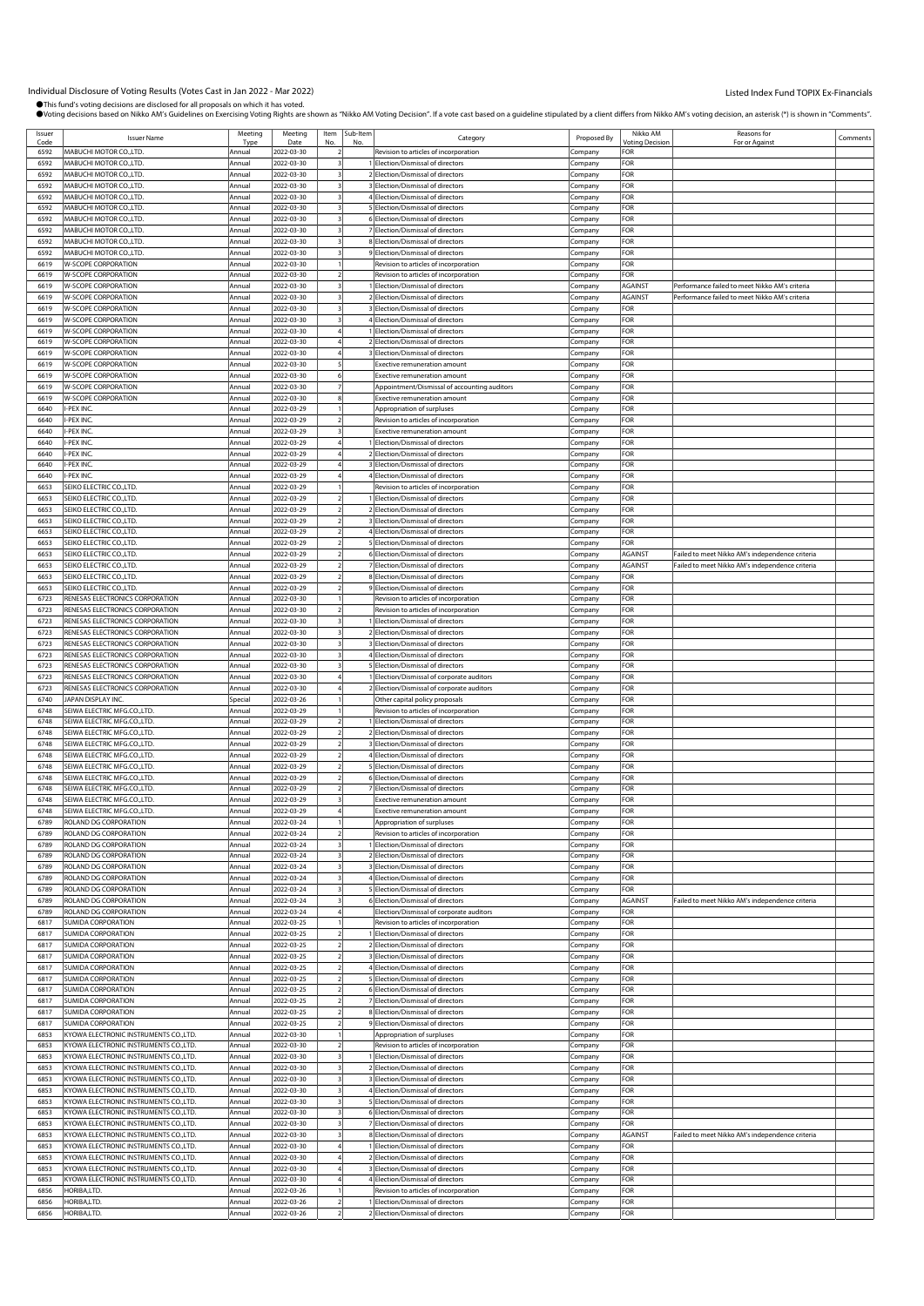Individual Disclosure of Voting Results (Votes Cast in Jan 2022 - Mar 2022)

Listed Index Fund TOPIX Ex-Financials

●This fund's voting decisions are disclosed for all proposals on which it has voted.
●Voting decisions based on Nikko AM's Guidelines on Exercising Voting Rights are shown as "Nikko AM Voting Decision". If a vote cast based on a guideline stipulated by a client differs from Nikko AM's voting decision, an asterisk (*) is shown in "Comments".

| Issuer Code | Issuer Name | Meeting Type | Meeting Date | Item No. | Sub-Item No. | Category | Proposed By | Nikko AM Voting Decision | Reasons for For or Against | Comments |
|---|---|---|---|---|---|---|---|---|---|---|
| 6592 | MABUCHI MOTOR CO.,LTD. | Annual | 2022-03-30 | 2 | | Revision to articles of incorporation | Company | FOR | | |
| 6592 | MABUCHI MOTOR CO.,LTD. | Annual | 2022-03-30 | 3 | 1 | Election/Dismissal of directors | Company | FOR | | |
| 6592 | MABUCHI MOTOR CO.,LTD. | Annual | 2022-03-30 | 3 | 2 | Election/Dismissal of directors | Company | FOR | | |
| 6592 | MABUCHI MOTOR CO.,LTD. | Annual | 2022-03-30 | 3 | 3 | Election/Dismissal of directors | Company | FOR | | |
| 6592 | MABUCHI MOTOR CO.,LTD. | Annual | 2022-03-30 | 3 | 4 | Election/Dismissal of directors | Company | FOR | | |
| 6592 | MABUCHI MOTOR CO.,LTD. | Annual | 2022-03-30 | 3 | 5 | Election/Dismissal of directors | Company | FOR | | |
| 6592 | MABUCHI MOTOR CO.,LTD. | Annual | 2022-03-30 | 3 | 6 | Election/Dismissal of directors | Company | FOR | | |
| 6592 | MABUCHI MOTOR CO.,LTD. | Annual | 2022-03-30 | 3 | 7 | Election/Dismissal of directors | Company | FOR | | |
| 6592 | MABUCHI MOTOR CO.,LTD. | Annual | 2022-03-30 | 3 | 8 | Election/Dismissal of directors | Company | FOR | | |
| 6592 | MABUCHI MOTOR CO.,LTD. | Annual | 2022-03-30 | 3 | 9 | Election/Dismissal of directors | Company | FOR | | |
| 6619 | W-SCOPE CORPORATION | Annual | 2022-03-30 | 1 | | Revision to articles of incorporation | Company | FOR | | |
| 6619 | W-SCOPE CORPORATION | Annual | 2022-03-30 | 2 | | Revision to articles of incorporation | Company | FOR | | |
| 6619 | W-SCOPE CORPORATION | Annual | 2022-03-30 | 3 | 1 | Election/Dismissal of directors | Company | AGAINST | Performance failed to meet Nikko AM's criteria | |
| 6619 | W-SCOPE CORPORATION | Annual | 2022-03-30 | 3 | 2 | Election/Dismissal of directors | Company | AGAINST | Performance failed to meet Nikko AM's criteria | |
| 6619 | W-SCOPE CORPORATION | Annual | 2022-03-30 | 3 | 3 | Election/Dismissal of directors | Company | FOR | | |
| 6619 | W-SCOPE CORPORATION | Annual | 2022-03-30 | 3 | 4 | Election/Dismissal of directors | Company | FOR | | |
| 6619 | W-SCOPE CORPORATION | Annual | 2022-03-30 | 4 | 1 | Election/Dismissal of directors | Company | FOR | | |
| 6619 | W-SCOPE CORPORATION | Annual | 2022-03-30 | 4 | 2 | Election/Dismissal of directors | Company | FOR | | |
| 6619 | W-SCOPE CORPORATION | Annual | 2022-03-30 | 4 | 3 | Election/Dismissal of directors | Company | FOR | | |
| 6619 | W-SCOPE CORPORATION | Annual | 2022-03-30 | 5 | | Exective remuneration amount | Company | FOR | | |
| 6619 | W-SCOPE CORPORATION | Annual | 2022-03-30 | 6 | | Exective remuneration amount | Company | FOR | | |
| 6619 | W-SCOPE CORPORATION | Annual | 2022-03-30 | 7 | | Appointment/Dismissal of accounting auditors | Company | FOR | | |
| 6619 | W-SCOPE CORPORATION | Annual | 2022-03-30 | 8 | | Exective remuneration amount | Company | FOR | | |
| 6640 | I-PEX INC. | Annual | 2022-03-29 | 1 | | Appropriation of surpluses | Company | FOR | | |
| 6640 | I-PEX INC. | Annual | 2022-03-29 | 2 | | Revision to articles of incorporation | Company | FOR | | |
| 6640 | I-PEX INC. | Annual | 2022-03-29 | 3 | | Exective remuneration amount | Company | FOR | | |
| 6640 | I-PEX INC. | Annual | 2022-03-29 | 4 | 1 | Election/Dismissal of directors | Company | FOR | | |
| 6640 | I-PEX INC. | Annual | 2022-03-29 | 4 | 2 | Election/Dismissal of directors | Company | FOR | | |
| 6640 | I-PEX INC. | Annual | 2022-03-29 | 4 | 3 | Election/Dismissal of directors | Company | FOR | | |
| 6640 | I-PEX INC. | Annual | 2022-03-29 | 4 | 4 | Election/Dismissal of directors | Company | FOR | | |
| 6653 | SEIKO ELECTRIC CO.,LTD. | Annual | 2022-03-29 | 1 | | Revision to articles of incorporation | Company | FOR | | |
| 6653 | SEIKO ELECTRIC CO.,LTD. | Annual | 2022-03-29 | 2 | 1 | Election/Dismissal of directors | Company | FOR | | |
| 6653 | SEIKO ELECTRIC CO.,LTD. | Annual | 2022-03-29 | 2 | 2 | Election/Dismissal of directors | Company | FOR | | |
| 6653 | SEIKO ELECTRIC CO.,LTD. | Annual | 2022-03-29 | 2 | 3 | Election/Dismissal of directors | Company | FOR | | |
| 6653 | SEIKO ELECTRIC CO.,LTD. | Annual | 2022-03-29 | 2 | 4 | Election/Dismissal of directors | Company | FOR | | |
| 6653 | SEIKO ELECTRIC CO.,LTD. | Annual | 2022-03-29 | 2 | 5 | Election/Dismissal of directors | Company | FOR | | |
| 6653 | SEIKO ELECTRIC CO.,LTD. | Annual | 2022-03-29 | 2 | 6 | Election/Dismissal of directors | Company | AGAINST | Failed to meet Nikko AM's independence criteria | |
| 6653 | SEIKO ELECTRIC CO.,LTD. | Annual | 2022-03-29 | 2 | 7 | Election/Dismissal of directors | Company | AGAINST | Failed to meet Nikko AM's independence criteria | |
| 6653 | SEIKO ELECTRIC CO.,LTD. | Annual | 2022-03-29 | 2 | 8 | Election/Dismissal of directors | Company | FOR | | |
| 6653 | SEIKO ELECTRIC CO.,LTD. | Annual | 2022-03-29 | 2 | 9 | Election/Dismissal of directors | Company | FOR | | |
| 6723 | RENESAS ELECTRONICS CORPORATION | Annual | 2022-03-30 | 1 | | Revision to articles of incorporation | Company | FOR | | |
| 6723 | RENESAS ELECTRONICS CORPORATION | Annual | 2022-03-30 | 2 | | Revision to articles of incorporation | Company | FOR | | |
| 6723 | RENESAS ELECTRONICS CORPORATION | Annual | 2022-03-30 | 3 | 1 | Election/Dismissal of directors | Company | FOR | | |
| 6723 | RENESAS ELECTRONICS CORPORATION | Annual | 2022-03-30 | 3 | 2 | Election/Dismissal of directors | Company | FOR | | |
| 6723 | RENESAS ELECTRONICS CORPORATION | Annual | 2022-03-30 | 3 | 3 | Election/Dismissal of directors | Company | FOR | | |
| 6723 | RENESAS ELECTRONICS CORPORATION | Annual | 2022-03-30 | 3 | 4 | Election/Dismissal of directors | Company | FOR | | |
| 6723 | RENESAS ELECTRONICS CORPORATION | Annual | 2022-03-30 | 3 | 5 | Election/Dismissal of directors | Company | FOR | | |
| 6723 | RENESAS ELECTRONICS CORPORATION | Annual | 2022-03-30 | 4 | 1 | Election/Dismissal of corporate auditors | Company | FOR | | |
| 6723 | RENESAS ELECTRONICS CORPORATION | Annual | 2022-03-30 | 4 | 2 | Election/Dismissal of corporate auditors | Company | FOR | | |
| 6740 | JAPAN DISPLAY INC. | Special | 2022-03-26 | 1 | | Other capital policy proposals | Company | FOR | | |
| 6748 | SEIWA ELECTRIC MFG.CO.,LTD. | Annual | 2022-03-29 | 1 | | Revision to articles of incorporation | Company | FOR | | |
| 6748 | SEIWA ELECTRIC MFG.CO.,LTD. | Annual | 2022-03-29 | 2 | 1 | Election/Dismissal of directors | Company | FOR | | |
| 6748 | SEIWA ELECTRIC MFG.CO.,LTD. | Annual | 2022-03-29 | 2 | 2 | Election/Dismissal of directors | Company | FOR | | |
| 6748 | SEIWA ELECTRIC MFG.CO.,LTD. | Annual | 2022-03-29 | 2 | 3 | Election/Dismissal of directors | Company | FOR | | |
| 6748 | SEIWA ELECTRIC MFG.CO.,LTD. | Annual | 2022-03-29 | 2 | 4 | Election/Dismissal of directors | Company | FOR | | |
| 6748 | SEIWA ELECTRIC MFG.CO.,LTD. | Annual | 2022-03-29 | 2 | 5 | Election/Dismissal of directors | Company | FOR | | |
| 6748 | SEIWA ELECTRIC MFG.CO.,LTD. | Annual | 2022-03-29 | 2 | 6 | Election/Dismissal of directors | Company | FOR | | |
| 6748 | SEIWA ELECTRIC MFG.CO.,LTD. | Annual | 2022-03-29 | 2 | 7 | Election/Dismissal of directors | Company | FOR | | |
| 6748 | SEIWA ELECTRIC MFG.CO.,LTD. | Annual | 2022-03-29 | 3 | | Exective remuneration amount | Company | FOR | | |
| 6748 | SEIWA ELECTRIC MFG.CO.,LTD. | Annual | 2022-03-29 | 4 | | Exective remuneration amount | Company | FOR | | |
| 6789 | ROLAND DG CORPORATION | Annual | 2022-03-24 | 1 | | Appropriation of surpluses | Company | FOR | | |
| 6789 | ROLAND DG CORPORATION | Annual | 2022-03-24 | 2 | | Revision to articles of incorporation | Company | FOR | | |
| 6789 | ROLAND DG CORPORATION | Annual | 2022-03-24 | 3 | 1 | Election/Dismissal of directors | Company | FOR | | |
| 6789 | ROLAND DG CORPORATION | Annual | 2022-03-24 | 3 | 2 | Election/Dismissal of directors | Company | FOR | | |
| 6789 | ROLAND DG CORPORATION | Annual | 2022-03-24 | 3 | 3 | Election/Dismissal of directors | Company | FOR | | |
| 6789 | ROLAND DG CORPORATION | Annual | 2022-03-24 | 3 | 4 | Election/Dismissal of directors | Company | FOR | | |
| 6789 | ROLAND DG CORPORATION | Annual | 2022-03-24 | 3 | 5 | Election/Dismissal of directors | Company | FOR | | |
| 6789 | ROLAND DG CORPORATION | Annual | 2022-03-24 | 3 | 6 | Election/Dismissal of directors | Company | AGAINST | Failed to meet Nikko AM's independence criteria | |
| 6789 | ROLAND DG CORPORATION | Annual | 2022-03-24 | 4 | | Election/Dismissal of corporate auditors | Company | FOR | | |
| 6817 | SUMIDA CORPORATION | Annual | 2022-03-25 | 1 | | Revision to articles of incorporation | Company | FOR | | |
| 6817 | SUMIDA CORPORATION | Annual | 2022-03-25 | 2 | 1 | Election/Dismissal of directors | Company | FOR | | |
| 6817 | SUMIDA CORPORATION | Annual | 2022-03-25 | 2 | 2 | Election/Dismissal of directors | Company | FOR | | |
| 6817 | SUMIDA CORPORATION | Annual | 2022-03-25 | 2 | 3 | Election/Dismissal of directors | Company | FOR | | |
| 6817 | SUMIDA CORPORATION | Annual | 2022-03-25 | 2 | 4 | Election/Dismissal of directors | Company | FOR | | |
| 6817 | SUMIDA CORPORATION | Annual | 2022-03-25 | 2 | 5 | Election/Dismissal of directors | Company | FOR | | |
| 6817 | SUMIDA CORPORATION | Annual | 2022-03-25 | 2 | 6 | Election/Dismissal of directors | Company | FOR | | |
| 6817 | SUMIDA CORPORATION | Annual | 2022-03-25 | 2 | 7 | Election/Dismissal of directors | Company | FOR | | |
| 6817 | SUMIDA CORPORATION | Annual | 2022-03-25 | 2 | 8 | Election/Dismissal of directors | Company | FOR | | |
| 6817 | SUMIDA CORPORATION | Annual | 2022-03-25 | 2 | 9 | Election/Dismissal of directors | Company | FOR | | |
| 6853 | KYOWA ELECTRONIC INSTRUMENTS CO.,LTD. | Annual | 2022-03-30 | 1 | | Appropriation of surpluses | Company | FOR | | |
| 6853 | KYOWA ELECTRONIC INSTRUMENTS CO.,LTD. | Annual | 2022-03-30 | 2 | | Revision to articles of incorporation | Company | FOR | | |
| 6853 | KYOWA ELECTRONIC INSTRUMENTS CO.,LTD. | Annual | 2022-03-30 | 3 | 1 | Election/Dismissal of directors | Company | FOR | | |
| 6853 | KYOWA ELECTRONIC INSTRUMENTS CO.,LTD. | Annual | 2022-03-30 | 3 | 2 | Election/Dismissal of directors | Company | FOR | | |
| 6853 | KYOWA ELECTRONIC INSTRUMENTS CO.,LTD. | Annual | 2022-03-30 | 3 | 3 | Election/Dismissal of directors | Company | FOR | | |
| 6853 | KYOWA ELECTRONIC INSTRUMENTS CO.,LTD. | Annual | 2022-03-30 | 3 | 4 | Election/Dismissal of directors | Company | FOR | | |
| 6853 | KYOWA ELECTRONIC INSTRUMENTS CO.,LTD. | Annual | 2022-03-30 | 3 | 5 | Election/Dismissal of directors | Company | FOR | | |
| 6853 | KYOWA ELECTRONIC INSTRUMENTS CO.,LTD. | Annual | 2022-03-30 | 3 | 6 | Election/Dismissal of directors | Company | FOR | | |
| 6853 | KYOWA ELECTRONIC INSTRUMENTS CO.,LTD. | Annual | 2022-03-30 | 3 | 7 | Election/Dismissal of directors | Company | FOR | | |
| 6853 | KYOWA ELECTRONIC INSTRUMENTS CO.,LTD. | Annual | 2022-03-30 | 3 | 8 | Election/Dismissal of directors | Company | AGAINST | Failed to meet Nikko AM's independence criteria | |
| 6853 | KYOWA ELECTRONIC INSTRUMENTS CO.,LTD. | Annual | 2022-03-30 | 4 | 1 | Election/Dismissal of directors | Company | FOR | | |
| 6853 | KYOWA ELECTRONIC INSTRUMENTS CO.,LTD. | Annual | 2022-03-30 | 4 | 2 | Election/Dismissal of directors | Company | FOR | | |
| 6853 | KYOWA ELECTRONIC INSTRUMENTS CO.,LTD. | Annual | 2022-03-30 | 4 | 3 | Election/Dismissal of directors | Company | FOR | | |
| 6853 | KYOWA ELECTRONIC INSTRUMENTS CO.,LTD. | Annual | 2022-03-30 | 4 | 4 | Election/Dismissal of directors | Company | FOR | | |
| 6856 | HORIBA,LTD. | Annual | 2022-03-26 | 1 | | Revision to articles of incorporation | Company | FOR | | |
| 6856 | HORIBA,LTD. | Annual | 2022-03-26 | 2 | 1 | Election/Dismissal of directors | Company | FOR | | |
| 6856 | HORIBA,LTD. | Annual | 2022-03-26 | 2 | 2 | Election/Dismissal of directors | Company | FOR | | |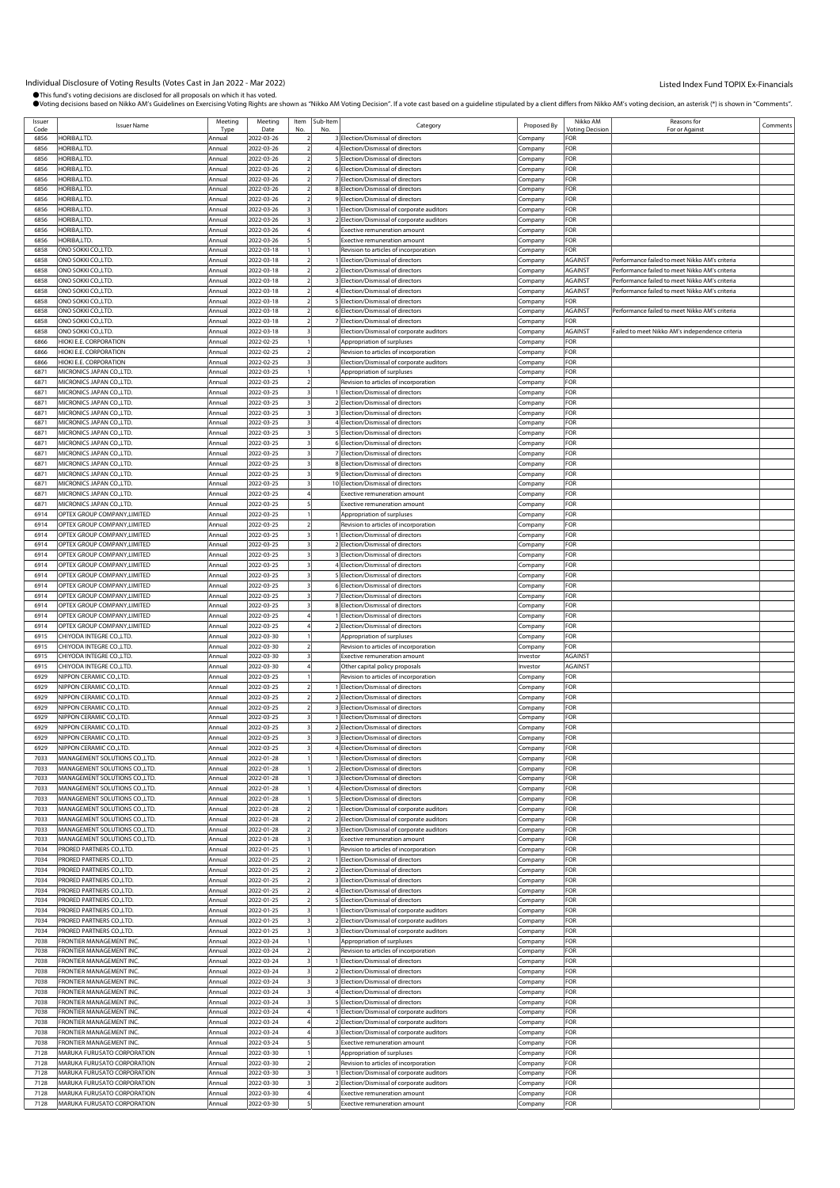Individual Disclosure of Voting Results (Votes Cast in Jan 2022 - Mar 2022)

Listed Index Fund TOPIX Ex-Financials

●This fund's voting decisions are disclosed for all proposals on which it has voted.
●Voting decisions based on Nikko AM's Guidelines on Exercising Voting Rights are shown as "Nikko AM Voting Decision". If a vote cast based on a guideline stipulated by a client differs from Nikko AM's voting decision, an asterisk (*) is shown in "Comments".

| Issuer Code | Issuer Name | Meeting Type | Meeting Date | Item No. | Sub-Item No. | Category | Proposed By | Nikko AM Voting Decision | Reasons for For or Against | Comments |
|---|---|---|---|---|---|---|---|---|---|---|
| 6856 | HORIBA,LTD. | Annual | 2022-03-26 | 2 | 3 | Election/Dismissal of directors | Company | FOR | | |
| 6856 | HORIBA,LTD. | Annual | 2022-03-26 | 2 | 4 | Election/Dismissal of directors | Company | FOR | | |
| 6856 | HORIBA,LTD. | Annual | 2022-03-26 | 2 | 5 | Election/Dismissal of directors | Company | FOR | | |
| 6856 | HORIBA,LTD. | Annual | 2022-03-26 | 2 | 6 | Election/Dismissal of directors | Company | FOR | | |
| 6856 | HORIBA,LTD. | Annual | 2022-03-26 | 2 | 7 | Election/Dismissal of directors | Company | FOR | | |
| 6856 | HORIBA,LTD. | Annual | 2022-03-26 | 2 | 8 | Election/Dismissal of directors | Company | FOR | | |
| 6856 | HORIBA,LTD. | Annual | 2022-03-26 | 2 | 9 | Election/Dismissal of directors | Company | FOR | | |
| 6856 | HORIBA,LTD. | Annual | 2022-03-26 | 3 | 1 | Election/Dismissal of corporate auditors | Company | FOR | | |
| 6856 | HORIBA,LTD. | Annual | 2022-03-26 | 3 | 2 | Election/Dismissal of corporate auditors | Company | FOR | | |
| 6856 | HORIBA,LTD. | Annual | 2022-03-26 | 4 | | Exective remuneration amount | Company | FOR | | |
| 6856 | HORIBA,LTD. | Annual | 2022-03-26 | 5 | | Exective remuneration amount | Company | FOR | | |
| 6858 | ONO SOKKI CO.,LTD. | Annual | 2022-03-18 | 1 | | Revision to articles of incorporation | Company | FOR | | |
| 6858 | ONO SOKKI CO.,LTD. | Annual | 2022-03-18 | 2 | 1 | Election/Dismissal of directors | Company | AGAINST | Performance failed to meet Nikko AM's criteria | |
| 6858 | ONO SOKKI CO.,LTD. | Annual | 2022-03-18 | 2 | 2 | Election/Dismissal of directors | Company | AGAINST | Performance failed to meet Nikko AM's criteria | |
| 6858 | ONO SOKKI CO.,LTD. | Annual | 2022-03-18 | 2 | 3 | Election/Dismissal of directors | Company | AGAINST | Performance failed to meet Nikko AM's criteria | |
| 6858 | ONO SOKKI CO.,LTD. | Annual | 2022-03-18 | 2 | 4 | Election/Dismissal of directors | Company | AGAINST | Performance failed to meet Nikko AM's criteria | |
| 6858 | ONO SOKKI CO.,LTD. | Annual | 2022-03-18 | 2 | 5 | Election/Dismissal of directors | Company | FOR | | |
| 6858 | ONO SOKKI CO.,LTD. | Annual | 2022-03-18 | 2 | 6 | Election/Dismissal of directors | Company | AGAINST | Performance failed to meet Nikko AM's criteria | |
| 6858 | ONO SOKKI CO.,LTD. | Annual | 2022-03-18 | 2 | 7 | Election/Dismissal of directors | Company | FOR | | |
| 6858 | ONO SOKKI CO.,LTD. | Annual | 2022-03-18 | 3 | | Election/Dismissal of corporate auditors | Company | AGAINST | Failed to meet Nikko AM's independence criteria | |
| 6866 | HIOKI E.E. CORPORATION | Annual | 2022-02-25 | 1 | | Appropriation of surpluses | Company | FOR | | |
| 6866 | HIOKI E.E. CORPORATION | Annual | 2022-02-25 | 2 | | Revision to articles of incorporation | Company | FOR | | |
| 6866 | HIOKI E.E. CORPORATION | Annual | 2022-02-25 | 3 | | Election/Dismissal of corporate auditors | Company | FOR | | |
| 6871 | MICRONICS JAPAN CO.,LTD. | Annual | 2022-03-25 | 1 | | Appropriation of surpluses | Company | FOR | | |
| 6871 | MICRONICS JAPAN CO.,LTD. | Annual | 2022-03-25 | 2 | | Revision to articles of incorporation | Company | FOR | | |
| 6871 | MICRONICS JAPAN CO.,LTD. | Annual | 2022-03-25 | 3 | 1 | Election/Dismissal of directors | Company | FOR | | |
| 6871 | MICRONICS JAPAN CO.,LTD. | Annual | 2022-03-25 | 3 | 2 | Election/Dismissal of directors | Company | FOR | | |
| 6871 | MICRONICS JAPAN CO.,LTD. | Annual | 2022-03-25 | 3 | 3 | Election/Dismissal of directors | Company | FOR | | |
| 6871 | MICRONICS JAPAN CO.,LTD. | Annual | 2022-03-25 | 3 | 4 | Election/Dismissal of directors | Company | FOR | | |
| 6871 | MICRONICS JAPAN CO.,LTD. | Annual | 2022-03-25 | 3 | 5 | Election/Dismissal of directors | Company | FOR | | |
| 6871 | MICRONICS JAPAN CO.,LTD. | Annual | 2022-03-25 | 3 | 6 | Election/Dismissal of directors | Company | FOR | | |
| 6871 | MICRONICS JAPAN CO.,LTD. | Annual | 2022-03-25 | 3 | 7 | Election/Dismissal of directors | Company | FOR | | |
| 6871 | MICRONICS JAPAN CO.,LTD. | Annual | 2022-03-25 | 3 | 8 | Election/Dismissal of directors | Company | FOR | | |
| 6871 | MICRONICS JAPAN CO.,LTD. | Annual | 2022-03-25 | 3 | 9 | Election/Dismissal of directors | Company | FOR | | |
| 6871 | MICRONICS JAPAN CO.,LTD. | Annual | 2022-03-25 | 3 | 10 | Election/Dismissal of directors | Company | FOR | | |
| 6871 | MICRONICS JAPAN CO.,LTD. | Annual | 2022-03-25 | 4 | | Exective remuneration amount | Company | FOR | | |
| 6871 | MICRONICS JAPAN CO.,LTD. | Annual | 2022-03-25 | 5 | | Exective remuneration amount | Company | FOR | | |
| 6914 | OPTEX GROUP COMPANY,LIMITED | Annual | 2022-03-25 | 1 | | Appropriation of surpluses | Company | FOR | | |
| 6914 | OPTEX GROUP COMPANY,LIMITED | Annual | 2022-03-25 | 2 | | Revision to articles of incorporation | Company | FOR | | |
| 6914 | OPTEX GROUP COMPANY,LIMITED | Annual | 2022-03-25 | 3 | 1 | Election/Dismissal of directors | Company | FOR | | |
| 6914 | OPTEX GROUP COMPANY,LIMITED | Annual | 2022-03-25 | 3 | 2 | Election/Dismissal of directors | Company | FOR | | |
| 6914 | OPTEX GROUP COMPANY,LIMITED | Annual | 2022-03-25 | 3 | 3 | Election/Dismissal of directors | Company | FOR | | |
| 6914 | OPTEX GROUP COMPANY,LIMITED | Annual | 2022-03-25 | 3 | 4 | Election/Dismissal of directors | Company | FOR | | |
| 6914 | OPTEX GROUP COMPANY,LIMITED | Annual | 2022-03-25 | 3 | 5 | Election/Dismissal of directors | Company | FOR | | |
| 6914 | OPTEX GROUP COMPANY,LIMITED | Annual | 2022-03-25 | 3 | 6 | Election/Dismissal of directors | Company | FOR | | |
| 6914 | OPTEX GROUP COMPANY,LIMITED | Annual | 2022-03-25 | 3 | 7 | Election/Dismissal of directors | Company | FOR | | |
| 6914 | OPTEX GROUP COMPANY,LIMITED | Annual | 2022-03-25 | 3 | 8 | Election/Dismissal of directors | Company | FOR | | |
| 6914 | OPTEX GROUP COMPANY,LIMITED | Annual | 2022-03-25 | 4 | 1 | Election/Dismissal of directors | Company | FOR | | |
| 6914 | OPTEX GROUP COMPANY,LIMITED | Annual | 2022-03-25 | 4 | 2 | Election/Dismissal of directors | Company | FOR | | |
| 6915 | CHIYODA INTEGRE CO.,LTD. | Annual | 2022-03-30 | 1 | | Appropriation of surpluses | Company | FOR | | |
| 6915 | CHIYODA INTEGRE CO.,LTD. | Annual | 2022-03-30 | 2 | | Revision to articles of incorporation | Company | FOR | | |
| 6915 | CHIYODA INTEGRE CO.,LTD. | Annual | 2022-03-30 | 3 | | Exective remuneration amount | Investor | AGAINST | | |
| 6915 | CHIYODA INTEGRE CO.,LTD. | Annual | 2022-03-30 | 4 | | Other capital policy proposals | Investor | AGAINST | | |
| 6929 | NIPPON CERAMIC CO.,LTD. | Annual | 2022-03-25 | 1 | | Revision to articles of incorporation | Company | FOR | | |
| 6929 | NIPPON CERAMIC CO.,LTD. | Annual | 2022-03-25 | 2 | 1 | Election/Dismissal of directors | Company | FOR | | |
| 6929 | NIPPON CERAMIC CO.,LTD. | Annual | 2022-03-25 | 2 | 2 | Election/Dismissal of directors | Company | FOR | | |
| 6929 | NIPPON CERAMIC CO.,LTD. | Annual | 2022-03-25 | 2 | 3 | Election/Dismissal of directors | Company | FOR | | |
| 6929 | NIPPON CERAMIC CO.,LTD. | Annual | 2022-03-25 | 3 | 1 | Election/Dismissal of directors | Company | FOR | | |
| 6929 | NIPPON CERAMIC CO.,LTD. | Annual | 2022-03-25 | 3 | 2 | Election/Dismissal of directors | Company | FOR | | |
| 6929 | NIPPON CERAMIC CO.,LTD. | Annual | 2022-03-25 | 3 | 3 | Election/Dismissal of directors | Company | FOR | | |
| 6929 | NIPPON CERAMIC CO.,LTD. | Annual | 2022-03-25 | 3 | 4 | Election/Dismissal of directors | Company | FOR | | |
| 7033 | MANAGEMENT SOLUTIONS CO.,LTD. | Annual | 2022-01-28 | 1 | 1 | Election/Dismissal of directors | Company | FOR | | |
| 7033 | MANAGEMENT SOLUTIONS CO.,LTD. | Annual | 2022-01-28 | 1 | 2 | Election/Dismissal of directors | Company | FOR | | |
| 7033 | MANAGEMENT SOLUTIONS CO.,LTD. | Annual | 2022-01-28 | 1 | 3 | Election/Dismissal of directors | Company | FOR | | |
| 7033 | MANAGEMENT SOLUTIONS CO.,LTD. | Annual | 2022-01-28 | 1 | 4 | Election/Dismissal of directors | Company | FOR | | |
| 7033 | MANAGEMENT SOLUTIONS CO.,LTD. | Annual | 2022-01-28 | 1 | 5 | Election/Dismissal of directors | Company | FOR | | |
| 7033 | MANAGEMENT SOLUTIONS CO.,LTD. | Annual | 2022-01-28 | 2 | 1 | Election/Dismissal of corporate auditors | Company | FOR | | |
| 7033 | MANAGEMENT SOLUTIONS CO.,LTD. | Annual | 2022-01-28 | 2 | 2 | Election/Dismissal of corporate auditors | Company | FOR | | |
| 7033 | MANAGEMENT SOLUTIONS CO.,LTD. | Annual | 2022-01-28 | 2 | 3 | Election/Dismissal of corporate auditors | Company | FOR | | |
| 7033 | MANAGEMENT SOLUTIONS CO.,LTD. | Annual | 2022-01-28 | 3 | | Exective remuneration amount | Company | FOR | | |
| 7034 | PRORED PARTNERS CO.,LTD. | Annual | 2022-01-25 | 1 | | Revision to articles of incorporation | Company | FOR | | |
| 7034 | PRORED PARTNERS CO.,LTD. | Annual | 2022-01-25 | 2 | 1 | Election/Dismissal of directors | Company | FOR | | |
| 7034 | PRORED PARTNERS CO.,LTD. | Annual | 2022-01-25 | 2 | 2 | Election/Dismissal of directors | Company | FOR | | |
| 7034 | PRORED PARTNERS CO.,LTD. | Annual | 2022-01-25 | 2 | 3 | Election/Dismissal of directors | Company | FOR | | |
| 7034 | PRORED PARTNERS CO.,LTD. | Annual | 2022-01-25 | 2 | 4 | Election/Dismissal of directors | Company | FOR | | |
| 7034 | PRORED PARTNERS CO.,LTD. | Annual | 2022-01-25 | 2 | 5 | Election/Dismissal of directors | Company | FOR | | |
| 7034 | PRORED PARTNERS CO.,LTD. | Annual | 2022-01-25 | 3 | 1 | Election/Dismissal of corporate auditors | Company | FOR | | |
| 7034 | PRORED PARTNERS CO.,LTD. | Annual | 2022-01-25 | 3 | 2 | Election/Dismissal of corporate auditors | Company | FOR | | |
| 7034 | PRORED PARTNERS CO.,LTD. | Annual | 2022-01-25 | 3 | 3 | Election/Dismissal of corporate auditors | Company | FOR | | |
| 7038 | FRONTIER MANAGEMENT INC. | Annual | 2022-03-24 | 1 | | Appropriation of surpluses | Company | FOR | | |
| 7038 | FRONTIER MANAGEMENT INC. | Annual | 2022-03-24 | 2 | | Revision to articles of incorporation | Company | FOR | | |
| 7038 | FRONTIER MANAGEMENT INC. | Annual | 2022-03-24 | 3 | 1 | Election/Dismissal of directors | Company | FOR | | |
| 7038 | FRONTIER MANAGEMENT INC. | Annual | 2022-03-24 | 3 | 2 | Election/Dismissal of directors | Company | FOR | | |
| 7038 | FRONTIER MANAGEMENT INC. | Annual | 2022-03-24 | 3 | 3 | Election/Dismissal of directors | Company | FOR | | |
| 7038 | FRONTIER MANAGEMENT INC. | Annual | 2022-03-24 | 3 | 4 | Election/Dismissal of directors | Company | FOR | | |
| 7038 | FRONTIER MANAGEMENT INC. | Annual | 2022-03-24 | 3 | 5 | Election/Dismissal of directors | Company | FOR | | |
| 7038 | FRONTIER MANAGEMENT INC. | Annual | 2022-03-24 | 4 | 1 | Election/Dismissal of corporate auditors | Company | FOR | | |
| 7038 | FRONTIER MANAGEMENT INC. | Annual | 2022-03-24 | 4 | 2 | Election/Dismissal of corporate auditors | Company | FOR | | |
| 7038 | FRONTIER MANAGEMENT INC. | Annual | 2022-03-24 | 4 | 3 | Election/Dismissal of corporate auditors | Company | FOR | | |
| 7038 | FRONTIER MANAGEMENT INC. | Annual | 2022-03-24 | 5 | | Exective remuneration amount | Company | FOR | | |
| 7128 | MARUKA FURUSATO CORPORATION | Annual | 2022-03-30 | 1 | | Appropriation of surpluses | Company | FOR | | |
| 7128 | MARUKA FURUSATO CORPORATION | Annual | 2022-03-30 | 2 | | Revision to articles of incorporation | Company | FOR | | |
| 7128 | MARUKA FURUSATO CORPORATION | Annual | 2022-03-30 | 3 | 1 | Election/Dismissal of corporate auditors | Company | FOR | | |
| 7128 | MARUKA FURUSATO CORPORATION | Annual | 2022-03-30 | 3 | 2 | Election/Dismissal of corporate auditors | Company | FOR | | |
| 7128 | MARUKA FURUSATO CORPORATION | Annual | 2022-03-30 | 4 | | Exective remuneration amount | Company | FOR | | |
| 7128 | MARUKA FURUSATO CORPORATION | Annual | 2022-03-30 | 5 | | Exective remuneration amount | Company | FOR | | |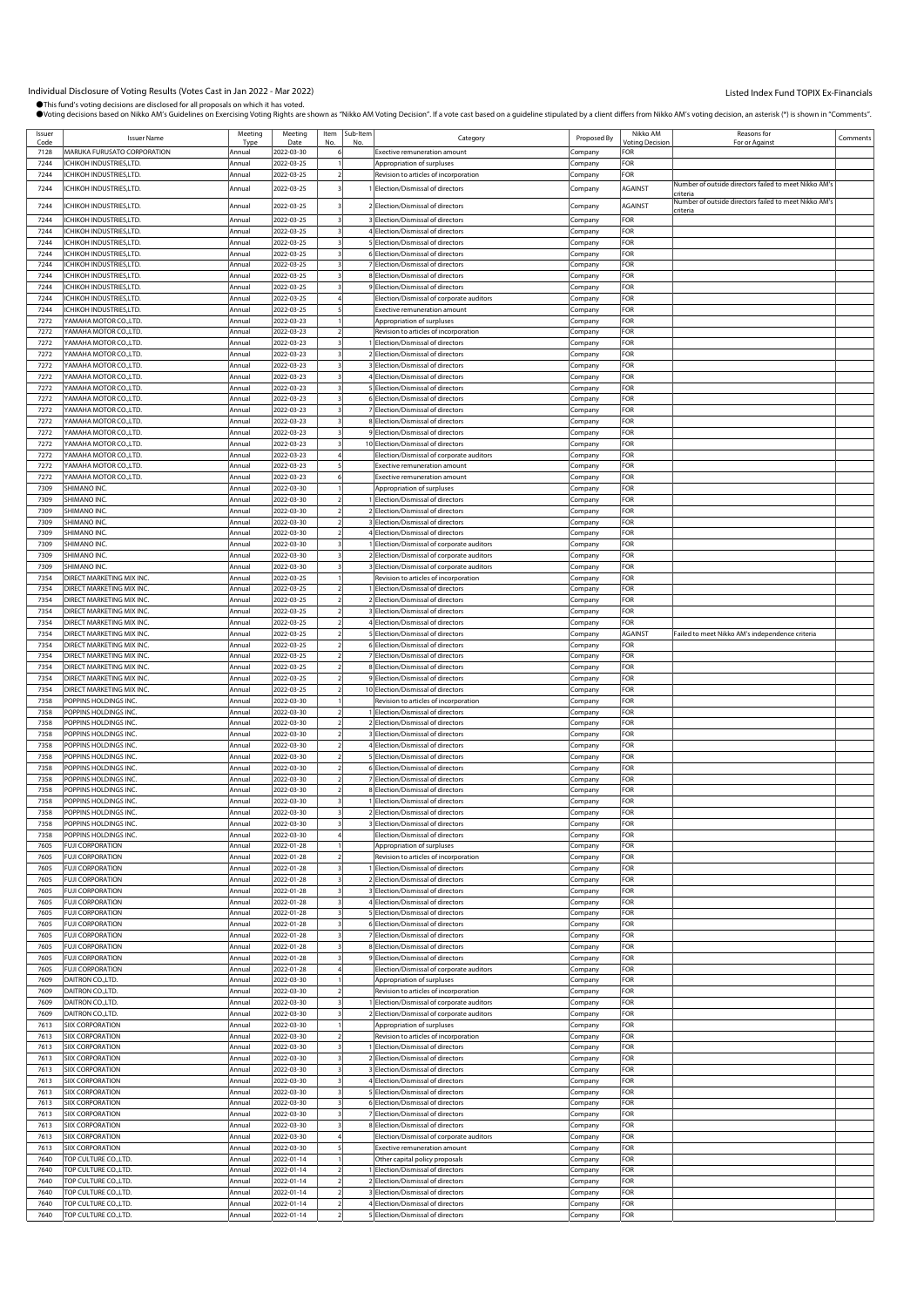Individual Disclosure of Voting Results (Votes Cast in Jan 2022 - Mar 2022)

Listed Index Fund TOPIX Ex-Financials

●This fund's voting decisions are disclosed for all proposals on which it has voted.
●Voting decisions based on Nikko AM's Guidelines on Exercising Voting Rights are shown as "Nikko AM Voting Decision". If a vote cast based on a guideline stipulated by a client differs from Nikko AM's voting decision, an asterisk (*) is shown in "Comments".

| Issuer Code | Issuer Name | Meeting Type | Meeting Date | Item No. | Sub-Item No. | Category | Proposed By | Nikko AM Voting Decision | Reasons for For or Against | Comments |
|---|---|---|---|---|---|---|---|---|---|---|
| 7128 | MARUKA FURUSATO CORPORATION | Annual | 2022-03-30 | 6 | | Exective remuneration amount | Company | FOR | | |
| 7244 | ICHIKOH INDUSTRIES,LTD. | Annual | 2022-03-25 | 1 | | Appropriation of surpluses | Company | FOR | | |
| 7244 | ICHIKOH INDUSTRIES,LTD. | Annual | 2022-03-25 | 2 | | Revision to articles of incorporation | Company | FOR | | |
| 7244 | ICHIKOH INDUSTRIES,LTD. | Annual | 2022-03-25 | 3 | 1 | Election/Dismissal of directors | Company | AGAINST | Number of outside directors failed to meet Nikko AM's criteria | |
| 7244 | ICHIKOH INDUSTRIES,LTD. | Annual | 2022-03-25 | 3 | 2 | Election/Dismissal of directors | Company | AGAINST | Number of outside directors failed to meet Nikko AM's criteria | |
| 7244 | ICHIKOH INDUSTRIES,LTD. | Annual | 2022-03-25 | 3 | 3 | Election/Dismissal of directors | Company | FOR | | |
| 7244 | ICHIKOH INDUSTRIES,LTD. | Annual | 2022-03-25 | 3 | 4 | Election/Dismissal of directors | Company | FOR | | |
| 7244 | ICHIKOH INDUSTRIES,LTD. | Annual | 2022-03-25 | 3 | 5 | Election/Dismissal of directors | Company | FOR | | |
| 7244 | ICHIKOH INDUSTRIES,LTD. | Annual | 2022-03-25 | 3 | 6 | Election/Dismissal of directors | Company | FOR | | |
| 7244 | ICHIKOH INDUSTRIES,LTD. | Annual | 2022-03-25 | 3 | 7 | Election/Dismissal of directors | Company | FOR | | |
| 7244 | ICHIKOH INDUSTRIES,LTD. | Annual | 2022-03-25 | 3 | 8 | Election/Dismissal of directors | Company | FOR | | |
| 7244 | ICHIKOH INDUSTRIES,LTD. | Annual | 2022-03-25 | 3 | 9 | Election/Dismissal of directors | Company | FOR | | |
| 7244 | ICHIKOH INDUSTRIES,LTD. | Annual | 2022-03-25 | 4 | | Election/Dismissal of corporate auditors | Company | FOR | | |
| 7244 | ICHIKOH INDUSTRIES,LTD. | Annual | 2022-03-25 | 5 | | Exective remuneration amount | Company | FOR | | |
| 7272 | YAMAHA MOTOR CO.,LTD. | Annual | 2022-03-23 | 1 | | Appropriation of surpluses | Company | FOR | | |
| 7272 | YAMAHA MOTOR CO.,LTD. | Annual | 2022-03-23 | 2 | | Revision to articles of incorporation | Company | FOR | | |
| 7272 | YAMAHA MOTOR CO.,LTD. | Annual | 2022-03-23 | 3 | 1 | Election/Dismissal of directors | Company | FOR | | |
| 7272 | YAMAHA MOTOR CO.,LTD. | Annual | 2022-03-23 | 3 | 2 | Election/Dismissal of directors | Company | FOR | | |
| 7272 | YAMAHA MOTOR CO.,LTD. | Annual | 2022-03-23 | 3 | 3 | Election/Dismissal of directors | Company | FOR | | |
| 7272 | YAMAHA MOTOR CO.,LTD. | Annual | 2022-03-23 | 3 | 4 | Election/Dismissal of directors | Company | FOR | | |
| 7272 | YAMAHA MOTOR CO.,LTD. | Annual | 2022-03-23 | 3 | 5 | Election/Dismissal of directors | Company | FOR | | |
| 7272 | YAMAHA MOTOR CO.,LTD. | Annual | 2022-03-23 | 3 | 6 | Election/Dismissal of directors | Company | FOR | | |
| 7272 | YAMAHA MOTOR CO.,LTD. | Annual | 2022-03-23 | 3 | 7 | Election/Dismissal of directors | Company | FOR | | |
| 7272 | YAMAHA MOTOR CO.,LTD. | Annual | 2022-03-23 | 3 | 8 | Election/Dismissal of directors | Company | FOR | | |
| 7272 | YAMAHA MOTOR CO.,LTD. | Annual | 2022-03-23 | 3 | 9 | Election/Dismissal of directors | Company | FOR | | |
| 7272 | YAMAHA MOTOR CO.,LTD. | Annual | 2022-03-23 | 3 | 10 | Election/Dismissal of directors | Company | FOR | | |
| 7272 | YAMAHA MOTOR CO.,LTD. | Annual | 2022-03-23 | 4 | | Election/Dismissal of corporate auditors | Company | FOR | | |
| 7272 | YAMAHA MOTOR CO.,LTD. | Annual | 2022-03-23 | 5 | | Exective remuneration amount | Company | FOR | | |
| 7272 | YAMAHA MOTOR CO.,LTD. | Annual | 2022-03-23 | 6 | | Exective remuneration amount | Company | FOR | | |
| 7309 | SHIMANO INC. | Annual | 2022-03-30 | 1 | | Appropriation of surpluses | Company | FOR | | |
| 7309 | SHIMANO INC. | Annual | 2022-03-30 | 2 | 1 | Election/Dismissal of directors | Company | FOR | | |
| 7309 | SHIMANO INC. | Annual | 2022-03-30 | 2 | 2 | Election/Dismissal of directors | Company | FOR | | |
| 7309 | SHIMANO INC. | Annual | 2022-03-30 | 2 | 3 | Election/Dismissal of directors | Company | FOR | | |
| 7309 | SHIMANO INC. | Annual | 2022-03-30 | 2 | 4 | Election/Dismissal of directors | Company | FOR | | |
| 7309 | SHIMANO INC. | Annual | 2022-03-30 | 3 | 1 | Election/Dismissal of corporate auditors | Company | FOR | | |
| 7309 | SHIMANO INC. | Annual | 2022-03-30 | 3 | 2 | Election/Dismissal of corporate auditors | Company | FOR | | |
| 7309 | SHIMANO INC. | Annual | 2022-03-30 | 3 | 3 | Election/Dismissal of corporate auditors | Company | FOR | | |
| 7354 | DIRECT MARKETING MIX INC. | Annual | 2022-03-25 | 1 | | Revision to articles of incorporation | Company | FOR | | |
| 7354 | DIRECT MARKETING MIX INC. | Annual | 2022-03-25 | 2 | 1 | Election/Dismissal of directors | Company | FOR | | |
| 7354 | DIRECT MARKETING MIX INC. | Annual | 2022-03-25 | 2 | 2 | Election/Dismissal of directors | Company | FOR | | |
| 7354 | DIRECT MARKETING MIX INC. | Annual | 2022-03-25 | 2 | 3 | Election/Dismissal of directors | Company | FOR | | |
| 7354 | DIRECT MARKETING MIX INC. | Annual | 2022-03-25 | 2 | 4 | Election/Dismissal of directors | Company | FOR | | |
| 7354 | DIRECT MARKETING MIX INC. | Annual | 2022-03-25 | 2 | 5 | Election/Dismissal of directors | Company | AGAINST | Failed to meet Nikko AM's independence criteria | |
| 7354 | DIRECT MARKETING MIX INC. | Annual | 2022-03-25 | 2 | 6 | Election/Dismissal of directors | Company | FOR | | |
| 7354 | DIRECT MARKETING MIX INC. | Annual | 2022-03-25 | 2 | 7 | Election/Dismissal of directors | Company | FOR | | |
| 7354 | DIRECT MARKETING MIX INC. | Annual | 2022-03-25 | 2 | 8 | Election/Dismissal of directors | Company | FOR | | |
| 7354 | DIRECT MARKETING MIX INC. | Annual | 2022-03-25 | 2 | 9 | Election/Dismissal of directors | Company | FOR | | |
| 7354 | DIRECT MARKETING MIX INC. | Annual | 2022-03-25 | 2 | 10 | Election/Dismissal of directors | Company | FOR | | |
| 7358 | POPPINS HOLDINGS INC. | Annual | 2022-03-30 | 1 | | Revision to articles of incorporation | Company | FOR | | |
| 7358 | POPPINS HOLDINGS INC. | Annual | 2022-03-30 | 2 | 1 | Election/Dismissal of directors | Company | FOR | | |
| 7358 | POPPINS HOLDINGS INC. | Annual | 2022-03-30 | 2 | 2 | Election/Dismissal of directors | Company | FOR | | |
| 7358 | POPPINS HOLDINGS INC. | Annual | 2022-03-30 | 2 | 3 | Election/Dismissal of directors | Company | FOR | | |
| 7358 | POPPINS HOLDINGS INC. | Annual | 2022-03-30 | 2 | 4 | Election/Dismissal of directors | Company | FOR | | |
| 7358 | POPPINS HOLDINGS INC. | Annual | 2022-03-30 | 2 | 5 | Election/Dismissal of directors | Company | FOR | | |
| 7358 | POPPINS HOLDINGS INC. | Annual | 2022-03-30 | 2 | 6 | Election/Dismissal of directors | Company | FOR | | |
| 7358 | POPPINS HOLDINGS INC. | Annual | 2022-03-30 | 2 | 7 | Election/Dismissal of directors | Company | FOR | | |
| 7358 | POPPINS HOLDINGS INC. | Annual | 2022-03-30 | 2 | 8 | Election/Dismissal of directors | Company | FOR | | |
| 7358 | POPPINS HOLDINGS INC. | Annual | 2022-03-30 | 3 | 1 | Election/Dismissal of directors | Company | FOR | | |
| 7358 | POPPINS HOLDINGS INC. | Annual | 2022-03-30 | 3 | 2 | Election/Dismissal of directors | Company | FOR | | |
| 7358 | POPPINS HOLDINGS INC. | Annual | 2022-03-30 | 3 | 3 | Election/Dismissal of directors | Company | FOR | | |
| 7358 | POPPINS HOLDINGS INC. | Annual | 2022-03-30 | 4 | | Election/Dismissal of directors | Company | FOR | | |
| 7605 | FUJI CORPORATION | Annual | 2022-01-28 | 1 | | Appropriation of surpluses | Company | FOR | | |
| 7605 | FUJI CORPORATION | Annual | 2022-01-28 | 2 | | Revision to articles of incorporation | Company | FOR | | |
| 7605 | FUJI CORPORATION | Annual | 2022-01-28 | 3 | 1 | Election/Dismissal of directors | Company | FOR | | |
| 7605 | FUJI CORPORATION | Annual | 2022-01-28 | 3 | 2 | Election/Dismissal of directors | Company | FOR | | |
| 7605 | FUJI CORPORATION | Annual | 2022-01-28 | 3 | 3 | Election/Dismissal of directors | Company | FOR | | |
| 7605 | FUJI CORPORATION | Annual | 2022-01-28 | 3 | 4 | Election/Dismissal of directors | Company | FOR | | |
| 7605 | FUJI CORPORATION | Annual | 2022-01-28 | 3 | 5 | Election/Dismissal of directors | Company | FOR | | |
| 7605 | FUJI CORPORATION | Annual | 2022-01-28 | 3 | 6 | Election/Dismissal of directors | Company | FOR | | |
| 7605 | FUJI CORPORATION | Annual | 2022-01-28 | 3 | 7 | Election/Dismissal of directors | Company | FOR | | |
| 7605 | FUJI CORPORATION | Annual | 2022-01-28 | 3 | 8 | Election/Dismissal of directors | Company | FOR | | |
| 7605 | FUJI CORPORATION | Annual | 2022-01-28 | 3 | 9 | Election/Dismissal of directors | Company | FOR | | |
| 7605 | FUJI CORPORATION | Annual | 2022-01-28 | 4 | | Election/Dismissal of corporate auditors | Company | FOR | | |
| 7609 | DAITRON CO.,LTD. | Annual | 2022-03-30 | 1 | | Appropriation of surpluses | Company | FOR | | |
| 7609 | DAITRON CO.,LTD. | Annual | 2022-03-30 | 2 | | Revision to articles of incorporation | Company | FOR | | |
| 7609 | DAITRON CO.,LTD. | Annual | 2022-03-30 | 3 | 1 | Election/Dismissal of corporate auditors | Company | FOR | | |
| 7609 | DAITRON CO.,LTD. | Annual | 2022-03-30 | 3 | 2 | Election/Dismissal of corporate auditors | Company | FOR | | |
| 7613 | SIIX CORPORATION | Annual | 2022-03-30 | 1 | | Appropriation of surpluses | Company | FOR | | |
| 7613 | SIIX CORPORATION | Annual | 2022-03-30 | 2 | | Revision to articles of incorporation | Company | FOR | | |
| 7613 | SIIX CORPORATION | Annual | 2022-03-30 | 3 | 1 | Election/Dismissal of directors | Company | FOR | | |
| 7613 | SIIX CORPORATION | Annual | 2022-03-30 | 3 | 2 | Election/Dismissal of directors | Company | FOR | | |
| 7613 | SIIX CORPORATION | Annual | 2022-03-30 | 3 | 3 | Election/Dismissal of directors | Company | FOR | | |
| 7613 | SIIX CORPORATION | Annual | 2022-03-30 | 3 | 4 | Election/Dismissal of directors | Company | FOR | | |
| 7613 | SIIX CORPORATION | Annual | 2022-03-30 | 3 | 5 | Election/Dismissal of directors | Company | FOR | | |
| 7613 | SIIX CORPORATION | Annual | 2022-03-30 | 3 | 6 | Election/Dismissal of directors | Company | FOR | | |
| 7613 | SIIX CORPORATION | Annual | 2022-03-30 | 3 | 7 | Election/Dismissal of directors | Company | FOR | | |
| 7613 | SIIX CORPORATION | Annual | 2022-03-30 | 3 | 8 | Election/Dismissal of directors | Company | FOR | | |
| 7613 | SIIX CORPORATION | Annual | 2022-03-30 | 4 | | Election/Dismissal of corporate auditors | Company | FOR | | |
| 7613 | SIIX CORPORATION | Annual | 2022-03-30 | 5 | | Exective remuneration amount | Company | FOR | | |
| 7640 | TOP CULTURE CO.,LTD. | Annual | 2022-01-14 | 1 | | Other capital policy proposals | Company | FOR | | |
| 7640 | TOP CULTURE CO.,LTD. | Annual | 2022-01-14 | 2 | 1 | Election/Dismissal of directors | Company | FOR | | |
| 7640 | TOP CULTURE CO.,LTD. | Annual | 2022-01-14 | 2 | 2 | Election/Dismissal of directors | Company | FOR | | |
| 7640 | TOP CULTURE CO.,LTD. | Annual | 2022-01-14 | 2 | 3 | Election/Dismissal of directors | Company | FOR | | |
| 7640 | TOP CULTURE CO.,LTD. | Annual | 2022-01-14 | 2 | 4 | Election/Dismissal of directors | Company | FOR | | |
| 7640 | TOP CULTURE CO.,LTD. | Annual | 2022-01-14 | 2 | 5 | Election/Dismissal of directors | Company | FOR | | |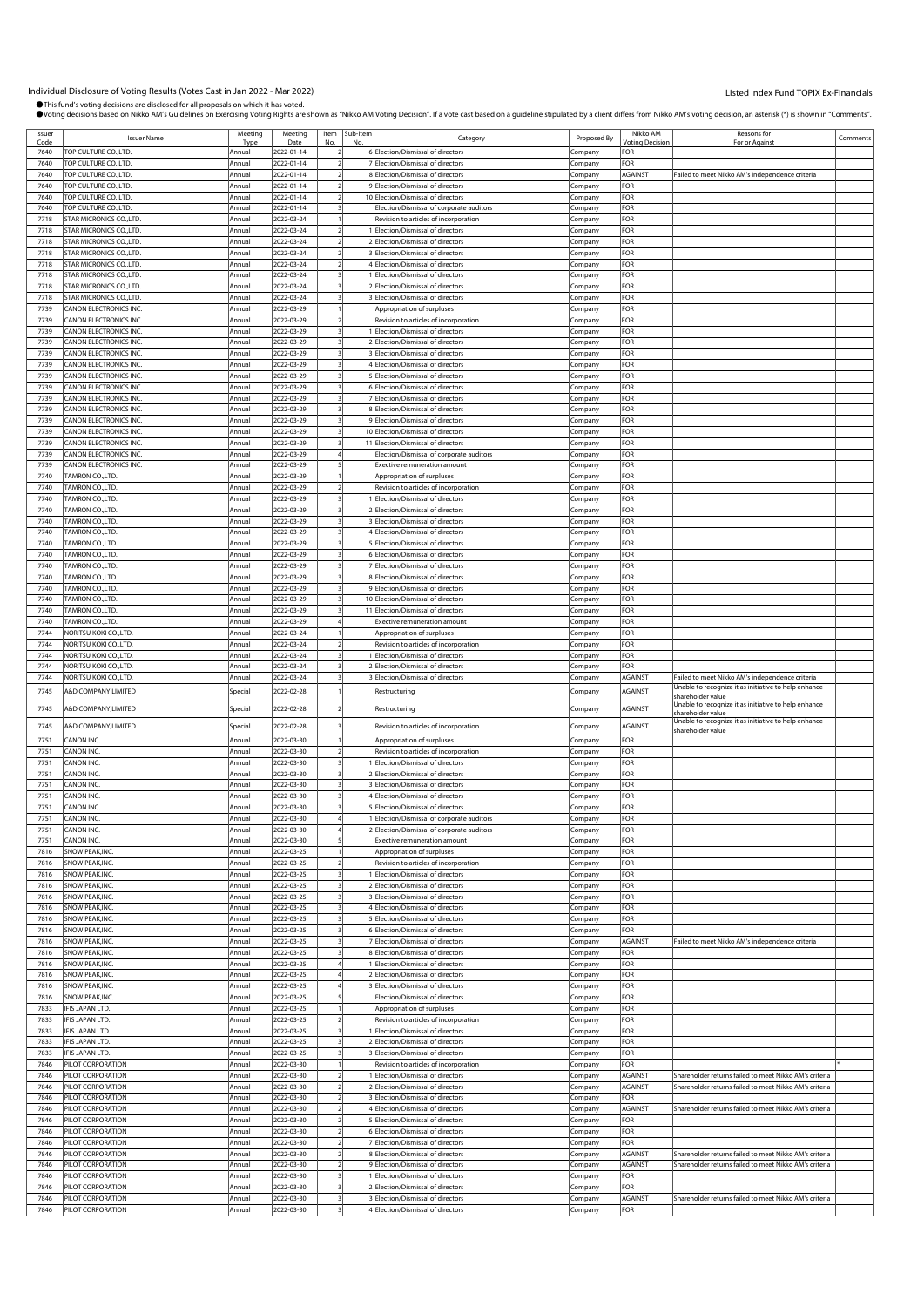Individual Disclosure of Voting Results (Votes Cast in Jan 2022 - Mar 2022)

Listed Index Fund TOPIX Ex-Financials

●This fund's voting decisions are disclosed for all proposals on which it has voted.
●Voting decisions based on Nikko AM's Guidelines on Exercising Voting Rights are shown as "Nikko AM Voting Decision". If a vote cast based on a guideline stipulated by a client differs from Nikko AM's voting decision, an asterisk (*) is shown in "Comments".

| Issuer Code | Issuer Name | Meeting Type | Meeting Date | Item No. | Sub-Item No. | Category | Proposed By | Nikko AM Voting Decision | Reasons for For or Against | Comments |
|---|---|---|---|---|---|---|---|---|---|---|
| 7640 | TOP CULTURE CO.,LTD. | Annual | 2022-01-14 | 2 | 6 | Election/Dismissal of directors | Company | FOR | | |
| 7640 | TOP CULTURE CO.,LTD. | Annual | 2022-01-14 | 2 | 7 | Election/Dismissal of directors | Company | FOR | | |
| 7640 | TOP CULTURE CO.,LTD. | Annual | 2022-01-14 | 2 | 8 | Election/Dismissal of directors | Company | AGAINST | Failed to meet Nikko AM's independence criteria | |
| 7640 | TOP CULTURE CO.,LTD. | Annual | 2022-01-14 | 2 | 9 | Election/Dismissal of directors | Company | FOR | | |
| 7640 | TOP CULTURE CO.,LTD. | Annual | 2022-01-14 | 2 | 10 | Election/Dismissal of directors | Company | FOR | | |
| 7640 | TOP CULTURE CO.,LTD. | Annual | 2022-01-14 | 3 | | Election/Dismissal of corporate auditors | Company | FOR | | |
| 7718 | STAR MICRONICS CO.,LTD. | Annual | 2022-03-24 | 1 | | Revision to articles of incorporation | Company | FOR | | |
| 7718 | STAR MICRONICS CO.,LTD. | Annual | 2022-03-24 | 2 | 1 | Election/Dismissal of directors | Company | FOR | | |
| 7718 | STAR MICRONICS CO.,LTD. | Annual | 2022-03-24 | 2 | 2 | Election/Dismissal of directors | Company | FOR | | |
| 7718 | STAR MICRONICS CO.,LTD. | Annual | 2022-03-24 | 2 | 3 | Election/Dismissal of directors | Company | FOR | | |
| 7718 | STAR MICRONICS CO.,LTD. | Annual | 2022-03-24 | 2 | 4 | Election/Dismissal of directors | Company | FOR | | |
| 7718 | STAR MICRONICS CO.,LTD. | Annual | 2022-03-24 | 3 | 1 | Election/Dismissal of directors | Company | FOR | | |
| 7718 | STAR MICRONICS CO.,LTD. | Annual | 2022-03-24 | 3 | 2 | Election/Dismissal of directors | Company | FOR | | |
| 7718 | STAR MICRONICS CO.,LTD. | Annual | 2022-03-24 | 3 | 3 | Election/Dismissal of directors | Company | FOR | | |
| 7739 | CANON ELECTRONICS INC. | Annual | 2022-03-29 | 1 | | Appropriation of surpluses | Company | FOR | | |
| 7739 | CANON ELECTRONICS INC. | Annual | 2022-03-29 | 2 | | Revision to articles of incorporation | Company | FOR | | |
| 7739 | CANON ELECTRONICS INC. | Annual | 2022-03-29 | 3 | 1 | Election/Dismissal of directors | Company | FOR | | |
| 7739 | CANON ELECTRONICS INC. | Annual | 2022-03-29 | 3 | 2 | Election/Dismissal of directors | Company | FOR | | |
| 7739 | CANON ELECTRONICS INC. | Annual | 2022-03-29 | 3 | 3 | Election/Dismissal of directors | Company | FOR | | |
| 7739 | CANON ELECTRONICS INC. | Annual | 2022-03-29 | 3 | 4 | Election/Dismissal of directors | Company | FOR | | |
| 7739 | CANON ELECTRONICS INC. | Annual | 2022-03-29 | 3 | 5 | Election/Dismissal of directors | Company | FOR | | |
| 7739 | CANON ELECTRONICS INC. | Annual | 2022-03-29 | 3 | 6 | Election/Dismissal of directors | Company | FOR | | |
| 7739 | CANON ELECTRONICS INC. | Annual | 2022-03-29 | 3 | 7 | Election/Dismissal of directors | Company | FOR | | |
| 7739 | CANON ELECTRONICS INC. | Annual | 2022-03-29 | 3 | 8 | Election/Dismissal of directors | Company | FOR | | |
| 7739 | CANON ELECTRONICS INC. | Annual | 2022-03-29 | 3 | 9 | Election/Dismissal of directors | Company | FOR | | |
| 7739 | CANON ELECTRONICS INC. | Annual | 2022-03-29 | 3 | 10 | Election/Dismissal of directors | Company | FOR | | |
| 7739 | CANON ELECTRONICS INC. | Annual | 2022-03-29 | 3 | 11 | Election/Dismissal of directors | Company | FOR | | |
| 7739 | CANON ELECTRONICS INC. | Annual | 2022-03-29 | 4 | | Election/Dismissal of corporate auditors | Company | FOR | | |
| 7739 | CANON ELECTRONICS INC. | Annual | 2022-03-29 | 5 | | Exective remuneration amount | Company | FOR | | |
| 7740 | TAMRON CO.,LTD. | Annual | 2022-03-29 | 1 | | Appropriation of surpluses | Company | FOR | | |
| 7740 | TAMRON CO.,LTD. | Annual | 2022-03-29 | 2 | | Revision to articles of incorporation | Company | FOR | | |
| 7740 | TAMRON CO.,LTD. | Annual | 2022-03-29 | 3 | 1 | Election/Dismissal of directors | Company | FOR | | |
| 7740 | TAMRON CO.,LTD. | Annual | 2022-03-29 | 3 | 2 | Election/Dismissal of directors | Company | FOR | | |
| 7740 | TAMRON CO.,LTD. | Annual | 2022-03-29 | 3 | 3 | Election/Dismissal of directors | Company | FOR | | |
| 7740 | TAMRON CO.,LTD. | Annual | 2022-03-29 | 3 | 4 | Election/Dismissal of directors | Company | FOR | | |
| 7740 | TAMRON CO.,LTD. | Annual | 2022-03-29 | 3 | 5 | Election/Dismissal of directors | Company | FOR | | |
| 7740 | TAMRON CO.,LTD. | Annual | 2022-03-29 | 3 | 6 | Election/Dismissal of directors | Company | FOR | | |
| 7740 | TAMRON CO.,LTD. | Annual | 2022-03-29 | 3 | 7 | Election/Dismissal of directors | Company | FOR | | |
| 7740 | TAMRON CO.,LTD. | Annual | 2022-03-29 | 3 | 8 | Election/Dismissal of directors | Company | FOR | | |
| 7740 | TAMRON CO.,LTD. | Annual | 2022-03-29 | 3 | 9 | Election/Dismissal of directors | Company | FOR | | |
| 7740 | TAMRON CO.,LTD. | Annual | 2022-03-29 | 3 | 10 | Election/Dismissal of directors | Company | FOR | | |
| 7740 | TAMRON CO.,LTD. | Annual | 2022-03-29 | 3 | 11 | Election/Dismissal of directors | Company | FOR | | |
| 7740 | TAMRON CO.,LTD. | Annual | 2022-03-29 | 4 | | Exective remuneration amount | Company | FOR | | |
| 7744 | NORITSU KOKI CO.,LTD. | Annual | 2022-03-24 | 1 | | Appropriation of surpluses | Company | FOR | | |
| 7744 | NORITSU KOKI CO.,LTD. | Annual | 2022-03-24 | 2 | | Revision to articles of incorporation | Company | FOR | | |
| 7744 | NORITSU KOKI CO.,LTD. | Annual | 2022-03-24 | 3 | 1 | Election/Dismissal of directors | Company | FOR | | |
| 7744 | NORITSU KOKI CO.,LTD. | Annual | 2022-03-24 | 3 | 2 | Election/Dismissal of directors | Company | FOR | | |
| 7744 | NORITSU KOKI CO.,LTD. | Annual | 2022-03-24 | 3 | 3 | Election/Dismissal of directors | Company | AGAINST | Failed to meet Nikko AM's independence criteria | |
| 7745 | A&D COMPANY,LIMITED | Special | 2022-02-28 | 1 | | Restructuring | Company | AGAINST | Unable to recognize it as initiative to help enhance shareholder value | |
| 7745 | A&D COMPANY,LIMITED | Special | 2022-02-28 | 2 | | Restructuring | Company | AGAINST | Unable to recognize it as initiative to help enhance shareholder value | |
| 7745 | A&D COMPANY,LIMITED | Special | 2022-02-28 | 3 | | Revision to articles of incorporation | Company | AGAINST | Unable to recognize it as initiative to help enhance shareholder value | |
| 7751 | CANON INC. | Annual | 2022-03-30 | 1 | | Appropriation of surpluses | Company | FOR | | |
| 7751 | CANON INC. | Annual | 2022-03-30 | 2 | | Revision to articles of incorporation | Company | FOR | | |
| 7751 | CANON INC. | Annual | 2022-03-30 | 3 | 1 | Election/Dismissal of directors | Company | FOR | | |
| 7751 | CANON INC. | Annual | 2022-03-30 | 3 | 2 | Election/Dismissal of directors | Company | FOR | | |
| 7751 | CANON INC. | Annual | 2022-03-30 | 3 | 3 | Election/Dismissal of directors | Company | FOR | | |
| 7751 | CANON INC. | Annual | 2022-03-30 | 3 | 4 | Election/Dismissal of directors | Company | FOR | | |
| 7751 | CANON INC. | Annual | 2022-03-30 | 3 | 5 | Election/Dismissal of directors | Company | FOR | | |
| 7751 | CANON INC. | Annual | 2022-03-30 | 4 | 1 | Election/Dismissal of corporate auditors | Company | FOR | | |
| 7751 | CANON INC. | Annual | 2022-03-30 | 4 | 2 | Election/Dismissal of corporate auditors | Company | FOR | | |
| 7751 | CANON INC. | Annual | 2022-03-30 | 5 | | Exective remuneration amount | Company | FOR | | |
| 7816 | SNOW PEAK,INC. | Annual | 2022-03-25 | 1 | | Appropriation of surpluses | Company | FOR | | |
| 7816 | SNOW PEAK,INC. | Annual | 2022-03-25 | 2 | | Revision to articles of incorporation | Company | FOR | | |
| 7816 | SNOW PEAK,INC. | Annual | 2022-03-25 | 3 | 1 | Election/Dismissal of directors | Company | FOR | | |
| 7816 | SNOW PEAK,INC. | Annual | 2022-03-25 | 3 | 2 | Election/Dismissal of directors | Company | FOR | | |
| 7816 | SNOW PEAK,INC. | Annual | 2022-03-25 | 3 | 3 | Election/Dismissal of directors | Company | FOR | | |
| 7816 | SNOW PEAK,INC. | Annual | 2022-03-25 | 3 | 4 | Election/Dismissal of directors | Company | FOR | | |
| 7816 | SNOW PEAK,INC. | Annual | 2022-03-25 | 3 | 5 | Election/Dismissal of directors | Company | FOR | | |
| 7816 | SNOW PEAK,INC. | Annual | 2022-03-25 | 3 | 6 | Election/Dismissal of directors | Company | FOR | | |
| 7816 | SNOW PEAK,INC. | Annual | 2022-03-25 | 3 | 7 | Election/Dismissal of directors | Company | AGAINST | Failed to meet Nikko AM's independence criteria | |
| 7816 | SNOW PEAK,INC. | Annual | 2022-03-25 | 3 | 8 | Election/Dismissal of directors | Company | FOR | | |
| 7816 | SNOW PEAK,INC. | Annual | 2022-03-25 | 4 | 1 | Election/Dismissal of directors | Company | FOR | | |
| 7816 | SNOW PEAK,INC. | Annual | 2022-03-25 | 4 | 2 | Election/Dismissal of directors | Company | FOR | | |
| 7816 | SNOW PEAK,INC. | Annual | 2022-03-25 | 4 | 3 | Election/Dismissal of directors | Company | FOR | | |
| 7816 | SNOW PEAK,INC. | Annual | 2022-03-25 | 5 | | Election/Dismissal of directors | Company | FOR | | |
| 7833 | IFIS JAPAN LTD. | Annual | 2022-03-25 | 1 | | Appropriation of surpluses | Company | FOR | | |
| 7833 | IFIS JAPAN LTD. | Annual | 2022-03-25 | 2 | | Revision to articles of incorporation | Company | FOR | | |
| 7833 | IFIS JAPAN LTD. | Annual | 2022-03-25 | 3 | 1 | Election/Dismissal of directors | Company | FOR | | |
| 7833 | IFIS JAPAN LTD. | Annual | 2022-03-25 | 3 | 2 | Election/Dismissal of directors | Company | FOR | | |
| 7833 | IFIS JAPAN LTD. | Annual | 2022-03-25 | 3 | 3 | Election/Dismissal of directors | Company | FOR | | |
| 7846 | PILOT CORPORATION | Annual | 2022-03-30 | 1 | | Revision to articles of incorporation | Company | FOR | | * |
| 7846 | PILOT CORPORATION | Annual | 2022-03-30 | 2 | 1 | Election/Dismissal of directors | Company | AGAINST | Shareholder returns failed to meet Nikko AM's criteria | |
| 7846 | PILOT CORPORATION | Annual | 2022-03-30 | 2 | 2 | Election/Dismissal of directors | Company | AGAINST | Shareholder returns failed to meet Nikko AM's criteria | |
| 7846 | PILOT CORPORATION | Annual | 2022-03-30 | 2 | 3 | Election/Dismissal of directors | Company | FOR | | |
| 7846 | PILOT CORPORATION | Annual | 2022-03-30 | 2 | 4 | Election/Dismissal of directors | Company | AGAINST | Shareholder returns failed to meet Nikko AM's criteria | |
| 7846 | PILOT CORPORATION | Annual | 2022-03-30 | 2 | 5 | Election/Dismissal of directors | Company | FOR | | |
| 7846 | PILOT CORPORATION | Annual | 2022-03-30 | 2 | 6 | Election/Dismissal of directors | Company | FOR | | |
| 7846 | PILOT CORPORATION | Annual | 2022-03-30 | 2 | 7 | Election/Dismissal of directors | Company | FOR | | |
| 7846 | PILOT CORPORATION | Annual | 2022-03-30 | 2 | 8 | Election/Dismissal of directors | Company | AGAINST | Shareholder returns failed to meet Nikko AM's criteria | |
| 7846 | PILOT CORPORATION | Annual | 2022-03-30 | 2 | 9 | Election/Dismissal of directors | Company | AGAINST | Shareholder returns failed to meet Nikko AM's criteria | |
| 7846 | PILOT CORPORATION | Annual | 2022-03-30 | 3 | 1 | Election/Dismissal of directors | Company | FOR | | |
| 7846 | PILOT CORPORATION | Annual | 2022-03-30 | 3 | 2 | Election/Dismissal of directors | Company | FOR | | |
| 7846 | PILOT CORPORATION | Annual | 2022-03-30 | 3 | 3 | Election/Dismissal of directors | Company | AGAINST | Shareholder returns failed to meet Nikko AM's criteria | |
| 7846 | PILOT CORPORATION | Annual | 2022-03-30 | 3 | 4 | Election/Dismissal of directors | Company | FOR | | |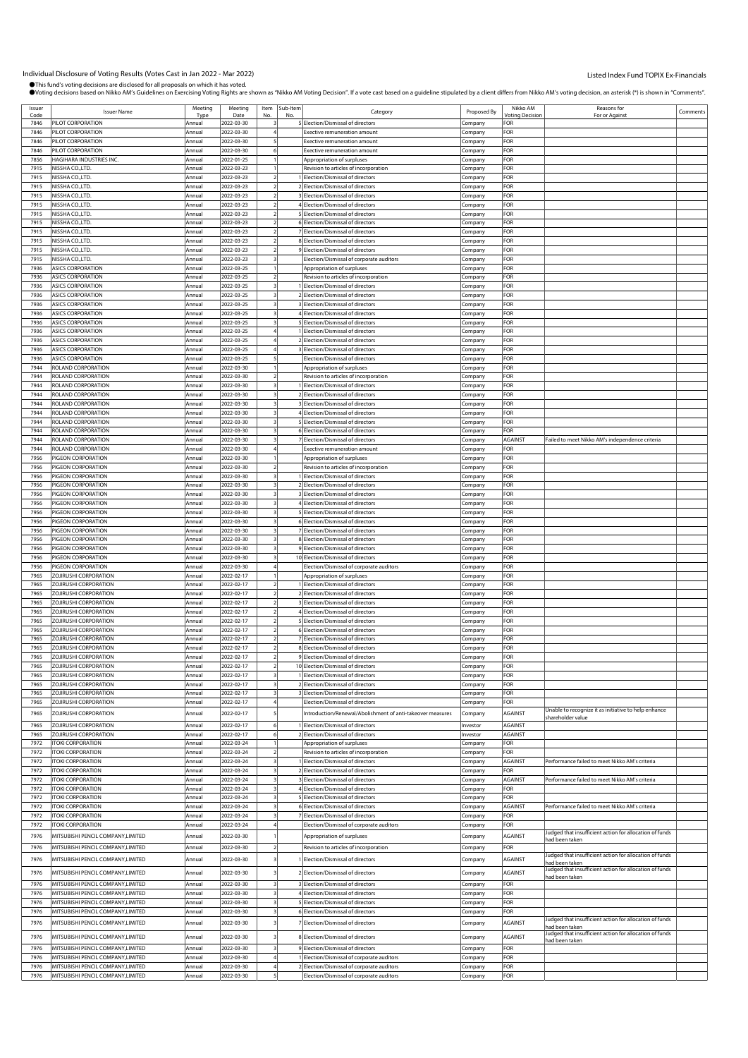# Individual Disclosure of Voting Results (Votes Cast in Jan 2022 - Mar 2022)

Listed Index Fund TOPIX Ex-Financials

●This fund's voting decisions are disclosed for all proposals on which it has voted.
●Voting decisions based on Nikko AM's Guidelines on Exercising Voting Rights are shown as "Nikko AM Voting Decision". If a vote cast based on a guideline stipulated by a client differs from Nikko AM's voting decision, an asterisk (*) is shown in "Comments".

| Issuer Code | Issuer Name | Meeting Type | Meeting Date | Item No. | Sub-Item No. | Category | Proposed By | Nikko AM Voting Decision | Reasons for For or Against | Comments |
|---|---|---|---|---|---|---|---|---|---|---|
| 7846 | PILOT CORPORATION | Annual | 2022-03-30 | 3 | 5 | Election/Dismissal of directors | Company | FOR | | |
| 7846 | PILOT CORPORATION | Annual | 2022-03-30 | 4 | | Exective remuneration amount | Company | FOR | | |
| 7846 | PILOT CORPORATION | Annual | 2022-03-30 | 5 | | Exective remuneration amount | Company | FOR | | |
| 7846 | PILOT CORPORATION | Annual | 2022-03-30 | 6 | | Exective remuneration amount | Company | FOR | | |
| 7856 | HAGIHARA INDUSTRIES INC. | Annual | 2022-01-25 | 1 | | Appropriation of surpluses | Company | FOR | | |
| 7915 | NISSHA CO.,LTD. | Annual | 2022-03-23 | 1 | | Revision to articles of incorporation | Company | FOR | | |
| 7915 | NISSHA CO.,LTD. | Annual | 2022-03-23 | 2 | 1 | Election/Dismissal of directors | Company | FOR | | |
| 7915 | NISSHA CO.,LTD. | Annual | 2022-03-23 | 2 | 2 | Election/Dismissal of directors | Company | FOR | | |
| 7915 | NISSHA CO.,LTD. | Annual | 2022-03-23 | 2 | 3 | Election/Dismissal of directors | Company | FOR | | |
| 7915 | NISSHA CO.,LTD. | Annual | 2022-03-23 | 2 | 4 | Election/Dismissal of directors | Company | FOR | | |
| 7915 | NISSHA CO.,LTD. | Annual | 2022-03-23 | 2 | 5 | Election/Dismissal of directors | Company | FOR | | |
| 7915 | NISSHA CO.,LTD. | Annual | 2022-03-23 | 2 | 6 | Election/Dismissal of directors | Company | FOR | | |
| 7915 | NISSHA CO.,LTD. | Annual | 2022-03-23 | 2 | 7 | Election/Dismissal of directors | Company | FOR | | |
| 7915 | NISSHA CO.,LTD. | Annual | 2022-03-23 | 2 | 8 | Election/Dismissal of directors | Company | FOR | | |
| 7915 | NISSHA CO.,LTD. | Annual | 2022-03-23 | 2 | 9 | Election/Dismissal of directors | Company | FOR | | |
| 7915 | NISSHA CO.,LTD. | Annual | 2022-03-23 | 3 | | Election/Dismissal of corporate auditors | Company | FOR | | |
| 7936 | ASICS CORPORATION | Annual | 2022-03-25 | 1 | | Appropriation of surpluses | Company | FOR | | |
| 7936 | ASICS CORPORATION | Annual | 2022-03-25 | 2 | | Revision to articles of incorporation | Company | FOR | | |
| 7936 | ASICS CORPORATION | Annual | 2022-03-25 | 3 | 1 | Election/Dismissal of directors | Company | FOR | | |
| 7936 | ASICS CORPORATION | Annual | 2022-03-25 | 3 | 2 | Election/Dismissal of directors | Company | FOR | | |
| 7936 | ASICS CORPORATION | Annual | 2022-03-25 | 3 | 3 | Election/Dismissal of directors | Company | FOR | | |
| 7936 | ASICS CORPORATION | Annual | 2022-03-25 | 3 | 4 | Election/Dismissal of directors | Company | FOR | | |
| 7936 | ASICS CORPORATION | Annual | 2022-03-25 | 3 | 5 | Election/Dismissal of directors | Company | FOR | | |
| 7936 | ASICS CORPORATION | Annual | 2022-03-25 | 4 | 1 | Election/Dismissal of directors | Company | FOR | | |
| 7936 | ASICS CORPORATION | Annual | 2022-03-25 | 4 | 2 | Election/Dismissal of directors | Company | FOR | | |
| 7936 | ASICS CORPORATION | Annual | 2022-03-25 | 4 | 3 | Election/Dismissal of directors | Company | FOR | | |
| 7936 | ASICS CORPORATION | Annual | 2022-03-25 | 5 | | Election/Dismissal of directors | Company | FOR | | |
| 7944 | ROLAND CORPORATION | Annual | 2022-03-30 | 1 | | Appropriation of surpluses | Company | FOR | | |
| 7944 | ROLAND CORPORATION | Annual | 2022-03-30 | 2 | | Revision to articles of incorporation | Company | FOR | | |
| 7944 | ROLAND CORPORATION | Annual | 2022-03-30 | 3 | 1 | Election/Dismissal of directors | Company | FOR | | |
| 7944 | ROLAND CORPORATION | Annual | 2022-03-30 | 3 | 2 | Election/Dismissal of directors | Company | FOR | | |
| 7944 | ROLAND CORPORATION | Annual | 2022-03-30 | 3 | 3 | Election/Dismissal of directors | Company | FOR | | |
| 7944 | ROLAND CORPORATION | Annual | 2022-03-30 | 3 | 4 | Election/Dismissal of directors | Company | FOR | | |
| 7944 | ROLAND CORPORATION | Annual | 2022-03-30 | 3 | 5 | Election/Dismissal of directors | Company | FOR | | |
| 7944 | ROLAND CORPORATION | Annual | 2022-03-30 | 3 | 6 | Election/Dismissal of directors | Company | FOR | | |
| 7944 | ROLAND CORPORATION | Annual | 2022-03-30 | 3 | 7 | Election/Dismissal of directors | Company | AGAINST | Failed to meet Nikko AM's independence criteria | |
| 7944 | ROLAND CORPORATION | Annual | 2022-03-30 | 4 | | Exective remuneration amount | Company | FOR | | |
| 7956 | PIGEON CORPORATION | Annual | 2022-03-30 | 1 | | Appropriation of surpluses | Company | FOR | | |
| 7956 | PIGEON CORPORATION | Annual | 2022-03-30 | 2 | | Revision to articles of incorporation | Company | FOR | | |
| 7956 | PIGEON CORPORATION | Annual | 2022-03-30 | 3 | 1 | Election/Dismissal of directors | Company | FOR | | |
| 7956 | PIGEON CORPORATION | Annual | 2022-03-30 | 3 | 2 | Election/Dismissal of directors | Company | FOR | | |
| 7956 | PIGEON CORPORATION | Annual | 2022-03-30 | 3 | 3 | Election/Dismissal of directors | Company | FOR | | |
| 7956 | PIGEON CORPORATION | Annual | 2022-03-30 | 3 | 4 | Election/Dismissal of directors | Company | FOR | | |
| 7956 | PIGEON CORPORATION | Annual | 2022-03-30 | 3 | 5 | Election/Dismissal of directors | Company | FOR | | |
| 7956 | PIGEON CORPORATION | Annual | 2022-03-30 | 3 | 6 | Election/Dismissal of directors | Company | FOR | | |
| 7956 | PIGEON CORPORATION | Annual | 2022-03-30 | 3 | 7 | Election/Dismissal of directors | Company | FOR | | |
| 7956 | PIGEON CORPORATION | Annual | 2022-03-30 | 3 | 8 | Election/Dismissal of directors | Company | FOR | | |
| 7956 | PIGEON CORPORATION | Annual | 2022-03-30 | 3 | 9 | Election/Dismissal of directors | Company | FOR | | |
| 7956 | PIGEON CORPORATION | Annual | 2022-03-30 | 3 | 10 | Election/Dismissal of directors | Company | FOR | | |
| 7956 | PIGEON CORPORATION | Annual | 2022-03-30 | 4 | | Election/Dismissal of corporate auditors | Company | FOR | | |
| 7965 | ZOJIRUSHI CORPORATION | Annual | 2022-02-17 | 1 | | Appropriation of surpluses | Company | FOR | | |
| 7965 | ZOJIRUSHI CORPORATION | Annual | 2022-02-17 | 2 | 1 | Election/Dismissal of directors | Company | FOR | | |
| 7965 | ZOJIRUSHI CORPORATION | Annual | 2022-02-17 | 2 | 2 | Election/Dismissal of directors | Company | FOR | | |
| 7965 | ZOJIRUSHI CORPORATION | Annual | 2022-02-17 | 2 | 3 | Election/Dismissal of directors | Company | FOR | | |
| 7965 | ZOJIRUSHI CORPORATION | Annual | 2022-02-17 | 2 | 4 | Election/Dismissal of directors | Company | FOR | | |
| 7965 | ZOJIRUSHI CORPORATION | Annual | 2022-02-17 | 2 | 5 | Election/Dismissal of directors | Company | FOR | | |
| 7965 | ZOJIRUSHI CORPORATION | Annual | 2022-02-17 | 2 | 6 | Election/Dismissal of directors | Company | FOR | | |
| 7965 | ZOJIRUSHI CORPORATION | Annual | 2022-02-17 | 2 | 7 | Election/Dismissal of directors | Company | FOR | | |
| 7965 | ZOJIRUSHI CORPORATION | Annual | 2022-02-17 | 2 | 8 | Election/Dismissal of directors | Company | FOR | | |
| 7965 | ZOJIRUSHI CORPORATION | Annual | 2022-02-17 | 2 | 9 | Election/Dismissal of directors | Company | FOR | | |
| 7965 | ZOJIRUSHI CORPORATION | Annual | 2022-02-17 | 2 | 10 | Election/Dismissal of directors | Company | FOR | | |
| 7965 | ZOJIRUSHI CORPORATION | Annual | 2022-02-17 | 3 | 1 | Election/Dismissal of directors | Company | FOR | | |
| 7965 | ZOJIRUSHI CORPORATION | Annual | 2022-02-17 | 3 | 2 | Election/Dismissal of directors | Company | FOR | | |
| 7965 | ZOJIRUSHI CORPORATION | Annual | 2022-02-17 | 3 | 3 | Election/Dismissal of directors | Company | FOR | | |
| 7965 | ZOJIRUSHI CORPORATION | Annual | 2022-02-17 | 4 | | Election/Dismissal of directors | Company | FOR | | |
| 7965 | ZOJIRUSHI CORPORATION | Annual | 2022-02-17 | 5 | | Introduction/Renewal/Abolishment of anti-takeover measures | Company | AGAINST | Unable to recognize it as initiative to help enhance shareholder value | |
| 7965 | ZOJIRUSHI CORPORATION | Annual | 2022-02-17 | 6 | 1 | Election/Dismissal of directors | Investor | AGAINST | | |
| 7965 | ZOJIRUSHI CORPORATION | Annual | 2022-02-17 | 6 | 2 | Election/Dismissal of directors | Investor | AGAINST | | |
| 7972 | ITOKI CORPORATION | Annual | 2022-03-24 | 1 | | Appropriation of surpluses | Company | FOR | | |
| 7972 | ITOKI CORPORATION | Annual | 2022-03-24 | 2 | | Revision to articles of incorporation | Company | FOR | | |
| 7972 | ITOKI CORPORATION | Annual | 2022-03-24 | 3 | 1 | Election/Dismissal of directors | Company | AGAINST | Performance failed to meet Nikko AM's criteria | |
| 7972 | ITOKI CORPORATION | Annual | 2022-03-24 | 3 | 2 | Election/Dismissal of directors | Company | FOR | | |
| 7972 | ITOKI CORPORATION | Annual | 2022-03-24 | 3 | 3 | Election/Dismissal of directors | Company | AGAINST | Performance failed to meet Nikko AM's criteria | |
| 7972 | ITOKI CORPORATION | Annual | 2022-03-24 | 3 | 4 | Election/Dismissal of directors | Company | FOR | | |
| 7972 | ITOKI CORPORATION | Annual | 2022-03-24 | 3 | 5 | Election/Dismissal of directors | Company | FOR | | |
| 7972 | ITOKI CORPORATION | Annual | 2022-03-24 | 3 | 6 | Election/Dismissal of directors | Company | AGAINST | Performance failed to meet Nikko AM's criteria | |
| 7972 | ITOKI CORPORATION | Annual | 2022-03-24 | 3 | 7 | Election/Dismissal of directors | Company | FOR | | |
| 7972 | ITOKI CORPORATION | Annual | 2022-03-24 | 4 | | Election/Dismissal of corporate auditors | Company | FOR | | |
| 7976 | MITSUBISHI PENCIL COMPANY,LIMITED | Annual | 2022-03-30 | 1 | | Appropriation of surpluses | Company | AGAINST | Judged that insufficient action for allocation of funds had been taken | |
| 7976 | MITSUBISHI PENCIL COMPANY,LIMITED | Annual | 2022-03-30 | 2 | | Revision to articles of incorporation | Company | FOR | | |
| 7976 | MITSUBISHI PENCIL COMPANY,LIMITED | Annual | 2022-03-30 | 3 | 1 | Election/Dismissal of directors | Company | AGAINST | Judged that insufficient action for allocation of funds had been taken | |
| 7976 | MITSUBISHI PENCIL COMPANY,LIMITED | Annual | 2022-03-30 | 3 | 2 | Election/Dismissal of directors | Company | AGAINST | Judged that insufficient action for allocation of funds had been taken | |
| 7976 | MITSUBISHI PENCIL COMPANY,LIMITED | Annual | 2022-03-30 | 3 | 3 | Election/Dismissal of directors | Company | FOR | | |
| 7976 | MITSUBISHI PENCIL COMPANY,LIMITED | Annual | 2022-03-30 | 3 | 4 | Election/Dismissal of directors | Company | FOR | | |
| 7976 | MITSUBISHI PENCIL COMPANY,LIMITED | Annual | 2022-03-30 | 3 | 5 | Election/Dismissal of directors | Company | FOR | | |
| 7976 | MITSUBISHI PENCIL COMPANY,LIMITED | Annual | 2022-03-30 | 3 | 6 | Election/Dismissal of directors | Company | FOR | | |
| 7976 | MITSUBISHI PENCIL COMPANY,LIMITED | Annual | 2022-03-30 | 3 | 7 | Election/Dismissal of directors | Company | AGAINST | Judged that insufficient action for allocation of funds had been taken | |
| 7976 | MITSUBISHI PENCIL COMPANY,LIMITED | Annual | 2022-03-30 | 3 | 8 | Election/Dismissal of directors | Company | AGAINST | Judged that insufficient action for allocation of funds had been taken | |
| 7976 | MITSUBISHI PENCIL COMPANY,LIMITED | Annual | 2022-03-30 | 3 | 9 | Election/Dismissal of directors | Company | FOR | | |
| 7976 | MITSUBISHI PENCIL COMPANY,LIMITED | Annual | 2022-03-30 | 4 | 1 | Election/Dismissal of corporate auditors | Company | FOR | | |
| 7976 | MITSUBISHI PENCIL COMPANY,LIMITED | Annual | 2022-03-30 | 4 | 2 | Election/Dismissal of corporate auditors | Company | FOR | | |
| 7976 | MITSUBISHI PENCIL COMPANY,LIMITED | Annual | 2022-03-30 | 5 | | Election/Dismissal of corporate auditors | Company | FOR | | |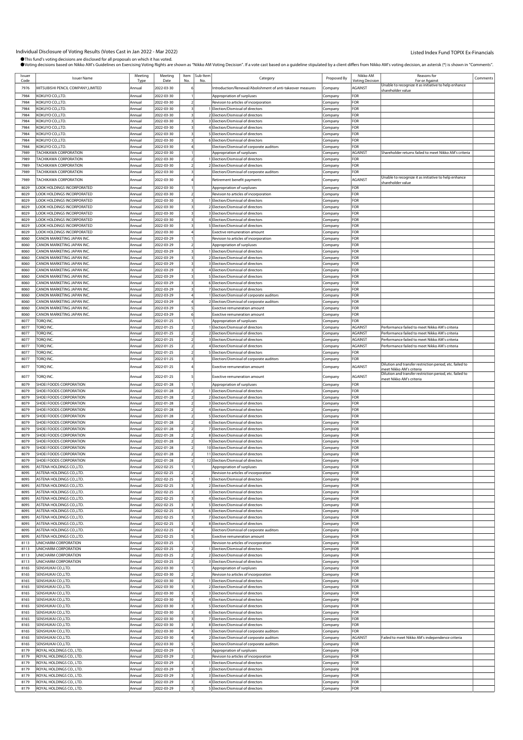Individual Disclosure of Voting Results (Votes Cast in Jan 2022 - Mar 2022)

Listed Index Fund TOPIX Ex-Financials

●This fund's voting decisions are disclosed for all proposals on which it has voted.
●Voting decisions based on Nikko AM's Guidelines on Exercising Voting Rights are shown as "Nikko AM Voting Decision". If a vote cast based on a guideline stipulated by a client differs from Nikko AM's voting decision, an asterisk (*) is shown in "Comments".

| Issuer Code | Issuer Name | Meeting Type | Meeting Date | Item No. | Sub-Item No. | Category | Proposed By | Nikko AM Voting Decision | Reasons for For or Against | Comments |
|---|---|---|---|---|---|---|---|---|---|---|
| 7976 | MITSUBISHI PENCIL COMPANY,LIMITED | Annual | 2022-03-30 | 6 | | Introduction/Renewal/Abolishment of anti-takeover measures | Company | AGAINST | Unable to recognize it as initiative to help enhance shareholder value | |
| 7984 | KOKUYO CO.,LTD. | Annual | 2022-03-30 | 1 | | Appropriation of surpluses | Company | FOR | | |
| 7984 | KOKUYO CO.,LTD. | Annual | 2022-03-30 | 2 | | Revision to articles of incorporation | Company | FOR | | |
| 7984 | KOKUYO CO.,LTD. | Annual | 2022-03-30 | 3 | 1 | Election/Dismissal of directors | Company | FOR | | |
| 7984 | KOKUYO CO.,LTD. | Annual | 2022-03-30 | 3 | 2 | Election/Dismissal of directors | Company | FOR | | |
| 7984 | KOKUYO CO.,LTD. | Annual | 2022-03-30 | 3 | 3 | Election/Dismissal of directors | Company | FOR | | |
| 7984 | KOKUYO CO.,LTD. | Annual | 2022-03-30 | 3 | 4 | Election/Dismissal of directors | Company | FOR | | |
| 7984 | KOKUYO CO.,LTD. | Annual | 2022-03-30 | 3 | 5 | Election/Dismissal of directors | Company | FOR | | |
| 7984 | KOKUYO CO.,LTD. | Annual | 2022-03-30 | 3 | 6 | Election/Dismissal of directors | Company | FOR | | |
| 7984 | KOKUYO CO.,LTD. | Annual | 2022-03-30 | 4 | | Election/Dismissal of corporate auditors | Company | FOR | | |
| 7989 | TACHIKAWA CORPORATION | Annual | 2022-03-30 | 1 | | Appropriation of surpluses | Company | AGAINST | Shareholder returns failed to meet Nikko AM's criteria | |
| 7989 | TACHIKAWA CORPORATION | Annual | 2022-03-30 | 2 | 1 | Election/Dismissal of directors | Company | FOR | | |
| 7989 | TACHIKAWA CORPORATION | Annual | 2022-03-30 | 2 | 2 | Election/Dismissal of directors | Company | FOR | | |
| 7989 | TACHIKAWA CORPORATION | Annual | 2022-03-30 | 3 | | Election/Dismissal of corporate auditors | Company | FOR | | |
| 7989 | TACHIKAWA CORPORATION | Annual | 2022-03-30 | 4 | | Retirement benefit payments | Company | AGAINST | Unable to recognize it as initiative to help enhance shareholder value | |
| 8029 | LOOK HOLDINGS INCORPORATED | Annual | 2022-03-30 | 1 | | Appropriation of surpluses | Company | FOR | | |
| 8029 | LOOK HOLDINGS INCORPORATED | Annual | 2022-03-30 | 2 | | Revision to articles of incorporation | Company | FOR | | |
| 8029 | LOOK HOLDINGS INCORPORATED | Annual | 2022-03-30 | 3 | 1 | Election/Dismissal of directors | Company | FOR | | |
| 8029 | LOOK HOLDINGS INCORPORATED | Annual | 2022-03-30 | 3 | 2 | Election/Dismissal of directors | Company | FOR | | |
| 8029 | LOOK HOLDINGS INCORPORATED | Annual | 2022-03-30 | 3 | 3 | Election/Dismissal of directors | Company | FOR | | |
| 8029 | LOOK HOLDINGS INCORPORATED | Annual | 2022-03-30 | 3 | 4 | Election/Dismissal of directors | Company | FOR | | |
| 8029 | LOOK HOLDINGS INCORPORATED | Annual | 2022-03-30 | 3 | 5 | Election/Dismissal of directors | Company | FOR | | |
| 8029 | LOOK HOLDINGS INCORPORATED | Annual | 2022-03-30 | 4 | | Exective remuneration amount | Company | FOR | | |
| 8060 | CANON MARKETING JAPAN INC. | Annual | 2022-03-29 | 1 | | Revision to articles of incorporation | Company | FOR | | |
| 8060 | CANON MARKETING JAPAN INC. | Annual | 2022-03-29 | 2 | | Appropriation of surpluses | Company | FOR | | |
| 8060 | CANON MARKETING JAPAN INC. | Annual | 2022-03-29 | 3 | 1 | Election/Dismissal of directors | Company | FOR | | |
| 8060 | CANON MARKETING JAPAN INC. | Annual | 2022-03-29 | 3 | 2 | Election/Dismissal of directors | Company | FOR | | |
| 8060 | CANON MARKETING JAPAN INC. | Annual | 2022-03-29 | 3 | 3 | Election/Dismissal of directors | Company | FOR | | |
| 8060 | CANON MARKETING JAPAN INC. | Annual | 2022-03-29 | 3 | 4 | Election/Dismissal of directors | Company | FOR | | |
| 8060 | CANON MARKETING JAPAN INC. | Annual | 2022-03-29 | 3 | 5 | Election/Dismissal of directors | Company | FOR | | |
| 8060 | CANON MARKETING JAPAN INC. | Annual | 2022-03-29 | 3 | 6 | Election/Dismissal of directors | Company | FOR | | |
| 8060 | CANON MARKETING JAPAN INC. | Annual | 2022-03-29 | 3 | 7 | Election/Dismissal of directors | Company | FOR | | |
| 8060 | CANON MARKETING JAPAN INC. | Annual | 2022-03-29 | 4 | 1 | Election/Dismissal of corporate auditors | Company | FOR | | |
| 8060 | CANON MARKETING JAPAN INC. | Annual | 2022-03-29 | 4 | 2 | Election/Dismissal of corporate auditors | Company | FOR | | |
| 8060 | CANON MARKETING JAPAN INC. | Annual | 2022-03-29 | 5 | | Exective remuneration amount | Company | FOR | | |
| 8060 | CANON MARKETING JAPAN INC. | Annual | 2022-03-29 | 6 | | Exective remuneration amount | Company | FOR | | |
| 8077 | TORQ INC. | Annual | 2022-01-25 | 1 | | Appropriation of surpluses | Company | FOR | | |
| 8077 | TORQ INC. | Annual | 2022-01-25 | 2 | 1 | Election/Dismissal of directors | Company | AGAINST | Performance failed to meet Nikko AM's criteria | |
| 8077 | TORQ INC. | Annual | 2022-01-25 | 2 | 2 | Election/Dismissal of directors | Company | AGAINST | Performance failed to meet Nikko AM's criteria | |
| 8077 | TORQ INC. | Annual | 2022-01-25 | 2 | 3 | Election/Dismissal of directors | Company | AGAINST | Performance failed to meet Nikko AM's criteria | |
| 8077 | TORQ INC. | Annual | 2022-01-25 | 2 | 4 | Election/Dismissal of directors | Company | AGAINST | Performance failed to meet Nikko AM's criteria | |
| 8077 | TORQ INC. | Annual | 2022-01-25 | 2 | 5 | Election/Dismissal of directors | Company | FOR | | |
| 8077 | TORQ INC. | Annual | 2022-01-25 | 3 | | Election/Dismissal of corporate auditors | Company | FOR | | |
| 8077 | TORQ INC. | Annual | 2022-01-25 | 4 | | Exective remuneration amount | Company | AGAINST | Dilution and transfer restriction period, etc. failed to meet Nikko AM's criteria | |
| 8077 | TORQ INC. | Annual | 2022-01-25 | 5 | | Exective remuneration amount | Company | AGAINST | Dilution and transfer restriction period, etc. failed to meet Nikko AM's criteria | |
| 8079 | SHOEI FOODS CORPORATION | Annual | 2022-01-28 | 1 | | Appropriation of surpluses | Company | FOR | | |
| 8079 | SHOEI FOODS CORPORATION | Annual | 2022-01-28 | 2 | 1 | Election/Dismissal of directors | Company | FOR | | |
| 8079 | SHOEI FOODS CORPORATION | Annual | 2022-01-28 | 2 | 2 | Election/Dismissal of directors | Company | FOR | | |
| 8079 | SHOEI FOODS CORPORATION | Annual | 2022-01-28 | 2 | 3 | Election/Dismissal of directors | Company | FOR | | |
| 8079 | SHOEI FOODS CORPORATION | Annual | 2022-01-28 | 2 | 4 | Election/Dismissal of directors | Company | FOR | | |
| 8079 | SHOEI FOODS CORPORATION | Annual | 2022-01-28 | 2 | 5 | Election/Dismissal of directors | Company | FOR | | |
| 8079 | SHOEI FOODS CORPORATION | Annual | 2022-01-28 | 2 | 6 | Election/Dismissal of directors | Company | FOR | | |
| 8079 | SHOEI FOODS CORPORATION | Annual | 2022-01-28 | 2 | 7 | Election/Dismissal of directors | Company | FOR | | |
| 8079 | SHOEI FOODS CORPORATION | Annual | 2022-01-28 | 2 | 8 | Election/Dismissal of directors | Company | FOR | | |
| 8079 | SHOEI FOODS CORPORATION | Annual | 2022-01-28 | 2 | 9 | Election/Dismissal of directors | Company | FOR | | |
| 8079 | SHOEI FOODS CORPORATION | Annual | 2022-01-28 | 2 | 10 | Election/Dismissal of directors | Company | FOR | | |
| 8079 | SHOEI FOODS CORPORATION | Annual | 2022-01-28 | 2 | 11 | Election/Dismissal of directors | Company | FOR | | |
| 8079 | SHOEI FOODS CORPORATION | Annual | 2022-01-28 | 2 | 12 | Election/Dismissal of directors | Company | FOR | | |
| 8095 | ASTENA HOLDINGS CO.,LTD. | Annual | 2022-02-25 | 1 | | Appropriation of surpluses | Company | FOR | | |
| 8095 | ASTENA HOLDINGS CO.,LTD. | Annual | 2022-02-25 | 2 | | Revision to articles of incorporation | Company | FOR | | |
| 8095 | ASTENA HOLDINGS CO.,LTD. | Annual | 2022-02-25 | 3 | 1 | Election/Dismissal of directors | Company | FOR | | |
| 8095 | ASTENA HOLDINGS CO.,LTD. | Annual | 2022-02-25 | 3 | 2 | Election/Dismissal of directors | Company | FOR | | |
| 8095 | ASTENA HOLDINGS CO.,LTD. | Annual | 2022-02-25 | 3 | 3 | Election/Dismissal of directors | Company | FOR | | |
| 8095 | ASTENA HOLDINGS CO.,LTD. | Annual | 2022-02-25 | 3 | 4 | Election/Dismissal of directors | Company | FOR | | |
| 8095 | ASTENA HOLDINGS CO.,LTD. | Annual | 2022-02-25 | 3 | 5 | Election/Dismissal of directors | Company | FOR | | |
| 8095 | ASTENA HOLDINGS CO.,LTD. | Annual | 2022-02-25 | 3 | 6 | Election/Dismissal of directors | Company | FOR | | |
| 8095 | ASTENA HOLDINGS CO.,LTD. | Annual | 2022-02-25 | 3 | 7 | Election/Dismissal of directors | Company | FOR | | |
| 8095 | ASTENA HOLDINGS CO.,LTD. | Annual | 2022-02-25 | 3 | 8 | Election/Dismissal of directors | Company | FOR | | |
| 8095 | ASTENA HOLDINGS CO.,LTD. | Annual | 2022-02-25 | 4 | | Election/Dismissal of corporate auditors | Company | FOR | | |
| 8095 | ASTENA HOLDINGS CO.,LTD. | Annual | 2022-02-25 | 5 | | Exective remuneration amount | Company | FOR | | |
| 8113 | UNICHARM CORPORATION | Annual | 2022-03-25 | 1 | | Revision to articles of incorporation | Company | FOR | | |
| 8113 | UNICHARM CORPORATION | Annual | 2022-03-25 | 2 | 1 | Election/Dismissal of directors | Company | FOR | | |
| 8113 | UNICHARM CORPORATION | Annual | 2022-03-25 | 2 | 2 | Election/Dismissal of directors | Company | FOR | | |
| 8113 | UNICHARM CORPORATION | Annual | 2022-03-25 | 2 | 3 | Election/Dismissal of directors | Company | FOR | | |
| 8165 | SENSHUKAI CO.,LTD. | Annual | 2022-03-30 | 1 | | Appropriation of surpluses | Company | FOR | | |
| 8165 | SENSHUKAI CO.,LTD. | Annual | 2022-03-30 | 2 | | Revision to articles of incorporation | Company | FOR | | |
| 8165 | SENSHUKAI CO.,LTD. | Annual | 2022-03-30 | 3 | 1 | Election/Dismissal of directors | Company | FOR | | |
| 8165 | SENSHUKAI CO.,LTD. | Annual | 2022-03-30 | 3 | 2 | Election/Dismissal of directors | Company | FOR | | |
| 8165 | SENSHUKAI CO.,LTD. | Annual | 2022-03-30 | 3 | 3 | Election/Dismissal of directors | Company | FOR | | |
| 8165 | SENSHUKAI CO.,LTD. | Annual | 2022-03-30 | 3 | 4 | Election/Dismissal of directors | Company | FOR | | |
| 8165 | SENSHUKAI CO.,LTD. | Annual | 2022-03-30 | 3 | 5 | Election/Dismissal of directors | Company | FOR | | |
| 8165 | SENSHUKAI CO.,LTD. | Annual | 2022-03-30 | 3 | 6 | Election/Dismissal of directors | Company | FOR | | |
| 8165 | SENSHUKAI CO.,LTD. | Annual | 2022-03-30 | 3 | 7 | Election/Dismissal of directors | Company | FOR | | |
| 8165 | SENSHUKAI CO.,LTD. | Annual | 2022-03-30 | 3 | 8 | Election/Dismissal of directors | Company | FOR | | |
| 8165 | SENSHUKAI CO.,LTD. | Annual | 2022-03-30 | 4 | 1 | Election/Dismissal of corporate auditors | Company | FOR | | |
| 8165 | SENSHUKAI CO.,LTD. | Annual | 2022-03-30 | 4 | 2 | Election/Dismissal of corporate auditors | Company | AGAINST | Failed to meet Nikko AM's independence criteria | |
| 8165 | SENSHUKAI CO.,LTD. | Annual | 2022-03-30 | 5 | | Election/Dismissal of corporate auditors | Company | FOR | | |
| 8179 | ROYAL HOLDINGS CO., LTD. | Annual | 2022-03-29 | 1 | | Appropriation of surpluses | Company | FOR | | |
| 8179 | ROYAL HOLDINGS CO., LTD. | Annual | 2022-03-29 | 2 | | Revision to articles of incorporation | Company | FOR | | |
| 8179 | ROYAL HOLDINGS CO., LTD. | Annual | 2022-03-29 | 3 | 1 | Election/Dismissal of directors | Company | FOR | | |
| 8179 | ROYAL HOLDINGS CO., LTD. | Annual | 2022-03-29 | 3 | 2 | Election/Dismissal of directors | Company | FOR | | |
| 8179 | ROYAL HOLDINGS CO., LTD. | Annual | 2022-03-29 | 3 | 3 | Election/Dismissal of directors | Company | FOR | | |
| 8179 | ROYAL HOLDINGS CO., LTD. | Annual | 2022-03-29 | 3 | 4 | Election/Dismissal of directors | Company | FOR | | |
| 8179 | ROYAL HOLDINGS CO., LTD. | Annual | 2022-03-29 | 3 | 5 | Election/Dismissal of directors | Company | FOR | | |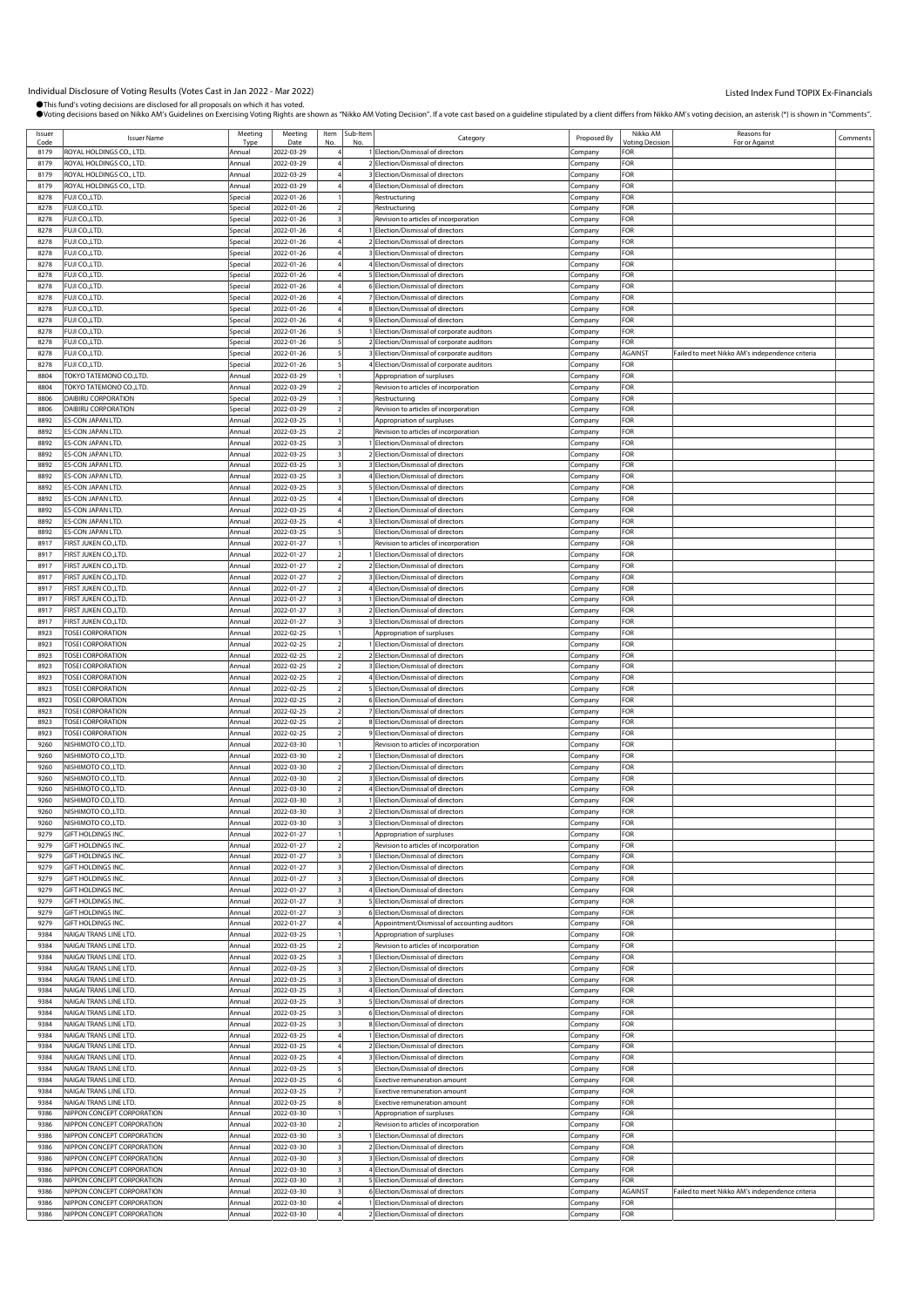Individual Disclosure of Voting Results (Votes Cast in Jan 2022 - Mar 2022)

Listed Index Fund TOPIX Ex-Financials

●This fund's voting decisions are disclosed for all proposals on which it has voted.
●Voting decisions based on Nikko AM's Guidelines on Exercising Voting Rights are shown as "Nikko AM Voting Decision". If a vote cast based on a guideline stipulated by a client differs from Nikko AM's voting decision, an asterisk (*) is shown in "Comments".

| Issuer Code | Issuer Name | Meeting Type | Meeting Date | Item No. | Sub-Item No. | Category | Proposed By | Nikko AM Voting Decision | Reasons for For or Against | Comments |
|---|---|---|---|---|---|---|---|---|---|---|
| 8179 | ROYAL HOLDINGS CO., LTD. | Annual | 2022-03-29 | 4 | 1 | Election/Dismissal of directors | Company | FOR | | |
| 8179 | ROYAL HOLDINGS CO., LTD. | Annual | 2022-03-29 | 4 | 2 | Election/Dismissal of directors | Company | FOR | | |
| 8179 | ROYAL HOLDINGS CO., LTD. | Annual | 2022-03-29 | 4 | 3 | Election/Dismissal of directors | Company | FOR | | |
| 8179 | ROYAL HOLDINGS CO., LTD. | Annual | 2022-03-29 | 4 | 4 | Election/Dismissal of directors | Company | FOR | | |
| 8278 | FUJI CO.,LTD. | Special | 2022-01-26 | 1 | | Restructuring | Company | FOR | | |
| 8278 | FUJI CO.,LTD. | Special | 2022-01-26 | 2 | | Restructuring | Company | FOR | | |
| 8278 | FUJI CO.,LTD. | Special | 2022-01-26 | 3 | | Revision to articles of incorporation | Company | FOR | | |
| 8278 | FUJI CO.,LTD. | Special | 2022-01-26 | 4 | 1 | Election/Dismissal of directors | Company | FOR | | |
| 8278 | FUJI CO.,LTD. | Special | 2022-01-26 | 4 | 2 | Election/Dismissal of directors | Company | FOR | | |
| 8278 | FUJI CO.,LTD. | Special | 2022-01-26 | 4 | 3 | Election/Dismissal of directors | Company | FOR | | |
| 8278 | FUJI CO.,LTD. | Special | 2022-01-26 | 4 | 4 | Election/Dismissal of directors | Company | FOR | | |
| 8278 | FUJI CO.,LTD. | Special | 2022-01-26 | 4 | 5 | Election/Dismissal of directors | Company | FOR | | |
| 8278 | FUJI CO.,LTD. | Special | 2022-01-26 | 4 | 6 | Election/Dismissal of directors | Company | FOR | | |
| 8278 | FUJI CO.,LTD. | Special | 2022-01-26 | 4 | 7 | Election/Dismissal of directors | Company | FOR | | |
| 8278 | FUJI CO.,LTD. | Special | 2022-01-26 | 4 | 8 | Election/Dismissal of directors | Company | FOR | | |
| 8278 | FUJI CO.,LTD. | Special | 2022-01-26 | 4 | 9 | Election/Dismissal of directors | Company | FOR | | |
| 8278 | FUJI CO.,LTD. | Special | 2022-01-26 | 5 | 1 | Election/Dismissal of corporate auditors | Company | FOR | | |
| 8278 | FUJI CO.,LTD. | Special | 2022-01-26 | 5 | 2 | Election/Dismissal of corporate auditors | Company | FOR | | |
| 8278 | FUJI CO.,LTD. | Special | 2022-01-26 | 5 | 3 | Election/Dismissal of corporate auditors | Company | AGAINST | Failed to meet Nikko AM's independence criteria | |
| 8278 | FUJI CO.,LTD. | Special | 2022-01-26 | 5 | 4 | Election/Dismissal of corporate auditors | Company | FOR | | |
| 8804 | TOKYO TATEMONO CO.,LTD. | Annual | 2022-03-29 | 1 | | Appropriation of surpluses | Company | FOR | | |
| 8804 | TOKYO TATEMONO CO.,LTD. | Annual | 2022-03-29 | 2 | | Revision to articles of incorporation | Company | FOR | | |
| 8806 | DAIBIRU CORPORATION | Special | 2022-03-29 | 1 | | Restructuring | Company | FOR | | |
| 8806 | DAIBIRU CORPORATION | Special | 2022-03-29 | 2 | | Revision to articles of incorporation | Company | FOR | | |
| 8892 | ES-CON JAPAN LTD. | Annual | 2022-03-25 | 1 | | Appropriation of surpluses | Company | FOR | | |
| 8892 | ES-CON JAPAN LTD. | Annual | 2022-03-25 | 2 | | Revision to articles of incorporation | Company | FOR | | |
| 8892 | ES-CON JAPAN LTD. | Annual | 2022-03-25 | 3 | 1 | Election/Dismissal of directors | Company | FOR | | |
| 8892 | ES-CON JAPAN LTD. | Annual | 2022-03-25 | 3 | 2 | Election/Dismissal of directors | Company | FOR | | |
| 8892 | ES-CON JAPAN LTD. | Annual | 2022-03-25 | 3 | 3 | Election/Dismissal of directors | Company | FOR | | |
| 8892 | ES-CON JAPAN LTD. | Annual | 2022-03-25 | 3 | 4 | Election/Dismissal of directors | Company | FOR | | |
| 8892 | ES-CON JAPAN LTD. | Annual | 2022-03-25 | 3 | 5 | Election/Dismissal of directors | Company | FOR | | |
| 8892 | ES-CON JAPAN LTD. | Annual | 2022-03-25 | 4 | 1 | Election/Dismissal of directors | Company | FOR | | |
| 8892 | ES-CON JAPAN LTD. | Annual | 2022-03-25 | 4 | 2 | Election/Dismissal of directors | Company | FOR | | |
| 8892 | ES-CON JAPAN LTD. | Annual | 2022-03-25 | 4 | 3 | Election/Dismissal of directors | Company | FOR | | |
| 8892 | ES-CON JAPAN LTD. | Annual | 2022-03-25 | 5 | | Election/Dismissal of directors | Company | FOR | | |
| 8917 | FIRST JUKEN CO.,LTD. | Annual | 2022-01-27 | 1 | | Revision to articles of incorporation | Company | FOR | | |
| 8917 | FIRST JUKEN CO.,LTD. | Annual | 2022-01-27 | 2 | 1 | Election/Dismissal of directors | Company | FOR | | |
| 8917 | FIRST JUKEN CO.,LTD. | Annual | 2022-01-27 | 2 | 2 | Election/Dismissal of directors | Company | FOR | | |
| 8917 | FIRST JUKEN CO.,LTD. | Annual | 2022-01-27 | 2 | 3 | Election/Dismissal of directors | Company | FOR | | |
| 8917 | FIRST JUKEN CO.,LTD. | Annual | 2022-01-27 | 2 | 4 | Election/Dismissal of directors | Company | FOR | | |
| 8917 | FIRST JUKEN CO.,LTD. | Annual | 2022-01-27 | 3 | 1 | Election/Dismissal of directors | Company | FOR | | |
| 8917 | FIRST JUKEN CO.,LTD. | Annual | 2022-01-27 | 3 | 2 | Election/Dismissal of directors | Company | FOR | | |
| 8917 | FIRST JUKEN CO.,LTD. | Annual | 2022-01-27 | 3 | 3 | Election/Dismissal of directors | Company | FOR | | |
| 8923 | TOSEI CORPORATION | Annual | 2022-02-25 | 1 | | Appropriation of surpluses | Company | FOR | | |
| 8923 | TOSEI CORPORATION | Annual | 2022-02-25 | 2 | 1 | Election/Dismissal of directors | Company | FOR | | |
| 8923 | TOSEI CORPORATION | Annual | 2022-02-25 | 2 | 2 | Election/Dismissal of directors | Company | FOR | | |
| 8923 | TOSEI CORPORATION | Annual | 2022-02-25 | 2 | 3 | Election/Dismissal of directors | Company | FOR | | |
| 8923 | TOSEI CORPORATION | Annual | 2022-02-25 | 2 | 4 | Election/Dismissal of directors | Company | FOR | | |
| 8923 | TOSEI CORPORATION | Annual | 2022-02-25 | 2 | 5 | Election/Dismissal of directors | Company | FOR | | |
| 8923 | TOSEI CORPORATION | Annual | 2022-02-25 | 2 | 6 | Election/Dismissal of directors | Company | FOR | | |
| 8923 | TOSEI CORPORATION | Annual | 2022-02-25 | 2 | 7 | Election/Dismissal of directors | Company | FOR | | |
| 8923 | TOSEI CORPORATION | Annual | 2022-02-25 | 2 | 8 | Election/Dismissal of directors | Company | FOR | | |
| 8923 | TOSEI CORPORATION | Annual | 2022-02-25 | 2 | 9 | Election/Dismissal of directors | Company | FOR | | |
| 9260 | NISHIMOTO CO.,LTD. | Annual | 2022-03-30 | 1 | | Revision to articles of incorporation | Company | FOR | | |
| 9260 | NISHIMOTO CO.,LTD. | Annual | 2022-03-30 | 2 | 1 | Election/Dismissal of directors | Company | FOR | | |
| 9260 | NISHIMOTO CO.,LTD. | Annual | 2022-03-30 | 2 | 2 | Election/Dismissal of directors | Company | FOR | | |
| 9260 | NISHIMOTO CO.,LTD. | Annual | 2022-03-30 | 2 | 3 | Election/Dismissal of directors | Company | FOR | | |
| 9260 | NISHIMOTO CO.,LTD. | Annual | 2022-03-30 | 2 | 4 | Election/Dismissal of directors | Company | FOR | | |
| 9260 | NISHIMOTO CO.,LTD. | Annual | 2022-03-30 | 3 | 1 | Election/Dismissal of directors | Company | FOR | | |
| 9260 | NISHIMOTO CO.,LTD. | Annual | 2022-03-30 | 3 | 2 | Election/Dismissal of directors | Company | FOR | | |
| 9260 | NISHIMOTO CO.,LTD. | Annual | 2022-03-30 | 3 | 3 | Election/Dismissal of directors | Company | FOR | | |
| 9279 | GIFT HOLDINGS INC. | Annual | 2022-01-27 | 1 | | Appropriation of surpluses | Company | FOR | | |
| 9279 | GIFT HOLDINGS INC. | Annual | 2022-01-27 | 2 | | Revision to articles of incorporation | Company | FOR | | |
| 9279 | GIFT HOLDINGS INC. | Annual | 2022-01-27 | 3 | 1 | Election/Dismissal of directors | Company | FOR | | |
| 9279 | GIFT HOLDINGS INC. | Annual | 2022-01-27 | 3 | 2 | Election/Dismissal of directors | Company | FOR | | |
| 9279 | GIFT HOLDINGS INC. | Annual | 2022-01-27 | 3 | 3 | Election/Dismissal of directors | Company | FOR | | |
| 9279 | GIFT HOLDINGS INC. | Annual | 2022-01-27 | 3 | 4 | Election/Dismissal of directors | Company | FOR | | |
| 9279 | GIFT HOLDINGS INC. | Annual | 2022-01-27 | 3 | 5 | Election/Dismissal of directors | Company | FOR | | |
| 9279 | GIFT HOLDINGS INC. | Annual | 2022-01-27 | 3 | 6 | Election/Dismissal of directors | Company | FOR | | |
| 9279 | GIFT HOLDINGS INC. | Annual | 2022-01-27 | 4 | | Appointment/Dismissal of accounting auditors | Company | FOR | | |
| 9384 | NAIGAI TRANS LINE LTD. | Annual | 2022-03-25 | 1 | | Appropriation of surpluses | Company | FOR | | |
| 9384 | NAIGAI TRANS LINE LTD. | Annual | 2022-03-25 | 2 | | Revision to articles of incorporation | Company | FOR | | |
| 9384 | NAIGAI TRANS LINE LTD. | Annual | 2022-03-25 | 3 | 1 | Election/Dismissal of directors | Company | FOR | | |
| 9384 | NAIGAI TRANS LINE LTD. | Annual | 2022-03-25 | 3 | 2 | Election/Dismissal of directors | Company | FOR | | |
| 9384 | NAIGAI TRANS LINE LTD. | Annual | 2022-03-25 | 3 | 3 | Election/Dismissal of directors | Company | FOR | | |
| 9384 | NAIGAI TRANS LINE LTD. | Annual | 2022-03-25 | 3 | 4 | Election/Dismissal of directors | Company | FOR | | |
| 9384 | NAIGAI TRANS LINE LTD. | Annual | 2022-03-25 | 3 | 5 | Election/Dismissal of directors | Company | FOR | | |
| 9384 | NAIGAI TRANS LINE LTD. | Annual | 2022-03-25 | 3 | 6 | Election/Dismissal of directors | Company | FOR | | |
| 9384 | NAIGAI TRANS LINE LTD. | Annual | 2022-03-25 | 3 | 8 | Election/Dismissal of directors | Company | FOR | | |
| 9384 | NAIGAI TRANS LINE LTD. | Annual | 2022-03-25 | 4 | 1 | Election/Dismissal of directors | Company | FOR | | |
| 9384 | NAIGAI TRANS LINE LTD. | Annual | 2022-03-25 | 4 | 2 | Election/Dismissal of directors | Company | FOR | | |
| 9384 | NAIGAI TRANS LINE LTD. | Annual | 2022-03-25 | 4 | 3 | Election/Dismissal of directors | Company | FOR | | |
| 9384 | NAIGAI TRANS LINE LTD. | Annual | 2022-03-25 | 5 | | Election/Dismissal of directors | Company | FOR | | |
| 9384 | NAIGAI TRANS LINE LTD. | Annual | 2022-03-25 | 6 | | Exective remuneration amount | Company | FOR | | |
| 9384 | NAIGAI TRANS LINE LTD. | Annual | 2022-03-25 | 7 | | Exective remuneration amount | Company | FOR | | |
| 9384 | NAIGAI TRANS LINE LTD. | Annual | 2022-03-25 | 8 | | Exective remuneration amount | Company | FOR | | |
| 9386 | NIPPON CONCEPT CORPORATION | Annual | 2022-03-30 | 1 | | Appropriation of surpluses | Company | FOR | | |
| 9386 | NIPPON CONCEPT CORPORATION | Annual | 2022-03-30 | 2 | | Revision to articles of incorporation | Company | FOR | | |
| 9386 | NIPPON CONCEPT CORPORATION | Annual | 2022-03-30 | 3 | 1 | Election/Dismissal of directors | Company | FOR | | |
| 9386 | NIPPON CONCEPT CORPORATION | Annual | 2022-03-30 | 3 | 2 | Election/Dismissal of directors | Company | FOR | | |
| 9386 | NIPPON CONCEPT CORPORATION | Annual | 2022-03-30 | 3 | 3 | Election/Dismissal of directors | Company | FOR | | |
| 9386 | NIPPON CONCEPT CORPORATION | Annual | 2022-03-30 | 3 | 4 | Election/Dismissal of directors | Company | FOR | | |
| 9386 | NIPPON CONCEPT CORPORATION | Annual | 2022-03-30 | 3 | 5 | Election/Dismissal of directors | Company | FOR | | |
| 9386 | NIPPON CONCEPT CORPORATION | Annual | 2022-03-30 | 3 | 6 | Election/Dismissal of directors | Company | AGAINST | Failed to meet Nikko AM's independence criteria | |
| 9386 | NIPPON CONCEPT CORPORATION | Annual | 2022-03-30 | 4 | 1 | Election/Dismissal of directors | Company | FOR | | |
| 9386 | NIPPON CONCEPT CORPORATION | Annual | 2022-03-30 | 4 | 2 | Election/Dismissal of directors | Company | FOR | | |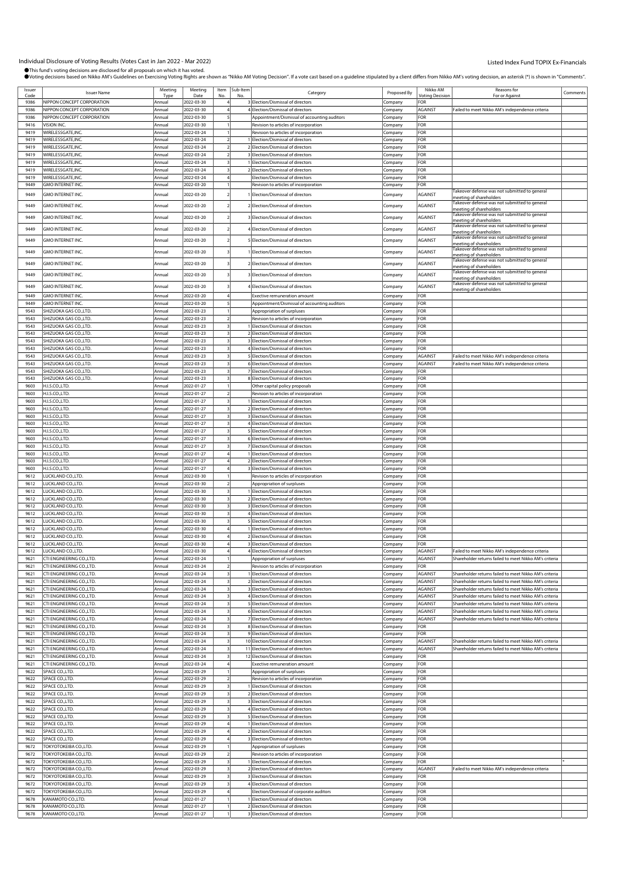Individual Disclosure of Voting Results (Votes Cast in Jan 2022 - Mar 2022)

Listed Index Fund TOPIX Ex-Financials

●This fund's voting decisions are disclosed for all proposals on which it has voted.
●Voting decisions based on Nikko AM's Guidelines on Exercising Voting Rights are shown as "Nikko AM Voting Decision". If a vote cast based on a guideline stipulated by a client differs from Nikko AM's voting decision, an asterisk (*) is shown in "Comments".

| Issuer Code | Issuer Name | Meeting Type | Meeting Date | Item No. | Sub-Item No. | Category | Proposed By | Nikko AM Voting Decision | Reasons for For or Against | Comments |
|---|---|---|---|---|---|---|---|---|---|---|
| 9386 | NIPPON CONCEPT CORPORATION | Annual | 2022-03-30 | 4 | 3 | Election/Dismissal of directors | Company | FOR | | |
| 9386 | NIPPON CONCEPT CORPORATION | Annual | 2022-03-30 | 4 | 4 | Election/Dismissal of directors | Company | AGAINST | Failed to meet Nikko AM's independence criteria | |
| 9386 | NIPPON CONCEPT CORPORATION | Annual | 2022-03-30 | 5 | | Appointment/Dismissal of accounting auditors | Company | FOR | | |
| 9416 | VISION INC. | Annual | 2022-03-30 | 1 | | Revision to articles of incorporation | Company | FOR | | |
| 9419 | WIRELESSGATE,INC. | Annual | 2022-03-24 | 1 | | Revision to articles of incorporation | Company | FOR | | |
| 9419 | WIRELESSGATE,INC. | Annual | 2022-03-24 | 2 | 1 | Election/Dismissal of directors | Company | FOR | | |
| 9419 | WIRELESSGATE,INC. | Annual | 2022-03-24 | 2 | 2 | Election/Dismissal of directors | Company | FOR | | |
| 9419 | WIRELESSGATE,INC. | Annual | 2022-03-24 | 2 | 3 | Election/Dismissal of directors | Company | FOR | | |
| 9419 | WIRELESSGATE,INC. | Annual | 2022-03-24 | 3 | 1 | Election/Dismissal of directors | Company | FOR | | |
| 9419 | WIRELESSGATE,INC. | Annual | 2022-03-24 | 3 | 2 | Election/Dismissal of directors | Company | FOR | | |
| 9419 | WIRELESSGATE,INC. | Annual | 2022-03-24 | 4 | | Election/Dismissal of directors | Company | FOR | | |
| 9449 | GMO INTERNET INC. | Annual | 2022-03-20 | 1 | | Revision to articles of incorporation | Company | FOR | | |
| 9449 | GMO INTERNET INC. | Annual | 2022-03-20 | 2 | 1 | Election/Dismissal of directors | Company | AGAINST | Takeover defense was not submitted to general meeting of shareholders | |
| 9449 | GMO INTERNET INC. | Annual | 2022-03-20 | 2 | 2 | Election/Dismissal of directors | Company | AGAINST | Takeover defense was not submitted to general meeting of shareholders | |
| 9449 | GMO INTERNET INC. | Annual | 2022-03-20 | 2 | 3 | Election/Dismissal of directors | Company | AGAINST | Takeover defense was not submitted to general meeting of shareholders | |
| 9449 | GMO INTERNET INC. | Annual | 2022-03-20 | 2 | 4 | Election/Dismissal of directors | Company | AGAINST | Takeover defense was not submitted to general meeting of shareholders | |
| 9449 | GMO INTERNET INC. | Annual | 2022-03-20 | 2 | 5 | Election/Dismissal of directors | Company | AGAINST | Takeover defense was not submitted to general meeting of shareholders | |
| 9449 | GMO INTERNET INC. | Annual | 2022-03-20 | 3 | 1 | Election/Dismissal of directors | Company | AGAINST | Takeover defense was not submitted to general meeting of shareholders | |
| 9449 | GMO INTERNET INC. | Annual | 2022-03-20 | 3 | 2 | Election/Dismissal of directors | Company | AGAINST | Takeover defense was not submitted to general meeting of shareholders | |
| 9449 | GMO INTERNET INC. | Annual | 2022-03-20 | 3 | 3 | Election/Dismissal of directors | Company | AGAINST | Takeover defense was not submitted to general meeting of shareholders | |
| 9449 | GMO INTERNET INC. | Annual | 2022-03-20 | 3 | 4 | Election/Dismissal of directors | Company | AGAINST | Takeover defense was not submitted to general meeting of shareholders | |
| 9449 | GMO INTERNET INC. | Annual | 2022-03-20 | 4 | | Exective remuneration amount | Company | FOR | | |
| 9449 | GMO INTERNET INC. | Annual | 2022-03-20 | 5 | | Appointment/Dismissal of accounting auditors | Company | FOR | | |
| 9543 | SHIZUOKA GAS CO.,LTD. | Annual | 2022-03-23 | 1 | | Appropriation of surpluses | Company | FOR | | |
| 9543 | SHIZUOKA GAS CO.,LTD. | Annual | 2022-03-23 | 2 | | Revision to articles of incorporation | Company | FOR | | |
| 9543 | SHIZUOKA GAS CO.,LTD. | Annual | 2022-03-23 | 3 | 1 | Election/Dismissal of directors | Company | FOR | | |
| 9543 | SHIZUOKA GAS CO.,LTD. | Annual | 2022-03-23 | 3 | 2 | Election/Dismissal of directors | Company | FOR | | |
| 9543 | SHIZUOKA GAS CO.,LTD. | Annual | 2022-03-23 | 3 | 3 | Election/Dismissal of directors | Company | FOR | | |
| 9543 | SHIZUOKA GAS CO.,LTD. | Annual | 2022-03-23 | 3 | 4 | Election/Dismissal of directors | Company | FOR | | |
| 9543 | SHIZUOKA GAS CO.,LTD. | Annual | 2022-03-23 | 3 | 5 | Election/Dismissal of directors | Company | AGAINST | Failed to meet Nikko AM's independence criteria | |
| 9543 | SHIZUOKA GAS CO.,LTD. | Annual | 2022-03-23 | 3 | 6 | Election/Dismissal of directors | Company | AGAINST | Failed to meet Nikko AM's independence criteria | |
| 9543 | SHIZUOKA GAS CO.,LTD. | Annual | 2022-03-23 | 3 | 7 | Election/Dismissal of directors | Company | FOR | | |
| 9543 | SHIZUOKA GAS CO.,LTD. | Annual | 2022-03-23 | 3 | 8 | Election/Dismissal of directors | Company | FOR | | |
| 9603 | H.I.S.CO.,LTD. | Annual | 2022-01-27 | 1 | | Other capital policy proposals | Company | FOR | | |
| 9603 | H.I.S.CO.,LTD. | Annual | 2022-01-27 | 2 | | Revision to articles of incorporation | Company | FOR | | |
| 9603 | H.I.S.CO.,LTD. | Annual | 2022-01-27 | 3 | 1 | Election/Dismissal of directors | Company | FOR | | |
| 9603 | H.I.S.CO.,LTD. | Annual | 2022-01-27 | 3 | 2 | Election/Dismissal of directors | Company | FOR | | |
| 9603 | H.I.S.CO.,LTD. | Annual | 2022-01-27 | 3 | 3 | Election/Dismissal of directors | Company | FOR | | |
| 9603 | H.I.S.CO.,LTD. | Annual | 2022-01-27 | 3 | 4 | Election/Dismissal of directors | Company | FOR | | |
| 9603 | H.I.S.CO.,LTD. | Annual | 2022-01-27 | 3 | 5 | Election/Dismissal of directors | Company | FOR | | |
| 9603 | H.I.S.CO.,LTD. | Annual | 2022-01-27 | 3 | 6 | Election/Dismissal of directors | Company | FOR | | |
| 9603 | H.I.S.CO.,LTD. | Annual | 2022-01-27 | 3 | 7 | Election/Dismissal of directors | Company | FOR | | |
| 9603 | H.I.S.CO.,LTD. | Annual | 2022-01-27 | 4 | 1 | Election/Dismissal of directors | Company | FOR | | |
| 9603 | H.I.S.CO.,LTD. | Annual | 2022-01-27 | 4 | 2 | Election/Dismissal of directors | Company | FOR | | |
| 9603 | H.I.S.CO.,LTD. | Annual | 2022-01-27 | 4 | 3 | Election/Dismissal of directors | Company | FOR | | |
| 9612 | LUCKLAND CO.,LTD. | Annual | 2022-03-30 | 1 | | Revision to articles of incorporation | Company | FOR | | |
| 9612 | LUCKLAND CO.,LTD. | Annual | 2022-03-30 | 2 | | Appropriation of surpluses | Company | FOR | | |
| 9612 | LUCKLAND CO.,LTD. | Annual | 2022-03-30 | 3 | 1 | Election/Dismissal of directors | Company | FOR | | |
| 9612 | LUCKLAND CO.,LTD. | Annual | 2022-03-30 | 3 | 2 | Election/Dismissal of directors | Company | FOR | | |
| 9612 | LUCKLAND CO.,LTD. | Annual | 2022-03-30 | 3 | 3 | Election/Dismissal of directors | Company | FOR | | |
| 9612 | LUCKLAND CO.,LTD. | Annual | 2022-03-30 | 3 | 4 | Election/Dismissal of directors | Company | FOR | | |
| 9612 | LUCKLAND CO.,LTD. | Annual | 2022-03-30 | 3 | 5 | Election/Dismissal of directors | Company | FOR | | |
| 9612 | LUCKLAND CO.,LTD. | Annual | 2022-03-30 | 4 | 1 | Election/Dismissal of directors | Company | FOR | | |
| 9612 | LUCKLAND CO.,LTD. | Annual | 2022-03-30 | 4 | 2 | Election/Dismissal of directors | Company | FOR | | |
| 9612 | LUCKLAND CO.,LTD. | Annual | 2022-03-30 | 4 | 3 | Election/Dismissal of directors | Company | FOR | | |
| 9612 | LUCKLAND CO.,LTD. | Annual | 2022-03-30 | 4 | 4 | Election/Dismissal of directors | Company | AGAINST | Failed to meet Nikko AM's independence criteria | |
| 9621 | CTI ENGINEERING CO.,LTD. | Annual | 2022-03-24 | 1 | | Appropriation of surpluses | Company | AGAINST | Shareholder returns failed to meet Nikko AM's criteria | |
| 9621 | CTI ENGINEERING CO.,LTD. | Annual | 2022-03-24 | 2 | | Revision to articles of incorporation | Company | FOR | | |
| 9621 | CTI ENGINEERING CO.,LTD. | Annual | 2022-03-24 | 3 | 1 | Election/Dismissal of directors | Company | AGAINST | Shareholder returns failed to meet Nikko AM's criteria | |
| 9621 | CTI ENGINEERING CO.,LTD. | Annual | 2022-03-24 | 3 | 2 | Election/Dismissal of directors | Company | AGAINST | Shareholder returns failed to meet Nikko AM's criteria | |
| 9621 | CTI ENGINEERING CO.,LTD. | Annual | 2022-03-24 | 3 | 3 | Election/Dismissal of directors | Company | AGAINST | Shareholder returns failed to meet Nikko AM's criteria | |
| 9621 | CTI ENGINEERING CO.,LTD. | Annual | 2022-03-24 | 3 | 4 | Election/Dismissal of directors | Company | AGAINST | Shareholder returns failed to meet Nikko AM's criteria | |
| 9621 | CTI ENGINEERING CO.,LTD. | Annual | 2022-03-24 | 3 | 5 | Election/Dismissal of directors | Company | AGAINST | Shareholder returns failed to meet Nikko AM's criteria | |
| 9621 | CTI ENGINEERING CO.,LTD. | Annual | 2022-03-24 | 3 | 6 | Election/Dismissal of directors | Company | AGAINST | Shareholder returns failed to meet Nikko AM's criteria | |
| 9621 | CTI ENGINEERING CO.,LTD. | Annual | 2022-03-24 | 3 | 7 | Election/Dismissal of directors | Company | AGAINST | Shareholder returns failed to meet Nikko AM's criteria | |
| 9621 | CTI ENGINEERING CO.,LTD. | Annual | 2022-03-24 | 3 | 8 | Election/Dismissal of directors | Company | FOR | | |
| 9621 | CTI ENGINEERING CO.,LTD. | Annual | 2022-03-24 | 3 | 9 | Election/Dismissal of directors | Company | FOR | | |
| 9621 | CTI ENGINEERING CO.,LTD. | Annual | 2022-03-24 | 3 | 10 | Election/Dismissal of directors | Company | AGAINST | Shareholder returns failed to meet Nikko AM's criteria | |
| 9621 | CTI ENGINEERING CO.,LTD. | Annual | 2022-03-24 | 3 | 11 | Election/Dismissal of directors | Company | AGAINST | Shareholder returns failed to meet Nikko AM's criteria | |
| 9621 | CTI ENGINEERING CO.,LTD. | Annual | 2022-03-24 | 3 | 12 | Election/Dismissal of directors | Company | FOR | | |
| 9621 | CTI ENGINEERING CO.,LTD. | Annual | 2022-03-24 | 4 | | Exective remuneration amount | Company | FOR | | |
| 9622 | SPACE CO.,LTD. | Annual | 2022-03-29 | 1 | | Appropriation of surpluses | Company | FOR | | |
| 9622 | SPACE CO.,LTD. | Annual | 2022-03-29 | 2 | | Revision to articles of incorporation | Company | FOR | | |
| 9622 | SPACE CO.,LTD. | Annual | 2022-03-29 | 3 | 1 | Election/Dismissal of directors | Company | FOR | | |
| 9622 | SPACE CO.,LTD. | Annual | 2022-03-29 | 3 | 2 | Election/Dismissal of directors | Company | FOR | | |
| 9622 | SPACE CO.,LTD. | Annual | 2022-03-29 | 3 | 3 | Election/Dismissal of directors | Company | FOR | | |
| 9622 | SPACE CO.,LTD. | Annual | 2022-03-29 | 3 | 4 | Election/Dismissal of directors | Company | FOR | | |
| 9622 | SPACE CO.,LTD. | Annual | 2022-03-29 | 3 | 5 | Election/Dismissal of directors | Company | FOR | | |
| 9622 | SPACE CO.,LTD. | Annual | 2022-03-29 | 4 | 1 | Election/Dismissal of directors | Company | FOR | | |
| 9622 | SPACE CO.,LTD. | Annual | 2022-03-29 | 4 | 2 | Election/Dismissal of directors | Company | FOR | | |
| 9622 | SPACE CO.,LTD. | Annual | 2022-03-29 | 4 | 3 | Election/Dismissal of directors | Company | FOR | | |
| 9672 | TOKYOTOKEIBA CO.,LTD. | Annual | 2022-03-29 | 1 | | Appropriation of surpluses | Company | FOR | | |
| 9672 | TOKYOTOKEIBA CO.,LTD. | Annual | 2022-03-29 | 2 | | Revision to articles of incorporation | Company | FOR | | |
| 9672 | TOKYOTOKEIBA CO.,LTD. | Annual | 2022-03-29 | 3 | 1 | Election/Dismissal of directors | Company | FOR | | * |
| 9672 | TOKYOTOKEIBA CO.,LTD. | Annual | 2022-03-29 | 3 | 2 | Election/Dismissal of directors | Company | AGAINST | Failed to meet Nikko AM's independence criteria | |
| 9672 | TOKYOTOKEIBA CO.,LTD. | Annual | 2022-03-29 | 3 | 3 | Election/Dismissal of directors | Company | FOR | | |
| 9672 | TOKYOTOKEIBA CO.,LTD. | Annual | 2022-03-29 | 3 | 4 | Election/Dismissal of directors | Company | FOR | | |
| 9672 | TOKYOTOKEIBA CO.,LTD. | Annual | 2022-03-29 | 4 | | Election/Dismissal of corporate auditors | Company | FOR | | |
| 9678 | KANAMOTO CO.,LTD. | Annual | 2022-01-27 | 1 | 1 | Election/Dismissal of directors | Company | FOR | | |
| 9678 | KANAMOTO CO.,LTD. | Annual | 2022-01-27 | 1 | 2 | Election/Dismissal of directors | Company | FOR | | |
| 9678 | KANAMOTO CO.,LTD. | Annual | 2022-01-27 | 1 | 3 | Election/Dismissal of directors | Company | FOR | | |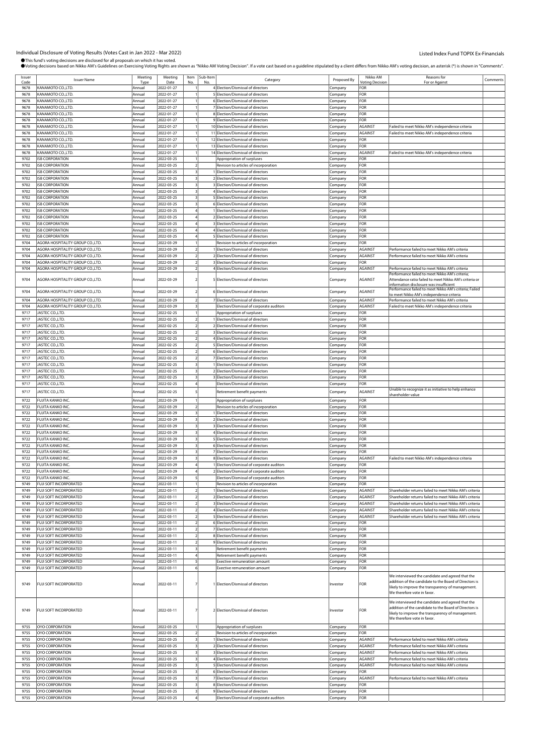Individual Disclosure of Voting Results (Votes Cast in Jan 2022 - Mar 2022)

Listed Index Fund TOPIX Ex-Financials

●This fund's voting decisions are disclosed for all proposals on which it has voted.
●Voting decisions based on Nikko AM's Guidelines on Exercising Voting Rights are shown as "Nikko AM Voting Decision". If a vote cast based on a guideline stipulated by a client differs from Nikko AM's voting decision, an asterisk (*) is shown in "Comments".

| Issuer Code | Issuer Name | Meeting Type | Meeting Date | Item No. | Sub-Item No. | Category | Proposed By | Nikko AM Voting Decision | Reasons for For or Against | Comments |
|---|---|---|---|---|---|---|---|---|---|---|
| 9678 | KANAMOTO CO.,LTD. | Annual | 2022-01-27 | 1 | 4 | Election/Dismissal of directors | Company | FOR | | |
| 9678 | KANAMOTO CO.,LTD. | Annual | 2022-01-27 | 1 | 5 | Election/Dismissal of directors | Company | FOR | | |
| 9678 | KANAMOTO CO.,LTD. | Annual | 2022-01-27 | 1 | 6 | Election/Dismissal of directors | Company | FOR | | |
| 9678 | KANAMOTO CO.,LTD. | Annual | 2022-01-27 | 1 | 7 | Election/Dismissal of directors | Company | FOR | | |
| 9678 | KANAMOTO CO.,LTD. | Annual | 2022-01-27 | 1 | 8 | Election/Dismissal of directors | Company | FOR | | |
| 9678 | KANAMOTO CO.,LTD. | Annual | 2022-01-27 | 1 | 9 | Election/Dismissal of directors | Company | FOR | | |
| 9678 | KANAMOTO CO.,LTD. | Annual | 2022-01-27 | 1 | 10 | Election/Dismissal of directors | Company | AGAINST | Failed to meet Nikko AM's independence criteria | |
| 9678 | KANAMOTO CO.,LTD. | Annual | 2022-01-27 | 1 | 11 | Election/Dismissal of directors | Company | AGAINST | Failed to meet Nikko AM's independence criteria | |
| 9678 | KANAMOTO CO.,LTD. | Annual | 2022-01-27 | 1 | 12 | Election/Dismissal of directors | Company | FOR | | |
| 9678 | KANAMOTO CO.,LTD. | Annual | 2022-01-27 | 1 | 13 | Election/Dismissal of directors | Company | FOR | | |
| 9678 | KANAMOTO CO.,LTD. | Annual | 2022-01-27 | 1 | 14 | Election/Dismissal of directors | Company | AGAINST | Failed to meet Nikko AM's independence criteria | |
| 9702 | ISB CORPORATION | Annual | 2022-03-25 | 1 | | Appropriation of surpluses | Company | FOR | | |
| 9702 | ISB CORPORATION | Annual | 2022-03-25 | 2 | | Revision to articles of incorporation | Company | FOR | | |
| 9702 | ISB CORPORATION | Annual | 2022-03-25 | 3 | 1 | Election/Dismissal of directors | Company | FOR | | |
| 9702 | ISB CORPORATION | Annual | 2022-03-25 | 3 | 2 | Election/Dismissal of directors | Company | FOR | | |
| 9702 | ISB CORPORATION | Annual | 2022-03-25 | 3 | 3 | Election/Dismissal of directors | Company | FOR | | |
| 9702 | ISB CORPORATION | Annual | 2022-03-25 | 3 | 4 | Election/Dismissal of directors | Company | FOR | | |
| 9702 | ISB CORPORATION | Annual | 2022-03-25 | 3 | 5 | Election/Dismissal of directors | Company | FOR | | |
| 9702 | ISB CORPORATION | Annual | 2022-03-25 | 3 | 6 | Election/Dismissal of directors | Company | FOR | | |
| 9702 | ISB CORPORATION | Annual | 2022-03-25 | 4 | 1 | Election/Dismissal of directors | Company | FOR | | |
| 9702 | ISB CORPORATION | Annual | 2022-03-25 | 4 | 2 | Election/Dismissal of directors | Company | FOR | | |
| 9702 | ISB CORPORATION | Annual | 2022-03-25 | 4 | 3 | Election/Dismissal of directors | Company | FOR | | |
| 9702 | ISB CORPORATION | Annual | 2022-03-25 | 4 | 4 | Election/Dismissal of directors | Company | FOR | | |
| 9702 | ISB CORPORATION | Annual | 2022-03-25 | 4 | 5 | Election/Dismissal of directors | Company | FOR | | |
| 9704 | AGORA HOSPITALITY GROUP CO.,LTD. | Annual | 2022-03-29 | 1 | | Revision to articles of incorporation | Company | FOR | | |
| 9704 | AGORA HOSPITALITY GROUP CO.,LTD. | Annual | 2022-03-29 | 2 | 1 | Election/Dismissal of directors | Company | AGAINST | Performance failed to meet Nikko AM's criteria | |
| 9704 | AGORA HOSPITALITY GROUP CO.,LTD. | Annual | 2022-03-29 | 2 | 2 | Election/Dismissal of directors | Company | AGAINST | Performance failed to meet Nikko AM's criteria | |
| 9704 | AGORA HOSPITALITY GROUP CO.,LTD. | Annual | 2022-03-29 | 2 | 3 | Election/Dismissal of directors | Company | FOR | | |
| 9704 | AGORA HOSPITALITY GROUP CO.,LTD. | Annual | 2022-03-29 | 2 | 4 | Election/Dismissal of directors | Company | AGAINST | Performance failed to meet Nikko AM's criteria | |
| 9704 | AGORA HOSPITALITY GROUP CO.,LTD. | Annual | 2022-03-29 | 2 | 5 | Election/Dismissal of directors | Company | AGAINST | Performance failed to meet Nikko AM's criteria; Attendance ratio failed to meet Nikko AM's criteria or information disclosure was insufficient | |
| 9704 | AGORA HOSPITALITY GROUP CO.,LTD. | Annual | 2022-03-29 | 2 | 6 | Election/Dismissal of directors | Company | AGAINST | Performance failed to meet Nikko AM's criteria; Failed to meet Nikko AM's independence criteria | |
| 9704 | AGORA HOSPITALITY GROUP CO.,LTD. | Annual | 2022-03-29 | 2 | 7 | Election/Dismissal of directors | Company | AGAINST | Performance failed to meet Nikko AM's criteria | |
| 9704 | AGORA HOSPITALITY GROUP CO.,LTD. | Annual | 2022-03-29 | 3 | | Election/Dismissal of corporate auditors | Company | AGAINST | Failed to meet Nikko AM's independence criteria | |
| 9717 | JASTEC CO.,LTD. | Annual | 2022-02-25 | 1 | | Appropriation of surpluses | Company | FOR | | |
| 9717 | JASTEC CO.,LTD. | Annual | 2022-02-25 | 2 | 1 | Election/Dismissal of directors | Company | FOR | | |
| 9717 | JASTEC CO.,LTD. | Annual | 2022-02-25 | 2 | 2 | Election/Dismissal of directors | Company | FOR | | |
| 9717 | JASTEC CO.,LTD. | Annual | 2022-02-25 | 2 | 3 | Election/Dismissal of directors | Company | FOR | | |
| 9717 | JASTEC CO.,LTD. | Annual | 2022-02-25 | 2 | 4 | Election/Dismissal of directors | Company | FOR | | |
| 9717 | JASTEC CO.,LTD. | Annual | 2022-02-25 | 2 | 5 | Election/Dismissal of directors | Company | FOR | | |
| 9717 | JASTEC CO.,LTD. | Annual | 2022-02-25 | 2 | 6 | Election/Dismissal of directors | Company | FOR | | |
| 9717 | JASTEC CO.,LTD. | Annual | 2022-02-25 | 2 | 7 | Election/Dismissal of directors | Company | FOR | | |
| 9717 | JASTEC CO.,LTD. | Annual | 2022-02-25 | 3 | 1 | Election/Dismissal of directors | Company | FOR | | |
| 9717 | JASTEC CO.,LTD. | Annual | 2022-02-25 | 3 | 2 | Election/Dismissal of directors | Company | FOR | | |
| 9717 | JASTEC CO.,LTD. | Annual | 2022-02-25 | 3 | 3 | Election/Dismissal of directors | Company | FOR | | |
| 9717 | JASTEC CO.,LTD. | Annual | 2022-02-25 | 4 | | Election/Dismissal of directors | Company | FOR | | |
| 9717 | JASTEC CO.,LTD. | Annual | 2022-02-25 | 5 | | Retirement benefit payments | Company | AGAINST | Unable to recognize it as initiative to help enhance shareholder value | |
| 9722 | FUJITA KANKO INC. | Annual | 2022-03-29 | 1 | | Appropriation of surpluses | Company | FOR | | |
| 9722 | FUJITA KANKO INC. | Annual | 2022-03-29 | 2 | | Revision to articles of incorporation | Company | FOR | | |
| 9722 | FUJITA KANKO INC. | Annual | 2022-03-29 | 3 | 1 | Election/Dismissal of directors | Company | FOR | | |
| 9722 | FUJITA KANKO INC. | Annual | 2022-03-29 | 3 | 2 | Election/Dismissal of directors | Company | FOR | | |
| 9722 | FUJITA KANKO INC. | Annual | 2022-03-29 | 3 | 3 | Election/Dismissal of directors | Company | FOR | | |
| 9722 | FUJITA KANKO INC. | Annual | 2022-03-29 | 3 | 4 | Election/Dismissal of directors | Company | FOR | | |
| 9722 | FUJITA KANKO INC. | Annual | 2022-03-29 | 3 | 5 | Election/Dismissal of directors | Company | FOR | | |
| 9722 | FUJITA KANKO INC. | Annual | 2022-03-29 | 3 | 6 | Election/Dismissal of directors | Company | FOR | | |
| 9722 | FUJITA KANKO INC. | Annual | 2022-03-29 | 3 | 7 | Election/Dismissal of directors | Company | FOR | | |
| 9722 | FUJITA KANKO INC. | Annual | 2022-03-29 | 3 | 8 | Election/Dismissal of directors | Company | AGAINST | Failed to meet Nikko AM's independence criteria | |
| 9722 | FUJITA KANKO INC. | Annual | 2022-03-29 | 4 | 1 | Election/Dismissal of corporate auditors | Company | FOR | | |
| 9722 | FUJITA KANKO INC. | Annual | 2022-03-29 | 4 | 2 | Election/Dismissal of corporate auditors | Company | FOR | | |
| 9722 | FUJITA KANKO INC. | Annual | 2022-03-29 | 5 | | Election/Dismissal of corporate auditors | Company | FOR | | |
| 9749 | FUJI SOFT INCORPORATED | Annual | 2022-03-11 | 1 | | Revision to articles of incorporation | Company | FOR | | |
| 9749 | FUJI SOFT INCORPORATED | Annual | 2022-03-11 | 2 | 1 | Election/Dismissal of directors | Company | AGAINST | Shareholder returns failed to meet Nikko AM's criteria | |
| 9749 | FUJI SOFT INCORPORATED | Annual | 2022-03-11 | 2 | 2 | Election/Dismissal of directors | Company | AGAINST | Shareholder returns failed to meet Nikko AM's criteria | |
| 9749 | FUJI SOFT INCORPORATED | Annual | 2022-03-11 | 2 | 3 | Election/Dismissal of directors | Company | AGAINST | Shareholder returns failed to meet Nikko AM's criteria | |
| 9749 | FUJI SOFT INCORPORATED | Annual | 2022-03-11 | 2 | 4 | Election/Dismissal of directors | Company | AGAINST | Shareholder returns failed to meet Nikko AM's criteria | |
| 9749 | FUJI SOFT INCORPORATED | Annual | 2022-03-11 | 2 | 5 | Election/Dismissal of directors | Company | AGAINST | Shareholder returns failed to meet Nikko AM's criteria | |
| 9749 | FUJI SOFT INCORPORATED | Annual | 2022-03-11 | 2 | 6 | Election/Dismissal of directors | Company | FOR | | |
| 9749 | FUJI SOFT INCORPORATED | Annual | 2022-03-11 | 2 | 7 | Election/Dismissal of directors | Company | FOR | | |
| 9749 | FUJI SOFT INCORPORATED | Annual | 2022-03-11 | 2 | 8 | Election/Dismissal of directors | Company | FOR | | |
| 9749 | FUJI SOFT INCORPORATED | Annual | 2022-03-11 | 2 | 9 | Election/Dismissal of directors | Company | FOR | | |
| 9749 | FUJI SOFT INCORPORATED | Annual | 2022-03-11 | 3 | | Retirement benefit payments | Company | FOR | | |
| 9749 | FUJI SOFT INCORPORATED | Annual | 2022-03-11 | 4 | | Retirement benefit payments | Company | FOR | | |
| 9749 | FUJI SOFT INCORPORATED | Annual | 2022-03-11 | 5 | | Exective remuneration amount | Company | FOR | | |
| 9749 | FUJI SOFT INCORPORATED | Annual | 2022-03-11 | 6 | | Exective remuneration amount | Company | FOR | | |
| 9749 | FUJI SOFT INCORPORATED | Annual | 2022-03-11 | 7 | 1 | Election/Dismissal of directors | Investor | FOR | We interviewed the candidate and agreed that the addition of the candidate to the Board of Directors is likely to improve the transparency of management. We therefore vote in favor. | |
| 9749 | FUJI SOFT INCORPORATED | Annual | 2022-03-11 | 7 | 2 | Election/Dismissal of directors | Investor | FOR | We interviewed the candidate and agreed that the addition of the candidate to the Board of Directors is likely to improve the transparency of management. We therefore vote in favor. | |
| 9755 | OYO CORPORATION | Annual | 2022-03-25 | 1 | | Appropriation of surpluses | Company | FOR | | |
| 9755 | OYO CORPORATION | Annual | 2022-03-25 | 2 | | Revision to articles of incorporation | Company | FOR | | |
| 9755 | OYO CORPORATION | Annual | 2022-03-25 | 3 | 1 | Election/Dismissal of directors | Company | AGAINST | Performance failed to meet Nikko AM's criteria | |
| 9755 | OYO CORPORATION | Annual | 2022-03-25 | 3 | 2 | Election/Dismissal of directors | Company | AGAINST | Performance failed to meet Nikko AM's criteria | |
| 9755 | OYO CORPORATION | Annual | 2022-03-25 | 3 | 3 | Election/Dismissal of directors | Company | AGAINST | Performance failed to meet Nikko AM's criteria | |
| 9755 | OYO CORPORATION | Annual | 2022-03-25 | 3 | 4 | Election/Dismissal of directors | Company | AGAINST | Performance failed to meet Nikko AM's criteria | |
| 9755 | OYO CORPORATION | Annual | 2022-03-25 | 3 | 5 | Election/Dismissal of directors | Company | AGAINST | Performance failed to meet Nikko AM's criteria | |
| 9755 | OYO CORPORATION | Annual | 2022-03-25 | 3 | 6 | Election/Dismissal of directors | Company | FOR | | |
| 9755 | OYO CORPORATION | Annual | 2022-03-25 | 3 | 7 | Election/Dismissal of directors | Company | AGAINST | Performance failed to meet Nikko AM's criteria | |
| 9755 | OYO CORPORATION | Annual | 2022-03-25 | 3 | 8 | Election/Dismissal of directors | Company | FOR | | |
| 9755 | OYO CORPORATION | Annual | 2022-03-25 | 3 | 9 | Election/Dismissal of directors | Company | FOR | | |
| 9755 | OYO CORPORATION | Annual | 2022-03-25 | 4 | | Election/Dismissal of corporate auditors | Company | FOR | | |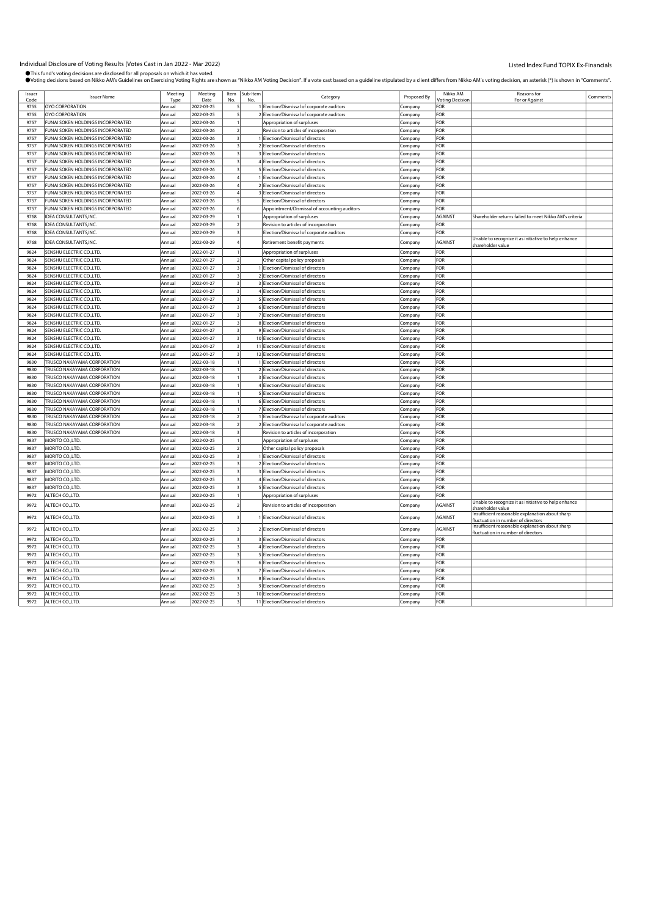Individual Disclosure of Voting Results (Votes Cast in Jan 2022 - Mar 2022)

Listed Index Fund TOPIX Ex-Financials

●This fund's voting decisions are disclosed for all proposals on which it has voted.
●Voting decisions based on Nikko AM's Guidelines on Exercising Voting Rights are shown as "Nikko AM Voting Decision". If a vote cast based on a guideline stipulated by a client differs from Nikko AM's voting decision, an asterisk (*) is shown in "Comments".

| Issuer Code | Issuer Name | Meeting Type | Meeting Date | Item No. | Sub-Item No. | Category | Proposed By | Nikko AM Voting Decision | Reasons for For or Against | Comments |
|---|---|---|---|---|---|---|---|---|---|---|
| 9755 | OYO CORPORATION | Annual | 2022-03-25 | 5 | 1 | Election/Dismissal of corporate auditors | Company | FOR | | |
| 9755 | OYO CORPORATION | Annual | 2022-03-25 | 5 | 2 | Election/Dismissal of corporate auditors | Company | FOR | | |
| 9757 | FUNAI SOKEN HOLDINGS INCORPORATED | Annual | 2022-03-26 | 1 | | Appropriation of surpluses | Company | FOR | | |
| 9757 | FUNAI SOKEN HOLDINGS INCORPORATED | Annual | 2022-03-26 | 2 | | Revision to articles of incorporation | Company | FOR | | |
| 9757 | FUNAI SOKEN HOLDINGS INCORPORATED | Annual | 2022-03-26 | 3 | 1 | Election/Dismissal of directors | Company | FOR | | |
| 9757 | FUNAI SOKEN HOLDINGS INCORPORATED | Annual | 2022-03-26 | 3 | 2 | Election/Dismissal of directors | Company | FOR | | |
| 9757 | FUNAI SOKEN HOLDINGS INCORPORATED | Annual | 2022-03-26 | 3 | 3 | Election/Dismissal of directors | Company | FOR | | |
| 9757 | FUNAI SOKEN HOLDINGS INCORPORATED | Annual | 2022-03-26 | 3 | 4 | Election/Dismissal of directors | Company | FOR | | |
| 9757 | FUNAI SOKEN HOLDINGS INCORPORATED | Annual | 2022-03-26 | 3 | 5 | Election/Dismissal of directors | Company | FOR | | |
| 9757 | FUNAI SOKEN HOLDINGS INCORPORATED | Annual | 2022-03-26 | 4 | 1 | Election/Dismissal of directors | Company | FOR | | |
| 9757 | FUNAI SOKEN HOLDINGS INCORPORATED | Annual | 2022-03-26 | 4 | 2 | Election/Dismissal of directors | Company | FOR | | |
| 9757 | FUNAI SOKEN HOLDINGS INCORPORATED | Annual | 2022-03-26 | 4 | 3 | Election/Dismissal of directors | Company | FOR | | |
| 9757 | FUNAI SOKEN HOLDINGS INCORPORATED | Annual | 2022-03-26 | 5 | | Election/Dismissal of directors | Company | FOR | | |
| 9757 | FUNAI SOKEN HOLDINGS INCORPORATED | Annual | 2022-03-26 | 6 | | Appointment/Dismissal of accounting auditors | Company | FOR | | |
| 9768 | IDEA CONSULTANTS,INC. | Annual | 2022-03-29 | 1 | | Appropriation of surpluses | Company | AGAINST | Shareholder returns failed to meet Nikko AM's criteria | |
| 9768 | IDEA CONSULTANTS,INC. | Annual | 2022-03-29 | 2 | | Revision to articles of incorporation | Company | FOR | | |
| 9768 | IDEA CONSULTANTS,INC. | Annual | 2022-03-29 | 3 | | Election/Dismissal of corporate auditors | Company | FOR | | |
| 9768 | IDEA CONSULTANTS,INC. | Annual | 2022-03-29 | 4 | | Retirement benefit payments | Company | AGAINST | Unable to recognize it as initiative to help enhance shareholder value | |
| 9824 | SENSHU ELECTRIC CO.,LTD. | Annual | 2022-01-27 | 1 | | Appropriation of surpluses | Company | FOR | | |
| 9824 | SENSHU ELECTRIC CO.,LTD. | Annual | 2022-01-27 | 2 | | Other capital policy proposals | Company | FOR | | |
| 9824 | SENSHU ELECTRIC CO.,LTD. | Annual | 2022-01-27 | 3 | 1 | Election/Dismissal of directors | Company | FOR | | |
| 9824 | SENSHU ELECTRIC CO.,LTD. | Annual | 2022-01-27 | 3 | 2 | Election/Dismissal of directors | Company | FOR | | |
| 9824 | SENSHU ELECTRIC CO.,LTD. | Annual | 2022-01-27 | 3 | 3 | Election/Dismissal of directors | Company | FOR | | |
| 9824 | SENSHU ELECTRIC CO.,LTD. | Annual | 2022-01-27 | 3 | 4 | Election/Dismissal of directors | Company | FOR | | |
| 9824 | SENSHU ELECTRIC CO.,LTD. | Annual | 2022-01-27 | 3 | 5 | Election/Dismissal of directors | Company | FOR | | |
| 9824 | SENSHU ELECTRIC CO.,LTD. | Annual | 2022-01-27 | 3 | 6 | Election/Dismissal of directors | Company | FOR | | |
| 9824 | SENSHU ELECTRIC CO.,LTD. | Annual | 2022-01-27 | 3 | 7 | Election/Dismissal of directors | Company | FOR | | |
| 9824 | SENSHU ELECTRIC CO.,LTD. | Annual | 2022-01-27 | 3 | 8 | Election/Dismissal of directors | Company | FOR | | |
| 9824 | SENSHU ELECTRIC CO.,LTD. | Annual | 2022-01-27 | 3 | 9 | Election/Dismissal of directors | Company | FOR | | |
| 9824 | SENSHU ELECTRIC CO.,LTD. | Annual | 2022-01-27 | 3 | 10 | Election/Dismissal of directors | Company | FOR | | |
| 9824 | SENSHU ELECTRIC CO.,LTD. | Annual | 2022-01-27 | 3 | 11 | Election/Dismissal of directors | Company | FOR | | |
| 9824 | SENSHU ELECTRIC CO.,LTD. | Annual | 2022-01-27 | 3 | 12 | Election/Dismissal of directors | Company | FOR | | |
| 9830 | TRUSCO NAKAYAMA CORPORATION | Annual | 2022-03-18 | 1 | 1 | Election/Dismissal of directors | Company | FOR | | |
| 9830 | TRUSCO NAKAYAMA CORPORATION | Annual | 2022-03-18 | 1 | 2 | Election/Dismissal of directors | Company | FOR | | |
| 9830 | TRUSCO NAKAYAMA CORPORATION | Annual | 2022-03-18 | 1 | 3 | Election/Dismissal of directors | Company | FOR | | |
| 9830 | TRUSCO NAKAYAMA CORPORATION | Annual | 2022-03-18 | 1 | 4 | Election/Dismissal of directors | Company | FOR | | |
| 9830 | TRUSCO NAKAYAMA CORPORATION | Annual | 2022-03-18 | 1 | 5 | Election/Dismissal of directors | Company | FOR | | |
| 9830 | TRUSCO NAKAYAMA CORPORATION | Annual | 2022-03-18 | 1 | 6 | Election/Dismissal of directors | Company | FOR | | |
| 9830 | TRUSCO NAKAYAMA CORPORATION | Annual | 2022-03-18 | 1 | 7 | Election/Dismissal of directors | Company | FOR | | |
| 9830 | TRUSCO NAKAYAMA CORPORATION | Annual | 2022-03-18 | 2 | 1 | Election/Dismissal of corporate auditors | Company | FOR | | |
| 9830 | TRUSCO NAKAYAMA CORPORATION | Annual | 2022-03-18 | 2 | 2 | Election/Dismissal of corporate auditors | Company | FOR | | |
| 9830 | TRUSCO NAKAYAMA CORPORATION | Annual | 2022-03-18 | 3 | | Revision to articles of incorporation | Company | FOR | | |
| 9837 | MORITO CO.,LTD. | Annual | 2022-02-25 | 1 | | Appropriation of surpluses | Company | FOR | | |
| 9837 | MORITO CO.,LTD. | Annual | 2022-02-25 | 2 | | Other capital policy proposals | Company | FOR | | |
| 9837 | MORITO CO.,LTD. | Annual | 2022-02-25 | 3 | 1 | Election/Dismissal of directors | Company | FOR | | |
| 9837 | MORITO CO.,LTD. | Annual | 2022-02-25 | 3 | 2 | Election/Dismissal of directors | Company | FOR | | |
| 9837 | MORITO CO.,LTD. | Annual | 2022-02-25 | 3 | 3 | Election/Dismissal of directors | Company | FOR | | |
| 9837 | MORITO CO.,LTD. | Annual | 2022-02-25 | 3 | 4 | Election/Dismissal of directors | Company | FOR | | |
| 9837 | MORITO CO.,LTD. | Annual | 2022-02-25 | 3 | 5 | Election/Dismissal of directors | Company | FOR | | |
| 9972 | ALTECH CO.,LTD. | Annual | 2022-02-25 | 1 | | Appropriation of surpluses | Company | FOR | | |
| 9972 | ALTECH CO.,LTD. | Annual | 2022-02-25 | 2 | | Revision to articles of incorporation | Company | AGAINST | Unable to recognize it as initiative to help enhance shareholder value | |
| 9972 | ALTECH CO.,LTD. | Annual | 2022-02-25 | 3 | 1 | Election/Dismissal of directors | Company | AGAINST | Insufficient reasonable explanation about sharp fluctuation in number of directors | |
| 9972 | ALTECH CO.,LTD. | Annual | 2022-02-25 | 3 | 2 | Election/Dismissal of directors | Company | AGAINST | Insufficient reasonable explanation about sharp fluctuation in number of directors | |
| 9972 | ALTECH CO.,LTD. | Annual | 2022-02-25 | 3 | 3 | Election/Dismissal of directors | Company | FOR | | |
| 9972 | ALTECH CO.,LTD. | Annual | 2022-02-25 | 3 | 4 | Election/Dismissal of directors | Company | FOR | | |
| 9972 | ALTECH CO.,LTD. | Annual | 2022-02-25 | 3 | 5 | Election/Dismissal of directors | Company | FOR | | |
| 9972 | ALTECH CO.,LTD. | Annual | 2022-02-25 | 3 | 6 | Election/Dismissal of directors | Company | FOR | | |
| 9972 | ALTECH CO.,LTD. | Annual | 2022-02-25 | 3 | 7 | Election/Dismissal of directors | Company | FOR | | |
| 9972 | ALTECH CO.,LTD. | Annual | 2022-02-25 | 3 | 8 | Election/Dismissal of directors | Company | FOR | | |
| 9972 | ALTECH CO.,LTD. | Annual | 2022-02-25 | 3 | 9 | Election/Dismissal of directors | Company | FOR | | |
| 9972 | ALTECH CO.,LTD. | Annual | 2022-02-25 | 3 | 10 | Election/Dismissal of directors | Company | FOR | | |
| 9972 | ALTECH CO.,LTD. | Annual | 2022-02-25 | 3 | 11 | Election/Dismissal of directors | Company | FOR | | |